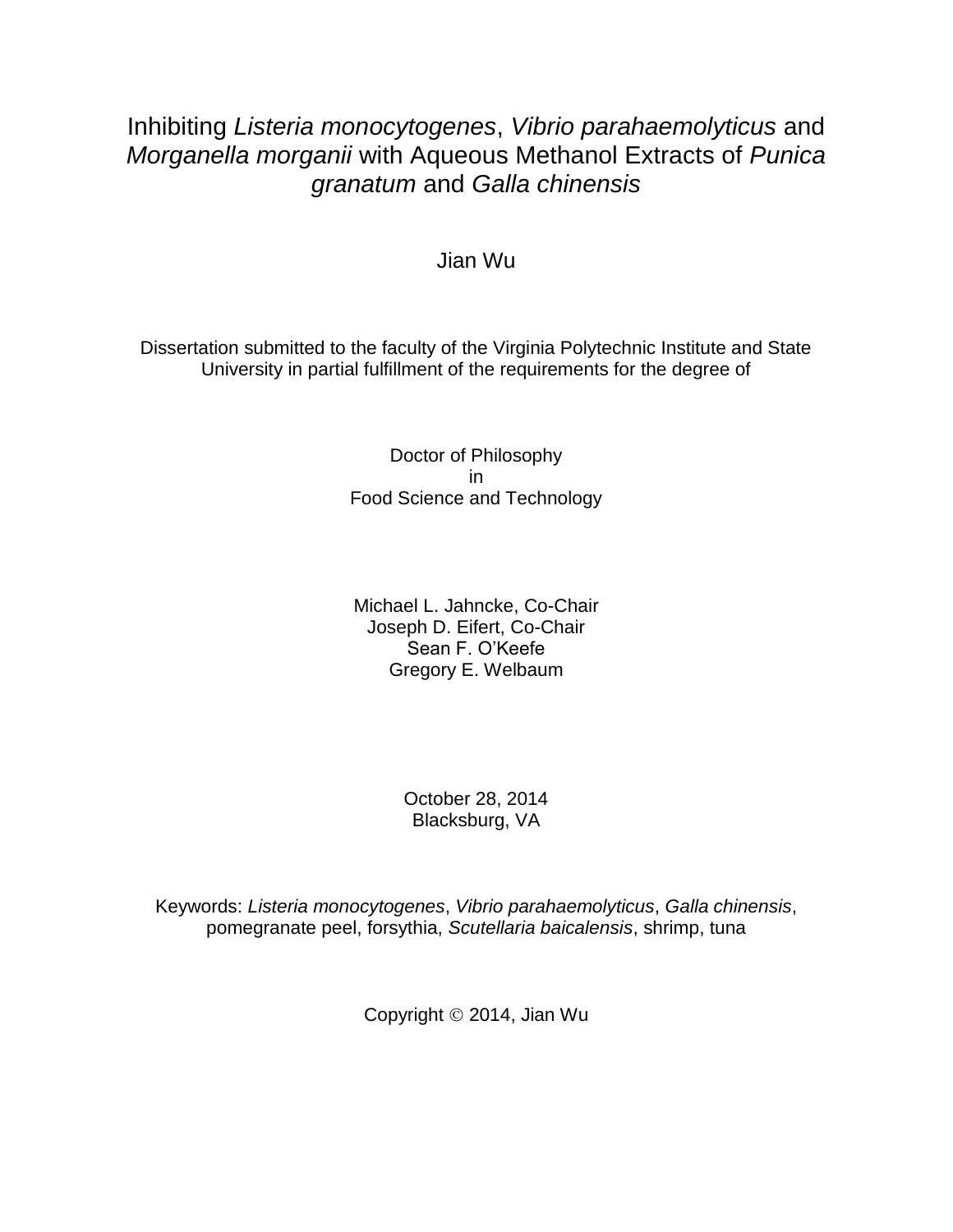# Inhibiting *Listeria monocytogenes*, *Vibrio parahaemolyticus* and *Morganella morganii* with Aqueous Methanol Extracts of *Punica granatum* and *Galla chinensis*

Jian Wu

Dissertation submitted to the faculty of the Virginia Polytechnic Institute and State University in partial fulfillment of the requirements for the degree of

Doctor of Philosophy
in
Food Science and Technology

Michael L. Jahncke, Co-Chair
Joseph D. Eifert, Co-Chair
Sean F. O'Keefe
Gregory E. Welbaum

October 28, 2014
Blacksburg, VA

Keywords: *Listeria monocytogenes*, *Vibrio parahaemolyticus*, *Galla chinensis*, pomegranate peel, forsythia, *Scutellaria baicalensis*, shrimp, tuna

Copyright © 2014, Jian Wu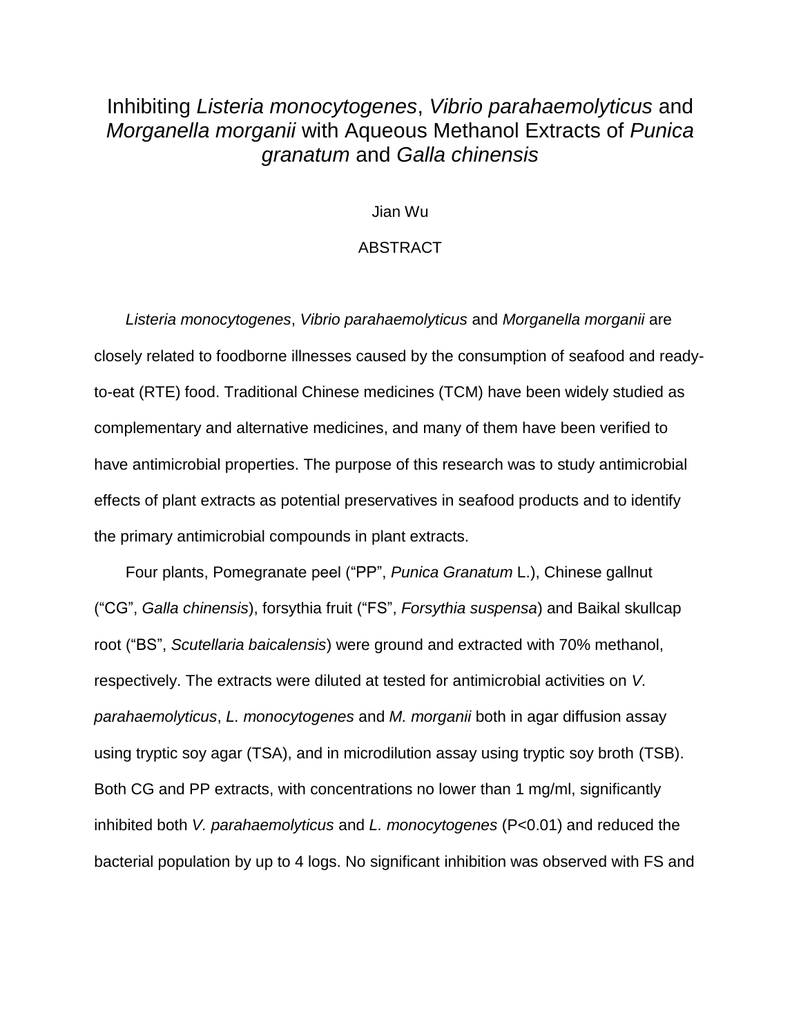# Inhibiting *Listeria monocytogenes*, *Vibrio parahaemolyticus* and *Morganella morganii* with Aqueous Methanol Extracts of *Punica granatum* and *Galla chinensis*

Jian Wu

ABSTRACT

*Listeria monocytogenes*, *Vibrio parahaemolyticus* and *Morganella morganii* are closely related to foodborne illnesses caused by the consumption of seafood and ready-to-eat (RTE) food. Traditional Chinese medicines (TCM) have been widely studied as complementary and alternative medicines, and many of them have been verified to have antimicrobial properties. The purpose of this research was to study antimicrobial effects of plant extracts as potential preservatives in seafood products and to identify the primary antimicrobial compounds in plant extracts.

Four plants, Pomegranate peel ("PP", *Punica Granatum* L.), Chinese gallnut ("CG", *Galla chinensis*), forsythia fruit ("FS", *Forsythia suspensa*) and Baikal skullcap root ("BS", *Scutellaria baicalensis*) were ground and extracted with 70% methanol, respectively. The extracts were diluted at tested for antimicrobial activities on *V. parahaemolyticus*, *L. monocytogenes* and *M. morganii* both in agar diffusion assay using tryptic soy agar (TSA), and in microdilution assay using tryptic soy broth (TSB). Both CG and PP extracts, with concentrations no lower than 1 mg/ml, significantly inhibited both *V. parahaemolyticus* and *L. monocytogenes* ($P<0.01$) and reduced the bacterial population by up to 4 logs. No significant inhibition was observed with FS and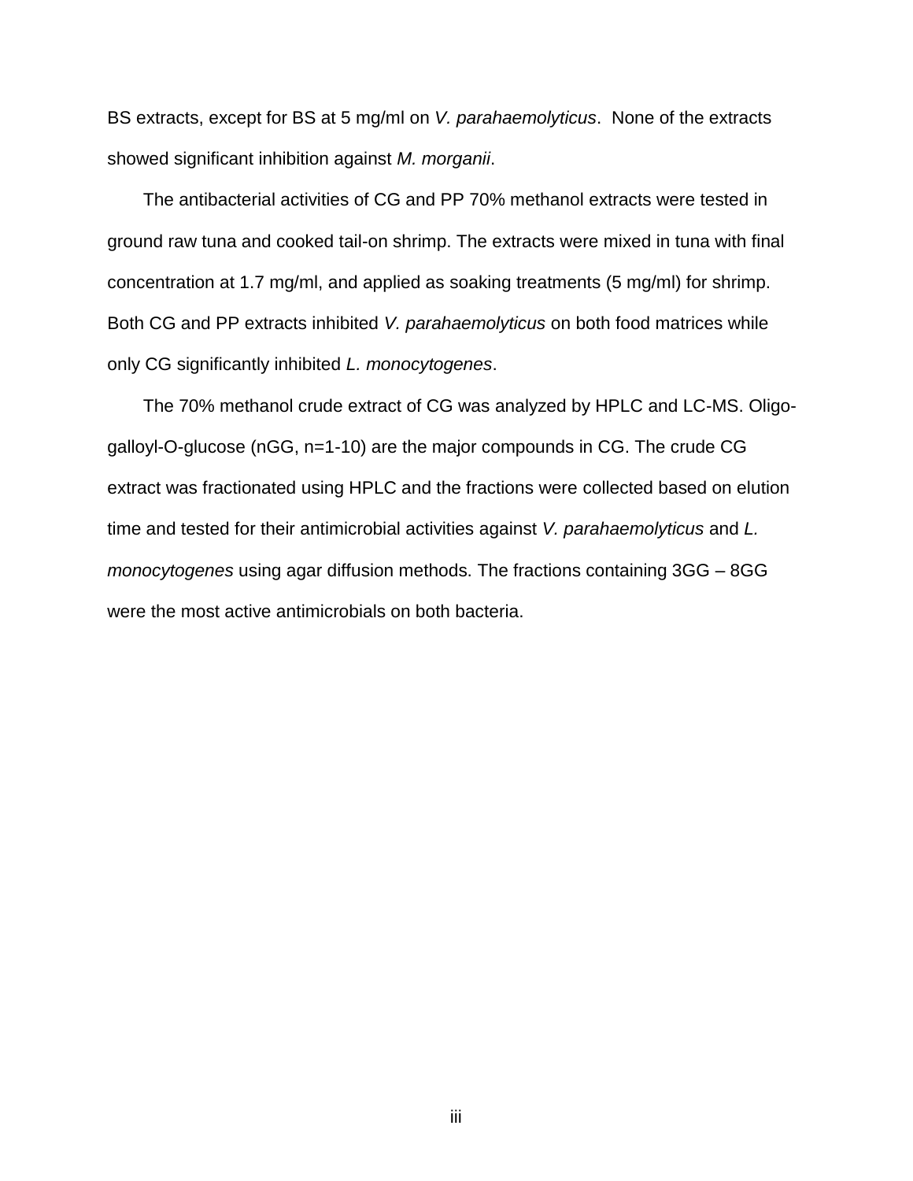BS extracts, except for BS at 5 mg/ml on *V. parahaemolyticus*. None of the extracts showed significant inhibition against *M. morganii*.

The antibacterial activities of CG and PP 70% methanol extracts were tested in ground raw tuna and cooked tail-on shrimp. The extracts were mixed in tuna with final concentration at 1.7 mg/ml, and applied as soaking treatments (5 mg/ml) for shrimp. Both CG and PP extracts inhibited *V. parahaemolyticus* on both food matrices while only CG significantly inhibited *L. monocytogenes*.

The 70% methanol crude extract of CG was analyzed by HPLC and LC-MS. Oligo-galloyl-O-glucose (nGG, n=1-10) are the major compounds in CG. The crude CG extract was fractionated using HPLC and the fractions were collected based on elution time and tested for their antimicrobial activities against *V. parahaemolyticus* and *L. monocytogenes* using agar diffusion methods. The fractions containing 3GG – 8GG were the most active antimicrobials on both bacteria.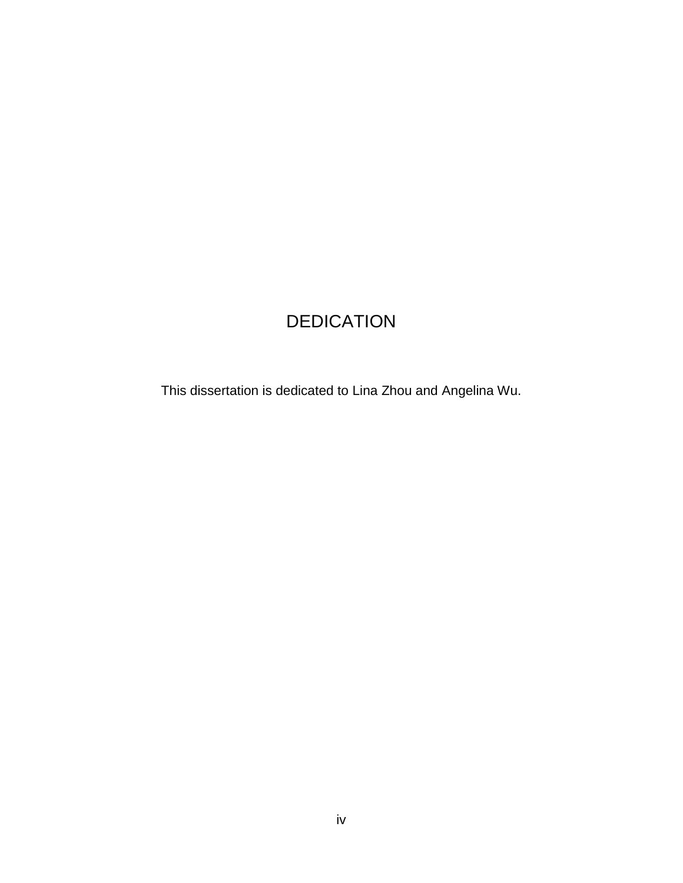# DEDICATION

This dissertation is dedicated to Lina Zhou and Angelina Wu.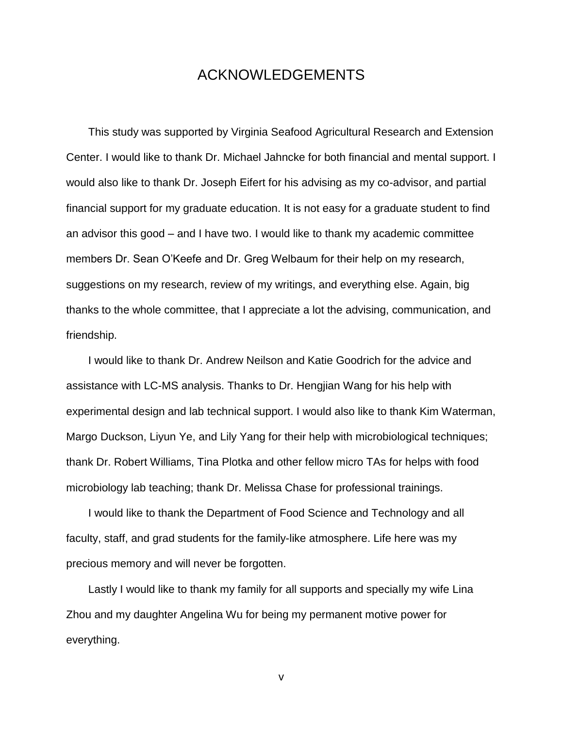# ACKNOWLEDGEMENTS

This study was supported by Virginia Seafood Agricultural Research and Extension Center. I would like to thank Dr. Michael Jahncke for both financial and mental support. I would also like to thank Dr. Joseph Eifert for his advising as my co-advisor, and partial financial support for my graduate education. It is not easy for a graduate student to find an advisor this good – and I have two. I would like to thank my academic committee members Dr. Sean O'Keefe and Dr. Greg Welbaum for their help on my research, suggestions on my research, review of my writings, and everything else. Again, big thanks to the whole committee, that I appreciate a lot the advising, communication, and friendship.

I would like to thank Dr. Andrew Neilson and Katie Goodrich for the advice and assistance with LC-MS analysis. Thanks to Dr. Hengjian Wang for his help with experimental design and lab technical support. I would also like to thank Kim Waterman, Margo Duckson, Liyun Ye, and Lily Yang for their help with microbiological techniques; thank Dr. Robert Williams, Tina Plotka and other fellow micro TAs for helps with food microbiology lab teaching; thank Dr. Melissa Chase for professional trainings.

I would like to thank the Department of Food Science and Technology and all faculty, staff, and grad students for the family-like atmosphere. Life here was my precious memory and will never be forgotten.

Lastly I would like to thank my family for all supports and specially my wife Lina Zhou and my daughter Angelina Wu for being my permanent motive power for everything.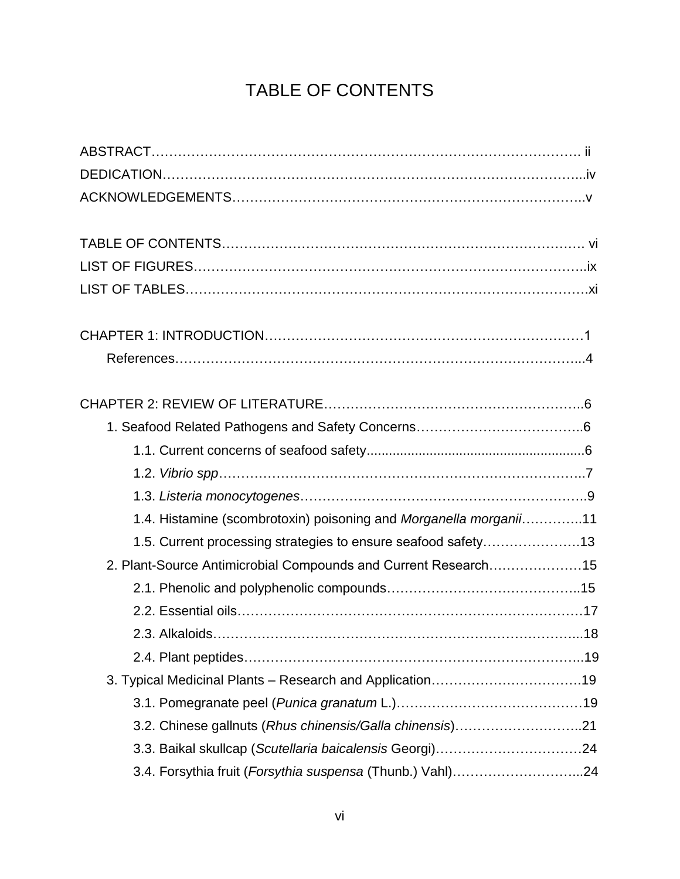# TABLE OF CONTENTS

ABSTRACT………………………………………………………………………………… ii

DEDICATION……………………………………………………………………………...iv

ACKNOWLEDGEMENTS…………………………………………………………………..v

TABLE OF CONTENTS…………………………………………………………………… vi

LIST OF FIGURES…………………………………………………………………………..ix

LIST OF TABLES……………………………………………………………………………xi

CHAPTER 1: INTRODUCTION……………………………………………………………1

- References……………………………………………………………………………...4

CHAPTER 2: REVIEW OF LITERATURE…………………………………………………..6

- 1. Seafood Related Pathogens and Safety Concerns………………………………..6
  - 1.1. Current concerns of seafood safety..........................................................6
  - 1.2. *Vibrio spp*……………………………………………………………………..7
  - 1.3. *Listeria monocytogenes*……………………………………………………..9
  - 1.4. Histamine (scombrotoxin) poisoning and *Morganella morganii*…………..11
  - 1.5. Current processing strategies to ensure seafood safety………………….13
- 2. Plant-Source Antimicrobial Compounds and Current Research…………………15
  - 2.1. Phenolic and polyphenolic compounds……………………………………..15
  - 2.2. Essential oils…………………………………………………………………17
  - 2.3. Alkaloids……………………………………………………………………...18
  - 2.4. Plant peptides………………………………………………………………..19
- 3. Typical Medicinal Plants – Research and Application…………………………….19
  - 3.1. Pomegranate peel (*Punica granatum* L.)…………………………………19
  - 3.2. Chinese gallnuts (*Rhus chinensis/Galla chinensis*)………………………..21
  - 3.3. Baikal skullcap (*Scutellaria baicalensis* Georgi)……………………………24
  - 3.4. Forsythia fruit (*Forsythia suspensa* (Thunb.) Vahl)………………………...24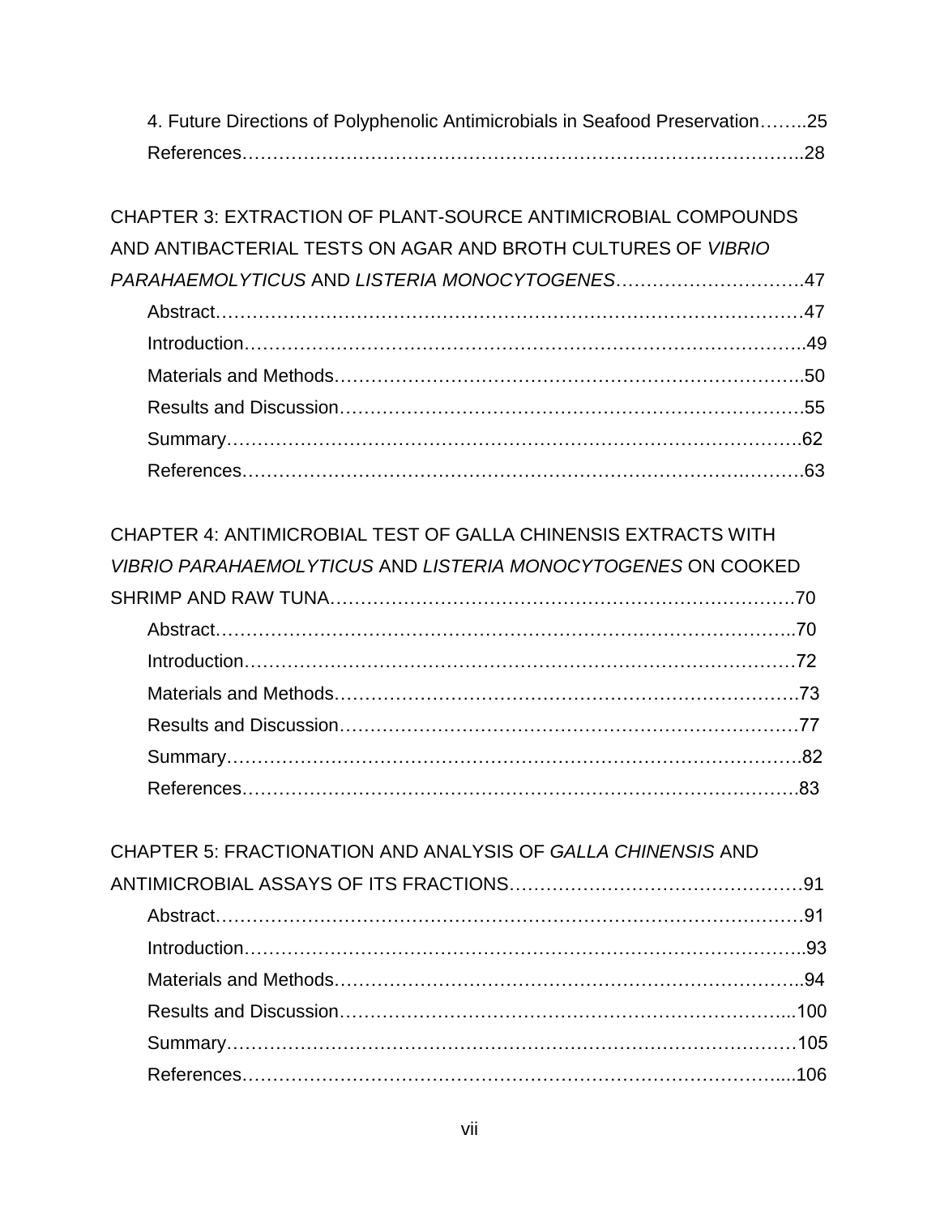4. Future Directions of Polyphenolic Antimicrobials in Seafood Preservation……..25

References……………………………………………………………………………..28

CHAPTER 3: EXTRACTION OF PLANT-SOURCE ANTIMICROBIAL COMPOUNDS AND ANTIBACTERIAL TESTS ON AGAR AND BROTH CULTURES OF *VIBRIO PARAHAEMOLYTICUS* AND *LISTERIA MONOCYTOGENES*………………………….47

Abstract………………………………………………………………………………47

Introduction…………………………………………………………………………..49

Materials and Methods……………………………………………………………….50

Results and Discussion………………………………………………………………55

Summary……………………………………………………………………………..62

References……………………………………………………………………………63

CHAPTER 4: ANTIMICROBIAL TEST OF GALLA CHINENSIS EXTRACTS WITH *VIBRIO PARAHAEMOLYTICUS* AND *LISTERIA MONOCYTOGENES* ON COOKED SHRIMP AND RAW TUNA……………………………………………………………….70

Abstract……………………………………………………………………………..70

Introduction…………………………………………………………………………72

Materials and Methods……………………………………………………………….73

Results and Discussion………………………………………………………………77

Summary……………………………………………………………………………..82

References……………………………………………………………………………83

CHAPTER 5: FRACTIONATION AND ANALYSIS OF *GALLA CHINENSIS* AND ANTIMICROBIAL ASSAYS OF ITS FRACTIONS…………………………………………91

Abstract………………………………………………………………………………91

Introduction…………………………………………………………………………..93

Materials and Methods……………………………………………………………….94

Results and Discussion……………………………………………………………...100

Summary……………………………………………………………………………105

References………………………………………………………………………….106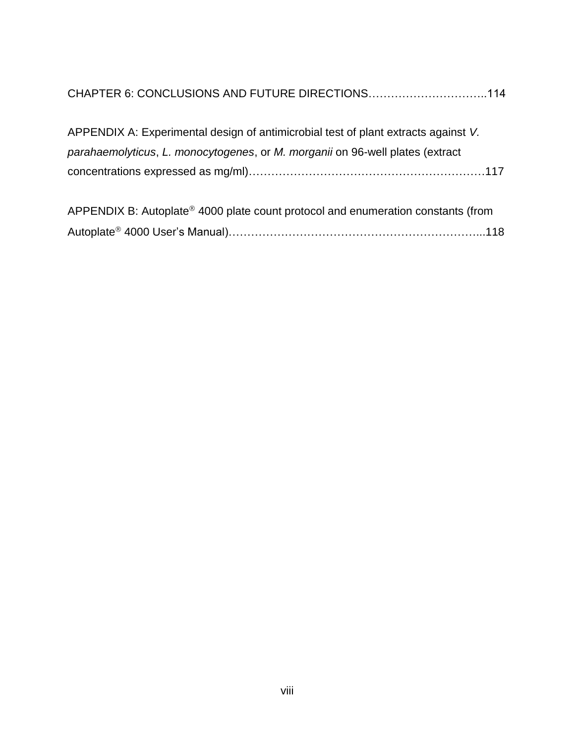CHAPTER 6: CONCLUSIONS AND FUTURE DIRECTIONS…………………………..114

APPENDIX A: Experimental design of antimicrobial test of plant extracts against *V. parahaemolyticus*, *L. monocytogenes*, or *M. morganii* on 96-well plates (extract concentrations expressed as mg/ml)………………………………………………………117

APPENDIX B: Autoplate® 4000 plate count protocol and enumeration constants (from Autoplate® 4000 User's Manual)…………………………………………………………...118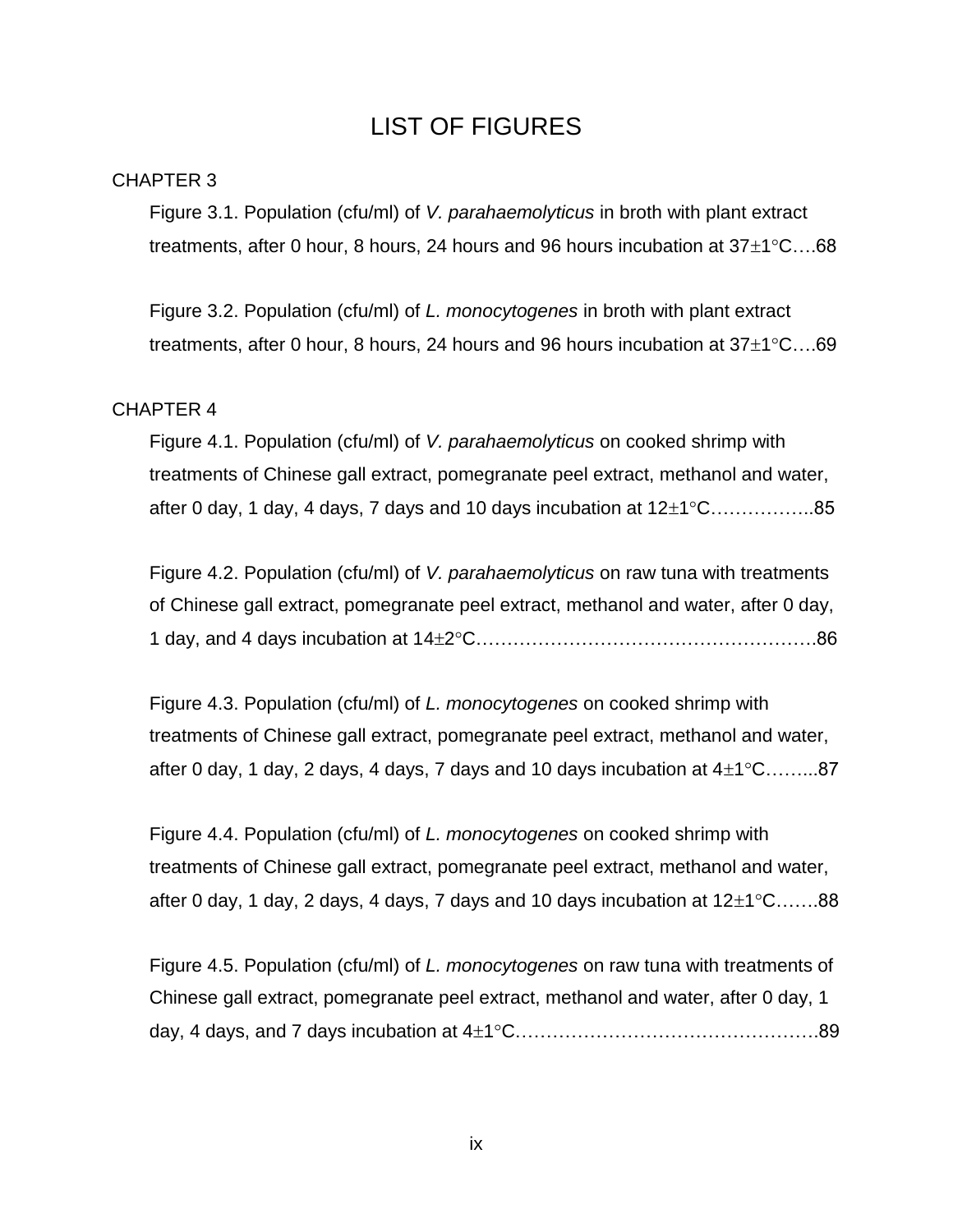# LIST OF FIGURES

CHAPTER 3

Figure 3.1. Population (cfu/ml) of *V. parahaemolyticus* in broth with plant extract treatments, after 0 hour, 8 hours, 24 hours and 96 hours incubation at 37±1°C….68

Figure 3.2. Population (cfu/ml) of *L. monocytogenes* in broth with plant extract treatments, after 0 hour, 8 hours, 24 hours and 96 hours incubation at 37±1°C….69

CHAPTER 4

Figure 4.1. Population (cfu/ml) of *V. parahaemolyticus* on cooked shrimp with treatments of Chinese gall extract, pomegranate peel extract, methanol and water, after 0 day, 1 day, 4 days, 7 days and 10 days incubation at 12±1°C……………..85

Figure 4.2. Population (cfu/ml) of *V. parahaemolyticus* on raw tuna with treatments of Chinese gall extract, pomegranate peel extract, methanol and water, after 0 day, 1 day, and 4 days incubation at 14±2°C……………………………………………….86

Figure 4.3. Population (cfu/ml) of *L. monocytogenes* on cooked shrimp with treatments of Chinese gall extract, pomegranate peel extract, methanol and water, after 0 day, 1 day, 2 days, 4 days, 7 days and 10 days incubation at 4±1°C……...87

Figure 4.4. Population (cfu/ml) of *L. monocytogenes* on cooked shrimp with treatments of Chinese gall extract, pomegranate peel extract, methanol and water, after 0 day, 1 day, 2 days, 4 days, 7 days and 10 days incubation at 12±1°C…….88

Figure 4.5. Population (cfu/ml) of *L. monocytogenes* on raw tuna with treatments of Chinese gall extract, pomegranate peel extract, methanol and water, after 0 day, 1 day, 4 days, and 7 days incubation at 4±1°C………………………………………….89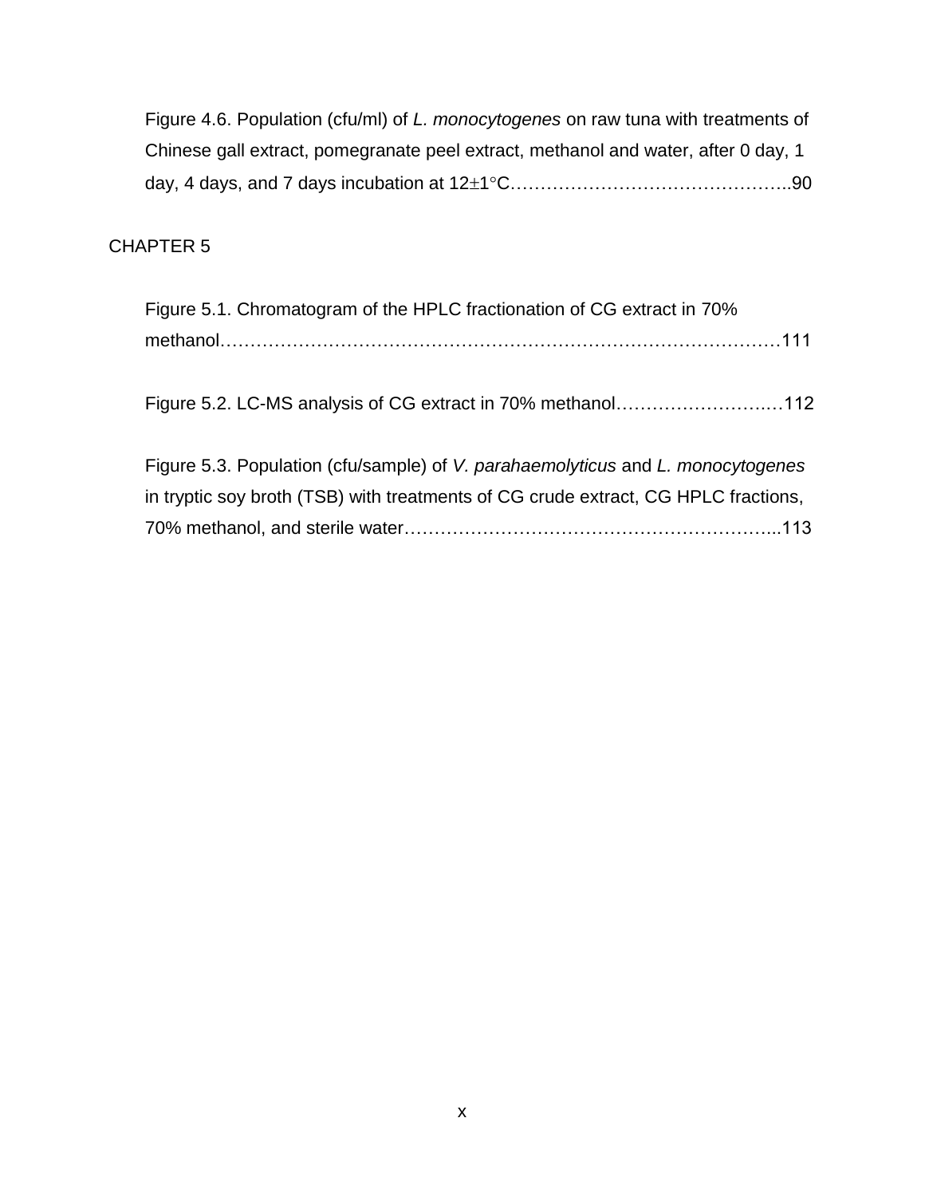Figure 4.6. Population (cfu/ml) of *L. monocytogenes* on raw tuna with treatments of Chinese gall extract, pomegranate peel extract, methanol and water, after 0 day, 1 day, 4 days, and 7 days incubation at 12±1°C………………………………………..90

CHAPTER 5

Figure 5.1. Chromatogram of the HPLC fractionation of CG extract in 70% methanol………………………………………………………………………………111

Figure 5.2. LC-MS analysis of CG extract in 70% methanol………………….…112

Figure 5.3. Population (cfu/sample) of *V. parahaemolyticus* and *L. monocytogenes* in tryptic soy broth (TSB) with treatments of CG crude extract, CG HPLC fractions, 70% methanol, and sterile water……………………………………………………...113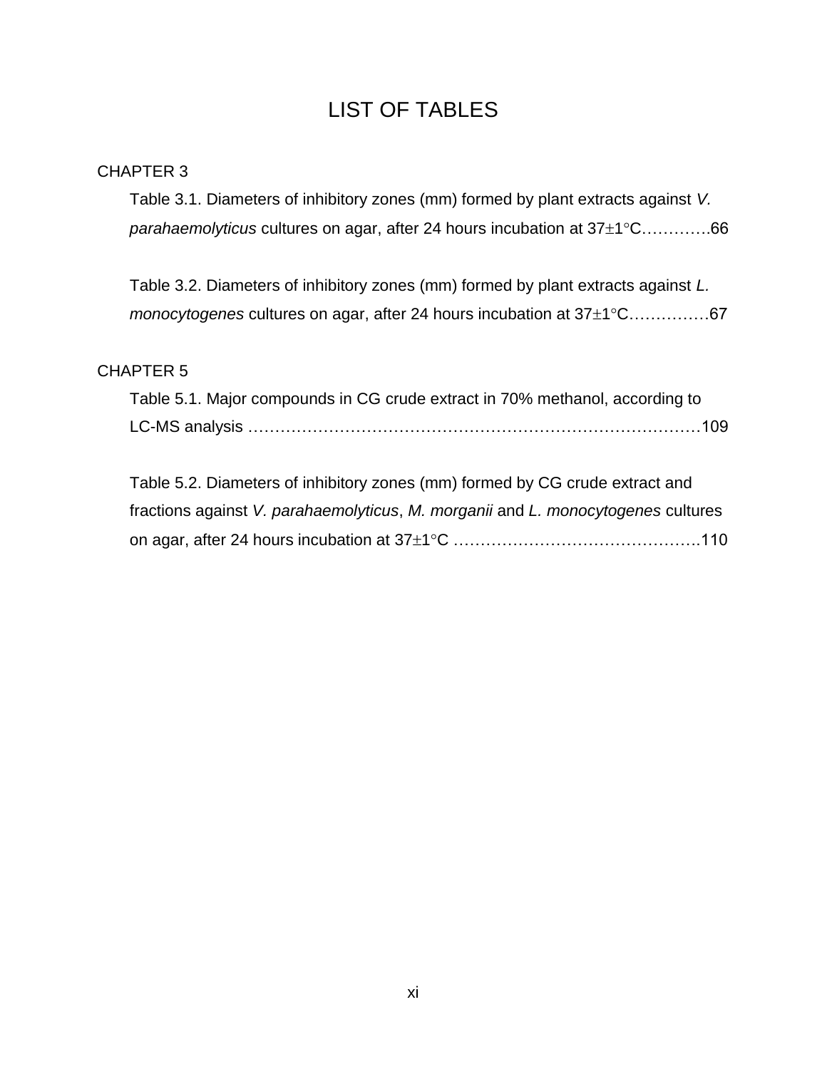# LIST OF TABLES

CHAPTER 3

Table 3.1. Diameters of inhibitory zones (mm) formed by plant extracts against *V. parahaemolyticus* cultures on agar, after 24 hours incubation at 37±1°C………….66

Table 3.2. Diameters of inhibitory zones (mm) formed by plant extracts against *L. monocytogenes* cultures on agar, after 24 hours incubation at 37±1°C……………67

CHAPTER 5

Table 5.1. Major compounds in CG crude extract in 70% methanol, according to LC-MS analysis ……………………………………………………………………………109

Table 5.2. Diameters of inhibitory zones (mm) formed by CG crude extract and fractions against *V. parahaemolyticus*, *M. morganii* and *L. monocytogenes* cultures on agar, after 24 hours incubation at 37±1°C ……………………………………….110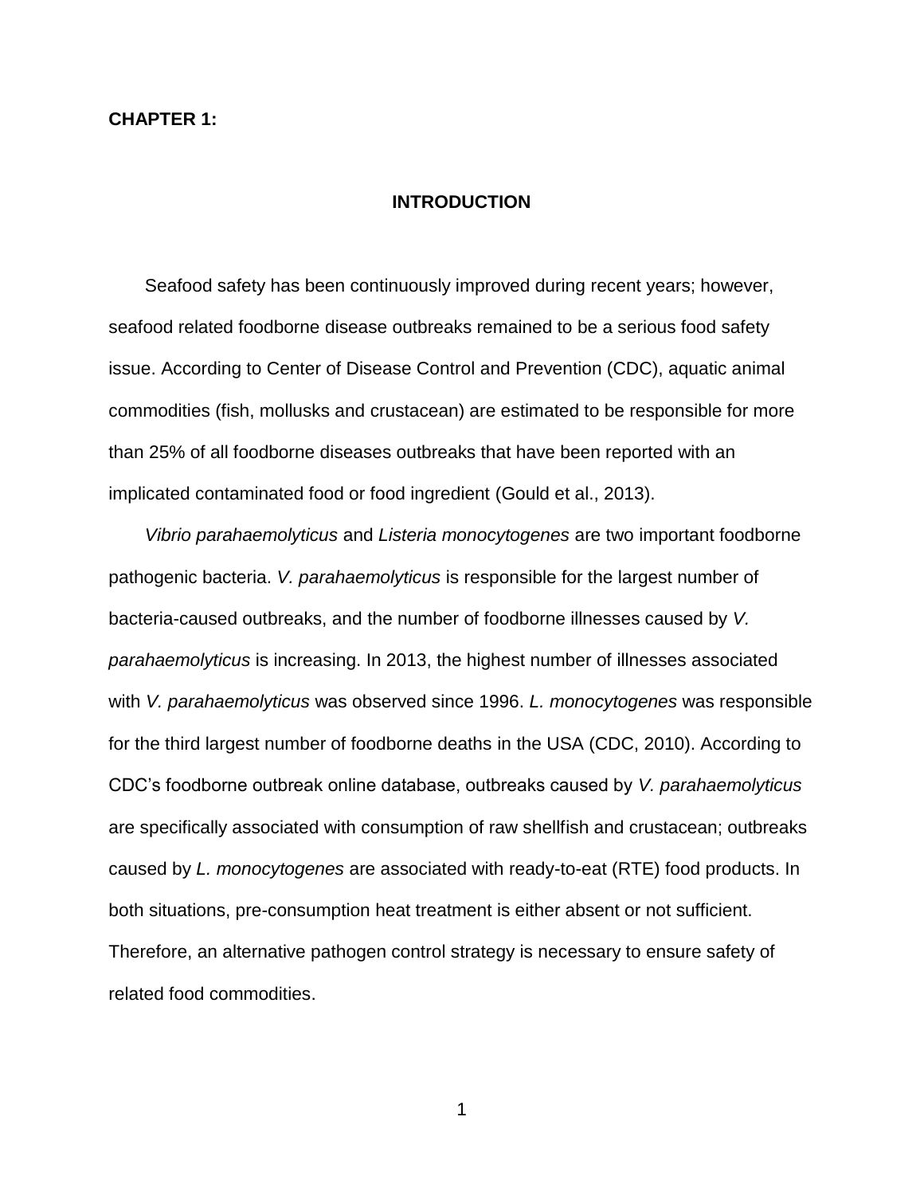# CHAPTER 1:

## INTRODUCTION

Seafood safety has been continuously improved during recent years; however, seafood related foodborne disease outbreaks remained to be a serious food safety issue. According to Center of Disease Control and Prevention (CDC), aquatic animal commodities (fish, mollusks and crustacean) are estimated to be responsible for more than 25% of all foodborne diseases outbreaks that have been reported with an implicated contaminated food or food ingredient (Gould et al., 2013).

*Vibrio parahaemolyticus* and *Listeria monocytogenes* are two important foodborne pathogenic bacteria. *V. parahaemolyticus* is responsible for the largest number of bacteria-caused outbreaks, and the number of foodborne illnesses caused by *V. parahaemolyticus* is increasing. In 2013, the highest number of illnesses associated with *V. parahaemolyticus* was observed since 1996. *L. monocytogenes* was responsible for the third largest number of foodborne deaths in the USA (CDC, 2010). According to CDC's foodborne outbreak online database, outbreaks caused by *V. parahaemolyticus* are specifically associated with consumption of raw shellfish and crustacean; outbreaks caused by *L. monocytogenes* are associated with ready-to-eat (RTE) food products. In both situations, pre-consumption heat treatment is either absent or not sufficient. Therefore, an alternative pathogen control strategy is necessary to ensure safety of related food commodities.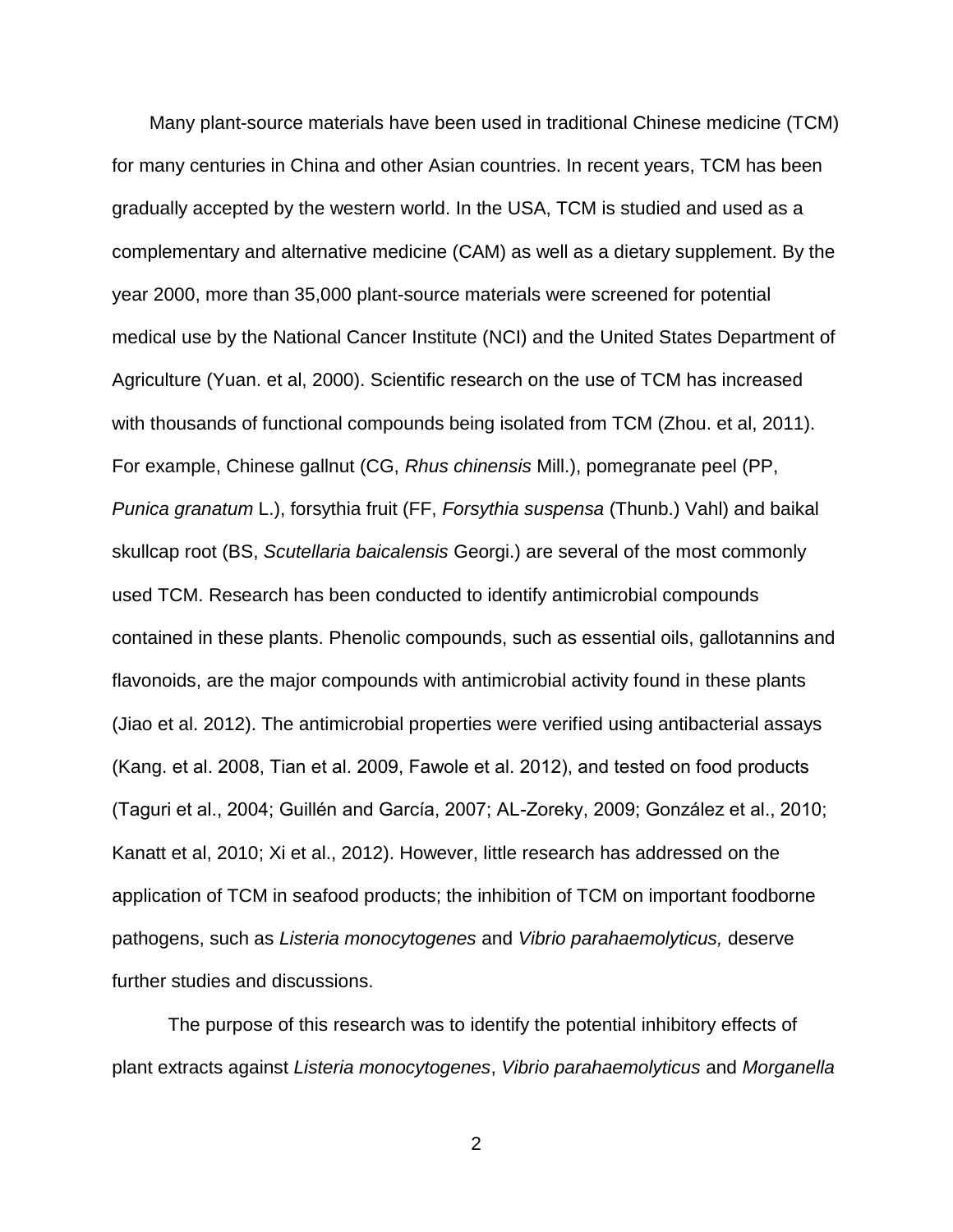Many plant-source materials have been used in traditional Chinese medicine (TCM) for many centuries in China and other Asian countries. In recent years, TCM has been gradually accepted by the western world. In the USA, TCM is studied and used as a complementary and alternative medicine (CAM) as well as a dietary supplement. By the year 2000, more than 35,000 plant-source materials were screened for potential medical use by the National Cancer Institute (NCI) and the United States Department of Agriculture (Yuan. et al, 2000). Scientific research on the use of TCM has increased with thousands of functional compounds being isolated from TCM (Zhou. et al, 2011). For example, Chinese gallnut (CG, *Rhus chinensis* Mill.), pomegranate peel (PP, *Punica granatum* L.), forsythia fruit (FF, *Forsythia suspensa* (Thunb.) Vahl) and baikal skullcap root (BS, *Scutellaria baicalensis* Georgi.) are several of the most commonly used TCM. Research has been conducted to identify antimicrobial compounds contained in these plants. Phenolic compounds, such as essential oils, gallotannins and flavonoids, are the major compounds with antimicrobial activity found in these plants (Jiao et al. 2012). The antimicrobial properties were verified using antibacterial assays (Kang. et al. 2008, Tian et al. 2009, Fawole et al. 2012), and tested on food products (Taguri et al., 2004; Guillén and García, 2007; AL-Zoreky, 2009; González et al., 2010; Kanatt et al, 2010; Xi et al., 2012). However, little research has addressed on the application of TCM in seafood products; the inhibition of TCM on important foodborne pathogens, such as *Listeria monocytogenes* and *Vibrio parahaemolyticus,* deserve further studies and discussions.

The purpose of this research was to identify the potential inhibitory effects of plant extracts against *Listeria monocytogenes*, *Vibrio parahaemolyticus* and *Morganella*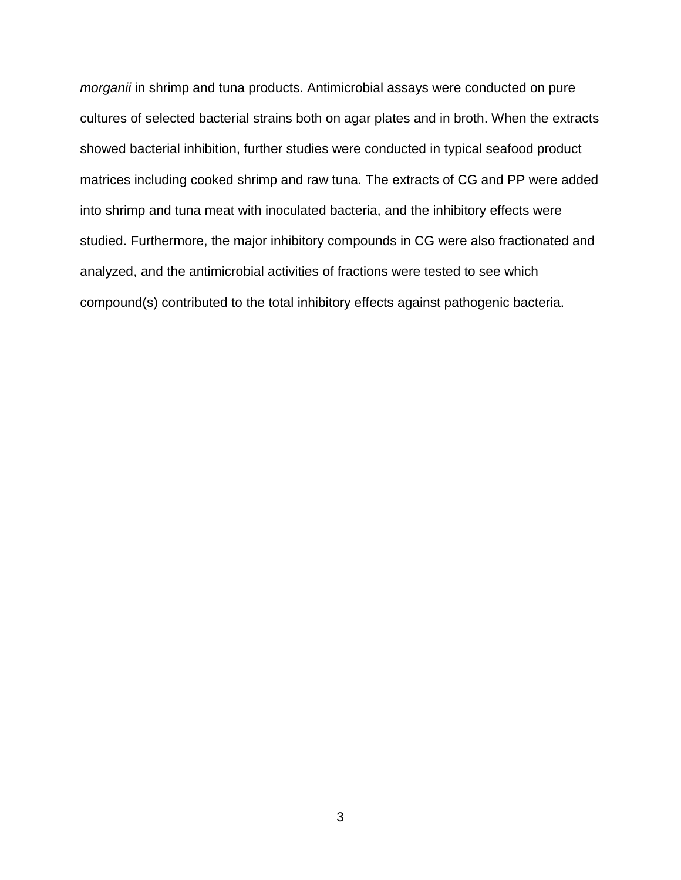*morganii* in shrimp and tuna products. Antimicrobial assays were conducted on pure cultures of selected bacterial strains both on agar plates and in broth. When the extracts showed bacterial inhibition, further studies were conducted in typical seafood product matrices including cooked shrimp and raw tuna. The extracts of CG and PP were added into shrimp and tuna meat with inoculated bacteria, and the inhibitory effects were studied. Furthermore, the major inhibitory compounds in CG were also fractionated and analyzed, and the antimicrobial activities of fractions were tested to see which compound(s) contributed to the total inhibitory effects against pathogenic bacteria.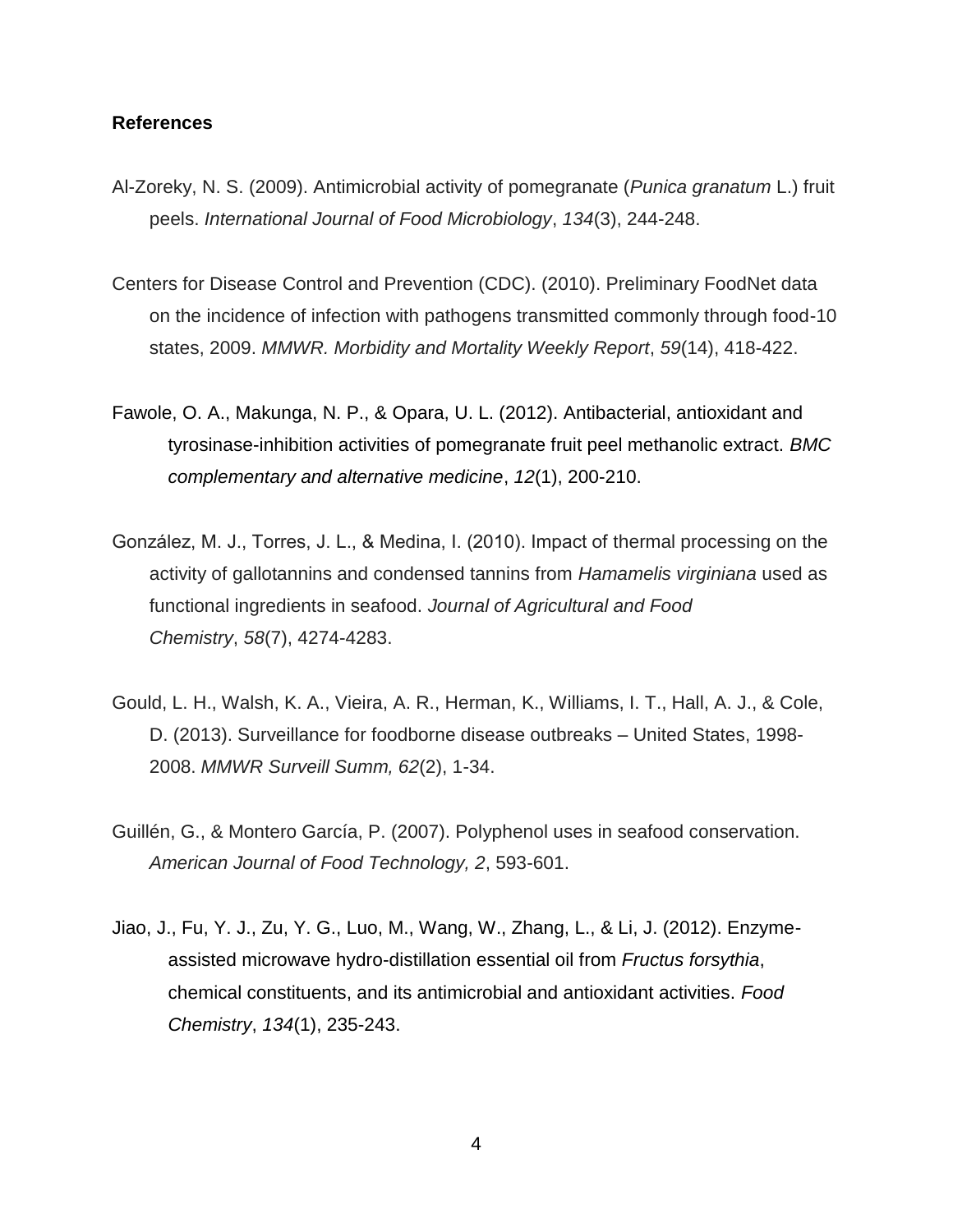**References**

Al-Zoreky, N. S. (2009). Antimicrobial activity of pomegranate (*Punica granatum* L.) fruit peels. *International Journal of Food Microbiology*, *134*(3), 244-248.

Centers for Disease Control and Prevention (CDC). (2010). Preliminary FoodNet data on the incidence of infection with pathogens transmitted commonly through food-10 states, 2009. *MMWR. Morbidity and Mortality Weekly Report*, *59*(14), 418-422.

Fawole, O. A., Makunga, N. P., & Opara, U. L. (2012). Antibacterial, antioxidant and tyrosinase-inhibition activities of pomegranate fruit peel methanolic extract. *BMC complementary and alternative medicine*, *12*(1), 200-210.

González, M. J., Torres, J. L., & Medina, I. (2010). Impact of thermal processing on the activity of gallotannins and condensed tannins from *Hamamelis virginiana* used as functional ingredients in seafood. *Journal of Agricultural and Food Chemistry*, *58*(7), 4274-4283.

Gould, L. H., Walsh, K. A., Vieira, A. R., Herman, K., Williams, I. T., Hall, A. J., & Cole, D. (2013). Surveillance for foodborne disease outbreaks – United States, 1998-2008. *MMWR Surveill Summ, 62*(2), 1-34.

Guillén, G., & Montero García, P. (2007). Polyphenol uses in seafood conservation. *American Journal of Food Technology, 2*, 593-601.

Jiao, J., Fu, Y. J., Zu, Y. G., Luo, M., Wang, W., Zhang, L., & Li, J. (2012). Enzyme-assisted microwave hydro-distillation essential oil from *Fructus forsythia*, chemical constituents, and its antimicrobial and antioxidant activities. *Food Chemistry*, *134*(1), 235-243.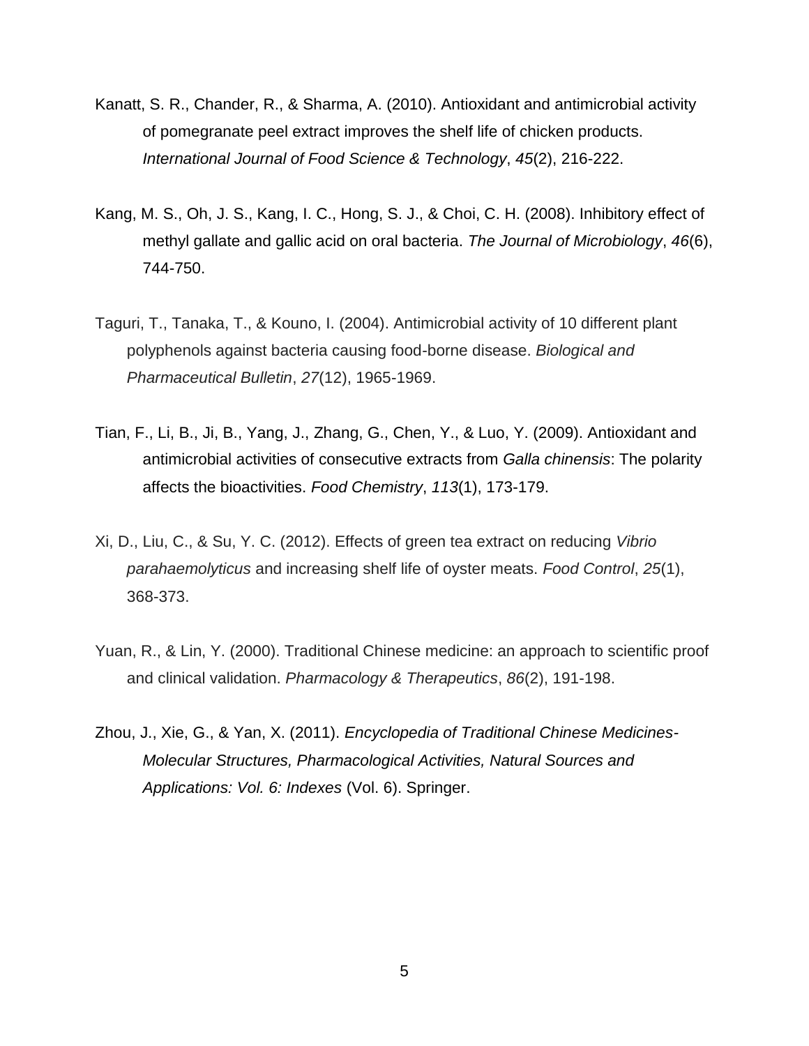Kanatt, S. R., Chander, R., & Sharma, A. (2010). Antioxidant and antimicrobial activity of pomegranate peel extract improves the shelf life of chicken products. *International Journal of Food Science & Technology*, *45*(2), 216-222.

Kang, M. S., Oh, J. S., Kang, I. C., Hong, S. J., & Choi, C. H. (2008). Inhibitory effect of methyl gallate and gallic acid on oral bacteria. *The Journal of Microbiology*, *46*(6), 744-750.

Taguri, T., Tanaka, T., & Kouno, I. (2004). Antimicrobial activity of 10 different plant polyphenols against bacteria causing food-borne disease. *Biological and Pharmaceutical Bulletin*, *27*(12), 1965-1969.

Tian, F., Li, B., Ji, B., Yang, J., Zhang, G., Chen, Y., & Luo, Y. (2009). Antioxidant and antimicrobial activities of consecutive extracts from *Galla chinensis*: The polarity affects the bioactivities. *Food Chemistry*, *113*(1), 173-179.

Xi, D., Liu, C., & Su, Y. C. (2012). Effects of green tea extract on reducing *Vibrio parahaemolyticus* and increasing shelf life of oyster meats. *Food Control*, *25*(1), 368-373.

Yuan, R., & Lin, Y. (2000). Traditional Chinese medicine: an approach to scientific proof and clinical validation. *Pharmacology & Therapeutics*, *86*(2), 191-198.

Zhou, J., Xie, G., & Yan, X. (2011). *Encyclopedia of Traditional Chinese Medicines-Molecular Structures, Pharmacological Activities, Natural Sources and Applications: Vol. 6: Indexes* (Vol. 6). Springer.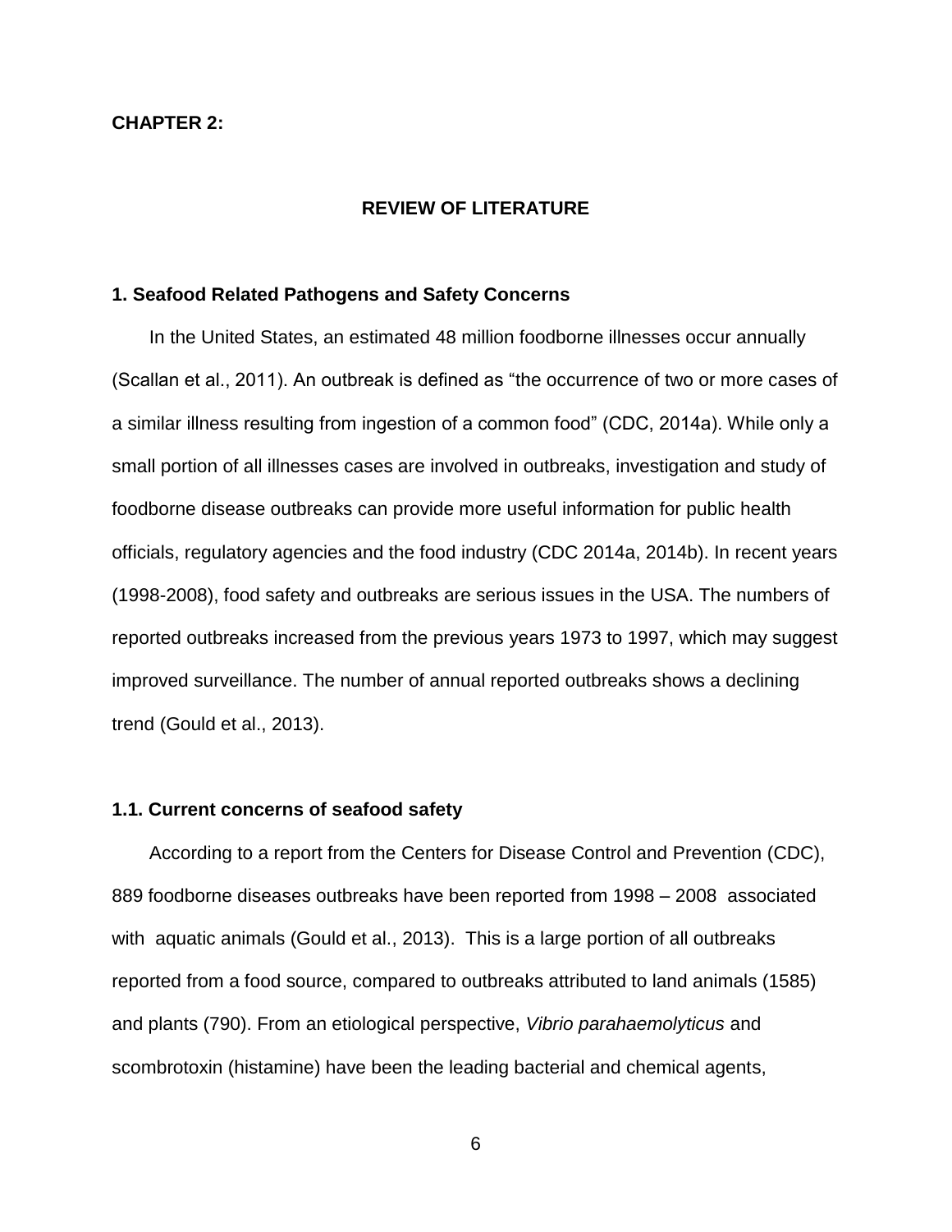**CHAPTER 2:**

## REVIEW OF LITERATURE

### 1. Seafood Related Pathogens and Safety Concerns

In the United States, an estimated 48 million foodborne illnesses occur annually (Scallan et al., 2011). An outbreak is defined as "the occurrence of two or more cases of a similar illness resulting from ingestion of a common food" (CDC, 2014a). While only a small portion of all illnesses cases are involved in outbreaks, investigation and study of foodborne disease outbreaks can provide more useful information for public health officials, regulatory agencies and the food industry (CDC 2014a, 2014b). In recent years (1998-2008), food safety and outbreaks are serious issues in the USA. The numbers of reported outbreaks increased from the previous years 1973 to 1997, which may suggest improved surveillance. The number of annual reported outbreaks shows a declining trend (Gould et al., 2013).

### 1.1. Current concerns of seafood safety

According to a report from the Centers for Disease Control and Prevention (CDC), 889 foodborne diseases outbreaks have been reported from 1998 – 2008 associated with aquatic animals (Gould et al., 2013). This is a large portion of all outbreaks reported from a food source, compared to outbreaks attributed to land animals (1585) and plants (790). From an etiological perspective, *Vibrio parahaemolyticus* and scombrotoxin (histamine) have been the leading bacterial and chemical agents,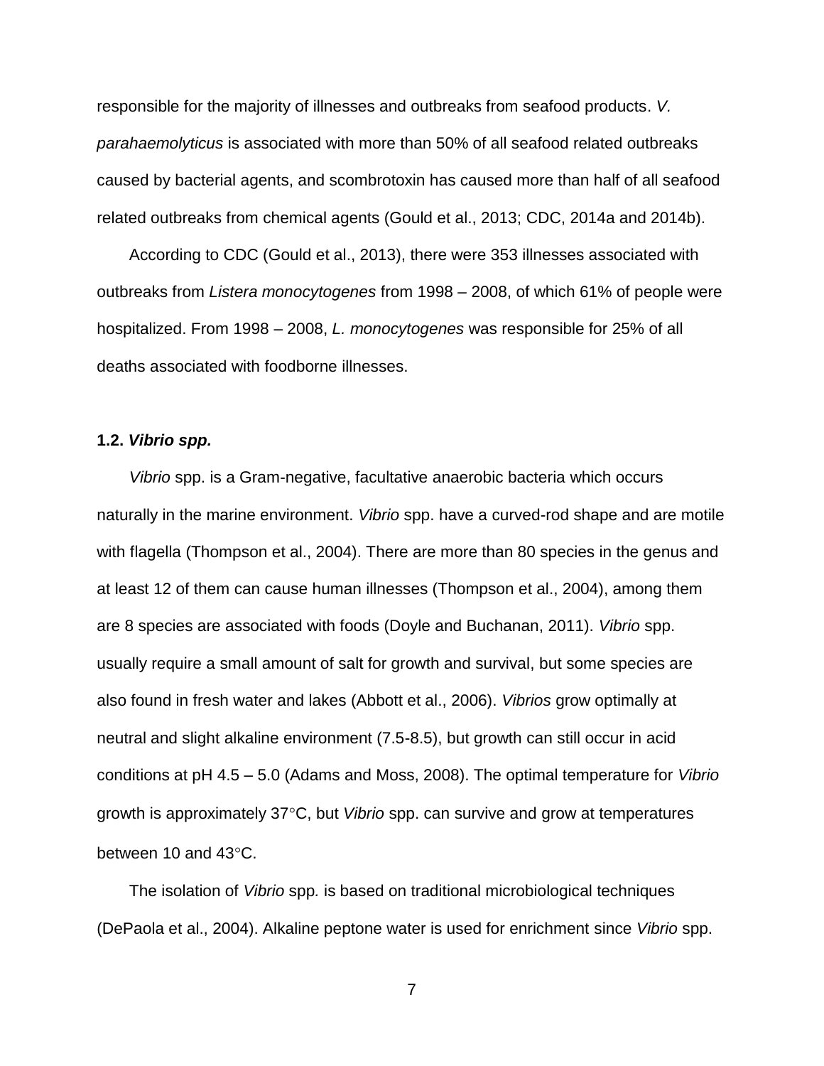responsible for the majority of illnesses and outbreaks from seafood products. *V. parahaemolyticus* is associated with more than 50% of all seafood related outbreaks caused by bacterial agents, and scombrotoxin has caused more than half of all seafood related outbreaks from chemical agents (Gould et al., 2013; CDC, 2014a and 2014b).

According to CDC (Gould et al., 2013), there were 353 illnesses associated with outbreaks from *Listera monocytogenes* from 1998 – 2008, of which 61% of people were hospitalized. From 1998 – 2008, *L. monocytogenes* was responsible for 25% of all deaths associated with foodborne illnesses.

### 1.2. *Vibrio spp.*

*Vibrio* spp. is a Gram-negative, facultative anaerobic bacteria which occurs naturally in the marine environment. *Vibrio* spp. have a curved-rod shape and are motile with flagella (Thompson et al., 2004). There are more than 80 species in the genus and at least 12 of them can cause human illnesses (Thompson et al., 2004), among them are 8 species are associated with foods (Doyle and Buchanan, 2011). *Vibrio* spp. usually require a small amount of salt for growth and survival, but some species are also found in fresh water and lakes (Abbott et al., 2006). *Vibrios* grow optimally at neutral and slight alkaline environment (7.5-8.5), but growth can still occur in acid conditions at pH 4.5 – 5.0 (Adams and Moss, 2008). The optimal temperature for *Vibrio* growth is approximately 37°C, but *Vibrio* spp. can survive and grow at temperatures between 10 and 43°C.

The isolation of *Vibrio* spp*.* is based on traditional microbiological techniques (DePaola et al., 2004). Alkaline peptone water is used for enrichment since *Vibrio* spp.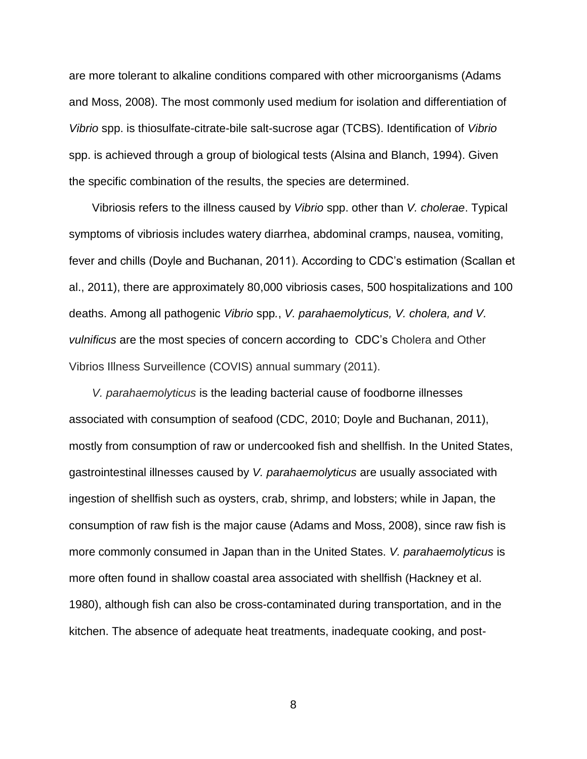are more tolerant to alkaline conditions compared with other microorganisms (Adams and Moss, 2008). The most commonly used medium for isolation and differentiation of *Vibrio* spp. is thiosulfate-citrate-bile salt-sucrose agar (TCBS). Identification of *Vibrio* spp. is achieved through a group of biological tests (Alsina and Blanch, 1994). Given the specific combination of the results, the species are determined.

Vibriosis refers to the illness caused by *Vibrio* spp. other than *V. cholerae*. Typical symptoms of vibriosis includes watery diarrhea, abdominal cramps, nausea, vomiting, fever and chills (Doyle and Buchanan, 2011). According to CDC's estimation (Scallan et al., 2011), there are approximately 80,000 vibriosis cases, 500 hospitalizations and 100 deaths. Among all pathogenic *Vibrio* spp., *V. parahaemolyticus, V. cholera, and V. vulnificus* are the most species of concern according to CDC's Cholera and Other Vibrios Illness Surveillence (COVIS) annual summary (2011).

*V. parahaemolyticus* is the leading bacterial cause of foodborne illnesses associated with consumption of seafood (CDC, 2010; Doyle and Buchanan, 2011), mostly from consumption of raw or undercooked fish and shellfish. In the United States, gastrointestinal illnesses caused by *V. parahaemolyticus* are usually associated with ingestion of shellfish such as oysters, crab, shrimp, and lobsters; while in Japan, the consumption of raw fish is the major cause (Adams and Moss, 2008), since raw fish is more commonly consumed in Japan than in the United States. *V. parahaemolyticus* is more often found in shallow coastal area associated with shellfish (Hackney et al. 1980), although fish can also be cross-contaminated during transportation, and in the kitchen. The absence of adequate heat treatments, inadequate cooking, and post-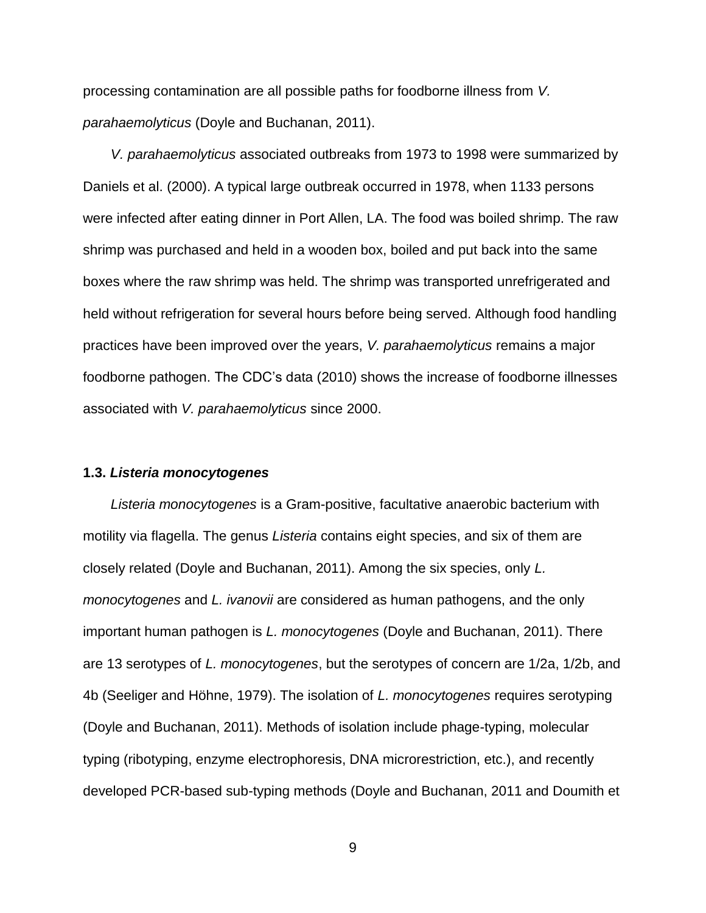processing contamination are all possible paths for foodborne illness from *V. parahaemolyticus* (Doyle and Buchanan, 2011).

*V. parahaemolyticus* associated outbreaks from 1973 to 1998 were summarized by Daniels et al. (2000). A typical large outbreak occurred in 1978, when 1133 persons were infected after eating dinner in Port Allen, LA. The food was boiled shrimp. The raw shrimp was purchased and held in a wooden box, boiled and put back into the same boxes where the raw shrimp was held. The shrimp was transported unrefrigerated and held without refrigeration for several hours before being served. Although food handling practices have been improved over the years, *V. parahaemolyticus* remains a major foodborne pathogen. The CDC's data (2010) shows the increase of foodborne illnesses associated with *V. parahaemolyticus* since 2000.

### 1.3. *Listeria monocytogenes*

*Listeria monocytogenes* is a Gram-positive, facultative anaerobic bacterium with motility via flagella. The genus *Listeria* contains eight species, and six of them are closely related (Doyle and Buchanan, 2011). Among the six species, only *L. monocytogenes* and *L. ivanovii* are considered as human pathogens, and the only important human pathogen is *L. monocytogenes* (Doyle and Buchanan, 2011). There are 13 serotypes of *L. monocytogenes*, but the serotypes of concern are 1/2a, 1/2b, and 4b (Seeliger and Höhne, 1979). The isolation of *L. monocytogenes* requires serotyping (Doyle and Buchanan, 2011). Methods of isolation include phage-typing, molecular typing (ribotyping, enzyme electrophoresis, DNA microrestriction, etc.), and recently developed PCR-based sub-typing methods (Doyle and Buchanan, 2011 and Doumith et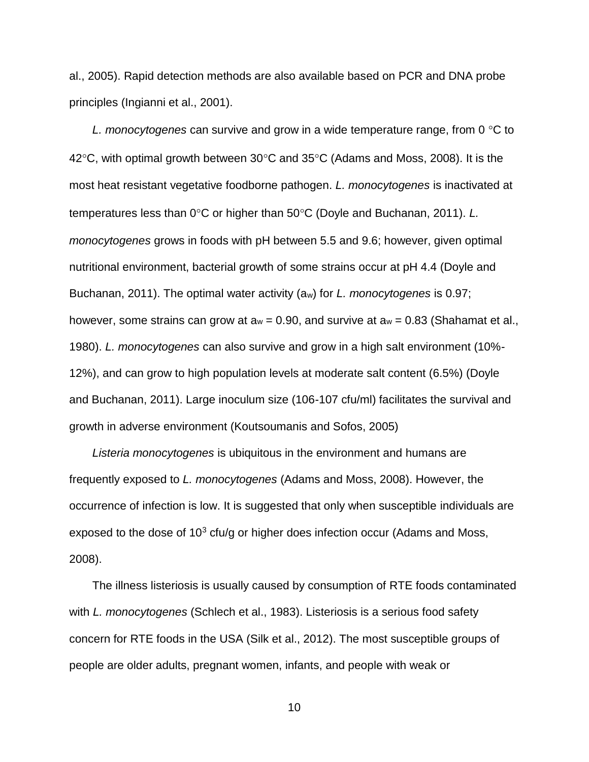al., 2005). Rapid detection methods are also available based on PCR and DNA probe principles (Ingianni et al., 2001).

*L. monocytogenes* can survive and grow in a wide temperature range, from 0 °C to 42°C, with optimal growth between 30°C and 35°C (Adams and Moss, 2008). It is the most heat resistant vegetative foodborne pathogen. *L. monocytogenes* is inactivated at temperatures less than 0°C or higher than 50°C (Doyle and Buchanan, 2011). *L. monocytogenes* grows in foods with pH between 5.5 and 9.6; however, given optimal nutritional environment, bacterial growth of some strains occur at pH 4.4 (Doyle and Buchanan, 2011). The optimal water activity ($a_w$) for *L. monocytogenes* is 0.97; however, some strains can grow at $a_w$ = 0.90, and survive at $a_w$ = 0.83 (Shahamat et al., 1980). *L. monocytogenes* can also survive and grow in a high salt environment (10%-12%), and can grow to high population levels at moderate salt content (6.5%) (Doyle and Buchanan, 2011). Large inoculum size (106-107 cfu/ml) facilitates the survival and growth in adverse environment (Koutsoumanis and Sofos, 2005)

*Listeria monocytogenes* is ubiquitous in the environment and humans are frequently exposed to *L. monocytogenes* (Adams and Moss, 2008). However, the occurrence of infection is low. It is suggested that only when susceptible individuals are exposed to the dose of $10^3$ cfu/g or higher does infection occur (Adams and Moss, 2008).

The illness listeriosis is usually caused by consumption of RTE foods contaminated with *L. monocytogenes* (Schlech et al., 1983). Listeriosis is a serious food safety concern for RTE foods in the USA (Silk et al., 2012). The most susceptible groups of people are older adults, pregnant women, infants, and people with weak or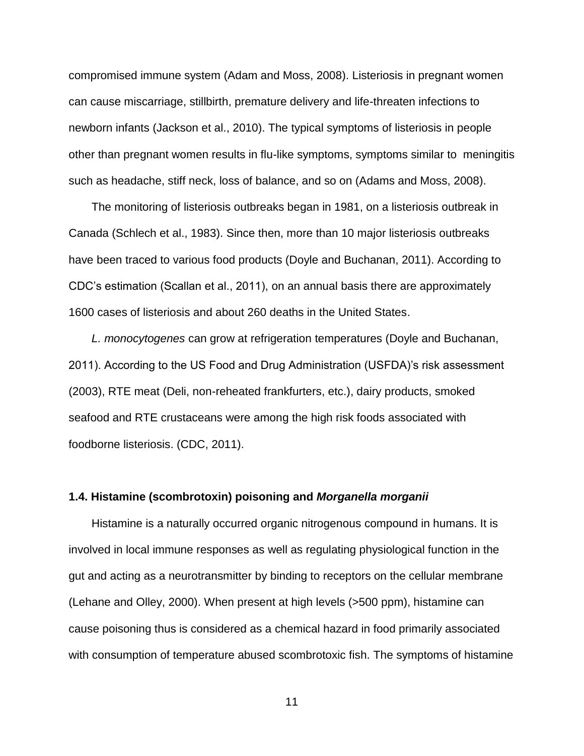compromised immune system (Adam and Moss, 2008). Listeriosis in pregnant women can cause miscarriage, stillbirth, premature delivery and life-threaten infections to newborn infants (Jackson et al., 2010). The typical symptoms of listeriosis in people other than pregnant women results in flu-like symptoms, symptoms similar to meningitis such as headache, stiff neck, loss of balance, and so on (Adams and Moss, 2008).

The monitoring of listeriosis outbreaks began in 1981, on a listeriosis outbreak in Canada (Schlech et al., 1983). Since then, more than 10 major listeriosis outbreaks have been traced to various food products (Doyle and Buchanan, 2011). According to CDC's estimation (Scallan et al., 2011), on an annual basis there are approximately 1600 cases of listeriosis and about 260 deaths in the United States.

*L. monocytogenes* can grow at refrigeration temperatures (Doyle and Buchanan, 2011). According to the US Food and Drug Administration (USFDA)'s risk assessment (2003), RTE meat (Deli, non-reheated frankfurters, etc.), dairy products, smoked seafood and RTE crustaceans were among the high risk foods associated with foodborne listeriosis. (CDC, 2011).

### 1.4. Histamine (scombrotoxin) poisoning and *Morganella morganii*

Histamine is a naturally occurred organic nitrogenous compound in humans. It is involved in local immune responses as well as regulating physiological function in the gut and acting as a neurotransmitter by binding to receptors on the cellular membrane (Lehane and Olley, 2000). When present at high levels (>500 ppm), histamine can cause poisoning thus is considered as a chemical hazard in food primarily associated with consumption of temperature abused scombrotoxic fish. The symptoms of histamine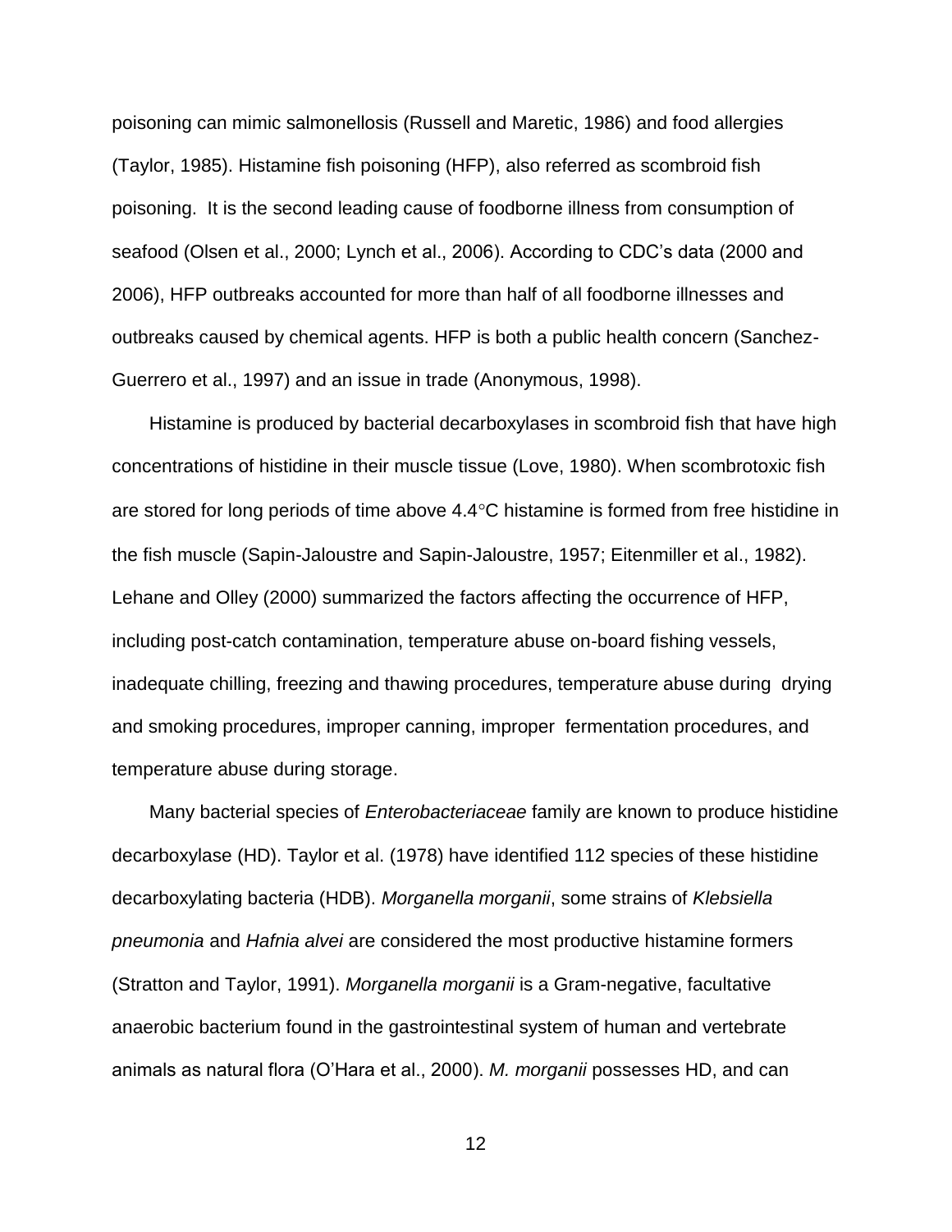poisoning can mimic salmonellosis (Russell and Maretic, 1986) and food allergies (Taylor, 1985). Histamine fish poisoning (HFP), also referred as scombroid fish poisoning. It is the second leading cause of foodborne illness from consumption of seafood (Olsen et al., 2000; Lynch et al., 2006). According to CDC's data (2000 and 2006), HFP outbreaks accounted for more than half of all foodborne illnesses and outbreaks caused by chemical agents. HFP is both a public health concern (Sanchez-Guerrero et al., 1997) and an issue in trade (Anonymous, 1998).

Histamine is produced by bacterial decarboxylases in scombroid fish that have high concentrations of histidine in their muscle tissue (Love, 1980). When scombrotoxic fish are stored for long periods of time above 4.4°C histamine is formed from free histidine in the fish muscle (Sapin-Jaloustre and Sapin-Jaloustre, 1957; Eitenmiller et al., 1982). Lehane and Olley (2000) summarized the factors affecting the occurrence of HFP, including post-catch contamination, temperature abuse on-board fishing vessels, inadequate chilling, freezing and thawing procedures, temperature abuse during drying and smoking procedures, improper canning, improper fermentation procedures, and temperature abuse during storage.

Many bacterial species of *Enterobacteriaceae* family are known to produce histidine decarboxylase (HD). Taylor et al. (1978) have identified 112 species of these histidine decarboxylating bacteria (HDB). *Morganella morganii*, some strains of *Klebsiella pneumonia* and *Hafnia alvei* are considered the most productive histamine formers (Stratton and Taylor, 1991). *Morganella morganii* is a Gram-negative, facultative anaerobic bacterium found in the gastrointestinal system of human and vertebrate animals as natural flora (O'Hara et al., 2000). *M. morganii* possesses HD, and can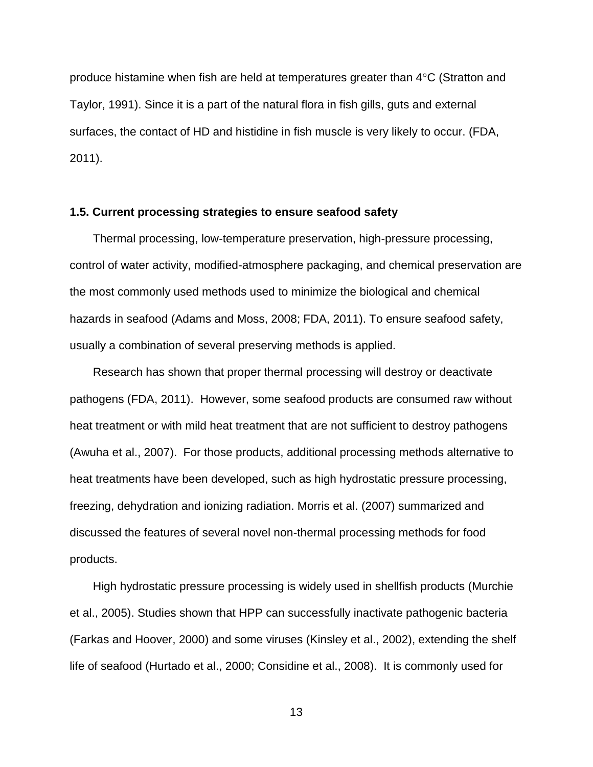produce histamine when fish are held at temperatures greater than 4°C (Stratton and Taylor, 1991). Since it is a part of the natural flora in fish gills, guts and external surfaces, the contact of HD and histidine in fish muscle is very likely to occur. (FDA, 2011).

### 1.5. Current processing strategies to ensure seafood safety

Thermal processing, low-temperature preservation, high-pressure processing, control of water activity, modified-atmosphere packaging, and chemical preservation are the most commonly used methods used to minimize the biological and chemical hazards in seafood (Adams and Moss, 2008; FDA, 2011). To ensure seafood safety, usually a combination of several preserving methods is applied.

Research has shown that proper thermal processing will destroy or deactivate pathogens (FDA, 2011). However, some seafood products are consumed raw without heat treatment or with mild heat treatment that are not sufficient to destroy pathogens (Awuha et al., 2007). For those products, additional processing methods alternative to heat treatments have been developed, such as high hydrostatic pressure processing, freezing, dehydration and ionizing radiation. Morris et al. (2007) summarized and discussed the features of several novel non-thermal processing methods for food products.

High hydrostatic pressure processing is widely used in shellfish products (Murchie et al., 2005). Studies shown that HPP can successfully inactivate pathogenic bacteria (Farkas and Hoover, 2000) and some viruses (Kinsley et al., 2002), extending the shelf life of seafood (Hurtado et al., 2000; Considine et al., 2008). It is commonly used for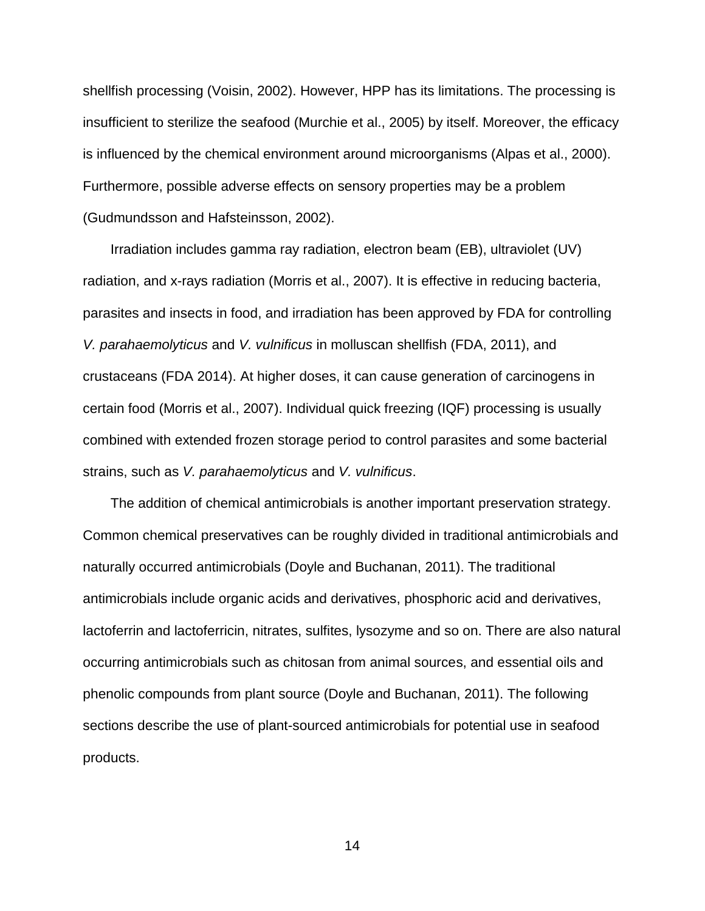shellfish processing (Voisin, 2002). However, HPP has its limitations. The processing is insufficient to sterilize the seafood (Murchie et al., 2005) by itself. Moreover, the efficacy is influenced by the chemical environment around microorganisms (Alpas et al., 2000). Furthermore, possible adverse effects on sensory properties may be a problem (Gudmundsson and Hafsteinsson, 2002).

Irradiation includes gamma ray radiation, electron beam (EB), ultraviolet (UV) radiation, and x-rays radiation (Morris et al., 2007). It is effective in reducing bacteria, parasites and insects in food, and irradiation has been approved by FDA for controlling *V. parahaemolyticus* and *V. vulnificus* in molluscan shellfish (FDA, 2011), and crustaceans (FDA 2014). At higher doses, it can cause generation of carcinogens in certain food (Morris et al., 2007). Individual quick freezing (IQF) processing is usually combined with extended frozen storage period to control parasites and some bacterial strains, such as *V. parahaemolyticus* and *V. vulnificus*.

The addition of chemical antimicrobials is another important preservation strategy. Common chemical preservatives can be roughly divided in traditional antimicrobials and naturally occurred antimicrobials (Doyle and Buchanan, 2011). The traditional antimicrobials include organic acids and derivatives, phosphoric acid and derivatives, lactoferrin and lactoferricin, nitrates, sulfites, lysozyme and so on. There are also natural occurring antimicrobials such as chitosan from animal sources, and essential oils and phenolic compounds from plant source (Doyle and Buchanan, 2011). The following sections describe the use of plant-sourced antimicrobials for potential use in seafood products.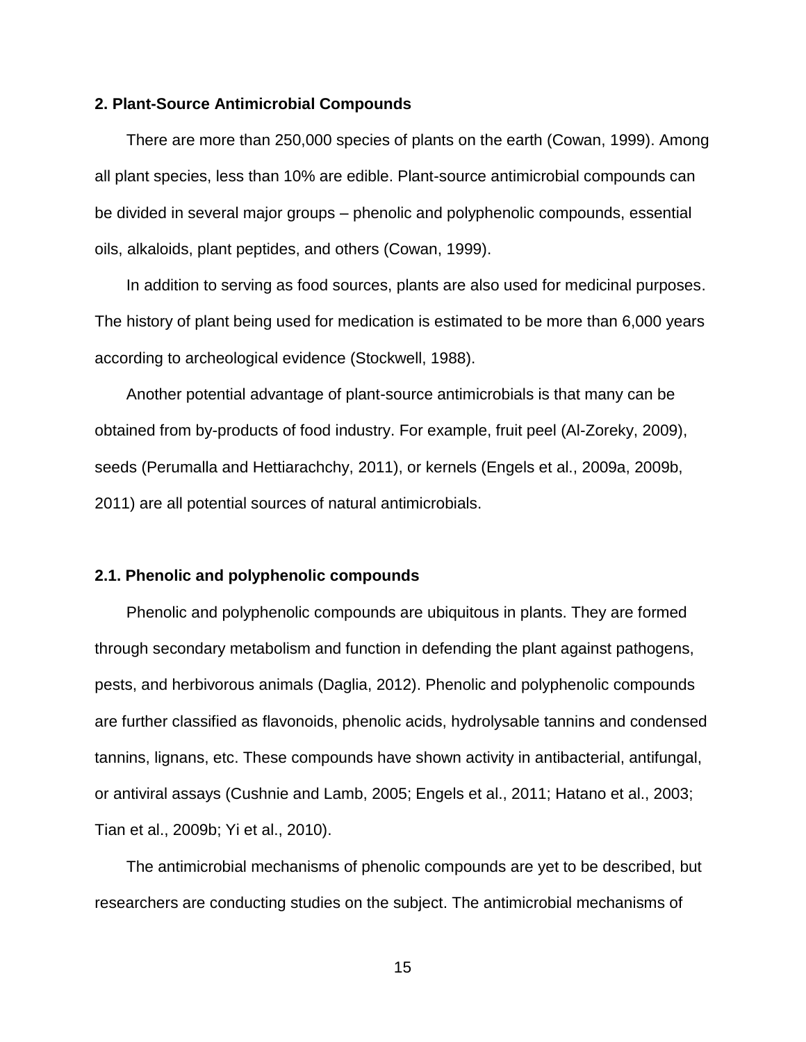## 2. Plant-Source Antimicrobial Compounds

There are more than 250,000 species of plants on the earth (Cowan, 1999). Among all plant species, less than 10% are edible. Plant-source antimicrobial compounds can be divided in several major groups – phenolic and polyphenolic compounds, essential oils, alkaloids, plant peptides, and others (Cowan, 1999).

In addition to serving as food sources, plants are also used for medicinal purposes. The history of plant being used for medication is estimated to be more than 6,000 years according to archeological evidence (Stockwell, 1988).

Another potential advantage of plant-source antimicrobials is that many can be obtained from by-products of food industry. For example, fruit peel (Al-Zoreky, 2009), seeds (Perumalla and Hettiarachchy, 2011), or kernels (Engels et al., 2009a, 2009b, 2011) are all potential sources of natural antimicrobials.

### 2.1. Phenolic and polyphenolic compounds

Phenolic and polyphenolic compounds are ubiquitous in plants. They are formed through secondary metabolism and function in defending the plant against pathogens, pests, and herbivorous animals (Daglia, 2012). Phenolic and polyphenolic compounds are further classified as flavonoids, phenolic acids, hydrolysable tannins and condensed tannins, lignans, etc. These compounds have shown activity in antibacterial, antifungal, or antiviral assays (Cushnie and Lamb, 2005; Engels et al., 2011; Hatano et al., 2003; Tian et al., 2009b; Yi et al., 2010).

The antimicrobial mechanisms of phenolic compounds are yet to be described, but researchers are conducting studies on the subject. The antimicrobial mechanisms of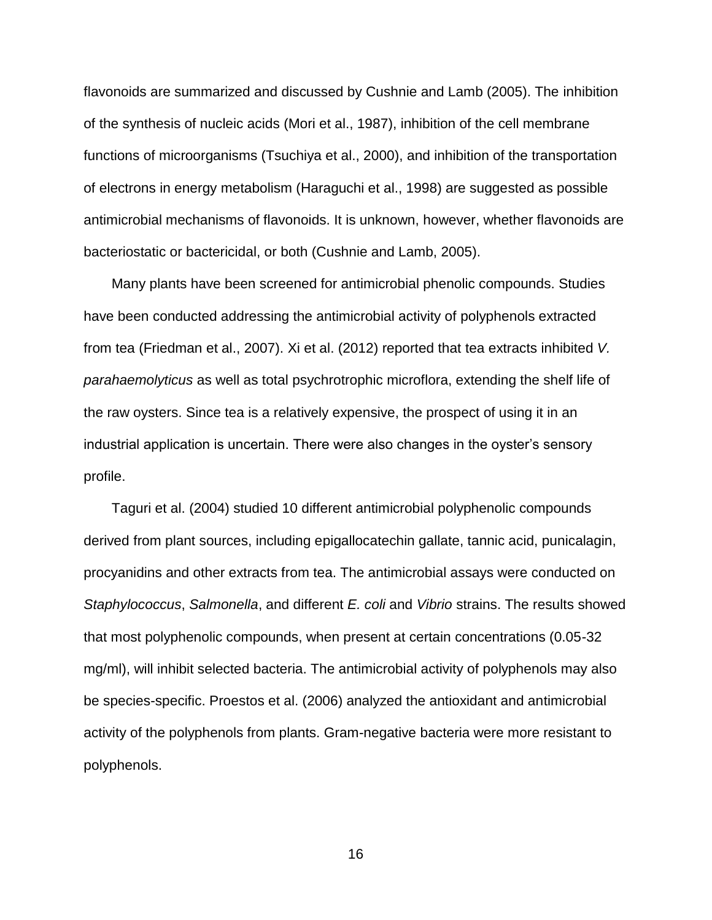flavonoids are summarized and discussed by Cushnie and Lamb (2005). The inhibition of the synthesis of nucleic acids (Mori et al., 1987), inhibition of the cell membrane functions of microorganisms (Tsuchiya et al., 2000), and inhibition of the transportation of electrons in energy metabolism (Haraguchi et al., 1998) are suggested as possible antimicrobial mechanisms of flavonoids. It is unknown, however, whether flavonoids are bacteriostatic or bactericidal, or both (Cushnie and Lamb, 2005).

Many plants have been screened for antimicrobial phenolic compounds. Studies have been conducted addressing the antimicrobial activity of polyphenols extracted from tea (Friedman et al., 2007). Xi et al. (2012) reported that tea extracts inhibited *V. parahaemolyticus* as well as total psychrotrophic microflora, extending the shelf life of the raw oysters. Since tea is a relatively expensive, the prospect of using it in an industrial application is uncertain. There were also changes in the oyster's sensory profile.

Taguri et al. (2004) studied 10 different antimicrobial polyphenolic compounds derived from plant sources, including epigallocatechin gallate, tannic acid, punicalagin, procyanidins and other extracts from tea. The antimicrobial assays were conducted on *Staphylococcus*, *Salmonella*, and different *E. coli* and *Vibrio* strains. The results showed that most polyphenolic compounds, when present at certain concentrations (0.05-32 mg/ml), will inhibit selected bacteria. The antimicrobial activity of polyphenols may also be species-specific. Proestos et al. (2006) analyzed the antioxidant and antimicrobial activity of the polyphenols from plants. Gram-negative bacteria were more resistant to polyphenols.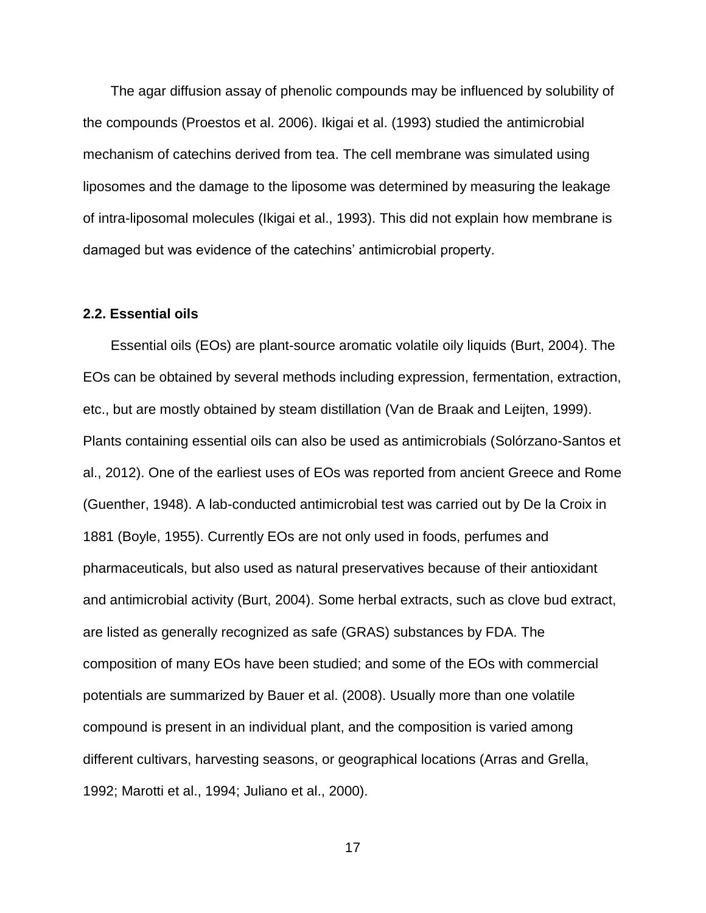The agar diffusion assay of phenolic compounds may be influenced by solubility of the compounds (Proestos et al. 2006). Ikigai et al. (1993) studied the antimicrobial mechanism of catechins derived from tea. The cell membrane was simulated using liposomes and the damage to the liposome was determined by measuring the leakage of intra-liposomal molecules (Ikigai et al., 1993). This did not explain how membrane is damaged but was evidence of the catechins' antimicrobial property.

### 2.2. Essential oils

Essential oils (EOs) are plant-source aromatic volatile oily liquids (Burt, 2004). The EOs can be obtained by several methods including expression, fermentation, extraction, etc., but are mostly obtained by steam distillation (Van de Braak and Leijten, 1999). Plants containing essential oils can also be used as antimicrobials (Solórzano-Santos et al., 2012). One of the earliest uses of EOs was reported from ancient Greece and Rome (Guenther, 1948). A lab-conducted antimicrobial test was carried out by De la Croix in 1881 (Boyle, 1955). Currently EOs are not only used in foods, perfumes and pharmaceuticals, but also used as natural preservatives because of their antioxidant and antimicrobial activity (Burt, 2004). Some herbal extracts, such as clove bud extract, are listed as generally recognized as safe (GRAS) substances by FDA. The composition of many EOs have been studied; and some of the EOs with commercial potentials are summarized by Bauer et al. (2008). Usually more than one volatile compound is present in an individual plant, and the composition is varied among different cultivars, harvesting seasons, or geographical locations (Arras and Grella, 1992; Marotti et al., 1994; Juliano et al., 2000).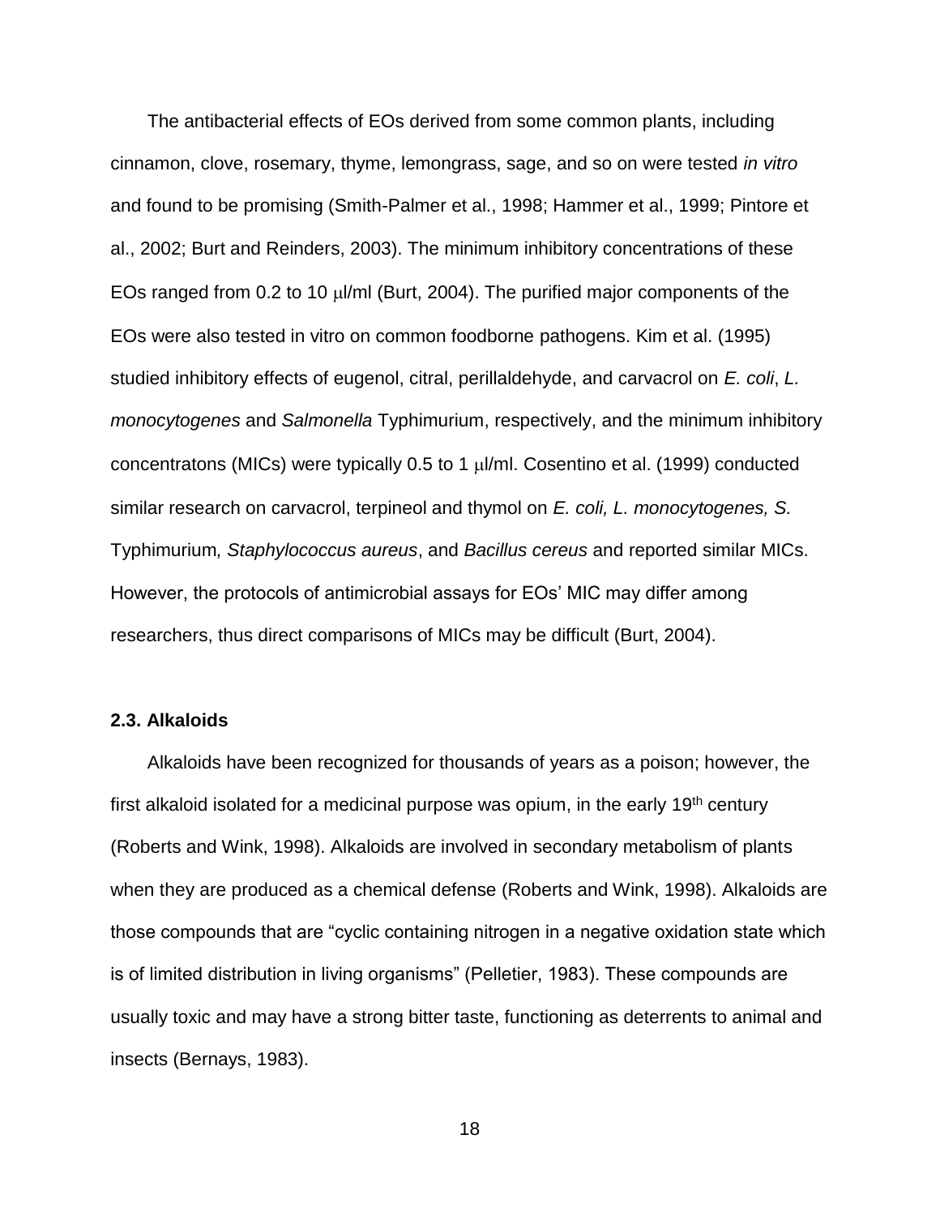The antibacterial effects of EOs derived from some common plants, including cinnamon, clove, rosemary, thyme, lemongrass, sage, and so on were tested *in vitro* and found to be promising (Smith-Palmer et al., 1998; Hammer et al., 1999; Pintore et al., 2002; Burt and Reinders, 2003). The minimum inhibitory concentrations of these EOs ranged from 0.2 to 10 μl/ml (Burt, 2004). The purified major components of the EOs were also tested in vitro on common foodborne pathogens. Kim et al. (1995) studied inhibitory effects of eugenol, citral, perillaldehyde, and carvacrol on *E. coli*, *L. monocytogenes* and *Salmonella* Typhimurium, respectively, and the minimum inhibitory concentratons (MICs) were typically 0.5 to 1 μl/ml. Cosentino et al. (1999) conducted similar research on carvacrol, terpineol and thymol on *E. coli, L. monocytogenes, S.* Typhimurium*, Staphylococcus aureus*, and *Bacillus cereus* and reported similar MICs. However, the protocols of antimicrobial assays for EOs' MIC may differ among researchers, thus direct comparisons of MICs may be difficult (Burt, 2004).

### 2.3. Alkaloids

Alkaloids have been recognized for thousands of years as a poison; however, the first alkaloid isolated for a medicinal purpose was opium, in the early 19th century (Roberts and Wink, 1998). Alkaloids are involved in secondary metabolism of plants when they are produced as a chemical defense (Roberts and Wink, 1998). Alkaloids are those compounds that are "cyclic containing nitrogen in a negative oxidation state which is of limited distribution in living organisms" (Pelletier, 1983). These compounds are usually toxic and may have a strong bitter taste, functioning as deterrents to animal and insects (Bernays, 1983).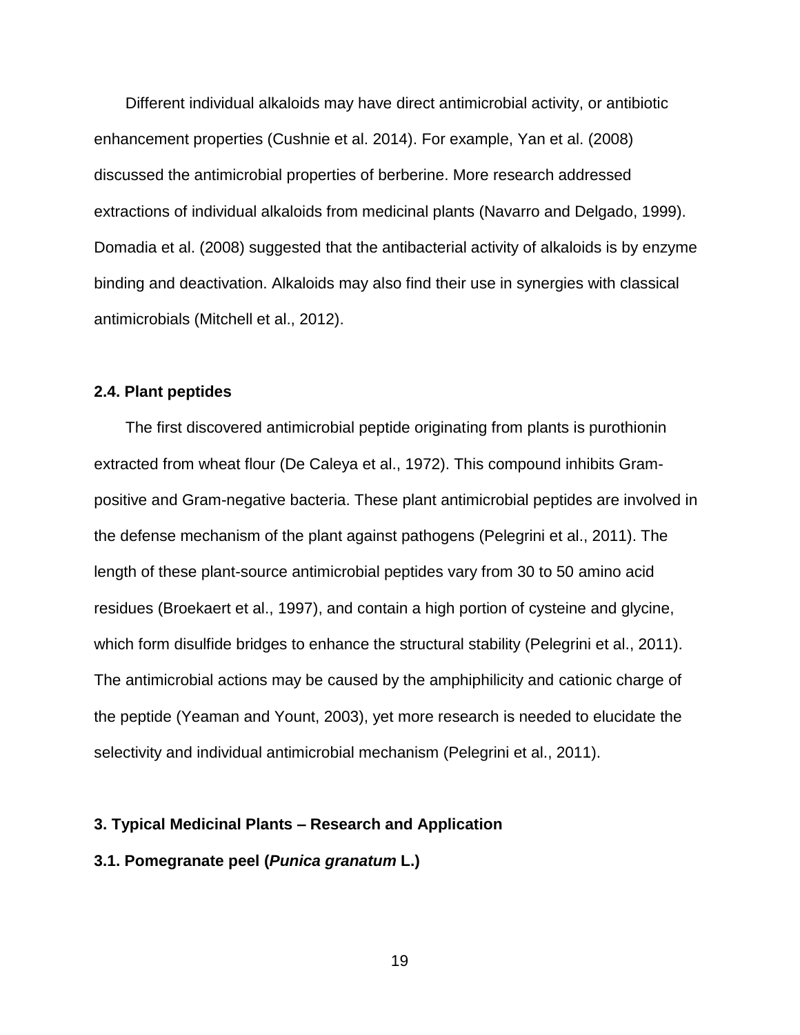Different individual alkaloids may have direct antimicrobial activity, or antibiotic enhancement properties (Cushnie et al. 2014). For example, Yan et al. (2008) discussed the antimicrobial properties of berberine. More research addressed extractions of individual alkaloids from medicinal plants (Navarro and Delgado, 1999). Domadia et al. (2008) suggested that the antibacterial activity of alkaloids is by enzyme binding and deactivation. Alkaloids may also find their use in synergies with classical antimicrobials (Mitchell et al., 2012).

### 2.4. Plant peptides

The first discovered antimicrobial peptide originating from plants is purothionin extracted from wheat flour (De Caleya et al., 1972). This compound inhibits Gram-positive and Gram-negative bacteria. These plant antimicrobial peptides are involved in the defense mechanism of the plant against pathogens (Pelegrini et al., 2011). The length of these plant-source antimicrobial peptides vary from 30 to 50 amino acid residues (Broekaert et al., 1997), and contain a high portion of cysteine and glycine, which form disulfide bridges to enhance the structural stability (Pelegrini et al., 2011). The antimicrobial actions may be caused by the amphiphilicity and cationic charge of the peptide (Yeaman and Yount, 2003), yet more research is needed to elucidate the selectivity and individual antimicrobial mechanism (Pelegrini et al., 2011).

## 3. Typical Medicinal Plants – Research and Application

### 3.1. Pomegranate peel (***Punica granatum*** L.)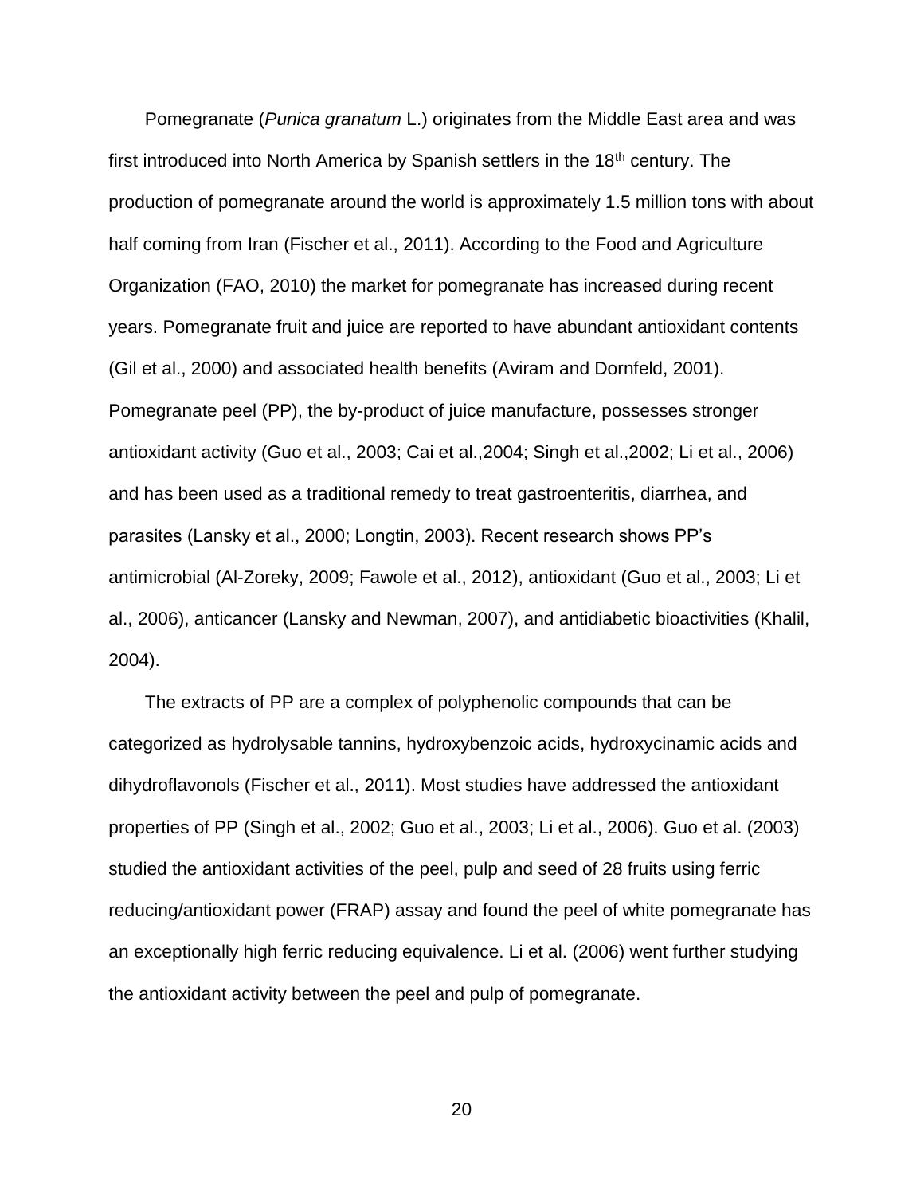Pomegranate (*Punica granatum* L.) originates from the Middle East area and was first introduced into North America by Spanish settlers in the 18th century. The production of pomegranate around the world is approximately 1.5 million tons with about half coming from Iran (Fischer et al., 2011). According to the Food and Agriculture Organization (FAO, 2010) the market for pomegranate has increased during recent years. Pomegranate fruit and juice are reported to have abundant antioxidant contents (Gil et al., 2000) and associated health benefits (Aviram and Dornfeld, 2001). Pomegranate peel (PP), the by-product of juice manufacture, possesses stronger antioxidant activity (Guo et al., 2003; Cai et al.,2004; Singh et al.,2002; Li et al., 2006) and has been used as a traditional remedy to treat gastroenteritis, diarrhea, and parasites (Lansky et al., 2000; Longtin, 2003). Recent research shows PP's antimicrobial (Al-Zoreky, 2009; Fawole et al., 2012), antioxidant (Guo et al., 2003; Li et al., 2006), anticancer (Lansky and Newman, 2007), and antidiabetic bioactivities (Khalil, 2004).

The extracts of PP are a complex of polyphenolic compounds that can be categorized as hydrolysable tannins, hydroxybenzoic acids, hydroxycinamic acids and dihydroflavonols (Fischer et al., 2011). Most studies have addressed the antioxidant properties of PP (Singh et al., 2002; Guo et al., 2003; Li et al., 2006). Guo et al. (2003) studied the antioxidant activities of the peel, pulp and seed of 28 fruits using ferric reducing/antioxidant power (FRAP) assay and found the peel of white pomegranate has an exceptionally high ferric reducing equivalence. Li et al. (2006) went further studying the antioxidant activity between the peel and pulp of pomegranate.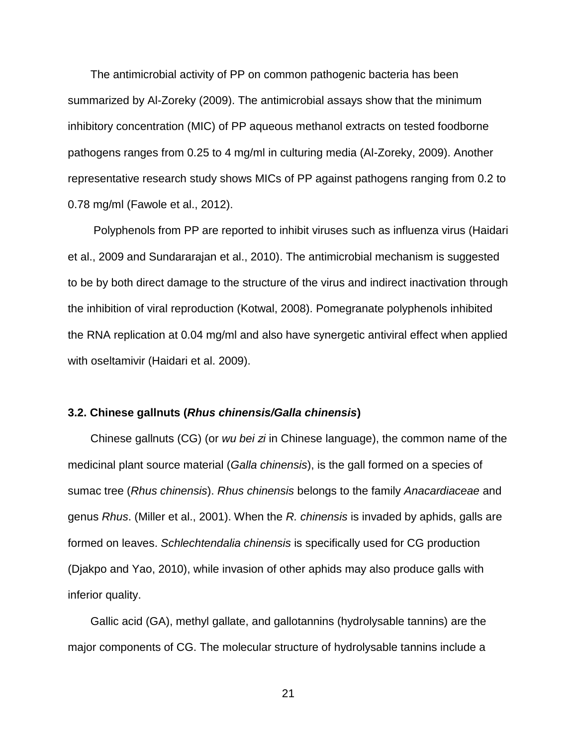The antimicrobial activity of PP on common pathogenic bacteria has been summarized by Al-Zoreky (2009). The antimicrobial assays show that the minimum inhibitory concentration (MIC) of PP aqueous methanol extracts on tested foodborne pathogens ranges from 0.25 to 4 mg/ml in culturing media (Al-Zoreky, 2009). Another representative research study shows MICs of PP against pathogens ranging from 0.2 to 0.78 mg/ml (Fawole et al., 2012).

Polyphenols from PP are reported to inhibit viruses such as influenza virus (Haidari et al., 2009 and Sundararajan et al., 2010). The antimicrobial mechanism is suggested to be by both direct damage to the structure of the virus and indirect inactivation through the inhibition of viral reproduction (Kotwal, 2008). Pomegranate polyphenols inhibited the RNA replication at 0.04 mg/ml and also have synergetic antiviral effect when applied with oseltamivir (Haidari et al. 2009).

### 3.2. Chinese gallnuts (*Rhus chinensis/Galla chinensis*)

Chinese gallnuts (CG) (or *wu bei zi* in Chinese language), the common name of the medicinal plant source material (*Galla chinensis*), is the gall formed on a species of sumac tree (*Rhus chinensis*). *Rhus chinensis* belongs to the family *Anacardiaceae* and genus *Rhus*. (Miller et al., 2001). When the *R. chinensis* is invaded by aphids, galls are formed on leaves. *Schlechtendalia chinensis* is specifically used for CG production (Djakpo and Yao, 2010), while invasion of other aphids may also produce galls with inferior quality.

Gallic acid (GA), methyl gallate, and gallotannins (hydrolysable tannins) are the major components of CG. The molecular structure of hydrolysable tannins include a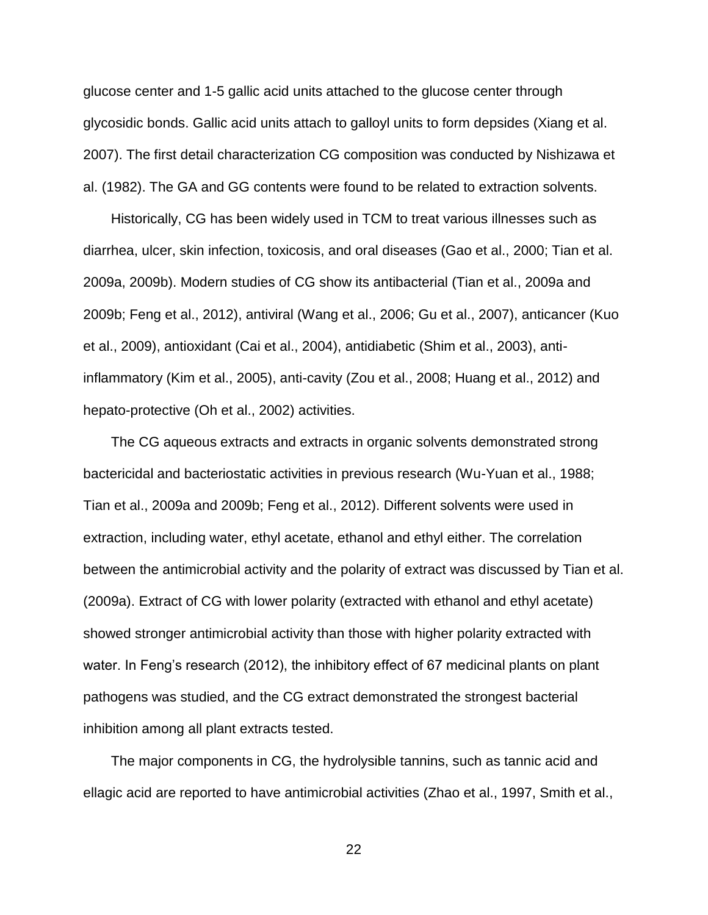glucose center and 1-5 gallic acid units attached to the glucose center through glycosidic bonds. Gallic acid units attach to galloyl units to form depsides (Xiang et al. 2007). The first detail characterization CG composition was conducted by Nishizawa et al. (1982). The GA and GG contents were found to be related to extraction solvents.

Historically, CG has been widely used in TCM to treat various illnesses such as diarrhea, ulcer, skin infection, toxicosis, and oral diseases (Gao et al., 2000; Tian et al. 2009a, 2009b). Modern studies of CG show its antibacterial (Tian et al., 2009a and 2009b; Feng et al., 2012), antiviral (Wang et al., 2006; Gu et al., 2007), anticancer (Kuo et al., 2009), antioxidant (Cai et al., 2004), antidiabetic (Shim et al., 2003), anti-inflammatory (Kim et al., 2005), anti-cavity (Zou et al., 2008; Huang et al., 2012) and hepato-protective (Oh et al., 2002) activities.

The CG aqueous extracts and extracts in organic solvents demonstrated strong bactericidal and bacteriostatic activities in previous research (Wu-Yuan et al., 1988; Tian et al., 2009a and 2009b; Feng et al., 2012). Different solvents were used in extraction, including water, ethyl acetate, ethanol and ethyl either. The correlation between the antimicrobial activity and the polarity of extract was discussed by Tian et al. (2009a). Extract of CG with lower polarity (extracted with ethanol and ethyl acetate) showed stronger antimicrobial activity than those with higher polarity extracted with water. In Feng's research (2012), the inhibitory effect of 67 medicinal plants on plant pathogens was studied, and the CG extract demonstrated the strongest bacterial inhibition among all plant extracts tested.

The major components in CG, the hydrolysible tannins, such as tannic acid and ellagic acid are reported to have antimicrobial activities (Zhao et al., 1997, Smith et al.,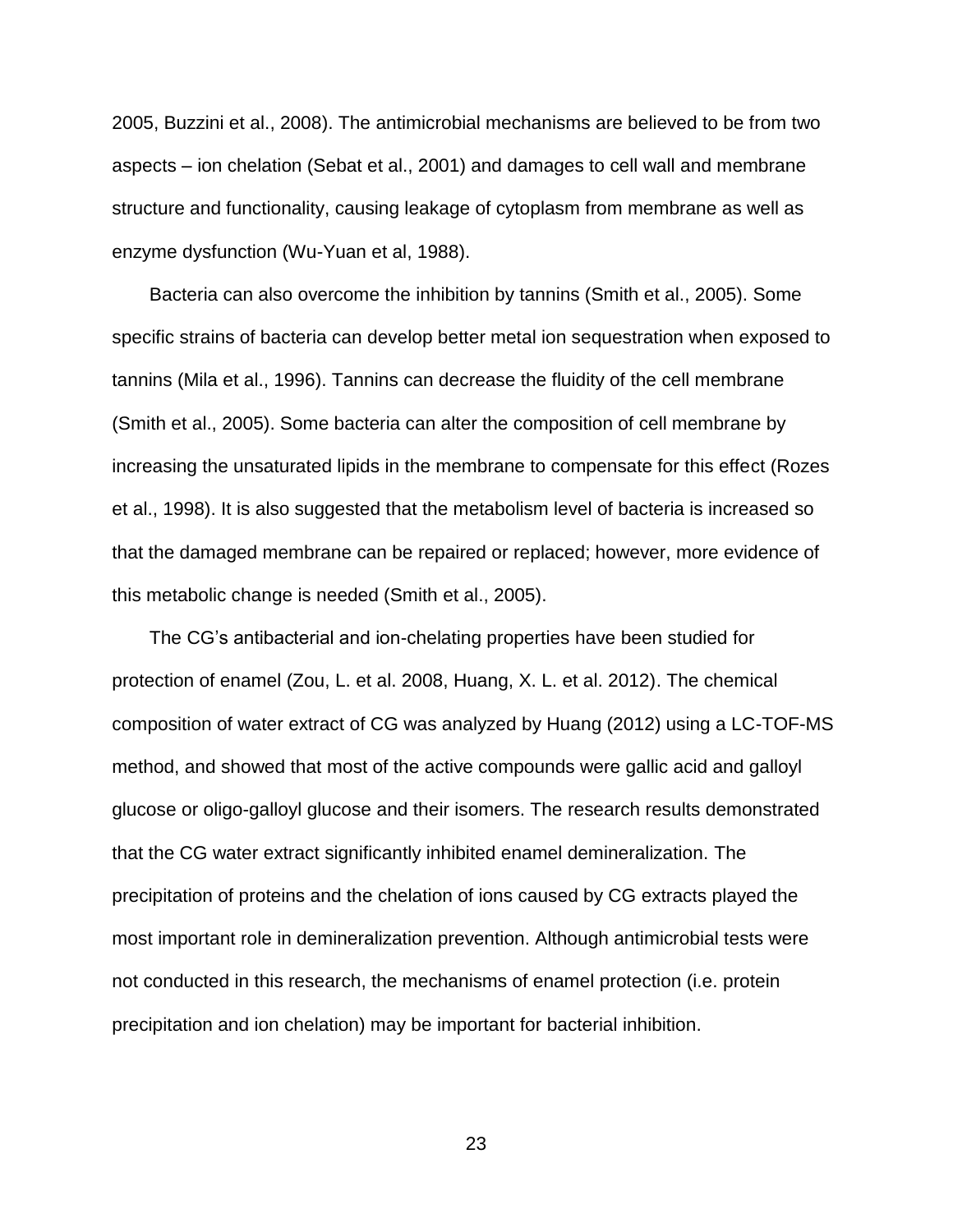2005, Buzzini et al., 2008). The antimicrobial mechanisms are believed to be from two aspects – ion chelation (Sebat et al., 2001) and damages to cell wall and membrane structure and functionality, causing leakage of cytoplasm from membrane as well as enzyme dysfunction (Wu-Yuan et al, 1988).

Bacteria can also overcome the inhibition by tannins (Smith et al., 2005). Some specific strains of bacteria can develop better metal ion sequestration when exposed to tannins (Mila et al., 1996). Tannins can decrease the fluidity of the cell membrane (Smith et al., 2005). Some bacteria can alter the composition of cell membrane by increasing the unsaturated lipids in the membrane to compensate for this effect (Rozes et al., 1998). It is also suggested that the metabolism level of bacteria is increased so that the damaged membrane can be repaired or replaced; however, more evidence of this metabolic change is needed (Smith et al., 2005).

The CG's antibacterial and ion-chelating properties have been studied for protection of enamel (Zou, L. et al. 2008, Huang, X. L. et al. 2012). The chemical composition of water extract of CG was analyzed by Huang (2012) using a LC-TOF-MS method, and showed that most of the active compounds were gallic acid and galloyl glucose or oligo-galloyl glucose and their isomers. The research results demonstrated that the CG water extract significantly inhibited enamel demineralization. The precipitation of proteins and the chelation of ions caused by CG extracts played the most important role in demineralization prevention. Although antimicrobial tests were not conducted in this research, the mechanisms of enamel protection (i.e. protein precipitation and ion chelation) may be important for bacterial inhibition.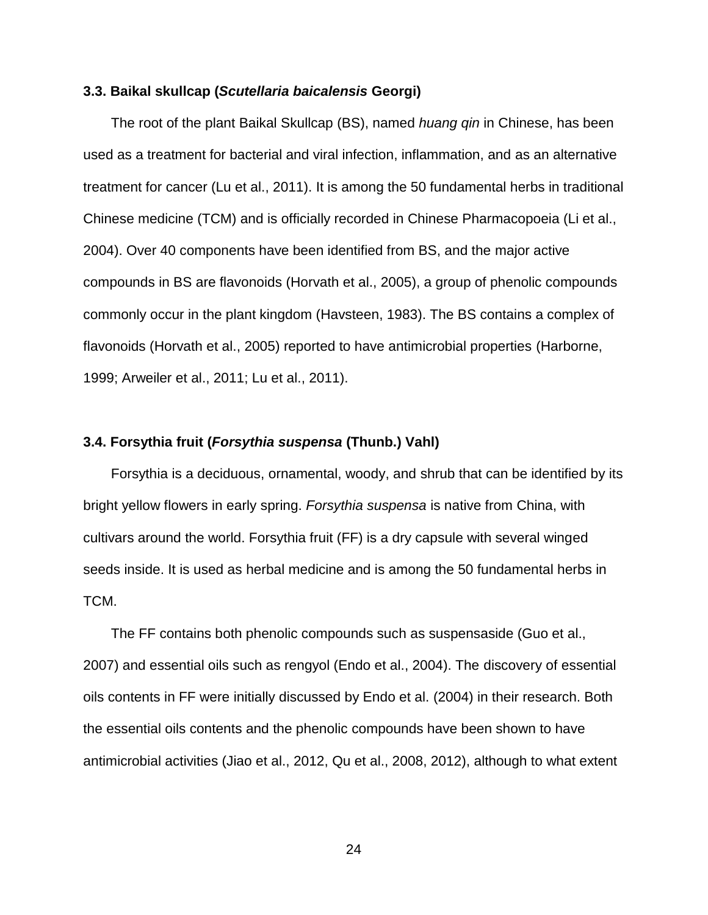### 3.3. Baikal skullcap (*Scutellaria baicalensis* Georgi)

The root of the plant Baikal Skullcap (BS), named *huang qin* in Chinese, has been used as a treatment for bacterial and viral infection, inflammation, and as an alternative treatment for cancer (Lu et al., 2011). It is among the 50 fundamental herbs in traditional Chinese medicine (TCM) and is officially recorded in Chinese Pharmacopoeia (Li et al., 2004). Over 40 components have been identified from BS, and the major active compounds in BS are flavonoids (Horvath et al., 2005), a group of phenolic compounds commonly occur in the plant kingdom (Havsteen, 1983). The BS contains a complex of flavonoids (Horvath et al., 2005) reported to have antimicrobial properties (Harborne, 1999; Arweiler et al., 2011; Lu et al., 2011).

### 3.4. Forsythia fruit (*Forsythia suspensa* (Thunb.) Vahl)

Forsythia is a deciduous, ornamental, woody, and shrub that can be identified by its bright yellow flowers in early spring. *Forsythia suspensa* is native from China, with cultivars around the world. Forsythia fruit (FF) is a dry capsule with several winged seeds inside. It is used as herbal medicine and is among the 50 fundamental herbs in TCM.

The FF contains both phenolic compounds such as suspensaside (Guo et al., 2007) and essential oils such as rengyol (Endo et al., 2004). The discovery of essential oils contents in FF were initially discussed by Endo et al. (2004) in their research. Both the essential oils contents and the phenolic compounds have been shown to have antimicrobial activities (Jiao et al., 2012, Qu et al., 2008, 2012), although to what extent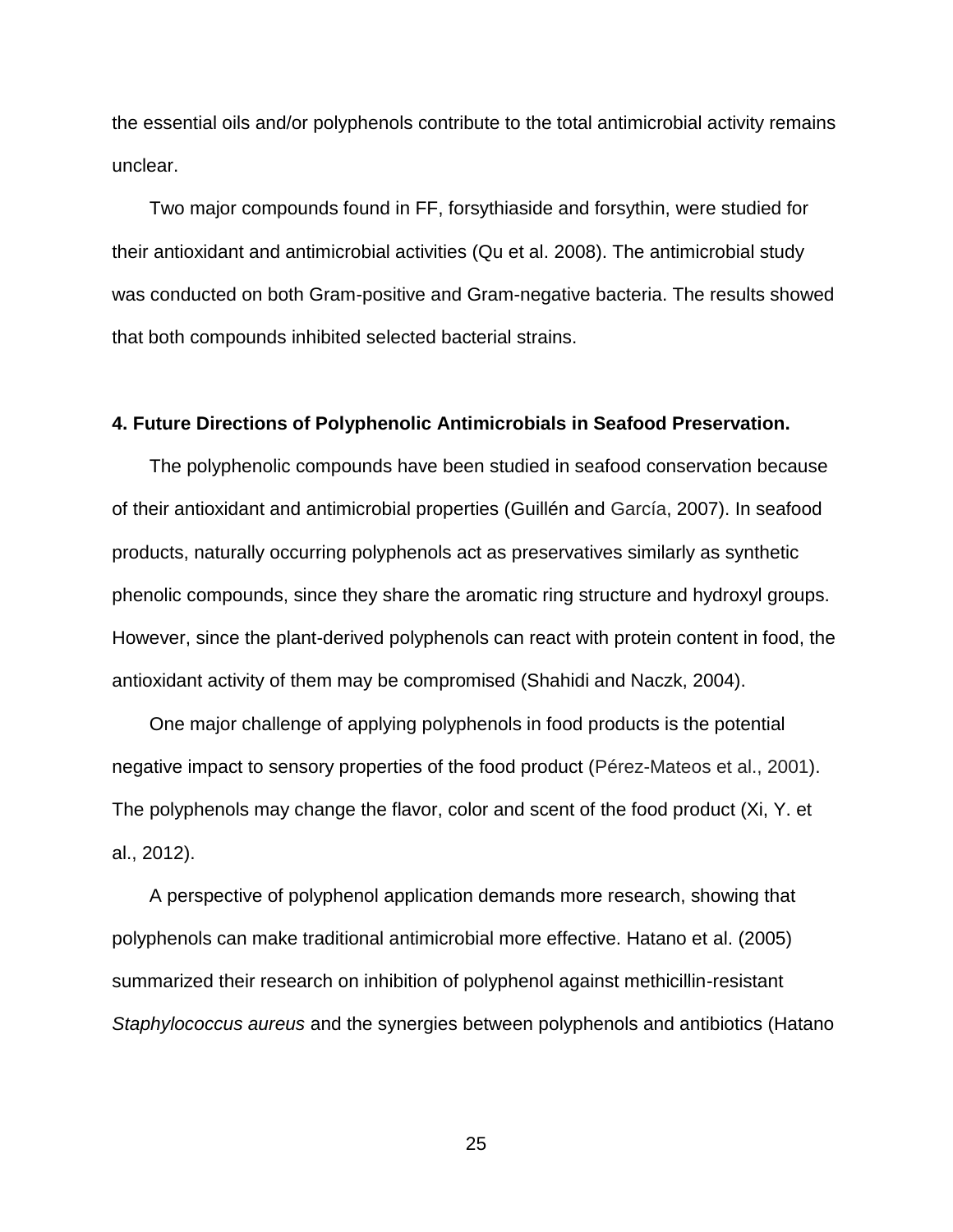the essential oils and/or polyphenols contribute to the total antimicrobial activity remains unclear.

Two major compounds found in FF, forsythiaside and forsythin, were studied for their antioxidant and antimicrobial activities (Qu et al. 2008). The antimicrobial study was conducted on both Gram-positive and Gram-negative bacteria. The results showed that both compounds inhibited selected bacterial strains.

**4. Future Directions of Polyphenolic Antimicrobials in Seafood Preservation.**

The polyphenolic compounds have been studied in seafood conservation because of their antioxidant and antimicrobial properties (Guillén and García, 2007). In seafood products, naturally occurring polyphenols act as preservatives similarly as synthetic phenolic compounds, since they share the aromatic ring structure and hydroxyl groups. However, since the plant-derived polyphenols can react with protein content in food, the antioxidant activity of them may be compromised (Shahidi and Naczk, 2004).

One major challenge of applying polyphenols in food products is the potential negative impact to sensory properties of the food product (Pérez-Mateos et al., 2001). The polyphenols may change the flavor, color and scent of the food product (Xi, Y. et al., 2012).

A perspective of polyphenol application demands more research, showing that polyphenols can make traditional antimicrobial more effective. Hatano et al. (2005) summarized their research on inhibition of polyphenol against methicillin-resistant *Staphylococcus aureus* and the synergies between polyphenols and antibiotics (Hatano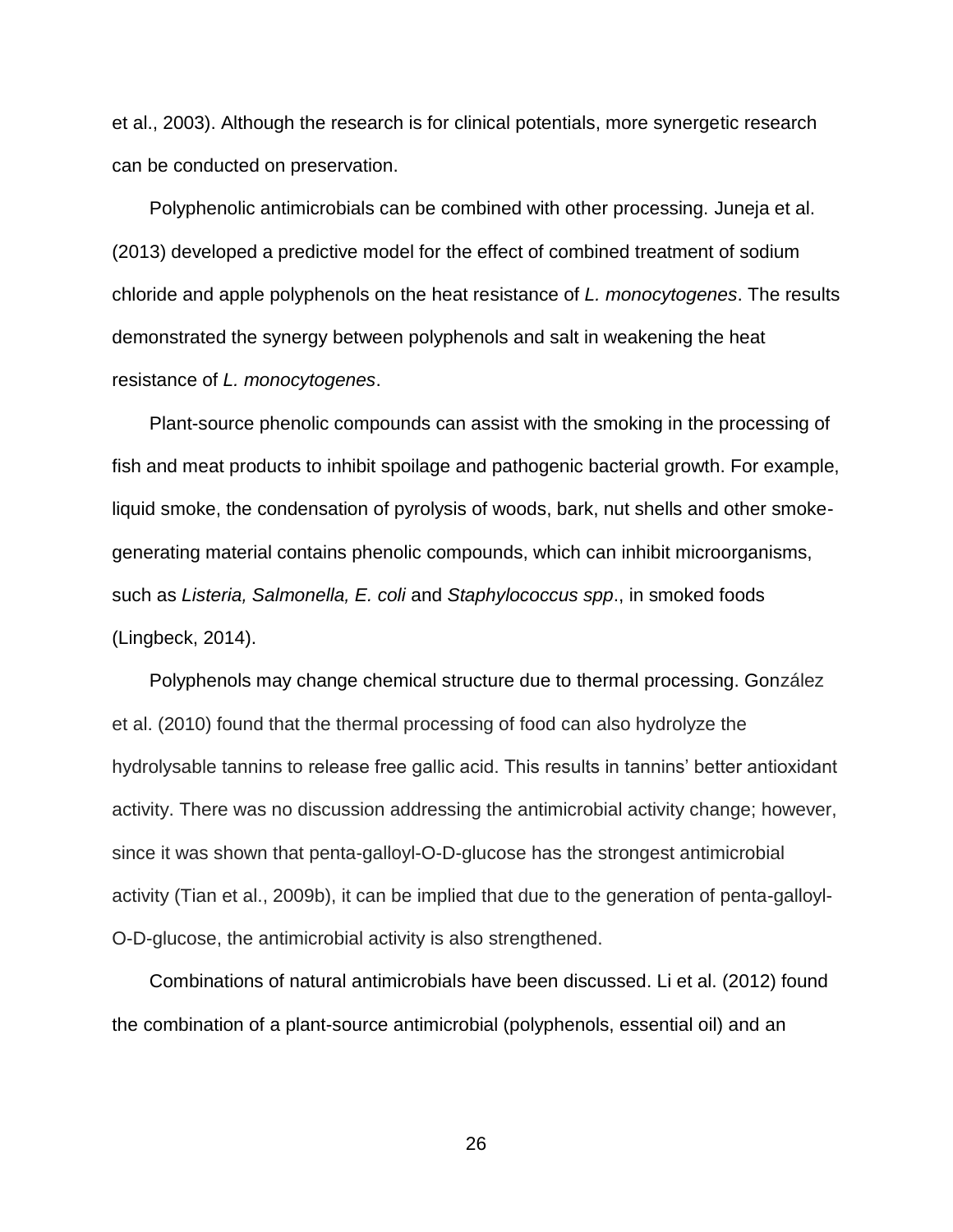et al., 2003). Although the research is for clinical potentials, more synergetic research can be conducted on preservation.

Polyphenolic antimicrobials can be combined with other processing. Juneja et al. (2013) developed a predictive model for the effect of combined treatment of sodium chloride and apple polyphenols on the heat resistance of *L. monocytogenes*. The results demonstrated the synergy between polyphenols and salt in weakening the heat resistance of *L. monocytogenes*.

Plant-source phenolic compounds can assist with the smoking in the processing of fish and meat products to inhibit spoilage and pathogenic bacterial growth. For example, liquid smoke, the condensation of pyrolysis of woods, bark, nut shells and other smoke-generating material contains phenolic compounds, which can inhibit microorganisms, such as *Listeria, Salmonella, E. coli* and *Staphylococcus spp*., in smoked foods (Lingbeck, 2014).

Polyphenols may change chemical structure due to thermal processing. González et al. (2010) found that the thermal processing of food can also hydrolyze the hydrolysable tannins to release free gallic acid. This results in tannins' better antioxidant activity. There was no discussion addressing the antimicrobial activity change; however, since it was shown that penta-galloyl-O-D-glucose has the strongest antimicrobial activity (Tian et al., 2009b), it can be implied that due to the generation of penta-galloyl-O-D-glucose, the antimicrobial activity is also strengthened.

Combinations of natural antimicrobials have been discussed. Li et al. (2012) found the combination of a plant-source antimicrobial (polyphenols, essential oil) and an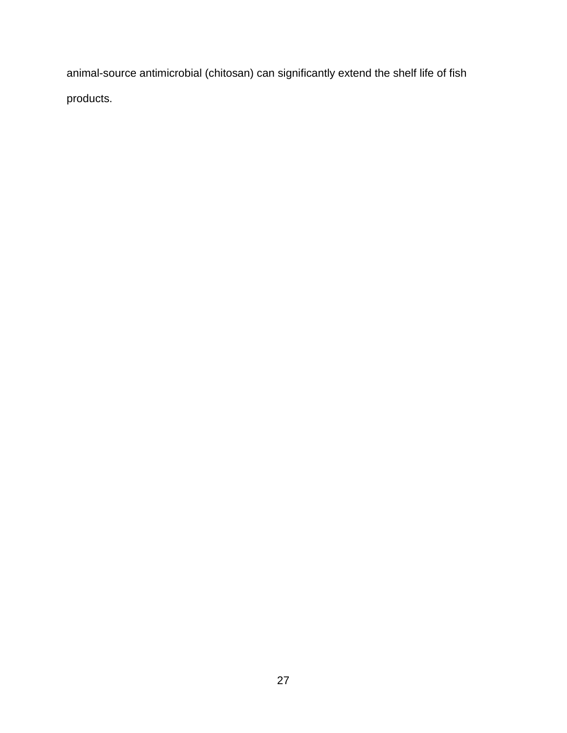animal-source antimicrobial (chitosan) can significantly extend the shelf life of fish products.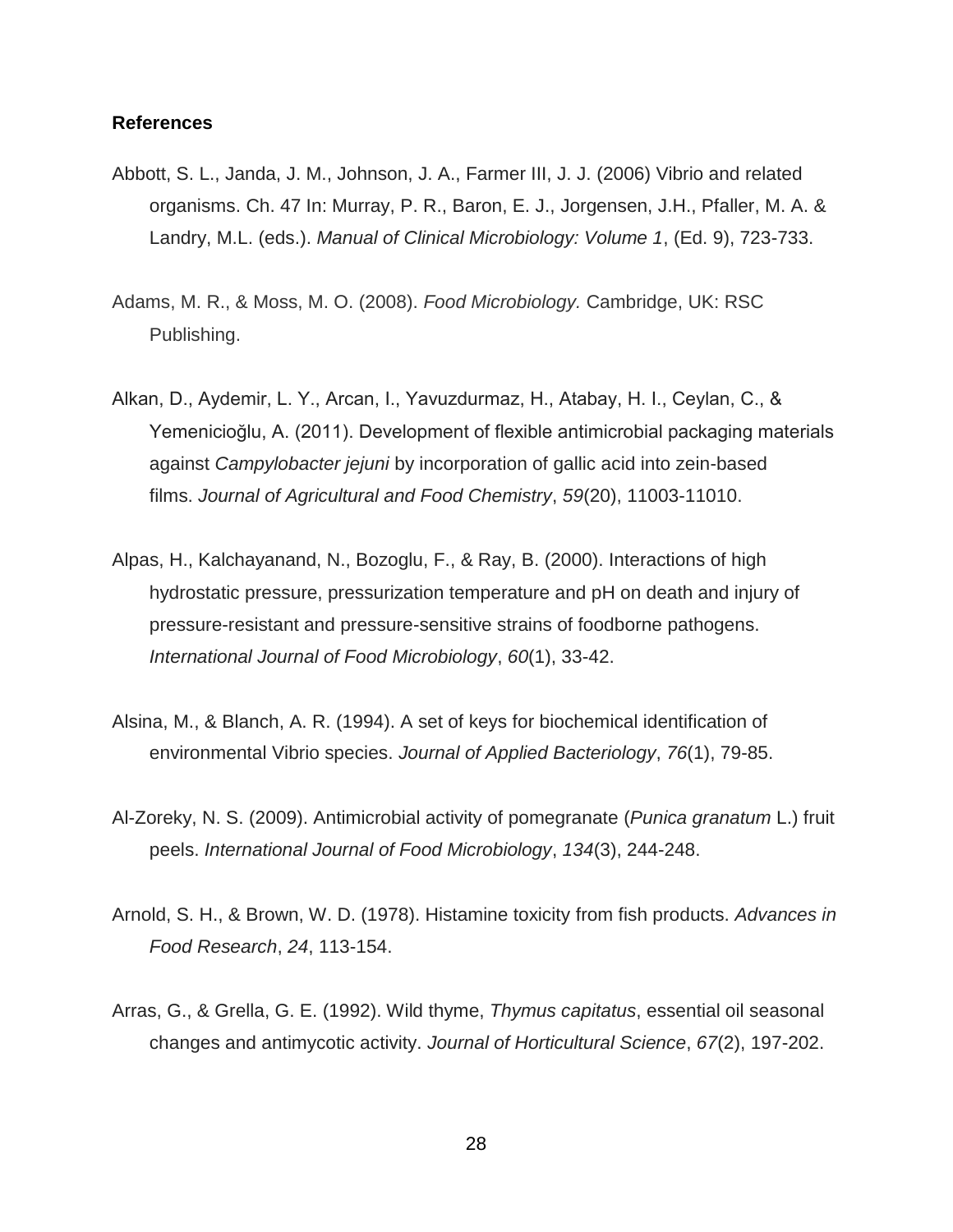## References

Abbott, S. L., Janda, J. M., Johnson, J. A., Farmer III, J. J. (2006) Vibrio and related organisms. Ch. 47 In: Murray, P. R., Baron, E. J., Jorgensen, J.H., Pfaller, M. A. & Landry, M.L. (eds.). *Manual of Clinical Microbiology: Volume 1*, (Ed. 9), 723-733.

Adams, M. R., & Moss, M. O. (2008). *Food Microbiology.* Cambridge, UK: RSC Publishing.

Alkan, D., Aydemir, L. Y., Arcan, I., Yavuzdurmaz, H., Atabay, H. I., Ceylan, C., & Yemenicioğlu, A. (2011). Development of flexible antimicrobial packaging materials against *Campylobacter jejuni* by incorporation of gallic acid into zein-based films. *Journal of Agricultural and Food Chemistry*, *59*(20), 11003-11010.

Alpas, H., Kalchayanand, N., Bozoglu, F., & Ray, B. (2000). Interactions of high hydrostatic pressure, pressurization temperature and pH on death and injury of pressure-resistant and pressure-sensitive strains of foodborne pathogens. *International Journal of Food Microbiology*, *60*(1), 33-42.

Alsina, M., & Blanch, A. R. (1994). A set of keys for biochemical identification of environmental Vibrio species. *Journal of Applied Bacteriology*, *76*(1), 79-85.

Al-Zoreky, N. S. (2009). Antimicrobial activity of pomegranate (*Punica granatum* L.) fruit peels. *International Journal of Food Microbiology*, *134*(3), 244-248.

Arnold, S. H., & Brown, W. D. (1978). Histamine toxicity from fish products. *Advances in Food Research*, *24*, 113-154.

Arras, G., & Grella, G. E. (1992). Wild thyme, *Thymus capitatus*, essential oil seasonal changes and antimycotic activity. *Journal of Horticultural Science*, *67*(2), 197-202.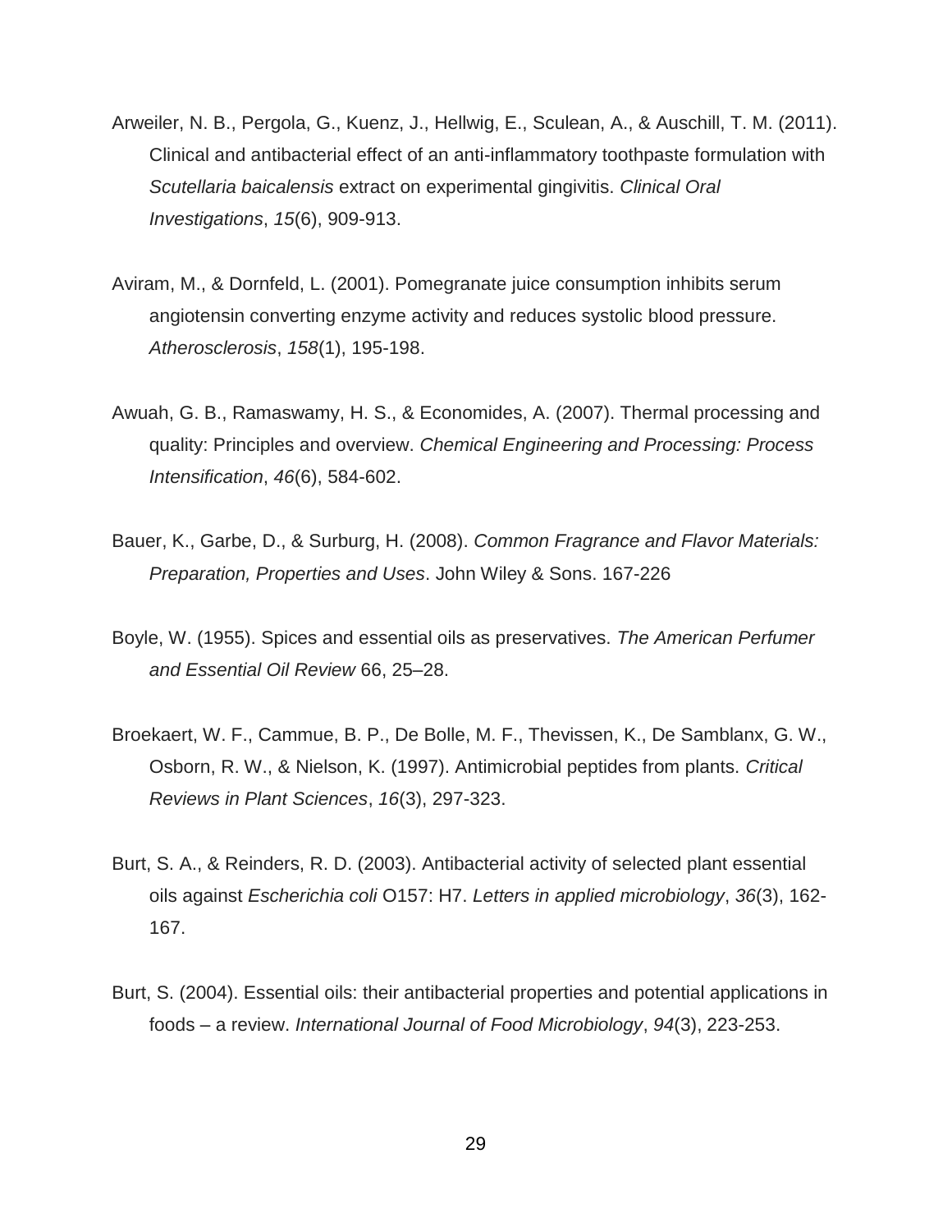Arweiler, N. B., Pergola, G., Kuenz, J., Hellwig, E., Sculean, A., & Auschill, T. M. (2011). Clinical and antibacterial effect of an anti-inflammatory toothpaste formulation with *Scutellaria baicalensis* extract on experimental gingivitis. *Clinical Oral Investigations*, *15*(6), 909-913.

Aviram, M., & Dornfeld, L. (2001). Pomegranate juice consumption inhibits serum angiotensin converting enzyme activity and reduces systolic blood pressure. *Atherosclerosis*, *158*(1), 195-198.

Awuah, G. B., Ramaswamy, H. S., & Economides, A. (2007). Thermal processing and quality: Principles and overview. *Chemical Engineering and Processing: Process Intensification*, *46*(6), 584-602.

Bauer, K., Garbe, D., & Surburg, H. (2008). *Common Fragrance and Flavor Materials: Preparation, Properties and Uses*. John Wiley & Sons. 167-226

Boyle, W. (1955). Spices and essential oils as preservatives. *The American Perfumer and Essential Oil Review* 66, 25–28.

Broekaert, W. F., Cammue, B. P., De Bolle, M. F., Thevissen, K., De Samblanx, G. W., Osborn, R. W., & Nielson, K. (1997). Antimicrobial peptides from plants. *Critical Reviews in Plant Sciences*, *16*(3), 297-323.

Burt, S. A., & Reinders, R. D. (2003). Antibacterial activity of selected plant essential oils against *Escherichia coli* O157: H7. *Letters in applied microbiology*, *36*(3), 162-167.

Burt, S. (2004). Essential oils: their antibacterial properties and potential applications in foods – a review. *International Journal of Food Microbiology*, *94*(3), 223-253.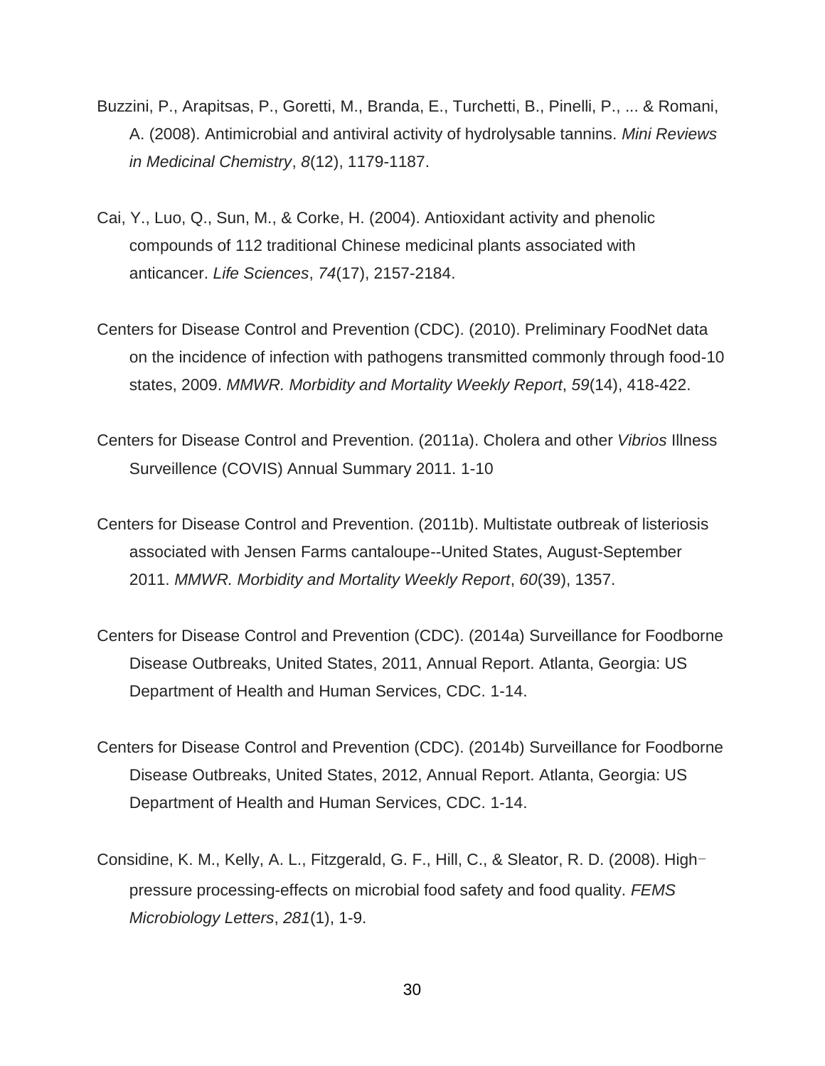Buzzini, P., Arapitsas, P., Goretti, M., Branda, E., Turchetti, B., Pinelli, P., ... & Romani, A. (2008). Antimicrobial and antiviral activity of hydrolysable tannins. *Mini Reviews in Medicinal Chemistry*, *8*(12), 1179-1187.

Cai, Y., Luo, Q., Sun, M., & Corke, H. (2004). Antioxidant activity and phenolic compounds of 112 traditional Chinese medicinal plants associated with anticancer. *Life Sciences*, *74*(17), 2157-2184.

Centers for Disease Control and Prevention (CDC). (2010). Preliminary FoodNet data on the incidence of infection with pathogens transmitted commonly through food-10 states, 2009. *MMWR. Morbidity and Mortality Weekly Report*, *59*(14), 418-422.

Centers for Disease Control and Prevention. (2011a). Cholera and other *Vibrios* Illness Surveillence (COVIS) Annual Summary 2011. 1-10

Centers for Disease Control and Prevention. (2011b). Multistate outbreak of listeriosis associated with Jensen Farms cantaloupe--United States, August-September 2011. *MMWR. Morbidity and Mortality Weekly Report*, *60*(39), 1357.

Centers for Disease Control and Prevention (CDC). (2014a) Surveillance for Foodborne Disease Outbreaks, United States, 2011, Annual Report. Atlanta, Georgia: US Department of Health and Human Services, CDC. 1-14.

Centers for Disease Control and Prevention (CDC). (2014b) Surveillance for Foodborne Disease Outbreaks, United States, 2012, Annual Report. Atlanta, Georgia: US Department of Health and Human Services, CDC. 1-14.

Considine, K. M., Kelly, A. L., Fitzgerald, G. F., Hill, C., & Sleator, R. D. (2008). High‐pressure processing-effects on microbial food safety and food quality. *FEMS Microbiology Letters*, *281*(1), 1-9.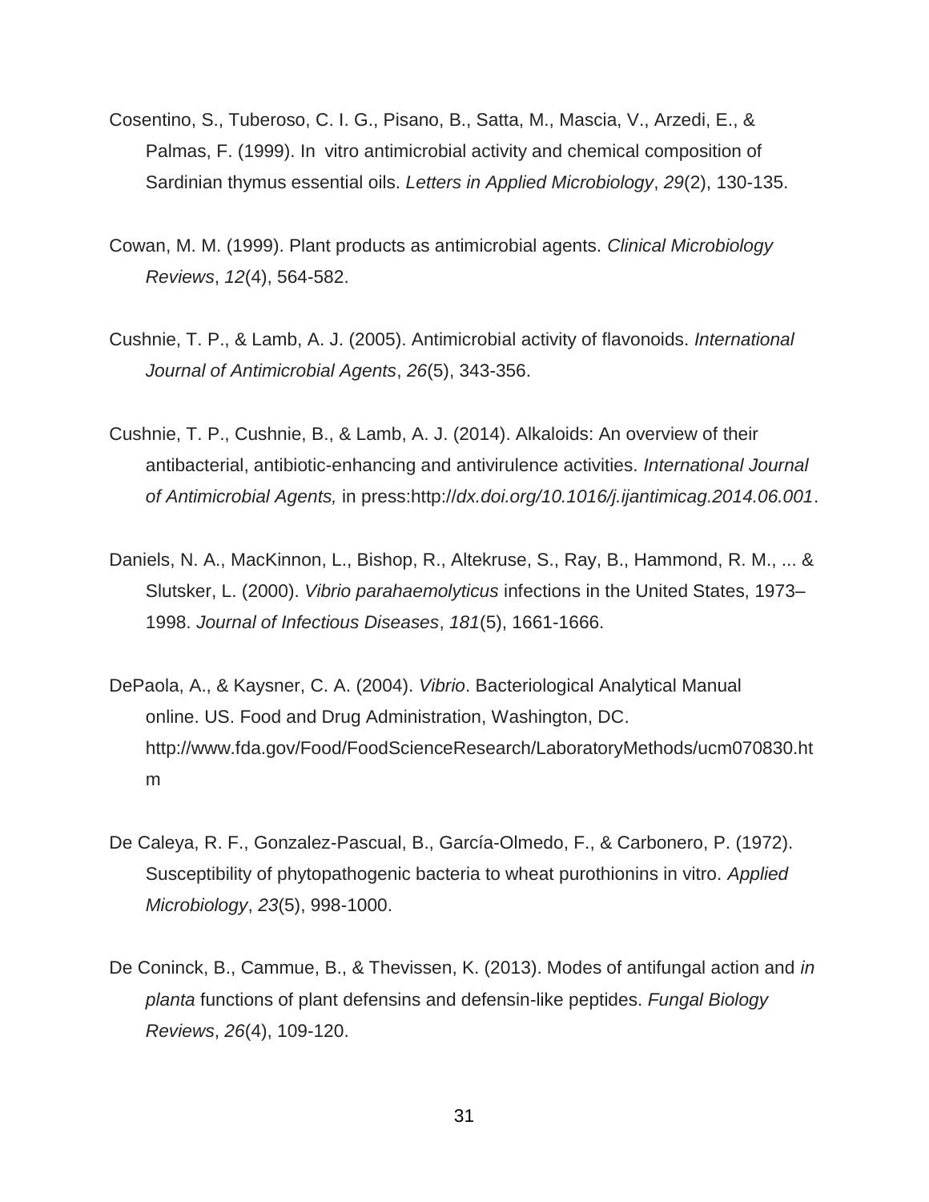Cosentino, S., Tuberoso, C. I. G., Pisano, B., Satta, M., Mascia, V., Arzedi, E., & Palmas, F. (1999). In vitro antimicrobial activity and chemical composition of Sardinian thymus essential oils. *Letters in Applied Microbiology*, *29*(2), 130-135.

Cowan, M. M. (1999). Plant products as antimicrobial agents. *Clinical Microbiology Reviews*, *12*(4), 564-582.

Cushnie, T. P., & Lamb, A. J. (2005). Antimicrobial activity of flavonoids. *International Journal of Antimicrobial Agents*, *26*(5), 343-356.

Cushnie, T. P., Cushnie, B., & Lamb, A. J. (2014). Alkaloids: An overview of their antibacterial, antibiotic-enhancing and antivirulence activities. *International Journal of Antimicrobial Agents,* in press:http://*dx.doi.org/10.1016/j.ijantimicag.2014.06.001*.

Daniels, N. A., MacKinnon, L., Bishop, R., Altekruse, S., Ray, B., Hammond, R. M., ... & Slutsker, L. (2000). *Vibrio parahaemolyticus* infections in the United States, 1973–1998. *Journal of Infectious Diseases*, *181*(5), 1661-1666.

DePaola, A., & Kaysner, C. A. (2004). *Vibrio*. Bacteriological Analytical Manual online. US. Food and Drug Administration, Washington, DC. http://www.fda.gov/Food/FoodScienceResearch/LaboratoryMethods/ucm070830.htm

De Caleya, R. F., Gonzalez-Pascual, B., García-Olmedo, F., & Carbonero, P. (1972). Susceptibility of phytopathogenic bacteria to wheat purothionins in vitro. *Applied Microbiology*, *23*(5), 998-1000.

De Coninck, B., Cammue, B., & Thevissen, K. (2013). Modes of antifungal action and *in planta* functions of plant defensins and defensin-like peptides. *Fungal Biology Reviews*, *26*(4), 109-120.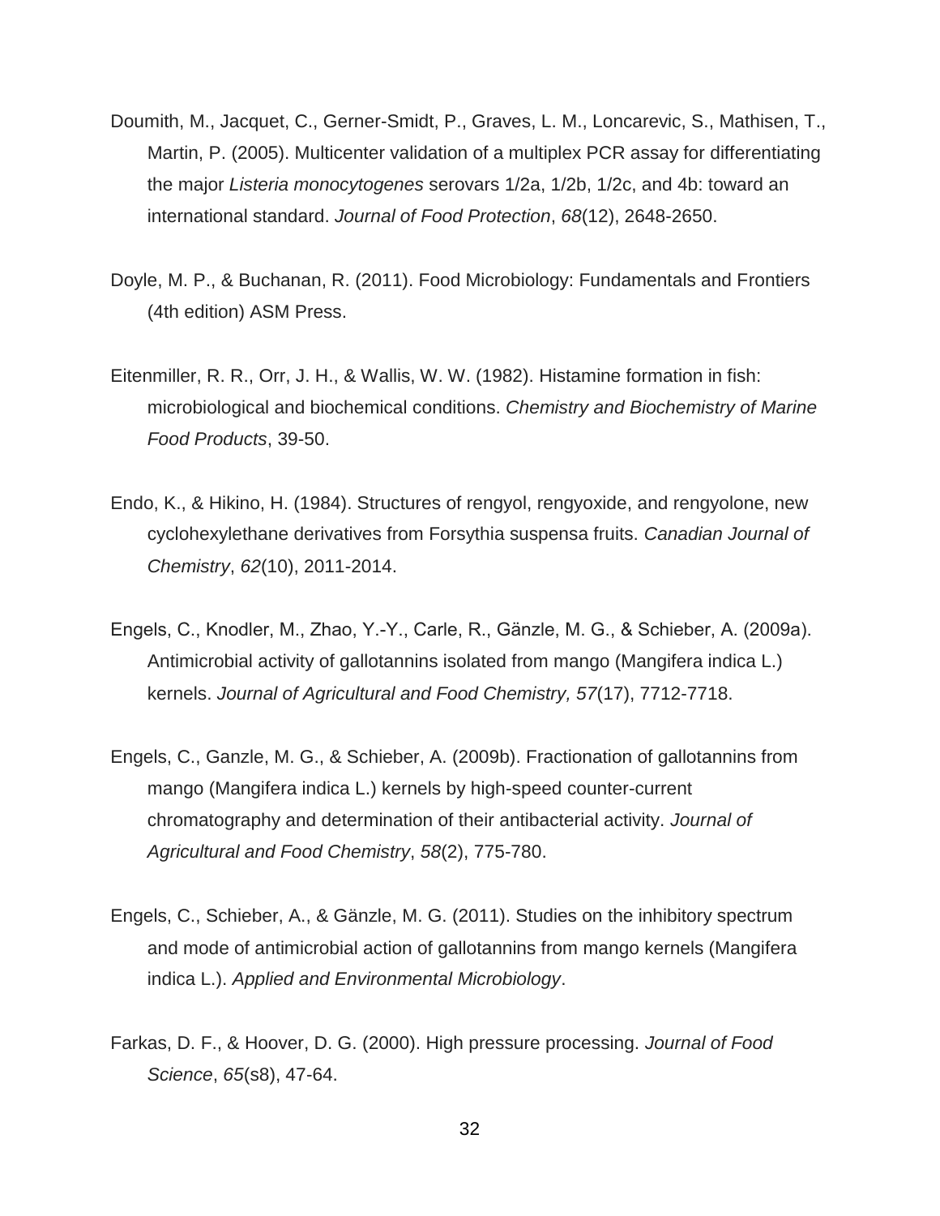Doumith, M., Jacquet, C., Gerner-Smidt, P., Graves, L. M., Loncarevic, S., Mathisen, T., Martin, P. (2005). Multicenter validation of a multiplex PCR assay for differentiating the major *Listeria monocytogenes* serovars 1/2a, 1/2b, 1/2c, and 4b: toward an international standard. *Journal of Food Protection*, *68*(12), 2648-2650.

Doyle, M. P., & Buchanan, R. (2011). Food Microbiology: Fundamentals and Frontiers (4th edition) ASM Press.

Eitenmiller, R. R., Orr, J. H., & Wallis, W. W. (1982). Histamine formation in fish: microbiological and biochemical conditions. *Chemistry and Biochemistry of Marine Food Products*, 39-50.

Endo, K., & Hikino, H. (1984). Structures of rengyol, rengyoxide, and rengyolone, new cyclohexylethane derivatives from Forsythia suspensa fruits. *Canadian Journal of Chemistry*, *62*(10), 2011-2014.

Engels, C., Knodler, M., Zhao, Y.-Y., Carle, R., Gänzle, M. G., & Schieber, A. (2009a). Antimicrobial activity of gallotannins isolated from mango (Mangifera indica L.) kernels. *Journal of Agricultural and Food Chemistry, 57*(17), 7712-7718.

Engels, C., Ganzle, M. G., & Schieber, A. (2009b). Fractionation of gallotannins from mango (Mangifera indica L.) kernels by high-speed counter-current chromatography and determination of their antibacterial activity. *Journal of Agricultural and Food Chemistry*, *58*(2), 775-780.

Engels, C., Schieber, A., & Gänzle, M. G. (2011). Studies on the inhibitory spectrum and mode of antimicrobial action of gallotannins from mango kernels (Mangifera indica L.). *Applied and Environmental Microbiology*.

Farkas, D. F., & Hoover, D. G. (2000). High pressure processing. *Journal of Food Science*, *65*(s8), 47-64.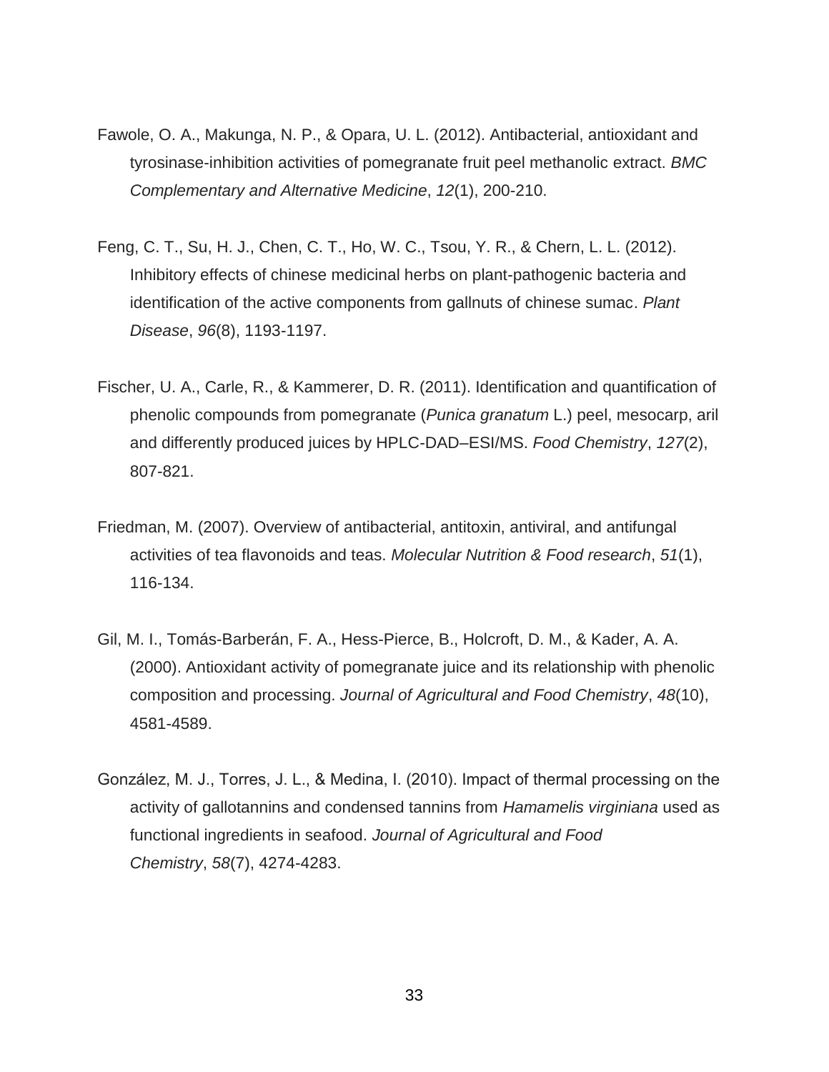Fawole, O. A., Makunga, N. P., & Opara, U. L. (2012). Antibacterial, antioxidant and tyrosinase-inhibition activities of pomegranate fruit peel methanolic extract. *BMC Complementary and Alternative Medicine*, *12*(1), 200-210.

Feng, C. T., Su, H. J., Chen, C. T., Ho, W. C., Tsou, Y. R., & Chern, L. L. (2012). Inhibitory effects of chinese medicinal herbs on plant-pathogenic bacteria and identification of the active components from gallnuts of chinese sumac. *Plant Disease*, *96*(8), 1193-1197.

Fischer, U. A., Carle, R., & Kammerer, D. R. (2011). Identification and quantification of phenolic compounds from pomegranate (*Punica granatum* L.) peel, mesocarp, aril and differently produced juices by HPLC-DAD–ESI/MS. *Food Chemistry*, *127*(2), 807-821.

Friedman, M. (2007). Overview of antibacterial, antitoxin, antiviral, and antifungal activities of tea flavonoids and teas. *Molecular Nutrition & Food research*, *51*(1), 116-134.

Gil, M. I., Tomás-Barberán, F. A., Hess-Pierce, B., Holcroft, D. M., & Kader, A. A. (2000). Antioxidant activity of pomegranate juice and its relationship with phenolic composition and processing. *Journal of Agricultural and Food Chemistry*, *48*(10), 4581-4589.

González, M. J., Torres, J. L., & Medina, I. (2010). Impact of thermal processing on the activity of gallotannins and condensed tannins from *Hamamelis virginiana* used as functional ingredients in seafood. *Journal of Agricultural and Food Chemistry*, *58*(7), 4274-4283.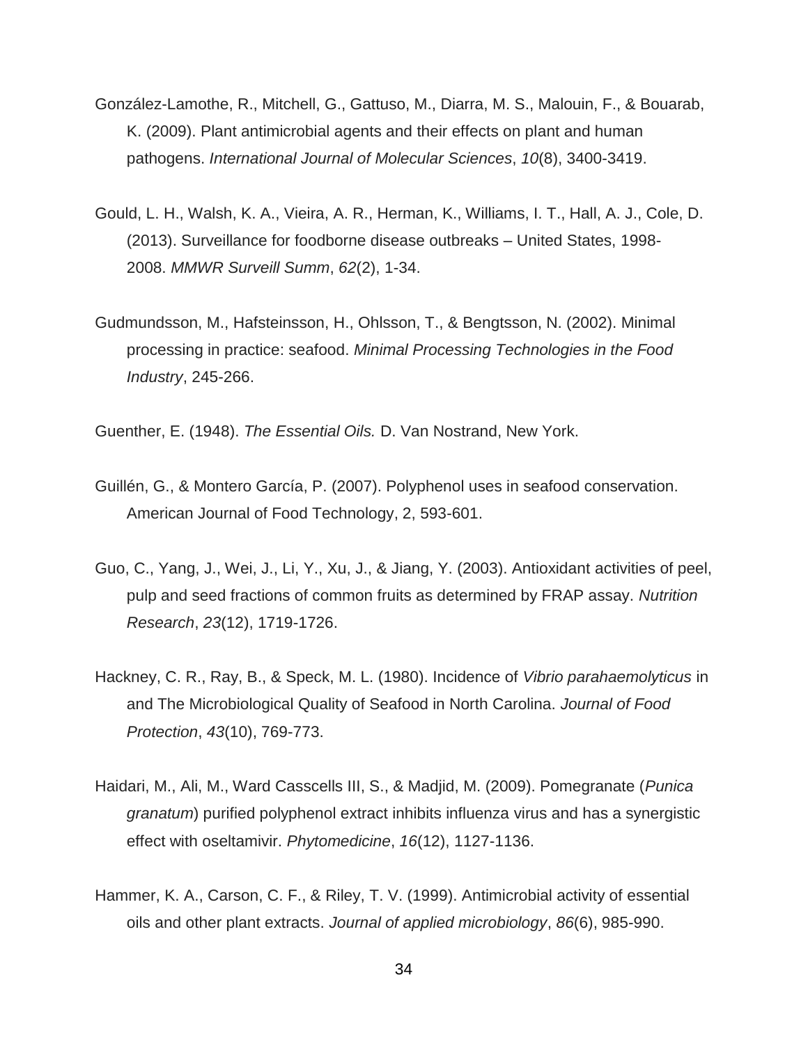González-Lamothe, R., Mitchell, G., Gattuso, M., Diarra, M. S., Malouin, F., & Bouarab, K. (2009). Plant antimicrobial agents and their effects on plant and human pathogens. *International Journal of Molecular Sciences*, *10*(8), 3400-3419.

Gould, L. H., Walsh, K. A., Vieira, A. R., Herman, K., Williams, I. T., Hall, A. J., Cole, D. (2013). Surveillance for foodborne disease outbreaks – United States, 1998-2008. *MMWR Surveill Summ*, *62*(2), 1-34.

Gudmundsson, M., Hafsteinsson, H., Ohlsson, T., & Bengtsson, N. (2002). Minimal processing in practice: seafood. *Minimal Processing Technologies in the Food Industry*, 245-266.

Guenther, E. (1948). *The Essential Oils.* D. Van Nostrand, New York.

Guillén, G., & Montero García, P. (2007). Polyphenol uses in seafood conservation. American Journal of Food Technology, 2, 593-601.

Guo, C., Yang, J., Wei, J., Li, Y., Xu, J., & Jiang, Y. (2003). Antioxidant activities of peel, pulp and seed fractions of common fruits as determined by FRAP assay. *Nutrition Research*, *23*(12), 1719-1726.

Hackney, C. R., Ray, B., & Speck, M. L. (1980). Incidence of *Vibrio parahaemolyticus* in and The Microbiological Quality of Seafood in North Carolina. *Journal of Food Protection*, *43*(10), 769-773.

Haidari, M., Ali, M., Ward Casscells III, S., & Madjid, M. (2009). Pomegranate (*Punica granatum*) purified polyphenol extract inhibits influenza virus and has a synergistic effect with oseltamivir. *Phytomedicine*, *16*(12), 1127-1136.

Hammer, K. A., Carson, C. F., & Riley, T. V. (1999). Antimicrobial activity of essential oils and other plant extracts. *Journal of applied microbiology*, *86*(6), 985-990.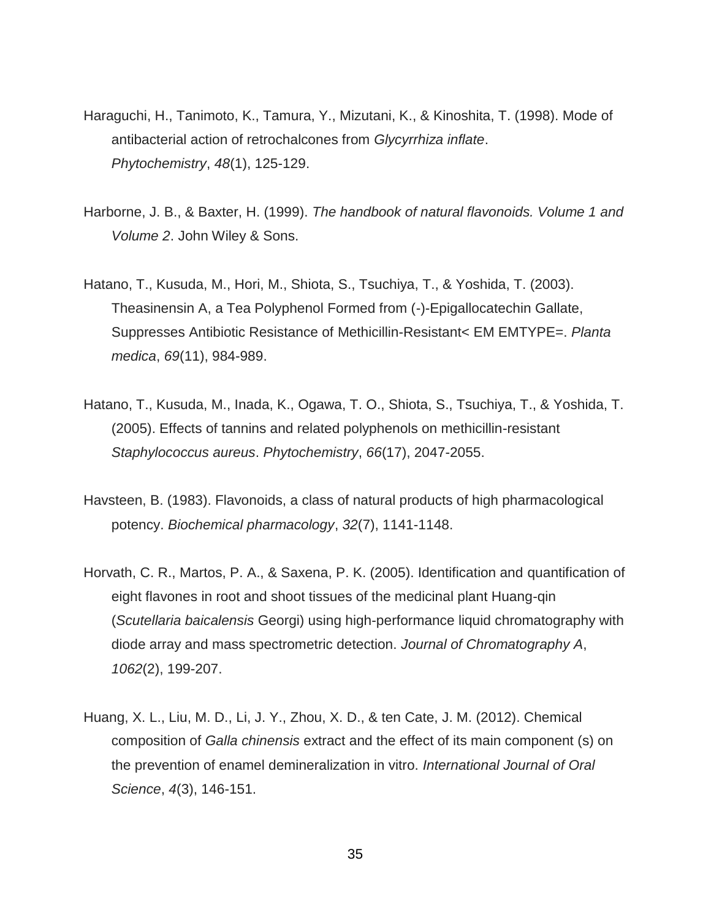Haraguchi, H., Tanimoto, K., Tamura, Y., Mizutani, K., & Kinoshita, T. (1998). Mode of antibacterial action of retrochalcones from *Glycyrrhiza inflate*. *Phytochemistry*, *48*(1), 125-129.

Harborne, J. B., & Baxter, H. (1999). *The handbook of natural flavonoids. Volume 1 and Volume 2*. John Wiley & Sons.

Hatano, T., Kusuda, M., Hori, M., Shiota, S., Tsuchiya, T., & Yoshida, T. (2003). Theasinensin A, a Tea Polyphenol Formed from (-)-Epigallocatechin Gallate, Suppresses Antibiotic Resistance of Methicillin-Resistant< EM EMTYPE=. *Planta medica*, *69*(11), 984-989.

Hatano, T., Kusuda, M., Inada, K., Ogawa, T. O., Shiota, S., Tsuchiya, T., & Yoshida, T. (2005). Effects of tannins and related polyphenols on methicillin-resistant *Staphylococcus aureus*. *Phytochemistry*, *66*(17), 2047-2055.

Havsteen, B. (1983). Flavonoids, a class of natural products of high pharmacological potency. *Biochemical pharmacology*, *32*(7), 1141-1148.

Horvath, C. R., Martos, P. A., & Saxena, P. K. (2005). Identification and quantification of eight flavones in root and shoot tissues of the medicinal plant Huang-qin (*Scutellaria baicalensis* Georgi) using high-performance liquid chromatography with diode array and mass spectrometric detection. *Journal of Chromatography A*, *1062*(2), 199-207.

Huang, X. L., Liu, M. D., Li, J. Y., Zhou, X. D., & ten Cate, J. M. (2012). Chemical composition of *Galla chinensis* extract and the effect of its main component (s) on the prevention of enamel demineralization in vitro. *International Journal of Oral Science*, *4*(3), 146-151.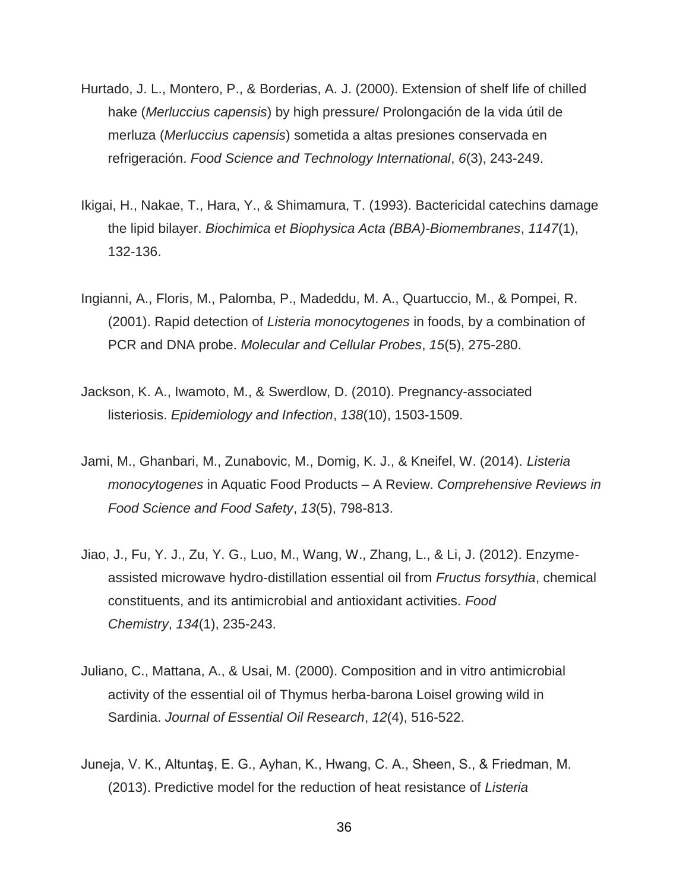Hurtado, J. L., Montero, P., & Borderias, A. J. (2000). Extension of shelf life of chilled hake (*Merluccius capensis*) by high pressure/ Prolongación de la vida útil de merluza (*Merluccius capensis*) sometida a altas presiones conservada en refrigeración. *Food Science and Technology International*, *6*(3), 243-249.

Ikigai, H., Nakae, T., Hara, Y., & Shimamura, T. (1993). Bactericidal catechins damage the lipid bilayer. *Biochimica et Biophysica Acta (BBA)-Biomembranes*, *1147*(1), 132-136.

Ingianni, A., Floris, M., Palomba, P., Madeddu, M. A., Quartuccio, M., & Pompei, R. (2001). Rapid detection of *Listeria monocytogenes* in foods, by a combination of PCR and DNA probe. *Molecular and Cellular Probes*, *15*(5), 275-280.

Jackson, K. A., Iwamoto, M., & Swerdlow, D. (2010). Pregnancy-associated listeriosis. *Epidemiology and Infection*, *138*(10), 1503-1509.

Jami, M., Ghanbari, M., Zunabovic, M., Domig, K. J., & Kneifel, W. (2014). *Listeria monocytogenes* in Aquatic Food Products – A Review. *Comprehensive Reviews in Food Science and Food Safety*, *13*(5), 798-813.

Jiao, J., Fu, Y. J., Zu, Y. G., Luo, M., Wang, W., Zhang, L., & Li, J. (2012). Enzyme-assisted microwave hydro-distillation essential oil from *Fructus forsythia*, chemical constituents, and its antimicrobial and antioxidant activities. *Food Chemistry*, *134*(1), 235-243.

Juliano, C., Mattana, A., & Usai, M. (2000). Composition and in vitro antimicrobial activity of the essential oil of Thymus herba-barona Loisel growing wild in Sardinia. *Journal of Essential Oil Research*, *12*(4), 516-522.

Juneja, V. K., Altuntaş, E. G., Ayhan, K., Hwang, C. A., Sheen, S., & Friedman, M. (2013). Predictive model for the reduction of heat resistance of *Listeria*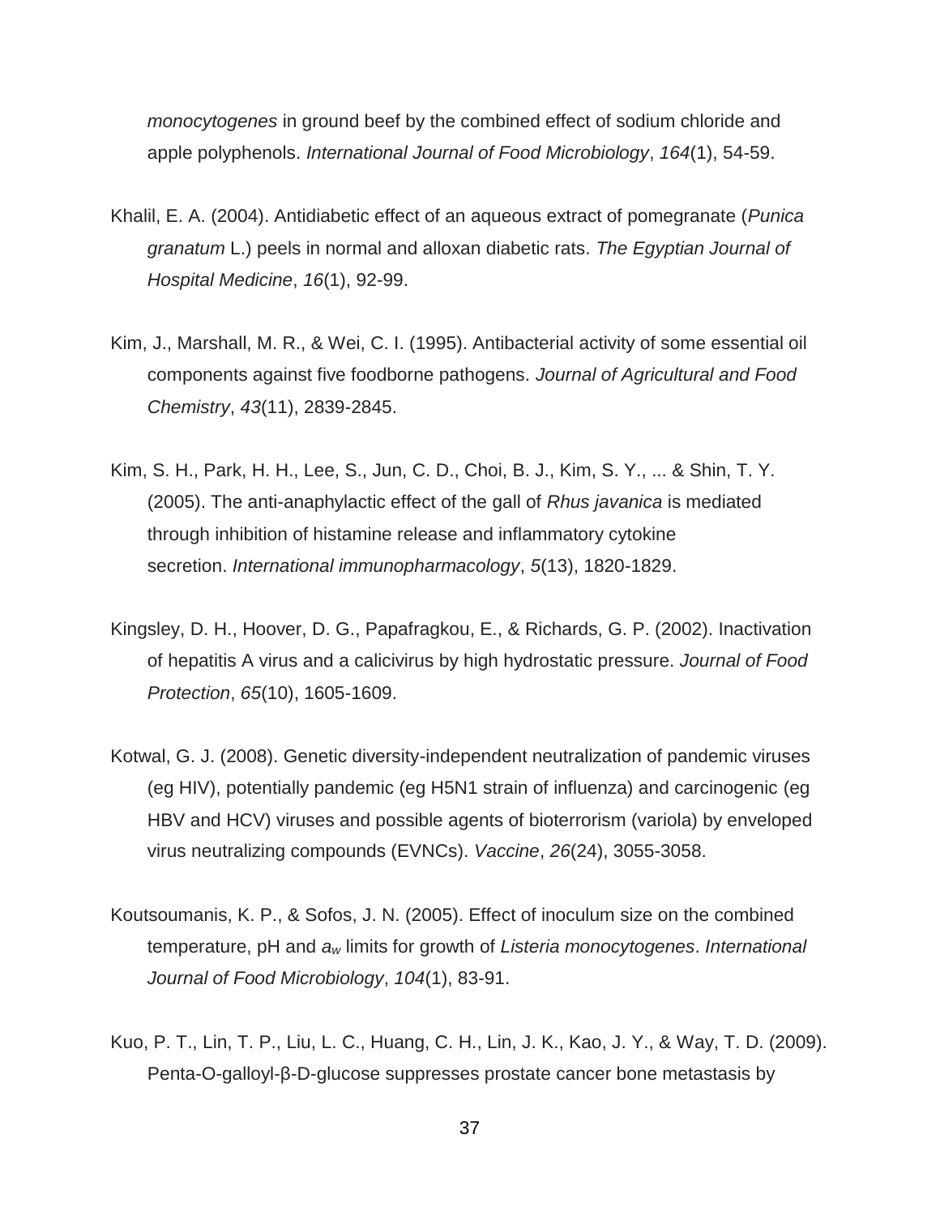*monocytogenes* in ground beef by the combined effect of sodium chloride and apple polyphenols. *International Journal of Food Microbiology*, *164*(1), 54-59.

Khalil, E. A. (2004). Antidiabetic effect of an aqueous extract of pomegranate (*Punica granatum* L.) peels in normal and alloxan diabetic rats. *The Egyptian Journal of Hospital Medicine*, *16*(1), 92-99.

Kim, J., Marshall, M. R., & Wei, C. I. (1995). Antibacterial activity of some essential oil components against five foodborne pathogens. *Journal of Agricultural and Food Chemistry*, *43*(11), 2839-2845.

Kim, S. H., Park, H. H., Lee, S., Jun, C. D., Choi, B. J., Kim, S. Y., ... & Shin, T. Y. (2005). The anti-anaphylactic effect of the gall of *Rhus javanica* is mediated through inhibition of histamine release and inflammatory cytokine secretion. *International immunopharmacology*, *5*(13), 1820-1829.

Kingsley, D. H., Hoover, D. G., Papafragkou, E., & Richards, G. P. (2002). Inactivation of hepatitis A virus and a calicivirus by high hydrostatic pressure. *Journal of Food Protection*, *65*(10), 1605-1609.

Kotwal, G. J. (2008). Genetic diversity-independent neutralization of pandemic viruses (eg HIV), potentially pandemic (eg H5N1 strain of influenza) and carcinogenic (eg HBV and HCV) viruses and possible agents of bioterrorism (variola) by enveloped virus neutralizing compounds (EVNCs). *Vaccine*, *26*(24), 3055-3058.

Koutsoumanis, K. P., & Sofos, J. N. (2005). Effect of inoculum size on the combined temperature, pH and $a_w$ limits for growth of *Listeria monocytogenes*. *International Journal of Food Microbiology*, *104*(1), 83-91.

Kuo, P. T., Lin, T. P., Liu, L. C., Huang, C. H., Lin, J. K., Kao, J. Y., & Way, T. D. (2009). Penta-O-galloyl-β-D-glucose suppresses prostate cancer bone metastasis by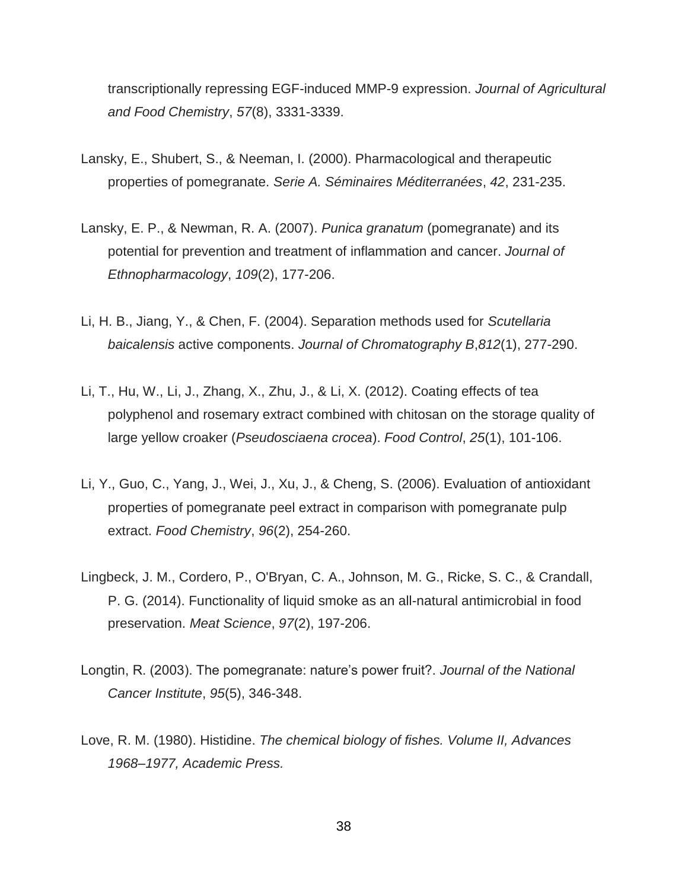transcriptionally repressing EGF-induced MMP-9 expression. *Journal of Agricultural and Food Chemistry*, *57*(8), 3331-3339.

Lansky, E., Shubert, S., & Neeman, I. (2000). Pharmacological and therapeutic properties of pomegranate. *Serie A. Séminaires Méditerranées*, *42*, 231-235.

Lansky, E. P., & Newman, R. A. (2007). *Punica granatum* (pomegranate) and its potential for prevention and treatment of inflammation and cancer. *Journal of Ethnopharmacology*, *109*(2), 177-206.

Li, H. B., Jiang, Y., & Chen, F. (2004). Separation methods used for *Scutellaria baicalensis* active components. *Journal of Chromatography B*,*812*(1), 277-290.

Li, T., Hu, W., Li, J., Zhang, X., Zhu, J., & Li, X. (2012). Coating effects of tea polyphenol and rosemary extract combined with chitosan on the storage quality of large yellow croaker (*Pseudosciaena crocea*). *Food Control*, *25*(1), 101-106.

Li, Y., Guo, C., Yang, J., Wei, J., Xu, J., & Cheng, S. (2006). Evaluation of antioxidant properties of pomegranate peel extract in comparison with pomegranate pulp extract. *Food Chemistry*, *96*(2), 254-260.

Lingbeck, J. M., Cordero, P., O'Bryan, C. A., Johnson, M. G., Ricke, S. C., & Crandall, P. G. (2014). Functionality of liquid smoke as an all-natural antimicrobial in food preservation. *Meat Science*, *97*(2), 197-206.

Longtin, R. (2003). The pomegranate: nature's power fruit?. *Journal of the National Cancer Institute*, *95*(5), 346-348.

Love, R. M. (1980). Histidine. *The chemical biology of fishes. Volume II, Advances 1968–1977, Academic Press.*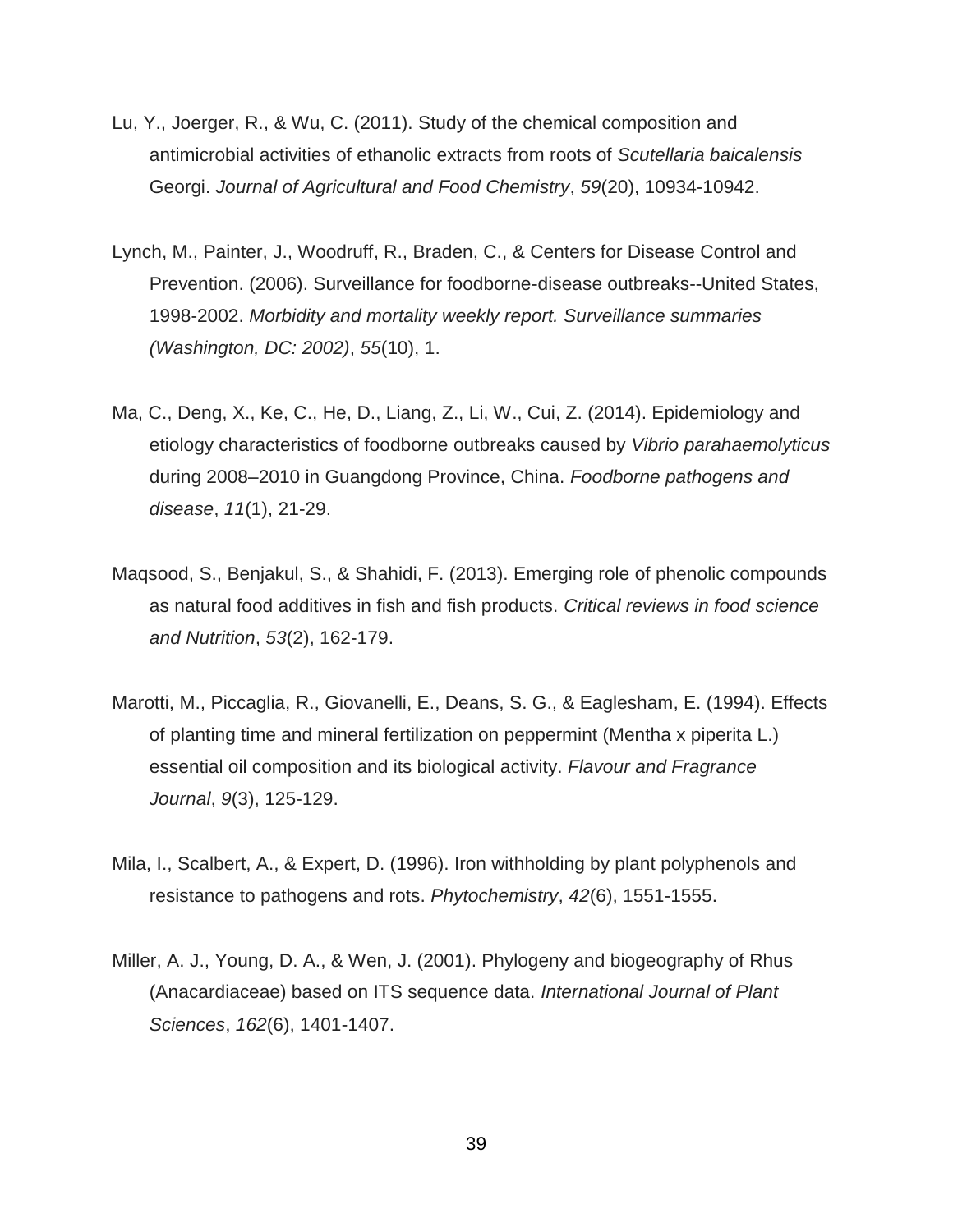Lu, Y., Joerger, R., & Wu, C. (2011). Study of the chemical composition and antimicrobial activities of ethanolic extracts from roots of *Scutellaria baicalensis* Georgi. *Journal of Agricultural and Food Chemistry*, *59*(20), 10934-10942.

Lynch, M., Painter, J., Woodruff, R., Braden, C., & Centers for Disease Control and Prevention. (2006). Surveillance for foodborne-disease outbreaks--United States, 1998-2002. *Morbidity and mortality weekly report. Surveillance summaries (Washington, DC: 2002)*, *55*(10), 1.

Ma, C., Deng, X., Ke, C., He, D., Liang, Z., Li, W., Cui, Z. (2014). Epidemiology and etiology characteristics of foodborne outbreaks caused by *Vibrio parahaemolyticus* during 2008–2010 in Guangdong Province, China. *Foodborne pathogens and disease*, *11*(1), 21-29.

Maqsood, S., Benjakul, S., & Shahidi, F. (2013). Emerging role of phenolic compounds as natural food additives in fish and fish products. *Critical reviews in food science and Nutrition*, *53*(2), 162-179.

Marotti, M., Piccaglia, R., Giovanelli, E., Deans, S. G., & Eaglesham, E. (1994). Effects of planting time and mineral fertilization on peppermint (Mentha x piperita L.) essential oil composition and its biological activity. *Flavour and Fragrance Journal*, *9*(3), 125-129.

Mila, I., Scalbert, A., & Expert, D. (1996). Iron withholding by plant polyphenols and resistance to pathogens and rots. *Phytochemistry*, *42*(6), 1551-1555.

Miller, A. J., Young, D. A., & Wen, J. (2001). Phylogeny and biogeography of Rhus (Anacardiaceae) based on ITS sequence data. *International Journal of Plant Sciences*, *162*(6), 1401-1407.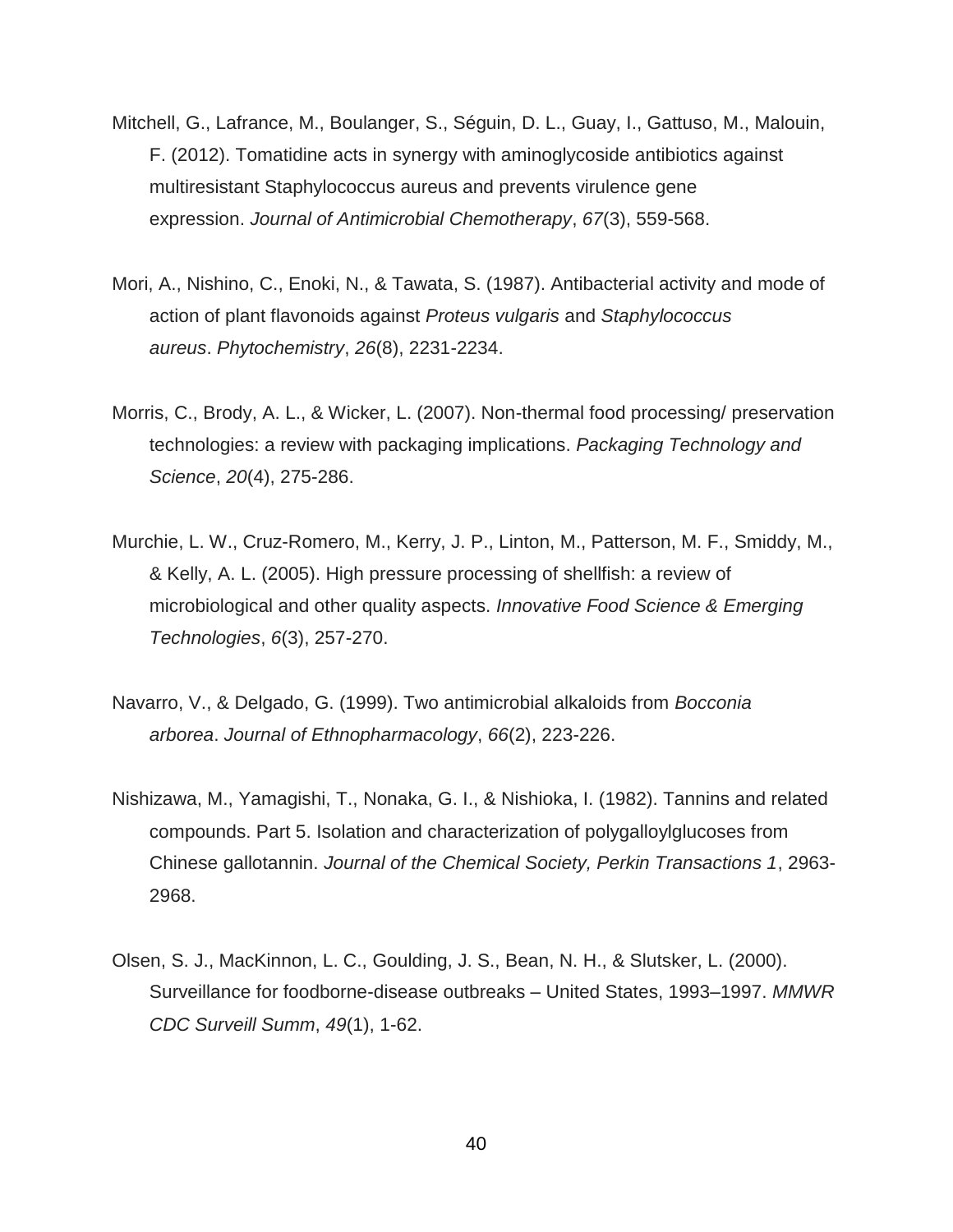Mitchell, G., Lafrance, M., Boulanger, S., Séguin, D. L., Guay, I., Gattuso, M., Malouin, F. (2012). Tomatidine acts in synergy with aminoglycoside antibiotics against multiresistant Staphylococcus aureus and prevents virulence gene expression. *Journal of Antimicrobial Chemotherapy*, *67*(3), 559-568.

Mori, A., Nishino, C., Enoki, N., & Tawata, S. (1987). Antibacterial activity and mode of action of plant flavonoids against *Proteus vulgaris* and *Staphylococcus aureus*. *Phytochemistry*, *26*(8), 2231-2234.

Morris, C., Brody, A. L., & Wicker, L. (2007). Non-thermal food processing/ preservation technologies: a review with packaging implications. *Packaging Technology and Science*, *20*(4), 275-286.

Murchie, L. W., Cruz-Romero, M., Kerry, J. P., Linton, M., Patterson, M. F., Smiddy, M., & Kelly, A. L. (2005). High pressure processing of shellfish: a review of microbiological and other quality aspects. *Innovative Food Science & Emerging Technologies*, *6*(3), 257-270.

Navarro, V., & Delgado, G. (1999). Two antimicrobial alkaloids from *Bocconia arborea*. *Journal of Ethnopharmacology*, *66*(2), 223-226.

Nishizawa, M., Yamagishi, T., Nonaka, G. I., & Nishioka, I. (1982). Tannins and related compounds. Part 5. Isolation and characterization of polygalloylglucoses from Chinese gallotannin. *Journal of the Chemical Society, Perkin Transactions 1*, 2963-2968.

Olsen, S. J., MacKinnon, L. C., Goulding, J. S., Bean, N. H., & Slutsker, L. (2000). Surveillance for foodborne-disease outbreaks – United States, 1993–1997. *MMWR CDC Surveill Summ*, *49*(1), 1-62.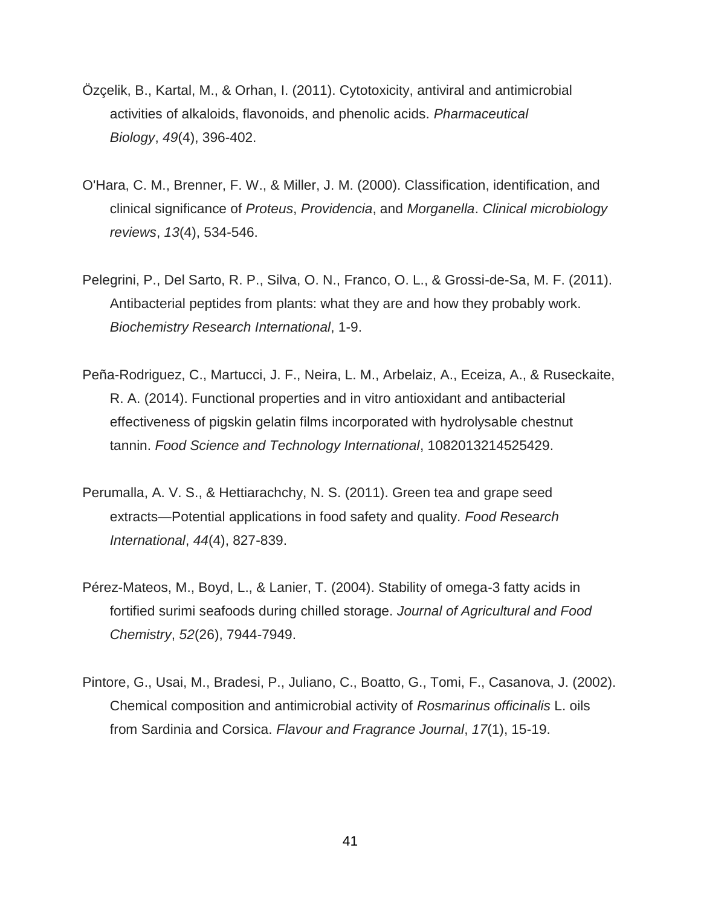Özçelik, B., Kartal, M., & Orhan, I. (2011). Cytotoxicity, antiviral and antimicrobial activities of alkaloids, flavonoids, and phenolic acids. *Pharmaceutical Biology*, *49*(4), 396-402.

O'Hara, C. M., Brenner, F. W., & Miller, J. M. (2000). Classification, identification, and clinical significance of *Proteus*, *Providencia*, and *Morganella*. *Clinical microbiology reviews*, *13*(4), 534-546.

Pelegrini, P., Del Sarto, R. P., Silva, O. N., Franco, O. L., & Grossi-de-Sa, M. F. (2011). Antibacterial peptides from plants: what they are and how they probably work. *Biochemistry Research International*, 1-9.

Peña-Rodriguez, C., Martucci, J. F., Neira, L. M., Arbelaiz, A., Eceiza, A., & Ruseckaite, R. A. (2014). Functional properties and in vitro antioxidant and antibacterial effectiveness of pigskin gelatin films incorporated with hydrolysable chestnut tannin. *Food Science and Technology International*, 1082013214525429.

Perumalla, A. V. S., & Hettiarachchy, N. S. (2011). Green tea and grape seed extracts—Potential applications in food safety and quality. *Food Research International*, *44*(4), 827-839.

Pérez-Mateos, M., Boyd, L., & Lanier, T. (2004). Stability of omega-3 fatty acids in fortified surimi seafoods during chilled storage. *Journal of Agricultural and Food Chemistry*, *52*(26), 7944-7949.

Pintore, G., Usai, M., Bradesi, P., Juliano, C., Boatto, G., Tomi, F., Casanova, J. (2002). Chemical composition and antimicrobial activity of *Rosmarinus officinalis* L. oils from Sardinia and Corsica. *Flavour and Fragrance Journal*, *17*(1), 15-19.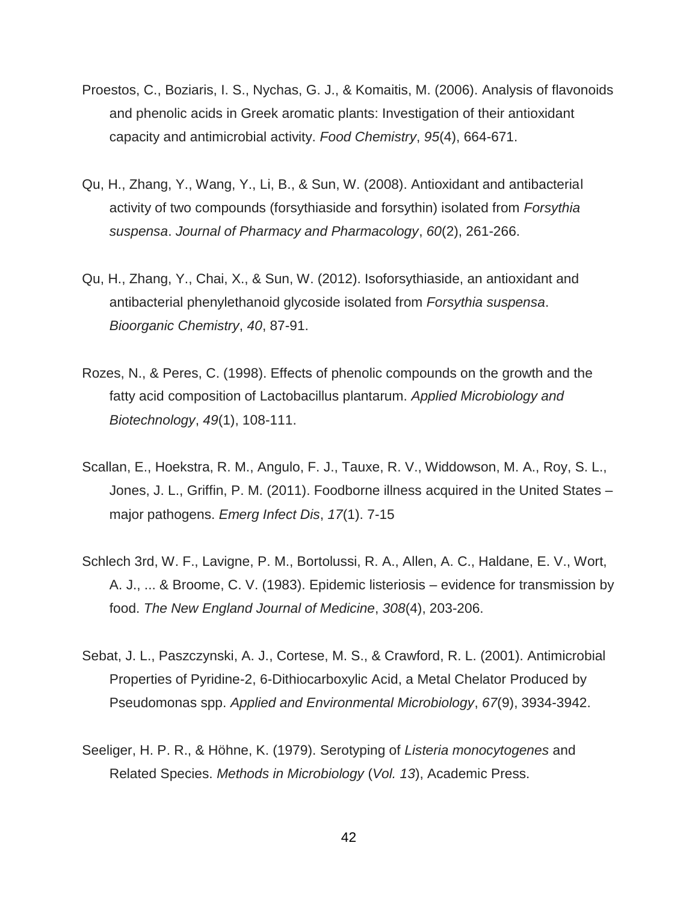Proestos, C., Boziaris, I. S., Nychas, G. J., & Komaitis, M. (2006). Analysis of flavonoids and phenolic acids in Greek aromatic plants: Investigation of their antioxidant capacity and antimicrobial activity. *Food Chemistry*, *95*(4), 664-671.

Qu, H., Zhang, Y., Wang, Y., Li, B., & Sun, W. (2008). Antioxidant and antibacterial activity of two compounds (forsythiaside and forsythin) isolated from *Forsythia suspensa*. *Journal of Pharmacy and Pharmacology*, *60*(2), 261-266.

Qu, H., Zhang, Y., Chai, X., & Sun, W. (2012). Isoforsythiaside, an antioxidant and antibacterial phenylethanoid glycoside isolated from *Forsythia suspensa*. *Bioorganic Chemistry*, *40*, 87-91.

Rozes, N., & Peres, C. (1998). Effects of phenolic compounds on the growth and the fatty acid composition of Lactobacillus plantarum. *Applied Microbiology and Biotechnology*, *49*(1), 108-111.

Scallan, E., Hoekstra, R. M., Angulo, F. J., Tauxe, R. V., Widdowson, M. A., Roy, S. L., Jones, J. L., Griffin, P. M. (2011). Foodborne illness acquired in the United States – major pathogens. *Emerg Infect Dis*, *17*(1). 7-15

Schlech 3rd, W. F., Lavigne, P. M., Bortolussi, R. A., Allen, A. C., Haldane, E. V., Wort, A. J., ... & Broome, C. V. (1983). Epidemic listeriosis – evidence for transmission by food. *The New England Journal of Medicine*, *308*(4), 203-206.

Sebat, J. L., Paszczynski, A. J., Cortese, M. S., & Crawford, R. L. (2001). Antimicrobial Properties of Pyridine-2, 6-Dithiocarboxylic Acid, a Metal Chelator Produced by Pseudomonas spp. *Applied and Environmental Microbiology*, *67*(9), 3934-3942.

Seeliger, H. P. R., & Höhne, K. (1979). Serotyping of *Listeria monocytogenes* and Related Species. *Methods in Microbiology* (*Vol. 13*), Academic Press.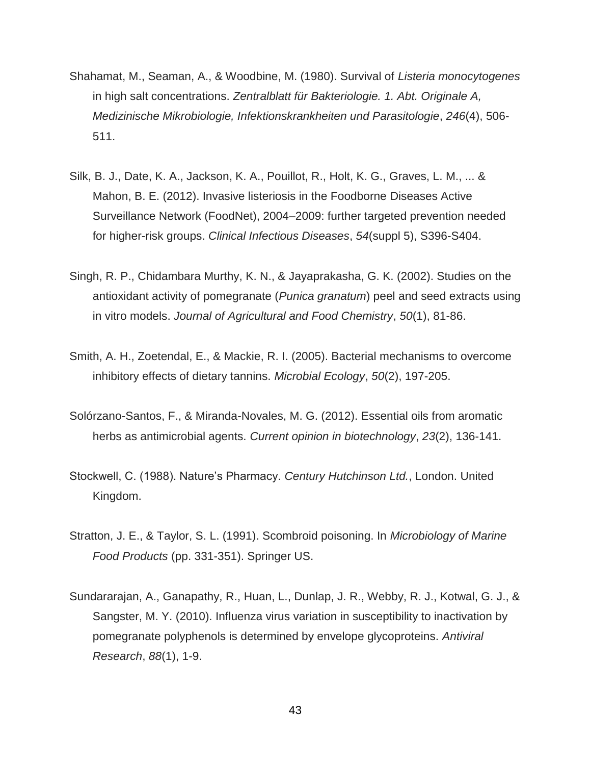Shahamat, M., Seaman, A., & Woodbine, M. (1980). Survival of *Listeria monocytogenes* in high salt concentrations. *Zentralblatt für Bakteriologie. 1. Abt. Originale A, Medizinische Mikrobiologie, Infektionskrankheiten und Parasitologie*, *246*(4), 506-511.

Silk, B. J., Date, K. A., Jackson, K. A., Pouillot, R., Holt, K. G., Graves, L. M., ... & Mahon, B. E. (2012). Invasive listeriosis in the Foodborne Diseases Active Surveillance Network (FoodNet), 2004–2009: further targeted prevention needed for higher-risk groups. *Clinical Infectious Diseases*, *54*(suppl 5), S396-S404.

Singh, R. P., Chidambara Murthy, K. N., & Jayaprakasha, G. K. (2002). Studies on the antioxidant activity of pomegranate (*Punica granatum*) peel and seed extracts using in vitro models. *Journal of Agricultural and Food Chemistry*, *50*(1), 81-86.

Smith, A. H., Zoetendal, E., & Mackie, R. I. (2005). Bacterial mechanisms to overcome inhibitory effects of dietary tannins. *Microbial Ecology*, *50*(2), 197-205.

Solórzano-Santos, F., & Miranda-Novales, M. G. (2012). Essential oils from aromatic herbs as antimicrobial agents. *Current opinion in biotechnology*, *23*(2), 136-141.

Stockwell, C. (1988). Nature's Pharmacy. *Century Hutchinson Ltd.*, London. United Kingdom.

Stratton, J. E., & Taylor, S. L. (1991). Scombroid poisoning. In *Microbiology of Marine Food Products* (pp. 331-351). Springer US.

Sundararajan, A., Ganapathy, R., Huan, L., Dunlap, J. R., Webby, R. J., Kotwal, G. J., & Sangster, M. Y. (2010). Influenza virus variation in susceptibility to inactivation by pomegranate polyphenols is determined by envelope glycoproteins. *Antiviral Research*, *88*(1), 1-9.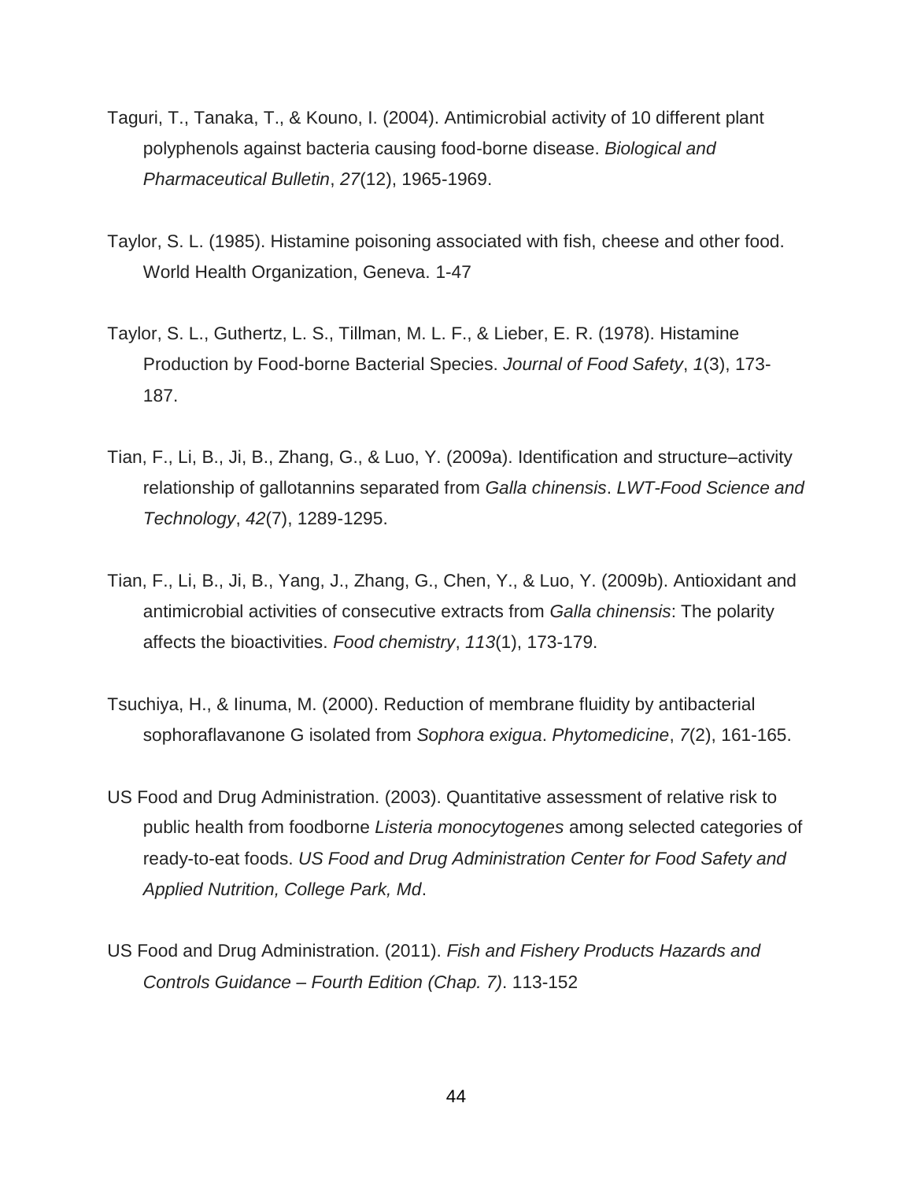Taguri, T., Tanaka, T., & Kouno, I. (2004). Antimicrobial activity of 10 different plant polyphenols against bacteria causing food-borne disease. *Biological and Pharmaceutical Bulletin*, *27*(12), 1965-1969.

Taylor, S. L. (1985). Histamine poisoning associated with fish, cheese and other food. World Health Organization, Geneva. 1-47

Taylor, S. L., Guthertz, L. S., Tillman, M. L. F., & Lieber, E. R. (1978). Histamine Production by Food-borne Bacterial Species. *Journal of Food Safety*, *1*(3), 173-187.

Tian, F., Li, B., Ji, B., Zhang, G., & Luo, Y. (2009a). Identification and structure–activity relationship of gallotannins separated from *Galla chinensis*. *LWT-Food Science and Technology*, *42*(7), 1289-1295.

Tian, F., Li, B., Ji, B., Yang, J., Zhang, G., Chen, Y., & Luo, Y. (2009b). Antioxidant and antimicrobial activities of consecutive extracts from *Galla chinensis*: The polarity affects the bioactivities. *Food chemistry*, *113*(1), 173-179.

Tsuchiya, H., & Iinuma, M. (2000). Reduction of membrane fluidity by antibacterial sophoraflavanone G isolated from *Sophora exigua*. *Phytomedicine*, *7*(2), 161-165.

US Food and Drug Administration. (2003). Quantitative assessment of relative risk to public health from foodborne *Listeria monocytogenes* among selected categories of ready-to-eat foods. *US Food and Drug Administration Center for Food Safety and Applied Nutrition, College Park, Md*.

US Food and Drug Administration. (2011). *Fish and Fishery Products Hazards and Controls Guidance – Fourth Edition (Chap. 7)*. 113-152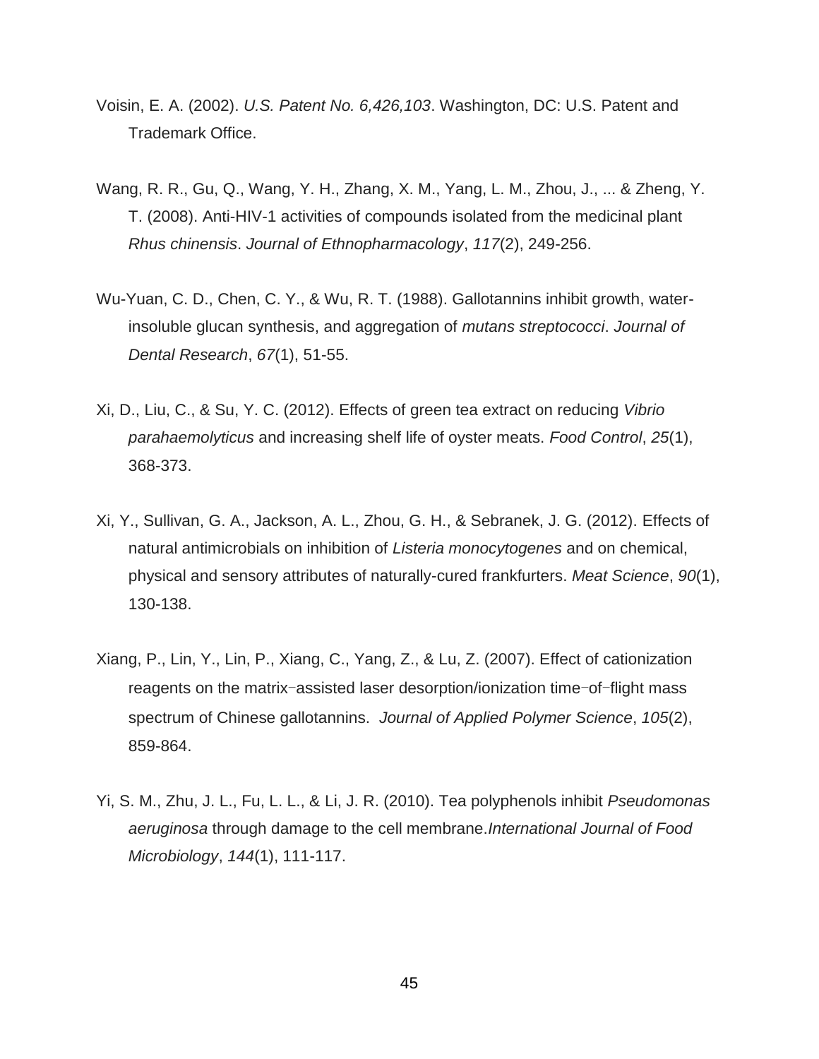Voisin, E. A. (2002). *U.S. Patent No. 6,426,103*. Washington, DC: U.S. Patent and Trademark Office.

Wang, R. R., Gu, Q., Wang, Y. H., Zhang, X. M., Yang, L. M., Zhou, J., ... & Zheng, Y. T. (2008). Anti-HIV-1 activities of compounds isolated from the medicinal plant *Rhus chinensis*. *Journal of Ethnopharmacology*, *117*(2), 249-256.

Wu-Yuan, C. D., Chen, C. Y., & Wu, R. T. (1988). Gallotannins inhibit growth, water-insoluble glucan synthesis, and aggregation of *mutans streptococci*. *Journal of Dental Research*, *67*(1), 51-55.

Xi, D., Liu, C., & Su, Y. C. (2012). Effects of green tea extract on reducing *Vibrio parahaemolyticus* and increasing shelf life of oyster meats. *Food Control*, *25*(1), 368-373.

Xi, Y., Sullivan, G. A., Jackson, A. L., Zhou, G. H., & Sebranek, J. G. (2012). Effects of natural antimicrobials on inhibition of *Listeria monocytogenes* and on chemical, physical and sensory attributes of naturally-cured frankfurters. *Meat Science*, *90*(1), 130-138.

Xiang, P., Lin, Y., Lin, P., Xiang, C., Yang, Z., & Lu, Z. (2007). Effect of cationization reagents on the matrix‐assisted laser desorption/ionization time‐of‐flight mass spectrum of Chinese gallotannins. *Journal of Applied Polymer Science*, *105*(2), 859-864.

Yi, S. M., Zhu, J. L., Fu, L. L., & Li, J. R. (2010). Tea polyphenols inhibit *Pseudomonas aeruginosa* through damage to the cell membrane.*International Journal of Food Microbiology*, *144*(1), 111-117.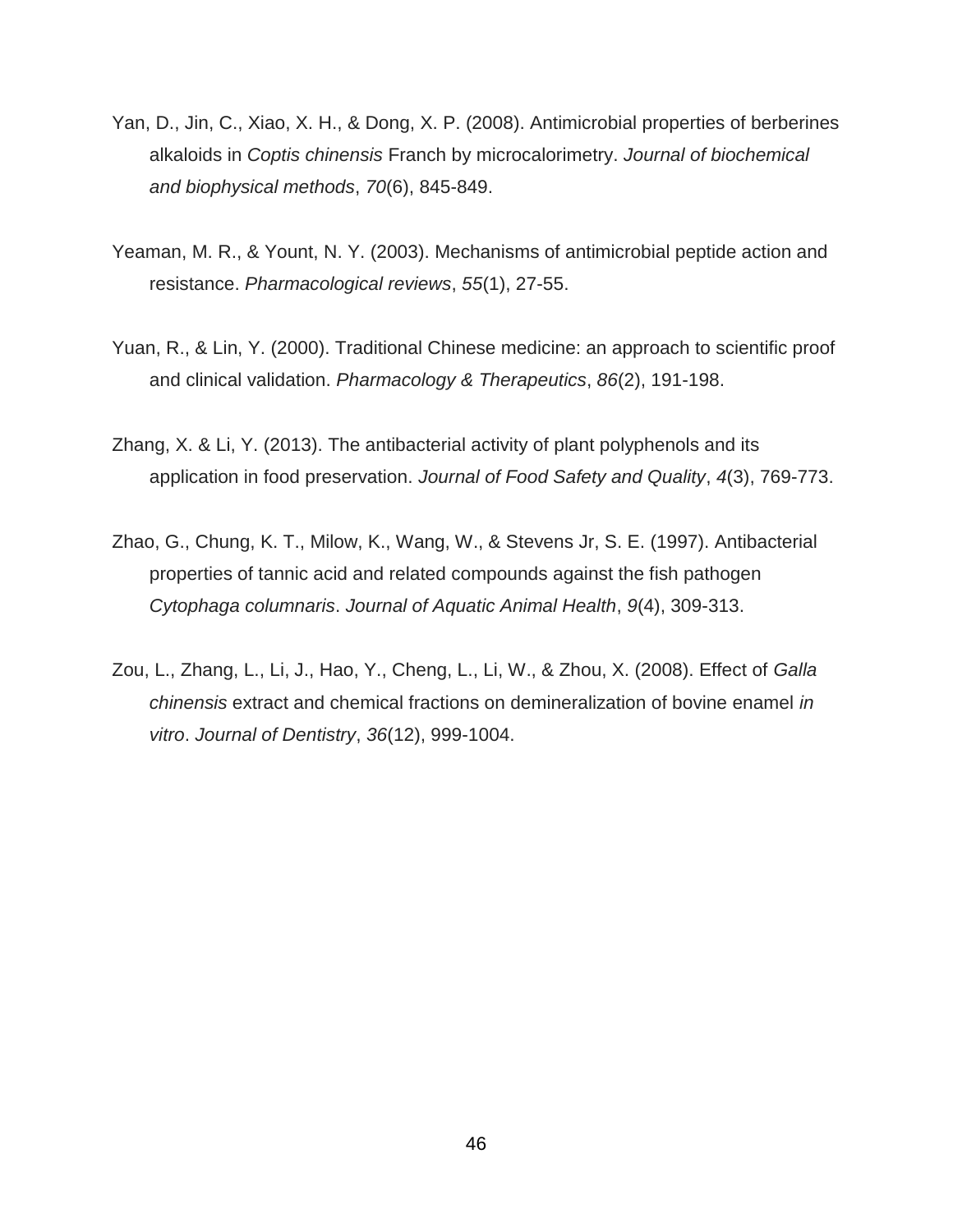Yan, D., Jin, C., Xiao, X. H., & Dong, X. P. (2008). Antimicrobial properties of berberines alkaloids in *Coptis chinensis* Franch by microcalorimetry. *Journal of biochemical and biophysical methods*, *70*(6), 845-849.

Yeaman, M. R., & Yount, N. Y. (2003). Mechanisms of antimicrobial peptide action and resistance. *Pharmacological reviews*, *55*(1), 27-55.

Yuan, R., & Lin, Y. (2000). Traditional Chinese medicine: an approach to scientific proof and clinical validation. *Pharmacology & Therapeutics*, *86*(2), 191-198.

Zhang, X. & Li, Y. (2013). The antibacterial activity of plant polyphenols and its application in food preservation. *Journal of Food Safety and Quality*, *4*(3), 769-773.

Zhao, G., Chung, K. T., Milow, K., Wang, W., & Stevens Jr, S. E. (1997). Antibacterial properties of tannic acid and related compounds against the fish pathogen *Cytophaga columnaris*. *Journal of Aquatic Animal Health*, *9*(4), 309-313.

Zou, L., Zhang, L., Li, J., Hao, Y., Cheng, L., Li, W., & Zhou, X. (2008). Effect of *Galla chinensis* extract and chemical fractions on demineralization of bovine enamel *in vitro*. *Journal of Dentistry*, *36*(12), 999-1004.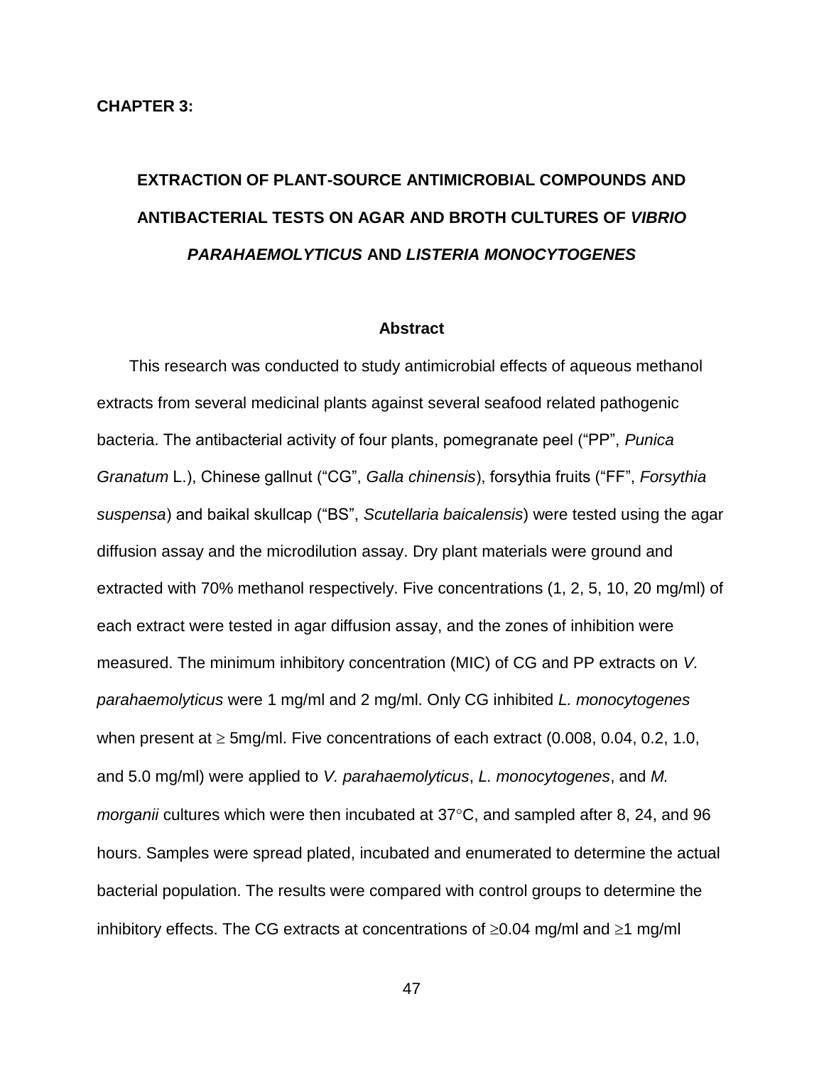**CHAPTER 3:**

# EXTRACTION OF PLANT-SOURCE ANTIMICROBIAL COMPOUNDS AND ANTIBACTERIAL TESTS ON AGAR AND BROTH CULTURES OF *VIBRIO PARAHAEMOLYTICUS* AND *LISTERIA MONOCYTOGENES*

## Abstract

This research was conducted to study antimicrobial effects of aqueous methanol extracts from several medicinal plants against several seafood related pathogenic bacteria. The antibacterial activity of four plants, pomegranate peel ("PP", *Punica Granatum* L.), Chinese gallnut ("CG", *Galla chinensis*), forsythia fruits ("FF", *Forsythia suspensa*) and baikal skullcap ("BS", *Scutellaria baicalensis*) were tested using the agar diffusion assay and the microdilution assay. Dry plant materials were ground and extracted with 70% methanol respectively. Five concentrations (1, 2, 5, 10, 20 mg/ml) of each extract were tested in agar diffusion assay, and the zones of inhibition were measured. The minimum inhibitory concentration (MIC) of CG and PP extracts on *V. parahaemolyticus* were 1 mg/ml and 2 mg/ml. Only CG inhibited *L. monocytogenes* when present at $\geq$ 5mg/ml. Five concentrations of each extract (0.008, 0.04, 0.2, 1.0, and 5.0 mg/ml) were applied to *V. parahaemolyticus*, *L. monocytogenes*, and *M. morganii* cultures which were then incubated at 37°C, and sampled after 8, 24, and 96 hours. Samples were spread plated, incubated and enumerated to determine the actual bacterial population. The results were compared with control groups to determine the inhibitory effects. The CG extracts at concentrations of $\geq$0.04 mg/ml and $\geq$1 mg/ml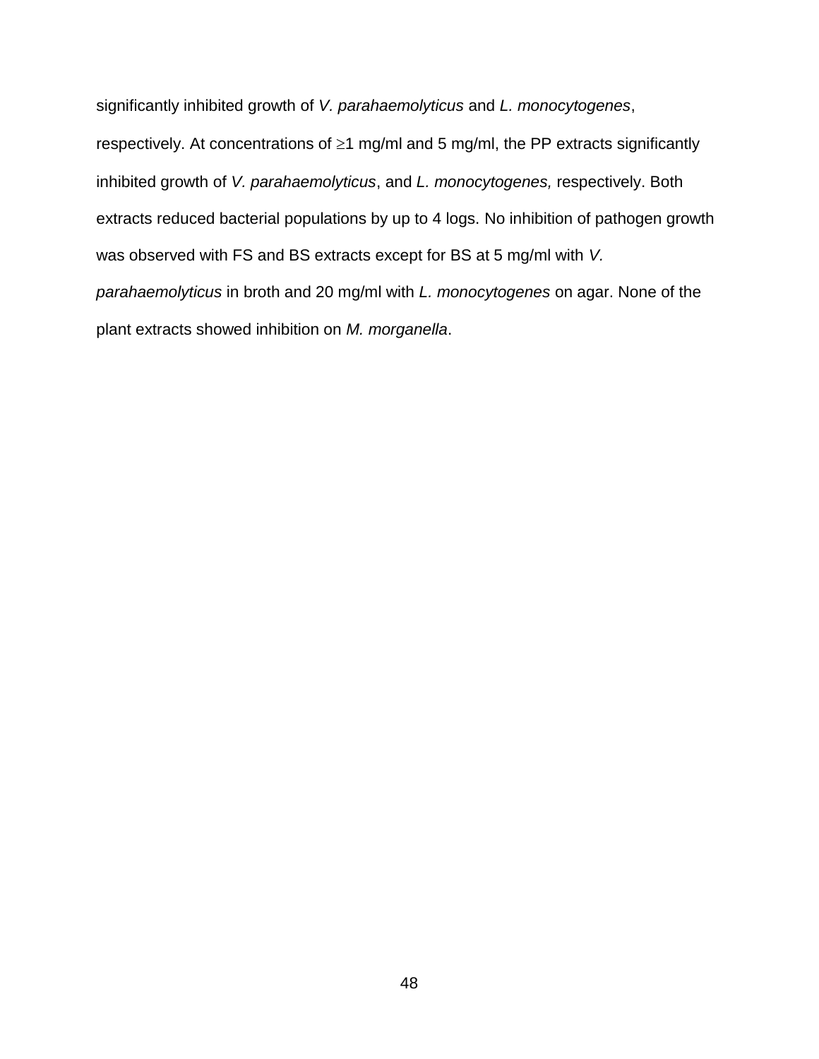significantly inhibited growth of *V. parahaemolyticus* and *L. monocytogenes*, respectively. At concentrations of $\geq$1 mg/ml and 5 mg/ml, the PP extracts significantly inhibited growth of *V. parahaemolyticus*, and *L. monocytogenes,* respectively. Both extracts reduced bacterial populations by up to 4 logs. No inhibition of pathogen growth was observed with FS and BS extracts except for BS at 5 mg/ml with *V. parahaemolyticus* in broth and 20 mg/ml with *L. monocytogenes* on agar. None of the plant extracts showed inhibition on *M. morganella*.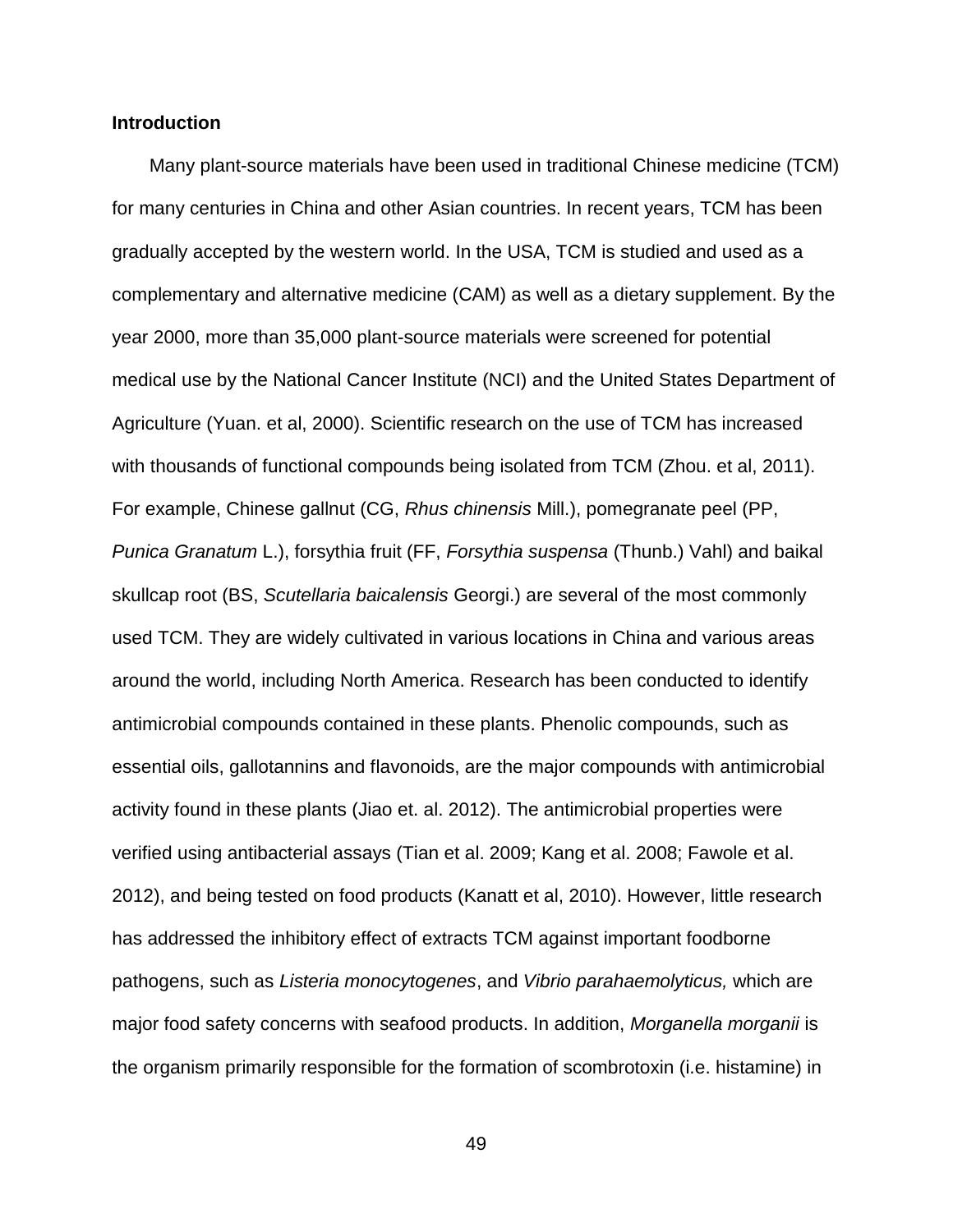**Introduction**

Many plant-source materials have been used in traditional Chinese medicine (TCM) for many centuries in China and other Asian countries. In recent years, TCM has been gradually accepted by the western world. In the USA, TCM is studied and used as a complementary and alternative medicine (CAM) as well as a dietary supplement. By the year 2000, more than 35,000 plant-source materials were screened for potential medical use by the National Cancer Institute (NCI) and the United States Department of Agriculture (Yuan. et al, 2000). Scientific research on the use of TCM has increased with thousands of functional compounds being isolated from TCM (Zhou. et al, 2011). For example, Chinese gallnut (CG, *Rhus chinensis* Mill.), pomegranate peel (PP, *Punica Granatum* L.), forsythia fruit (FF, *Forsythia suspensa* (Thunb.) Vahl) and baikal skullcap root (BS, *Scutellaria baicalensis* Georgi.) are several of the most commonly used TCM. They are widely cultivated in various locations in China and various areas around the world, including North America. Research has been conducted to identify antimicrobial compounds contained in these plants. Phenolic compounds, such as essential oils, gallotannins and flavonoids, are the major compounds with antimicrobial activity found in these plants (Jiao et. al. 2012). The antimicrobial properties were verified using antibacterial assays (Tian et al. 2009; Kang et al. 2008; Fawole et al. 2012), and being tested on food products (Kanatt et al, 2010). However, little research has addressed the inhibitory effect of extracts TCM against important foodborne pathogens, such as *Listeria monocytogenes*, and *Vibrio parahaemolyticus,* which are major food safety concerns with seafood products. In addition, *Morganella morganii* is the organism primarily responsible for the formation of scombrotoxin (i.e. histamine) in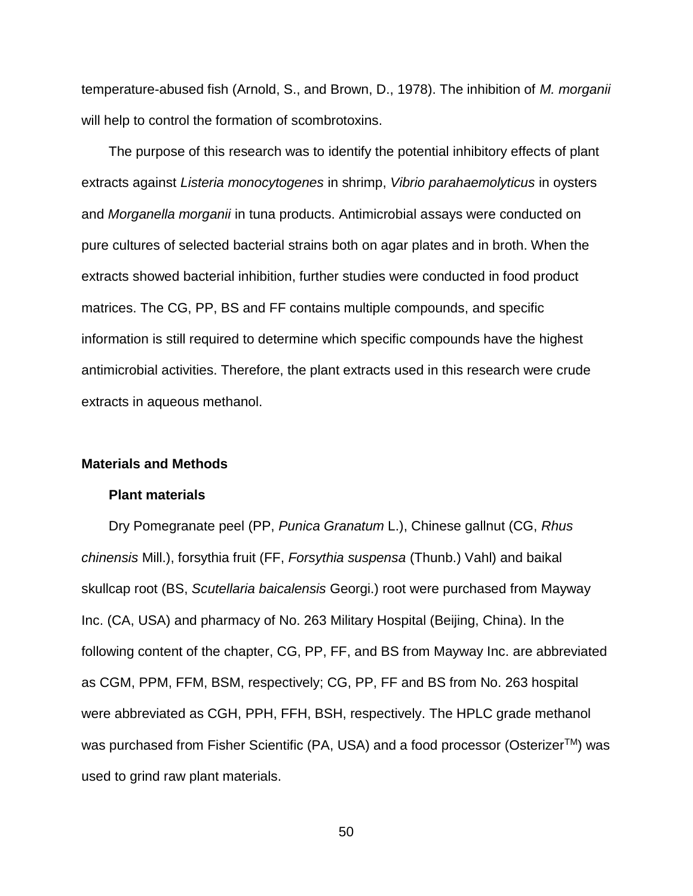temperature-abused fish (Arnold, S., and Brown, D., 1978). The inhibition of *M. morganii* will help to control the formation of scombrotoxins.

The purpose of this research was to identify the potential inhibitory effects of plant extracts against *Listeria monocytogenes* in shrimp, *Vibrio parahaemolyticus* in oysters and *Morganella morganii* in tuna products. Antimicrobial assays were conducted on pure cultures of selected bacterial strains both on agar plates and in broth. When the extracts showed bacterial inhibition, further studies were conducted in food product matrices. The CG, PP, BS and FF contains multiple compounds, and specific information is still required to determine which specific compounds have the highest antimicrobial activities. Therefore, the plant extracts used in this research were crude extracts in aqueous methanol.

## Materials and Methods

### Plant materials

Dry Pomegranate peel (PP, *Punica Granatum* L.), Chinese gallnut (CG, *Rhus chinensis* Mill.), forsythia fruit (FF, *Forsythia suspensa* (Thunb.) Vahl) and baikal skullcap root (BS, *Scutellaria baicalensis* Georgi.) root were purchased from Mayway Inc. (CA, USA) and pharmacy of No. 263 Military Hospital (Beijing, China). In the following content of the chapter, CG, PP, FF, and BS from Mayway Inc. are abbreviated as CGM, PPM, FFM, BSM, respectively; CG, PP, FF and BS from No. 263 hospital were abbreviated as CGH, PPH, FFH, BSH, respectively. The HPLC grade methanol was purchased from Fisher Scientific (PA, USA) and a food processor (Osterizer™) was used to grind raw plant materials.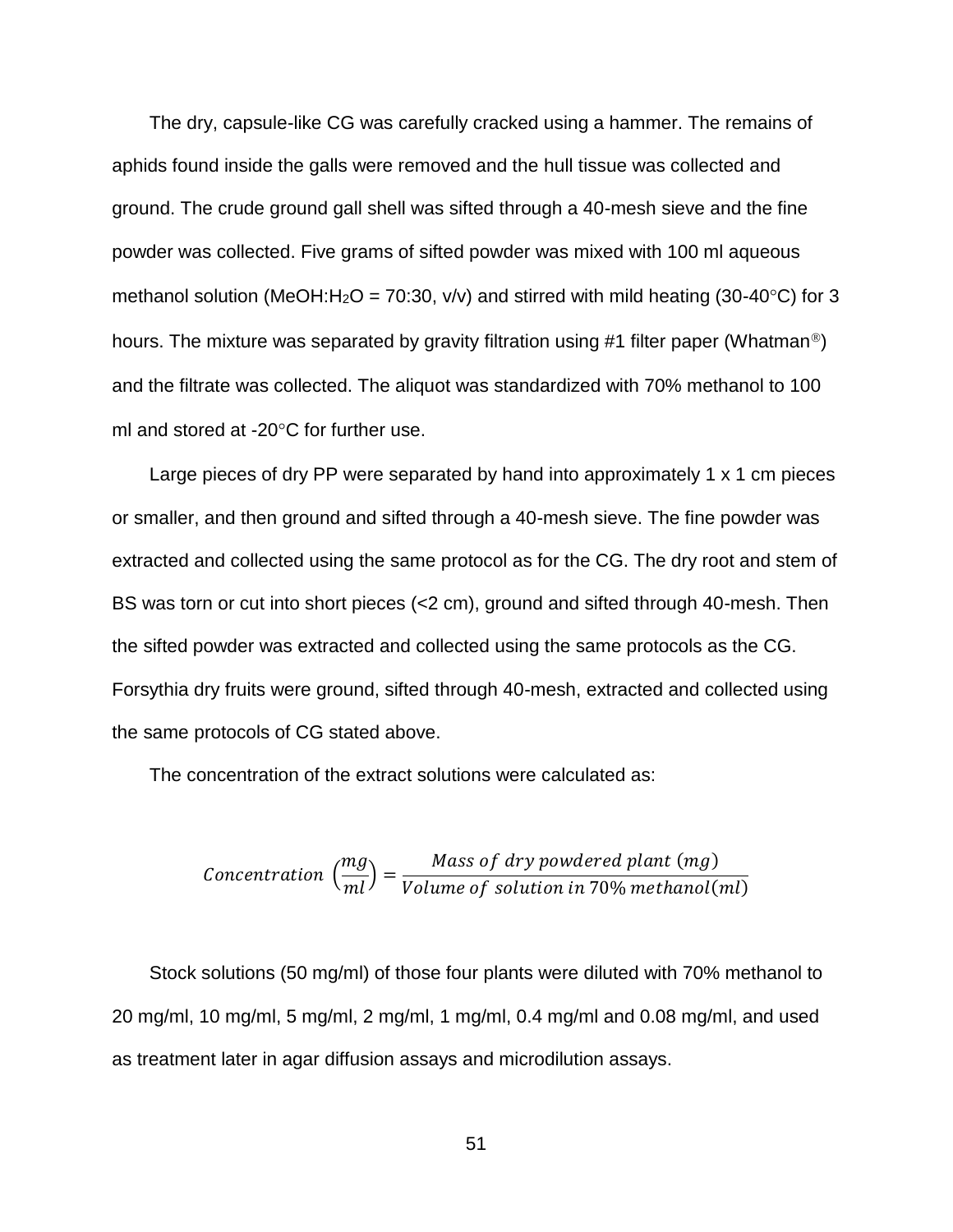The dry, capsule-like CG was carefully cracked using a hammer. The remains of aphids found inside the galls were removed and the hull tissue was collected and ground. The crude ground gall shell was sifted through a 40-mesh sieve and the fine powder was collected. Five grams of sifted powder was mixed with 100 ml aqueous methanol solution (MeOH:$H_2O$ = 70:30, v/v) and stirred with mild heating (30-40°C) for 3 hours. The mixture was separated by gravity filtration using #1 filter paper (Whatman®) and the filtrate was collected. The aliquot was standardized with 70% methanol to 100 ml and stored at -20°C for further use.

Large pieces of dry PP were separated by hand into approximately 1 x 1 cm pieces or smaller, and then ground and sifted through a 40-mesh sieve. The fine powder was extracted and collected using the same protocol as for the CG. The dry root and stem of BS was torn or cut into short pieces (<2 cm), ground and sifted through 40-mesh. Then the sifted powder was extracted and collected using the same protocols as the CG. Forsythia dry fruits were ground, sifted through 40-mesh, extracted and collected using the same protocols of CG stated above.

The concentration of the extract solutions were calculated as:

$$Concentration\ \left(\frac{mg}{ml}\right) = \frac{Mass\ of\ dry\ powdered\ plant\ (mg)}{Volume\ of\ solution\ in\ 70\%\ methanol(ml)}$$

Stock solutions (50 mg/ml) of those four plants were diluted with 70% methanol to 20 mg/ml, 10 mg/ml, 5 mg/ml, 2 mg/ml, 1 mg/ml, 0.4 mg/ml and 0.08 mg/ml, and used as treatment later in agar diffusion assays and microdilution assays.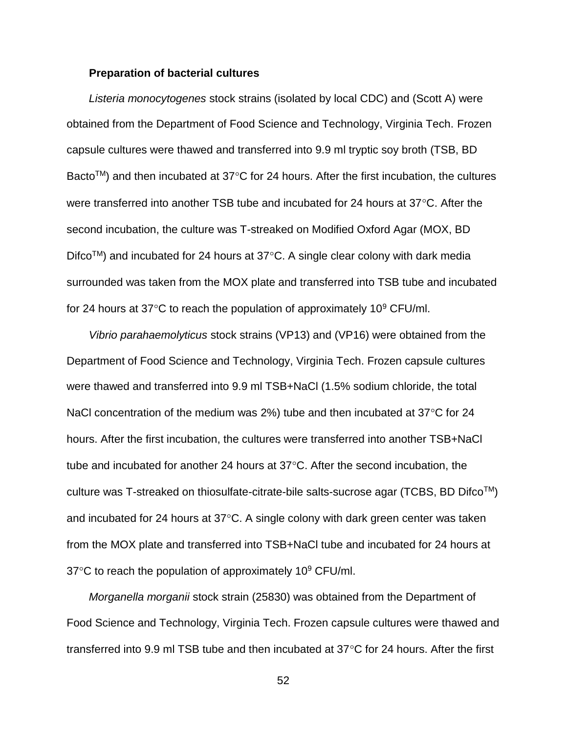**Preparation of bacterial cultures**

*Listeria monocytogenes* stock strains (isolated by local CDC) and (Scott A) were obtained from the Department of Food Science and Technology, Virginia Tech. Frozen capsule cultures were thawed and transferred into 9.9 ml tryptic soy broth (TSB, BD Bacto$^{TM}$) and then incubated at 37°C for 24 hours. After the first incubation, the cultures were transferred into another TSB tube and incubated for 24 hours at 37°C. After the second incubation, the culture was T-streaked on Modified Oxford Agar (MOX, BD Difco$^{TM}$) and incubated for 24 hours at 37°C. A single clear colony with dark media surrounded was taken from the MOX plate and transferred into TSB tube and incubated for 24 hours at 37°C to reach the population of approximately $10^9$ CFU/ml.

*Vibrio parahaemolyticus* stock strains (VP13) and (VP16) were obtained from the Department of Food Science and Technology, Virginia Tech. Frozen capsule cultures were thawed and transferred into 9.9 ml TSB+NaCl (1.5% sodium chloride, the total NaCl concentration of the medium was 2%) tube and then incubated at 37°C for 24 hours. After the first incubation, the cultures were transferred into another TSB+NaCl tube and incubated for another 24 hours at 37°C. After the second incubation, the culture was T-streaked on thiosulfate-citrate-bile salts-sucrose agar (TCBS, BD Difco$^{TM}$) and incubated for 24 hours at 37°C. A single colony with dark green center was taken from the MOX plate and transferred into TSB+NaCl tube and incubated for 24 hours at 37°C to reach the population of approximately $10^9$ CFU/ml.

*Morganella morganii* stock strain (25830) was obtained from the Department of Food Science and Technology, Virginia Tech. Frozen capsule cultures were thawed and transferred into 9.9 ml TSB tube and then incubated at 37°C for 24 hours. After the first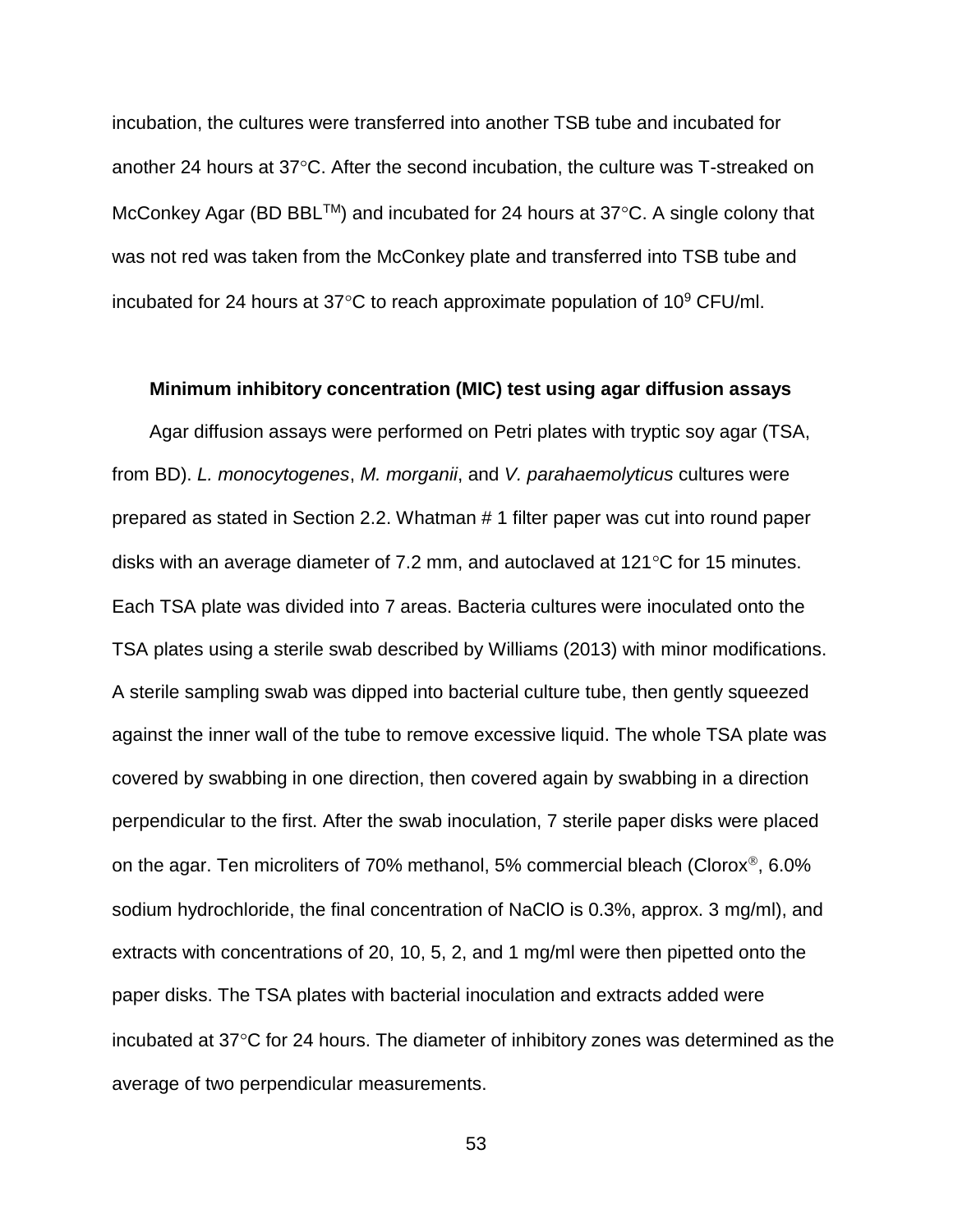incubation, the cultures were transferred into another TSB tube and incubated for another 24 hours at 37°C. After the second incubation, the culture was T-streaked on McConkey Agar (BD BBL™) and incubated for 24 hours at 37°C. A single colony that was not red was taken from the McConkey plate and transferred into TSB tube and incubated for 24 hours at 37°C to reach approximate population of $10^9$ CFU/ml.

### Minimum inhibitory concentration (MIC) test using agar diffusion assays

Agar diffusion assays were performed on Petri plates with tryptic soy agar (TSA, from BD). *L. monocytogenes*, *M. morganii*, and *V. parahaemolyticus* cultures were prepared as stated in Section 2.2. Whatman # 1 filter paper was cut into round paper disks with an average diameter of 7.2 mm, and autoclaved at 121°C for 15 minutes. Each TSA plate was divided into 7 areas. Bacteria cultures were inoculated onto the TSA plates using a sterile swab described by Williams (2013) with minor modifications. A sterile sampling swab was dipped into bacterial culture tube, then gently squeezed against the inner wall of the tube to remove excessive liquid. The whole TSA plate was covered by swabbing in one direction, then covered again by swabbing in a direction perpendicular to the first. After the swab inoculation, 7 sterile paper disks were placed on the agar. Ten microliters of 70% methanol, 5% commercial bleach (Clorox®, 6.0% sodium hydrochloride, the final concentration of NaClO is 0.3%, approx. 3 mg/ml), and extracts with concentrations of 20, 10, 5, 2, and 1 mg/ml were then pipetted onto the paper disks. The TSA plates with bacterial inoculation and extracts added were incubated at 37°C for 24 hours. The diameter of inhibitory zones was determined as the average of two perpendicular measurements.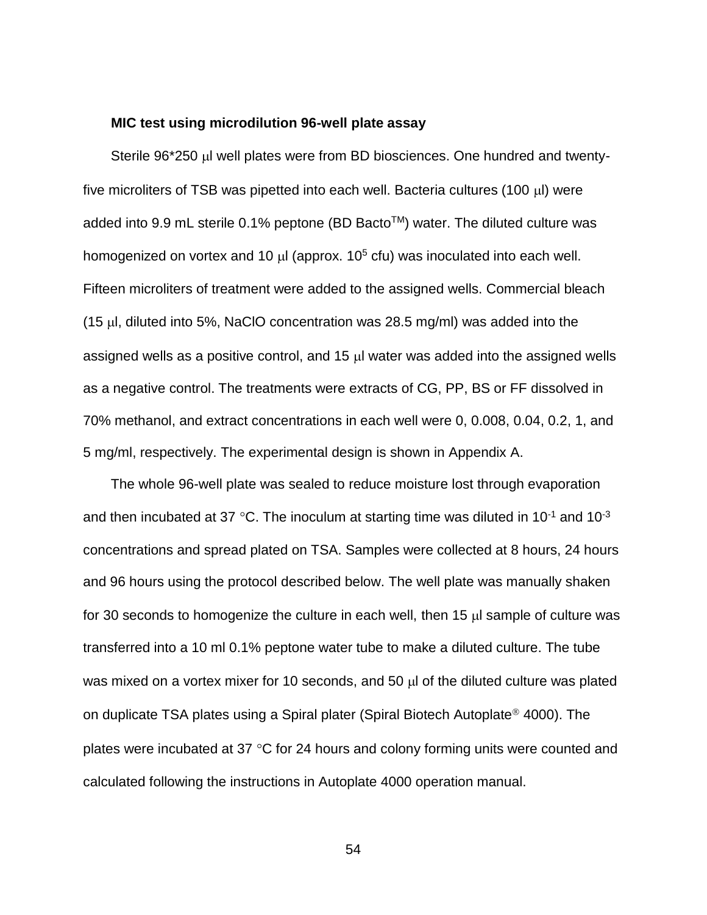**MIC test using microdilution 96-well plate assay**

Sterile 96*250 μl well plates were from BD biosciences. One hundred and twenty-five microliters of TSB was pipetted into each well. Bacteria cultures (100 μl) were added into 9.9 mL sterile 0.1% peptone (BD Bacto$^{TM}$) water. The diluted culture was homogenized on vortex and 10 μl (approx. $10^5$ cfu) was inoculated into each well. Fifteen microliters of treatment were added to the assigned wells. Commercial bleach (15 μl, diluted into 5%, NaClO concentration was 28.5 mg/ml) was added into the assigned wells as a positive control, and 15 μl water was added into the assigned wells as a negative control. The treatments were extracts of CG, PP, BS or FF dissolved in 70% methanol, and extract concentrations in each well were 0, 0.008, 0.04, 0.2, 1, and 5 mg/ml, respectively. The experimental design is shown in Appendix A.

The whole 96-well plate was sealed to reduce moisture lost through evaporation and then incubated at 37 °C. The inoculum at starting time was diluted in $10^{-1}$ and $10^{-3}$ concentrations and spread plated on TSA. Samples were collected at 8 hours, 24 hours and 96 hours using the protocol described below. The well plate was manually shaken for 30 seconds to homogenize the culture in each well, then 15 μl sample of culture was transferred into a 10 ml 0.1% peptone water tube to make a diluted culture. The tube was mixed on a vortex mixer for 10 seconds, and 50 μl of the diluted culture was plated on duplicate TSA plates using a Spiral plater (Spiral Biotech Autoplate® 4000). The plates were incubated at 37 °C for 24 hours and colony forming units were counted and calculated following the instructions in Autoplate 4000 operation manual.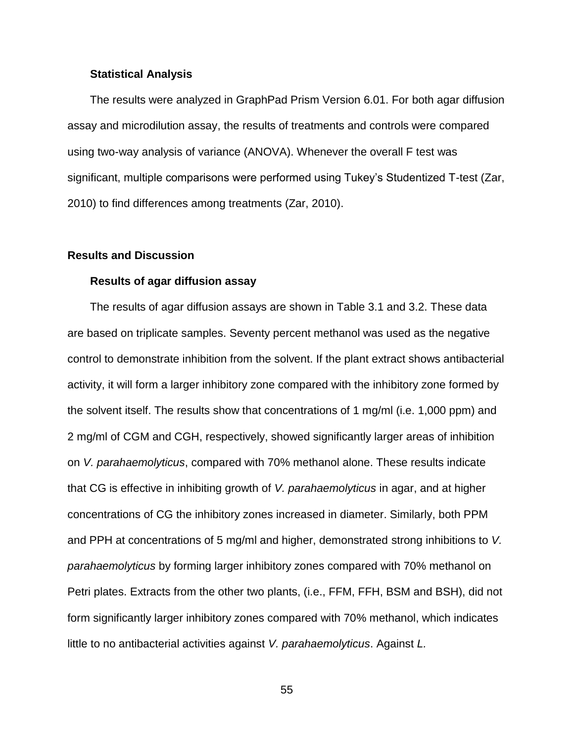### Statistical Analysis

The results were analyzed in GraphPad Prism Version 6.01. For both agar diffusion assay and microdilution assay, the results of treatments and controls were compared using two-way analysis of variance (ANOVA). Whenever the overall F test was significant, multiple comparisons were performed using Tukey's Studentized T-test (Zar, 2010) to find differences among treatments (Zar, 2010).

## Results and Discussion

### Results of agar diffusion assay

The results of agar diffusion assays are shown in Table 3.1 and 3.2. These data are based on triplicate samples. Seventy percent methanol was used as the negative control to demonstrate inhibition from the solvent. If the plant extract shows antibacterial activity, it will form a larger inhibitory zone compared with the inhibitory zone formed by the solvent itself. The results show that concentrations of 1 mg/ml (i.e. 1,000 ppm) and 2 mg/ml of CGM and CGH, respectively, showed significantly larger areas of inhibition on *V. parahaemolyticus*, compared with 70% methanol alone. These results indicate that CG is effective in inhibiting growth of *V. parahaemolyticus* in agar, and at higher concentrations of CG the inhibitory zones increased in diameter. Similarly, both PPM and PPH at concentrations of 5 mg/ml and higher, demonstrated strong inhibitions to *V. parahaemolyticus* by forming larger inhibitory zones compared with 70% methanol on Petri plates. Extracts from the other two plants, (i.e., FFM, FFH, BSM and BSH), did not form significantly larger inhibitory zones compared with 70% methanol, which indicates little to no antibacterial activities against *V. parahaemolyticus*. Against *L.*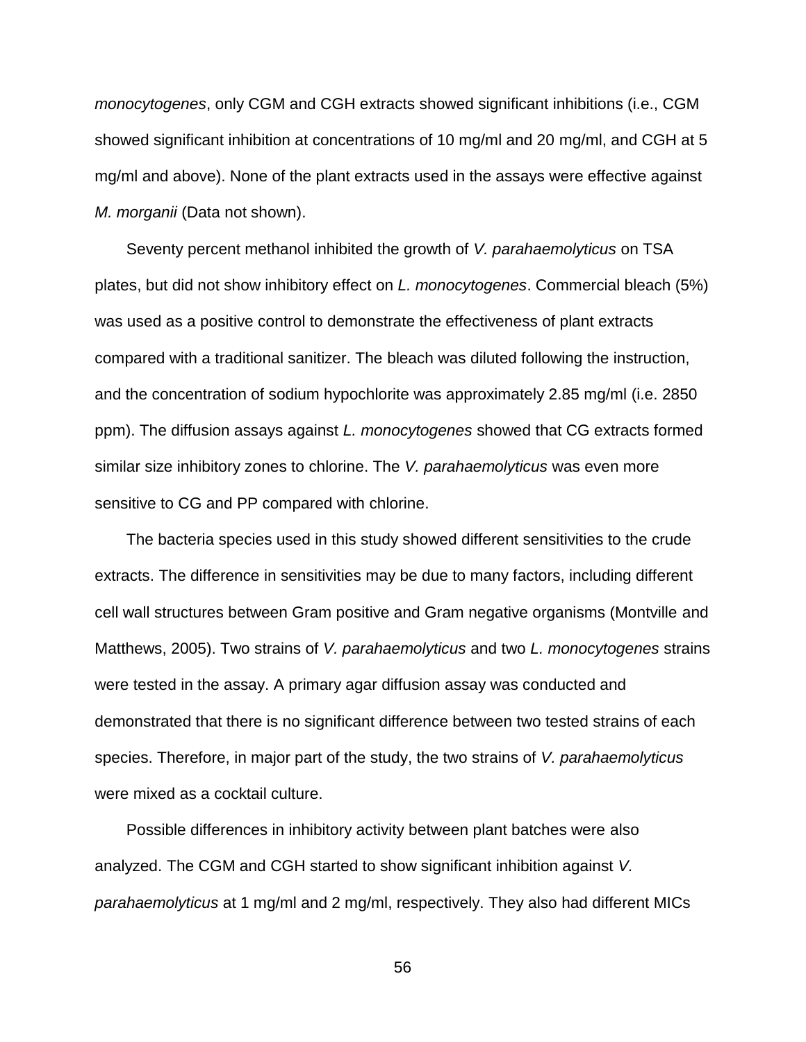*monocytogenes*, only CGM and CGH extracts showed significant inhibitions (i.e., CGM showed significant inhibition at concentrations of 10 mg/ml and 20 mg/ml, and CGH at 5 mg/ml and above). None of the plant extracts used in the assays were effective against *M. morganii* (Data not shown).

Seventy percent methanol inhibited the growth of *V. parahaemolyticus* on TSA plates, but did not show inhibitory effect on *L. monocytogenes*. Commercial bleach (5%) was used as a positive control to demonstrate the effectiveness of plant extracts compared with a traditional sanitizer. The bleach was diluted following the instruction, and the concentration of sodium hypochlorite was approximately 2.85 mg/ml (i.e. 2850 ppm). The diffusion assays against *L. monocytogenes* showed that CG extracts formed similar size inhibitory zones to chlorine. The *V. parahaemolyticus* was even more sensitive to CG and PP compared with chlorine.

The bacteria species used in this study showed different sensitivities to the crude extracts. The difference in sensitivities may be due to many factors, including different cell wall structures between Gram positive and Gram negative organisms (Montville and Matthews, 2005). Two strains of *V. parahaemolyticus* and two *L. monocytogenes* strains were tested in the assay. A primary agar diffusion assay was conducted and demonstrated that there is no significant difference between two tested strains of each species. Therefore, in major part of the study, the two strains of *V. parahaemolyticus* were mixed as a cocktail culture.

Possible differences in inhibitory activity between plant batches were also analyzed. The CGM and CGH started to show significant inhibition against *V. parahaemolyticus* at 1 mg/ml and 2 mg/ml, respectively. They also had different MICs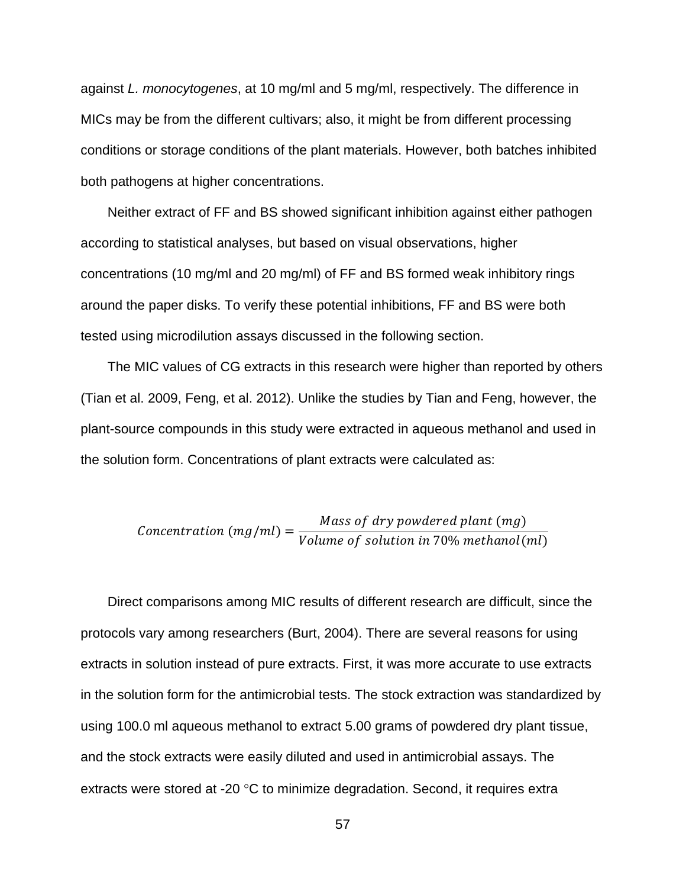against *L. monocytogenes*, at 10 mg/ml and 5 mg/ml, respectively. The difference in MICs may be from the different cultivars; also, it might be from different processing conditions or storage conditions of the plant materials. However, both batches inhibited both pathogens at higher concentrations.

Neither extract of FF and BS showed significant inhibition against either pathogen according to statistical analyses, but based on visual observations, higher concentrations (10 mg/ml and 20 mg/ml) of FF and BS formed weak inhibitory rings around the paper disks. To verify these potential inhibitions, FF and BS were both tested using microdilution assays discussed in the following section.

The MIC values of CG extracts in this research were higher than reported by others (Tian et al. 2009, Feng, et al. 2012). Unlike the studies by Tian and Feng, however, the plant-source compounds in this study were extracted in aqueous methanol and used in the solution form. Concentrations of plant extracts were calculated as:

$$Concentration\ (mg/ml) = \frac{Mass\ of\ dry\ powdered\ plant\ (mg)}{Volume\ of\ solution\ in\ 70\%\ methanol\ (ml)}$$

Direct comparisons among MIC results of different research are difficult, since the protocols vary among researchers (Burt, 2004). There are several reasons for using extracts in solution instead of pure extracts. First, it was more accurate to use extracts in the solution form for the antimicrobial tests. The stock extraction was standardized by using 100.0 ml aqueous methanol to extract 5.00 grams of powdered dry plant tissue, and the stock extracts were easily diluted and used in antimicrobial assays. The extracts were stored at -20 °C to minimize degradation. Second, it requires extra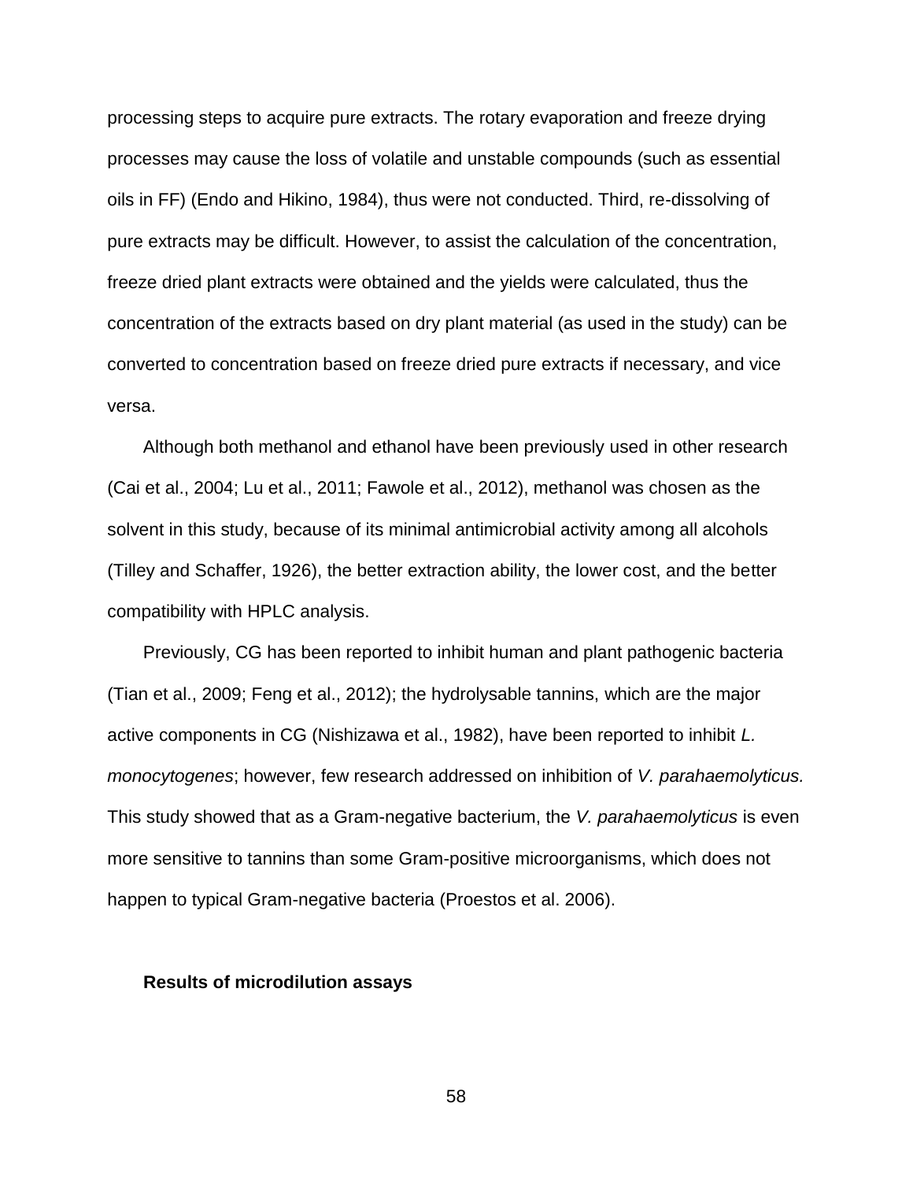processing steps to acquire pure extracts. The rotary evaporation and freeze drying processes may cause the loss of volatile and unstable compounds (such as essential oils in FF) (Endo and Hikino, 1984), thus were not conducted. Third, re-dissolving of pure extracts may be difficult. However, to assist the calculation of the concentration, freeze dried plant extracts were obtained and the yields were calculated, thus the concentration of the extracts based on dry plant material (as used in the study) can be converted to concentration based on freeze dried pure extracts if necessary, and vice versa.

Although both methanol and ethanol have been previously used in other research (Cai et al., 2004; Lu et al., 2011; Fawole et al., 2012), methanol was chosen as the solvent in this study, because of its minimal antimicrobial activity among all alcohols (Tilley and Schaffer, 1926), the better extraction ability, the lower cost, and the better compatibility with HPLC analysis.

Previously, CG has been reported to inhibit human and plant pathogenic bacteria (Tian et al., 2009; Feng et al., 2012); the hydrolysable tannins, which are the major active components in CG (Nishizawa et al., 1982), have been reported to inhibit *L. monocytogenes*; however, few research addressed on inhibition of *V. parahaemolyticus.* This study showed that as a Gram-negative bacterium, the *V. parahaemolyticus* is even more sensitive to tannins than some Gram-positive microorganisms, which does not happen to typical Gram-negative bacteria (Proestos et al. 2006).

**Results of microdilution assays**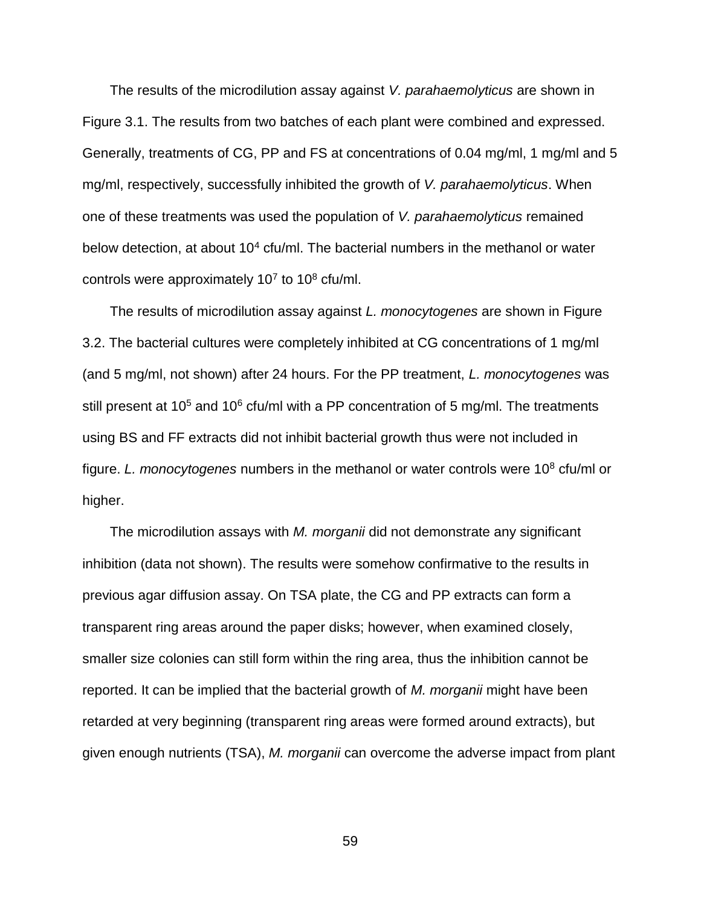The results of the microdilution assay against *V. parahaemolyticus* are shown in Figure 3.1. The results from two batches of each plant were combined and expressed. Generally, treatments of CG, PP and FS at concentrations of 0.04 mg/ml, 1 mg/ml and 5 mg/ml, respectively, successfully inhibited the growth of *V. parahaemolyticus*. When one of these treatments was used the population of *V. parahaemolyticus* remained below detection, at about $10^4$ cfu/ml. The bacterial numbers in the methanol or water controls were approximately $10^7$ to $10^8$ cfu/ml.

The results of microdilution assay against *L. monocytogenes* are shown in Figure 3.2. The bacterial cultures were completely inhibited at CG concentrations of 1 mg/ml (and 5 mg/ml, not shown) after 24 hours. For the PP treatment, *L. monocytogenes* was still present at $10^5$ and $10^6$ cfu/ml with a PP concentration of 5 mg/ml. The treatments using BS and FF extracts did not inhibit bacterial growth thus were not included in figure. *L. monocytogenes* numbers in the methanol or water controls were $10^8$ cfu/ml or higher.

The microdilution assays with *M. morganii* did not demonstrate any significant inhibition (data not shown). The results were somehow confirmative to the results in previous agar diffusion assay. On TSA plate, the CG and PP extracts can form a transparent ring areas around the paper disks; however, when examined closely, smaller size colonies can still form within the ring area, thus the inhibition cannot be reported. It can be implied that the bacterial growth of *M. morganii* might have been retarded at very beginning (transparent ring areas were formed around extracts), but given enough nutrients (TSA), *M. morganii* can overcome the adverse impact from plant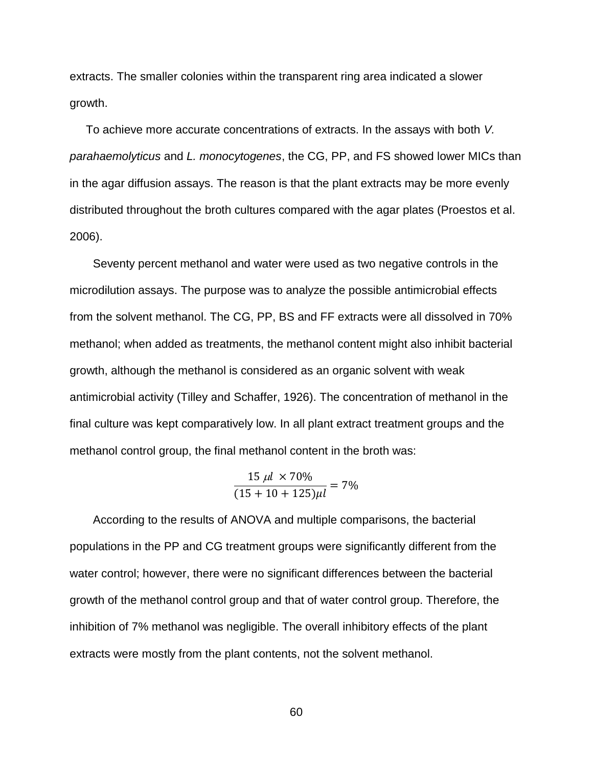extracts. The smaller colonies within the transparent ring area indicated a slower growth.

To achieve more accurate concentrations of extracts. In the assays with both *V. parahaemolyticus* and *L. monocytogenes*, the CG, PP, and FS showed lower MICs than in the agar diffusion assays. The reason is that the plant extracts may be more evenly distributed throughout the broth cultures compared with the agar plates (Proestos et al. 2006).

Seventy percent methanol and water were used as two negative controls in the microdilution assays. The purpose was to analyze the possible antimicrobial effects from the solvent methanol. The CG, PP, BS and FF extracts were all dissolved in 70% methanol; when added as treatments, the methanol content might also inhibit bacterial growth, although the methanol is considered as an organic solvent with weak antimicrobial activity (Tilley and Schaffer, 1926). The concentration of methanol in the final culture was kept comparatively low. In all plant extract treatment groups and the methanol control group, the final methanol content in the broth was:

$$\frac{15\ \mu l\ \times 70\%}{(15 + 10 + 125)\mu l} = 7\%$$

According to the results of ANOVA and multiple comparisons, the bacterial populations in the PP and CG treatment groups were significantly different from the water control; however, there were no significant differences between the bacterial growth of the methanol control group and that of water control group. Therefore, the inhibition of 7% methanol was negligible. The overall inhibitory effects of the plant extracts were mostly from the plant contents, not the solvent methanol.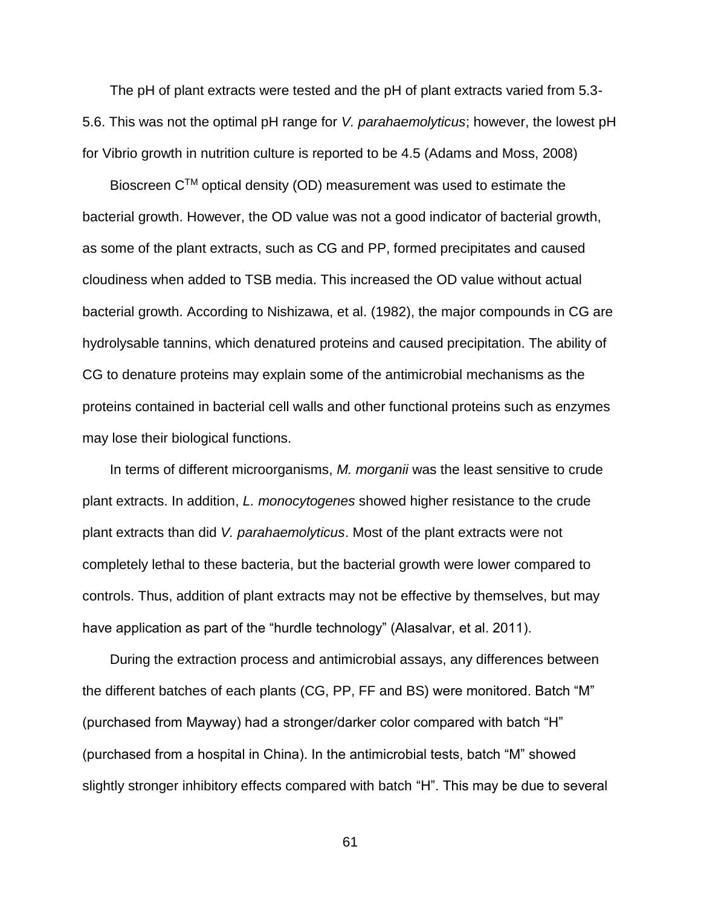The pH of plant extracts were tested and the pH of plant extracts varied from 5.3-5.6. This was not the optimal pH range for *V. parahaemolyticus*; however, the lowest pH for Vibrio growth in nutrition culture is reported to be 4.5 (Adams and Moss, 2008)

Bioscreen C$^{TM}$ optical density (OD) measurement was used to estimate the bacterial growth. However, the OD value was not a good indicator of bacterial growth, as some of the plant extracts, such as CG and PP, formed precipitates and caused cloudiness when added to TSB media. This increased the OD value without actual bacterial growth. According to Nishizawa, et al. (1982), the major compounds in CG are hydrolysable tannins, which denatured proteins and caused precipitation. The ability of CG to denature proteins may explain some of the antimicrobial mechanisms as the proteins contained in bacterial cell walls and other functional proteins such as enzymes may lose their biological functions.

In terms of different microorganisms, *M. morganii* was the least sensitive to crude plant extracts. In addition, *L. monocytogenes* showed higher resistance to the crude plant extracts than did *V. parahaemolyticus*. Most of the plant extracts were not completely lethal to these bacteria, but the bacterial growth were lower compared to controls. Thus, addition of plant extracts may not be effective by themselves, but may have application as part of the "hurdle technology" (Alasalvar, et al. 2011).

During the extraction process and antimicrobial assays, any differences between the different batches of each plants (CG, PP, FF and BS) were monitored. Batch "M" (purchased from Mayway) had a stronger/darker color compared with batch "H" (purchased from a hospital in China). In the antimicrobial tests, batch "M" showed slightly stronger inhibitory effects compared with batch "H". This may be due to several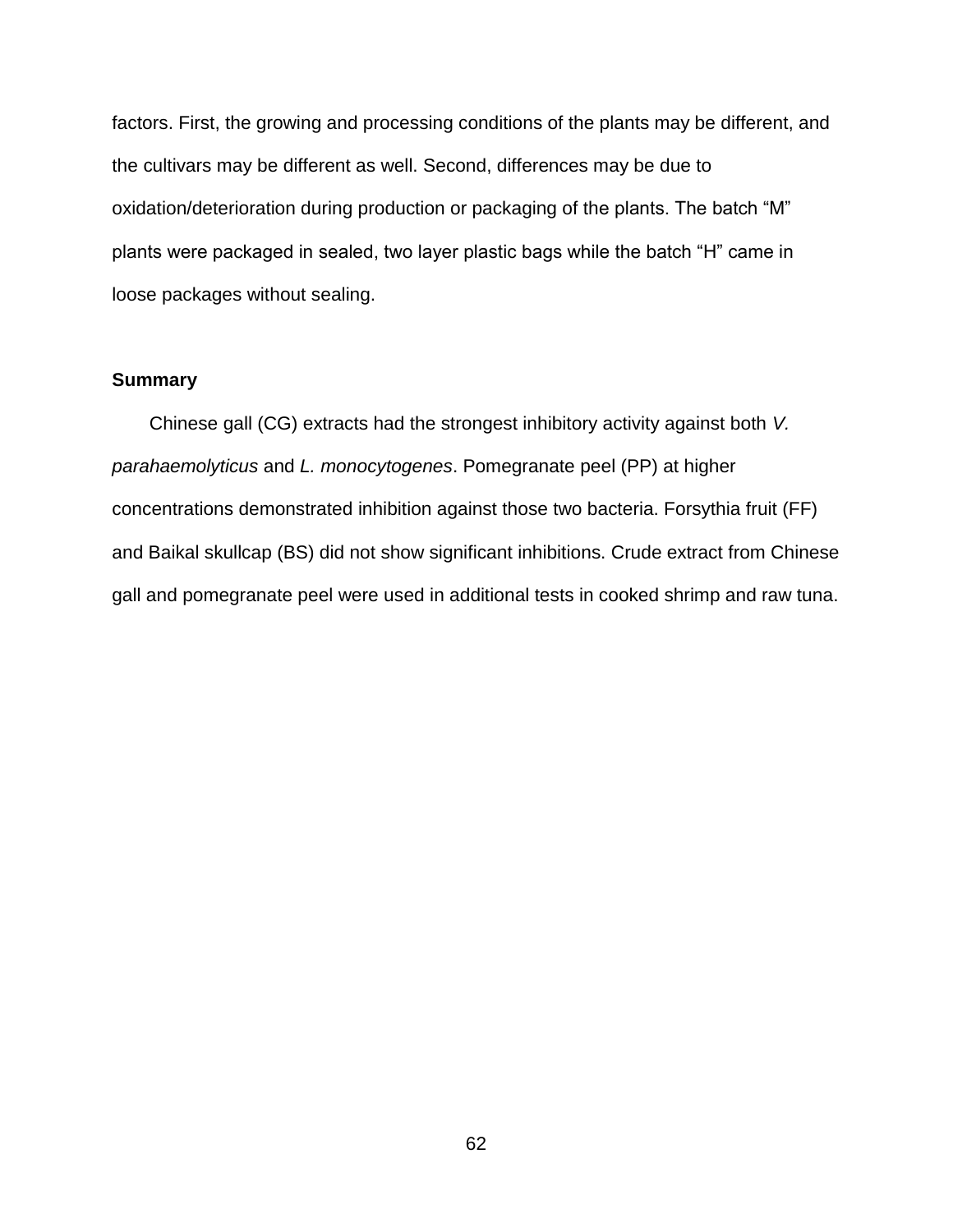factors. First, the growing and processing conditions of the plants may be different, and the cultivars may be different as well. Second, differences may be due to oxidation/deterioration during production or packaging of the plants. The batch “M” plants were packaged in sealed, two layer plastic bags while the batch “H” came in loose packages without sealing.

### Summary

Chinese gall (CG) extracts had the strongest inhibitory activity against both *V. parahaemolyticus* and *L. monocytogenes*. Pomegranate peel (PP) at higher concentrations demonstrated inhibition against those two bacteria. Forsythia fruit (FF) and Baikal skullcap (BS) did not show significant inhibitions. Crude extract from Chinese gall and pomegranate peel were used in additional tests in cooked shrimp and raw tuna.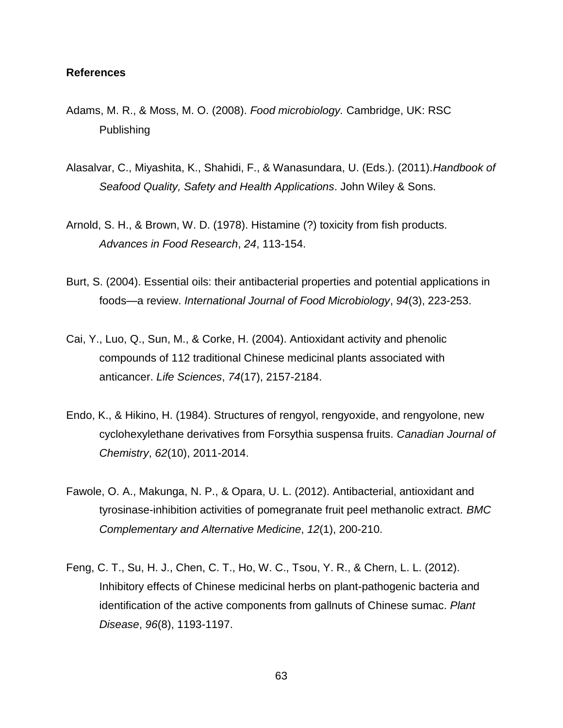**References**

Adams, M. R., & Moss, M. O. (2008). *Food microbiology.* Cambridge, UK: RSC Publishing

Alasalvar, C., Miyashita, K., Shahidi, F., & Wanasundara, U. (Eds.). (2011).*Handbook of Seafood Quality, Safety and Health Applications*. John Wiley & Sons.

Arnold, S. H., & Brown, W. D. (1978). Histamine (?) toxicity from fish products. *Advances in Food Research*, *24*, 113-154.

Burt, S. (2004). Essential oils: their antibacterial properties and potential applications in foods—a review. *International Journal of Food Microbiology*, *94*(3), 223-253.

Cai, Y., Luo, Q., Sun, M., & Corke, H. (2004). Antioxidant activity and phenolic compounds of 112 traditional Chinese medicinal plants associated with anticancer. *Life Sciences*, *74*(17), 2157-2184.

Endo, K., & Hikino, H. (1984). Structures of rengyol, rengyoxide, and rengyolone, new cyclohexylethane derivatives from Forsythia suspensa fruits. *Canadian Journal of Chemistry*, *62*(10), 2011-2014.

Fawole, O. A., Makunga, N. P., & Opara, U. L. (2012). Antibacterial, antioxidant and tyrosinase-inhibition activities of pomegranate fruit peel methanolic extract. *BMC Complementary and Alternative Medicine*, *12*(1), 200-210.

Feng, C. T., Su, H. J., Chen, C. T., Ho, W. C., Tsou, Y. R., & Chern, L. L. (2012). Inhibitory effects of Chinese medicinal herbs on plant-pathogenic bacteria and identification of the active components from gallnuts of Chinese sumac. *Plant Disease*, *96*(8), 1193-1197.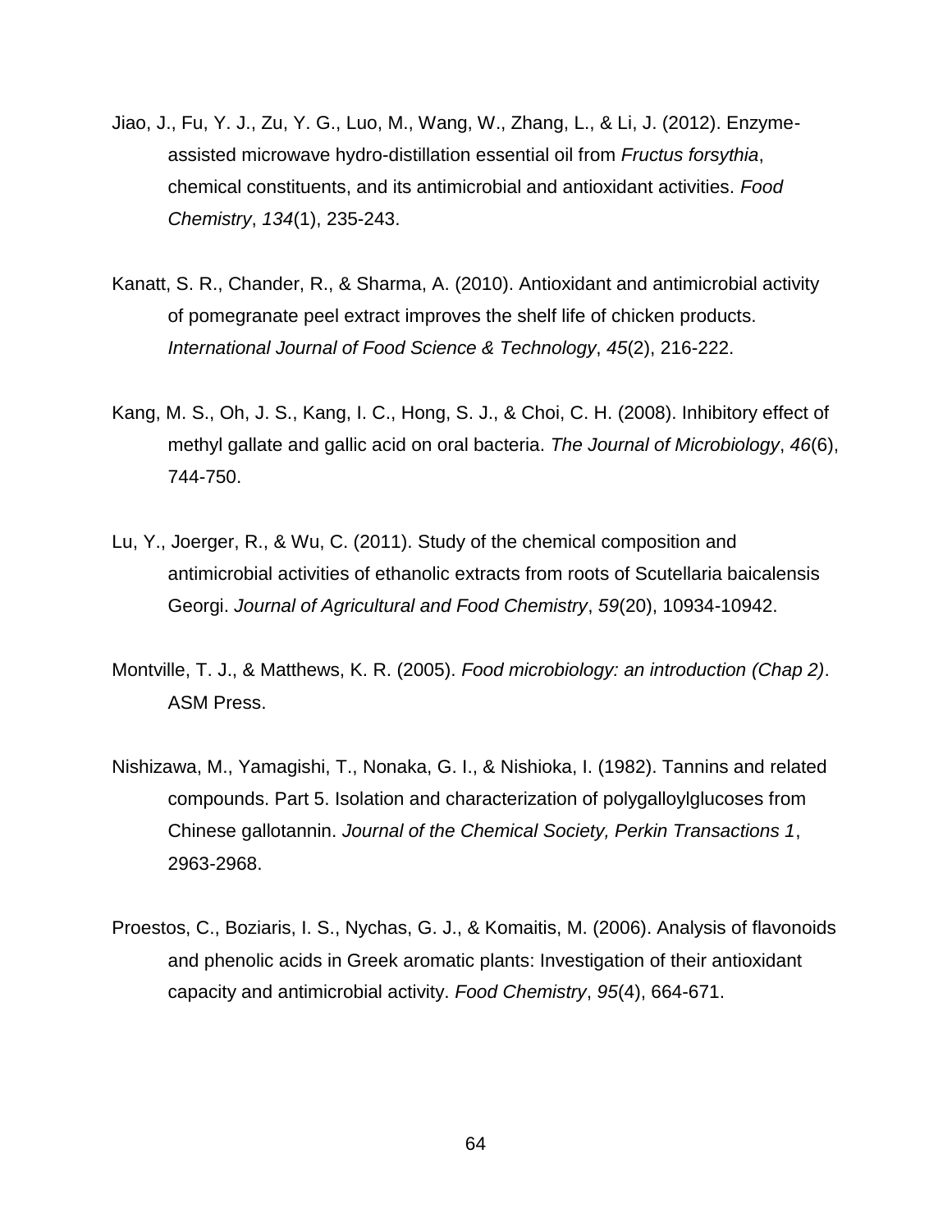Jiao, J., Fu, Y. J., Zu, Y. G., Luo, M., Wang, W., Zhang, L., & Li, J. (2012). Enzyme-assisted microwave hydro-distillation essential oil from *Fructus forsythia*, chemical constituents, and its antimicrobial and antioxidant activities. *Food Chemistry*, *134*(1), 235-243.

Kanatt, S. R., Chander, R., & Sharma, A. (2010). Antioxidant and antimicrobial activity of pomegranate peel extract improves the shelf life of chicken products. *International Journal of Food Science & Technology*, *45*(2), 216-222.

Kang, M. S., Oh, J. S., Kang, I. C., Hong, S. J., & Choi, C. H. (2008). Inhibitory effect of methyl gallate and gallic acid on oral bacteria. *The Journal of Microbiology*, *46*(6), 744-750.

Lu, Y., Joerger, R., & Wu, C. (2011). Study of the chemical composition and antimicrobial activities of ethanolic extracts from roots of Scutellaria baicalensis Georgi. *Journal of Agricultural and Food Chemistry*, *59*(20), 10934-10942.

Montville, T. J., & Matthews, K. R. (2005). *Food microbiology: an introduction (Chap 2)*. ASM Press.

Nishizawa, M., Yamagishi, T., Nonaka, G. I., & Nishioka, I. (1982). Tannins and related compounds. Part 5. Isolation and characterization of polygalloylglucoses from Chinese gallotannin. *Journal of the Chemical Society, Perkin Transactions 1*, 2963-2968.

Proestos, C., Boziaris, I. S., Nychas, G. J., & Komaitis, M. (2006). Analysis of flavonoids and phenolic acids in Greek aromatic plants: Investigation of their antioxidant capacity and antimicrobial activity. *Food Chemistry*, *95*(4), 664-671.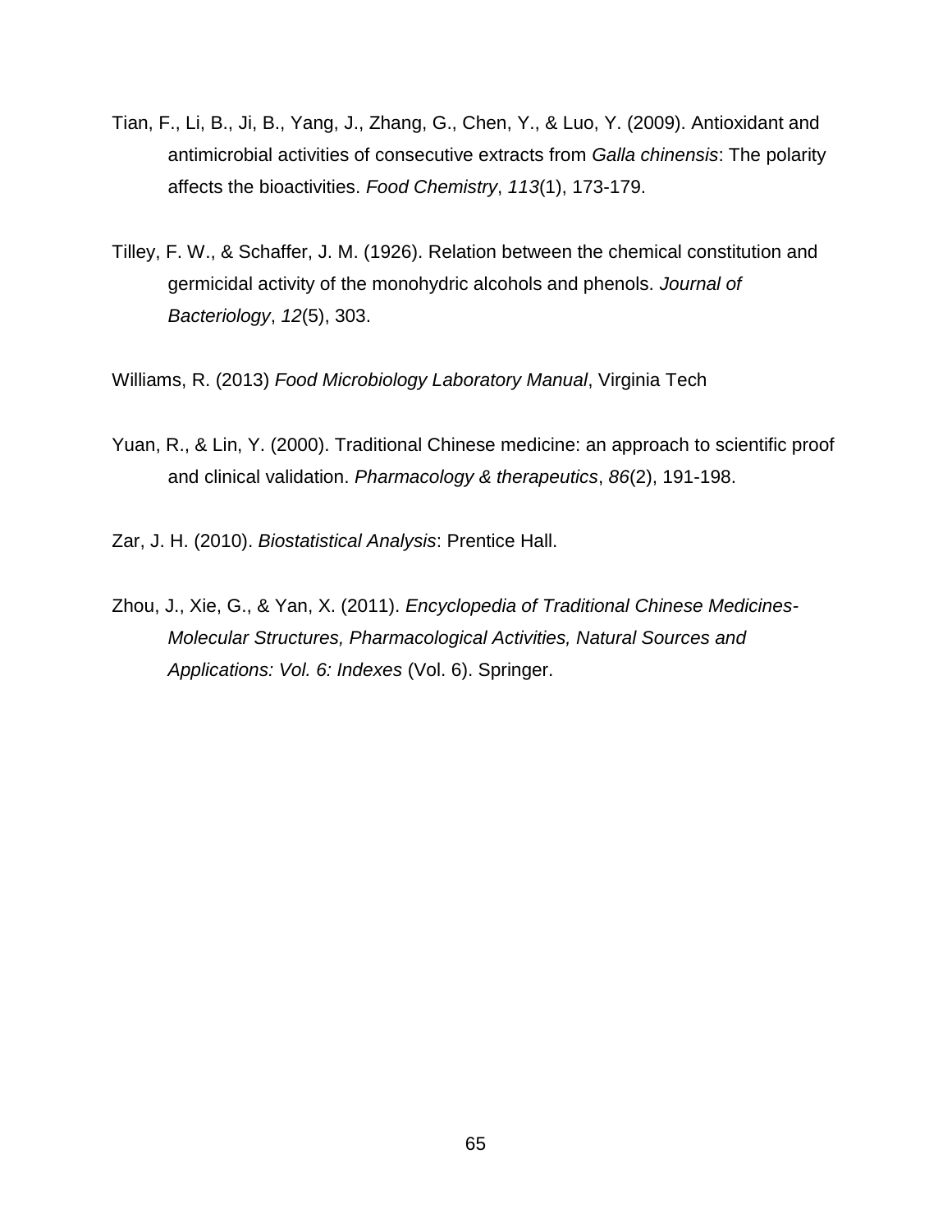Tian, F., Li, B., Ji, B., Yang, J., Zhang, G., Chen, Y., & Luo, Y. (2009). Antioxidant and antimicrobial activities of consecutive extracts from *Galla chinensis*: The polarity affects the bioactivities. *Food Chemistry*, *113*(1), 173-179.

Tilley, F. W., & Schaffer, J. M. (1926). Relation between the chemical constitution and germicidal activity of the monohydric alcohols and phenols. *Journal of Bacteriology*, *12*(5), 303.

Williams, R. (2013) *Food Microbiology Laboratory Manual*, Virginia Tech

Yuan, R., & Lin, Y. (2000). Traditional Chinese medicine: an approach to scientific proof and clinical validation. *Pharmacology & therapeutics*, *86*(2), 191-198.

Zar, J. H. (2010). *Biostatistical Analysis*: Prentice Hall.

Zhou, J., Xie, G., & Yan, X. (2011). *Encyclopedia of Traditional Chinese Medicines-Molecular Structures, Pharmacological Activities, Natural Sources and Applications: Vol. 6: Indexes* (Vol. 6). Springer.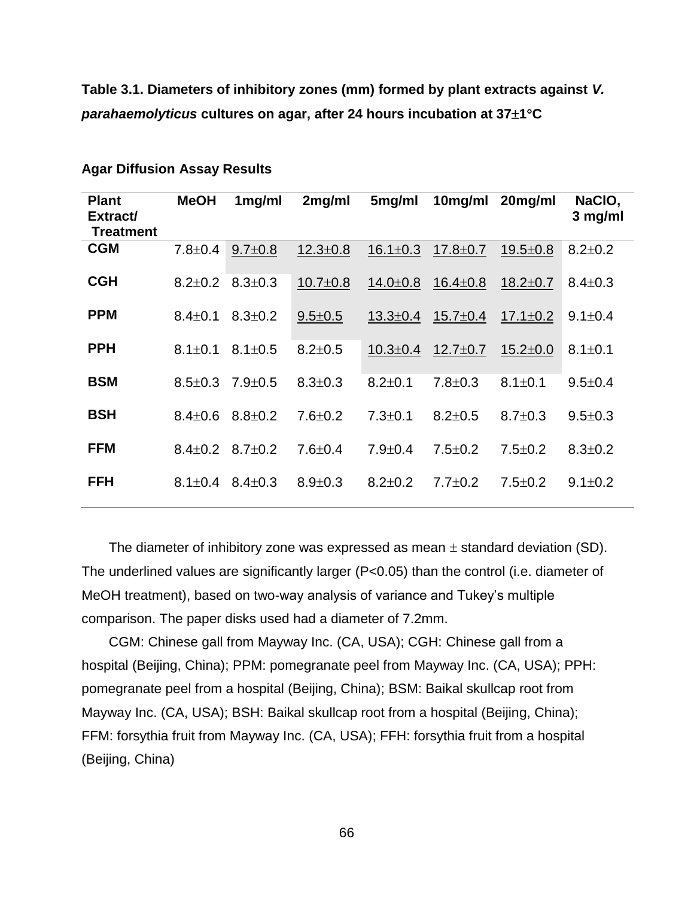**Table 3.1. Diameters of inhibitory zones (mm) formed by plant extracts against *V. parahaemolyticus* cultures on agar, after 24 hours incubation at 37±1°C**

**Agar Diffusion Assay Results**

| Plant Extract/ Treatment | MeOH | 1mg/ml | 2mg/ml | 5mg/ml | 10mg/ml | 20mg/ml | NaClO, 3 mg/ml |
|---|---|---|---|---|---|---|---|
| **CGM** | 7.8±0.4 | <u>9.7±0.8</u> | <u>12.3±0.8</u> | <u>16.1±0.3</u> | <u>17.8±0.7</u> | <u>19.5±0.8</u> | 8.2±0.2 |
| **CGH** | 8.2±0.2 | 8.3±0.3 | <u>10.7±0.8</u> | <u>14.0±0.8</u> | <u>16.4±0.8</u> | <u>18.2±0.7</u> | 8.4±0.3 |
| **PPM** | 8.4±0.1 | 8.3±0.2 | <u>9.5±0.5</u> | <u>13.3±0.4</u> | <u>15.7±0.4</u> | <u>17.1±0.2</u> | 9.1±0.4 |
| **PPH** | 8.1±0.1 | 8.1±0.5 | 8.2±0.5 | <u>10.3±0.4</u> | <u>12.7±0.7</u> | <u>15.2±0.0</u> | 8.1±0.1 |
| **BSM** | 8.5±0.3 | 7.9±0.5 | 8.3±0.3 | 8.2±0.1 | 7.8±0.3 | 8.1±0.1 | 9.5±0.4 |
| **BSH** | 8.4±0.6 | 8.8±0.2 | 7.6±0.2 | 7.3±0.1 | 8.2±0.5 | 8.7±0.3 | 9.5±0.3 |
| **FFM** | 8.4±0.2 | 8.7±0.2 | 7.6±0.4 | 7.9±0.4 | 7.5±0.2 | 7.5±0.2 | 8.3±0.2 |
| **FFH** | 8.1±0.4 | 8.4±0.3 | 8.9±0.3 | 8.2±0.2 | 7.7±0.2 | 7.5±0.2 | 9.1±0.2 |

The diameter of inhibitory zone was expressed as mean ± standard deviation (SD). The underlined values are significantly larger ($P<0.05$) than the control (i.e. diameter of MeOH treatment), based on two-way analysis of variance and Tukey's multiple comparison. The paper disks used had a diameter of 7.2mm.

CGM: Chinese gall from Mayway Inc. (CA, USA); CGH: Chinese gall from a hospital (Beijing, China); PPM: pomegranate peel from Mayway Inc. (CA, USA); PPH: pomegranate peel from a hospital (Beijing, China); BSM: Baikal skullcap root from Mayway Inc. (CA, USA); BSH: Baikal skullcap root from a hospital (Beijing, China); FFM: forsythia fruit from Mayway Inc. (CA, USA); FFH: forsythia fruit from a hospital (Beijing, China)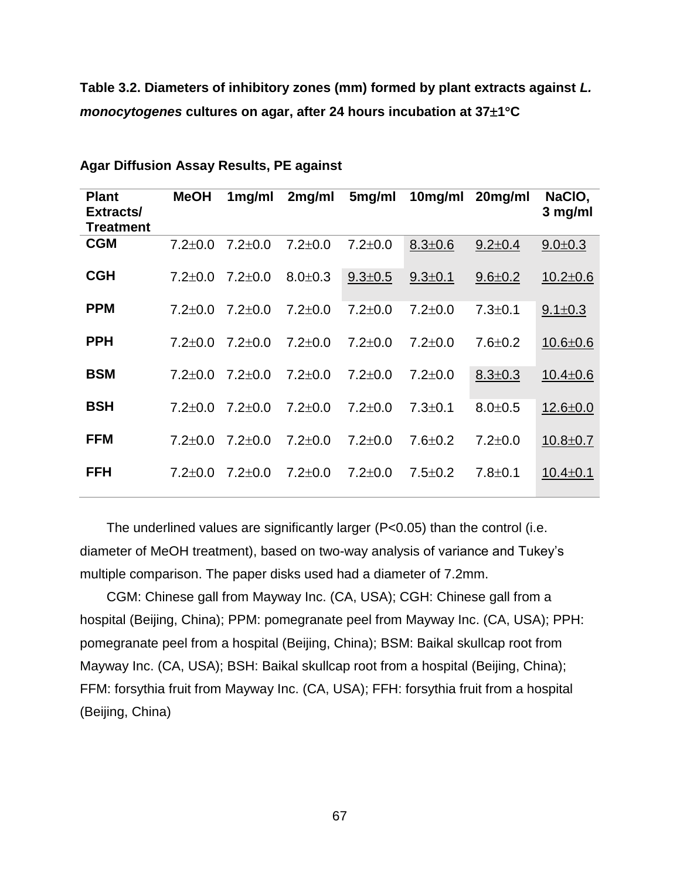**Table 3.2. Diameters of inhibitory zones (mm) formed by plant extracts against *L. monocytogenes* cultures on agar, after 24 hours incubation at 37±1°C**

**Agar Diffusion Assay Results, PE against**

| Plant Extracts/ Treatment | MeOH | 1mg/ml | 2mg/ml | 5mg/ml | 10mg/ml | 20mg/ml | NaClO, 3 mg/ml |
|---|---|---|---|---|---|---|---|
| **CGM** | 7.2±0.0 | 7.2±0.0 | 7.2±0.0 | 7.2±0.0 | <u>8.3±0.6</u> | <u>9.2±0.4</u> | <u>9.0±0.3</u> |
| **CGH** | 7.2±0.0 | 7.2±0.0 | 8.0±0.3 | <u>9.3±0.5</u> | <u>9.3±0.1</u> | <u>9.6±0.2</u> | <u>10.2±0.6</u> |
| **PPM** | 7.2±0.0 | 7.2±0.0 | 7.2±0.0 | 7.2±0.0 | 7.2±0.0 | 7.3±0.1 | <u>9.1±0.3</u> |
| **PPH** | 7.2±0.0 | 7.2±0.0 | 7.2±0.0 | 7.2±0.0 | 7.2±0.0 | 7.6±0.2 | <u>10.6±0.6</u> |
| **BSM** | 7.2±0.0 | 7.2±0.0 | 7.2±0.0 | 7.2±0.0 | 7.2±0.0 | <u>8.3±0.3</u> | <u>10.4±0.6</u> |
| **BSH** | 7.2±0.0 | 7.2±0.0 | 7.2±0.0 | 7.2±0.0 | 7.3±0.1 | 8.0±0.5 | <u>12.6±0.0</u> |
| **FFM** | 7.2±0.0 | 7.2±0.0 | 7.2±0.0 | 7.2±0.0 | 7.6±0.2 | 7.2±0.0 | <u>10.8±0.7</u> |
| **FFH** | 7.2±0.0 | 7.2±0.0 | 7.2±0.0 | 7.2±0.0 | 7.5±0.2 | 7.8±0.1 | <u>10.4±0.1</u> |

The underlined values are significantly larger ($P<0.05$) than the control (i.e. diameter of MeOH treatment), based on two-way analysis of variance and Tukey's multiple comparison. The paper disks used had a diameter of 7.2mm.

CGM: Chinese gall from Mayway Inc. (CA, USA); CGH: Chinese gall from a hospital (Beijing, China); PPM: pomegranate peel from Mayway Inc. (CA, USA); PPH: pomegranate peel from a hospital (Beijing, China); BSM: Baikal skullcap root from Mayway Inc. (CA, USA); BSH: Baikal skullcap root from a hospital (Beijing, China); FFM: forsythia fruit from Mayway Inc. (CA, USA); FFH: forsythia fruit from a hospital (Beijing, China)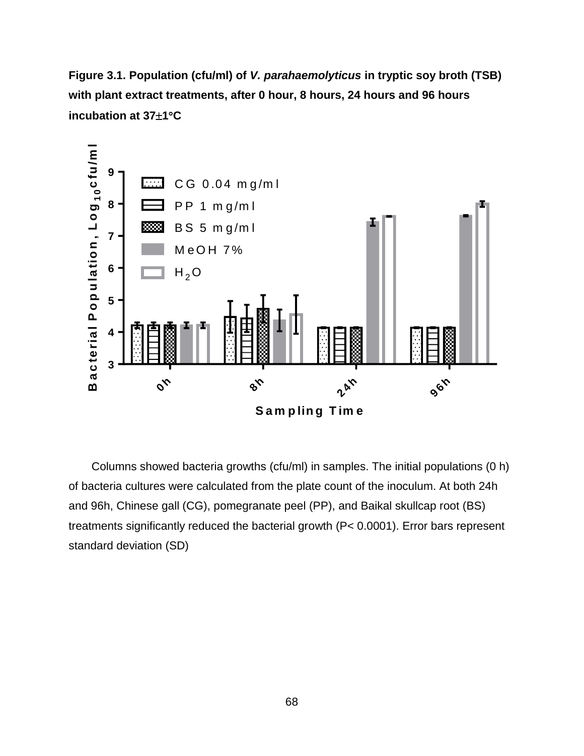**Figure 3.1. Population (cfu/ml) of *V. parahaemolyticus* in tryptic soy broth (TSB) with plant extract treatments, after 0 hour, 8 hours, 24 hours and 96 hours incubation at 37±1°C**

Columns showed bacteria growths (cfu/ml) in samples. The initial populations (0 h) of bacteria cultures were calculated from the plate count of the inoculum. At both 24h and 96h, Chinese gall (CG), pomegranate peel (PP), and Baikal skullcap root (BS) treatments significantly reduced the bacterial growth ($P < 0.0001$). Error bars represent standard deviation (SD)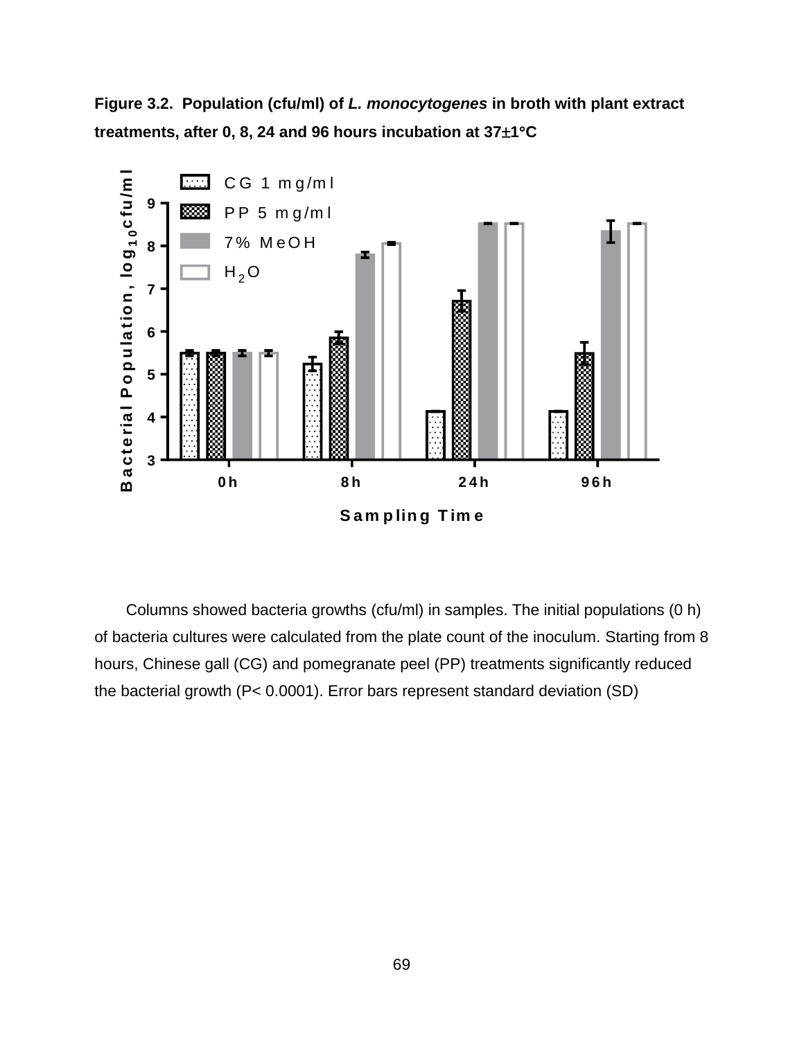**Figure 3.2. Population (cfu/ml) of *L. monocytogenes* in broth with plant extract treatments, after 0, 8, 24 and 96 hours incubation at 37±1°C**

Columns showed bacteria growths (cfu/ml) in samples. The initial populations (0 h) of bacteria cultures were calculated from the plate count of the inoculum. Starting from 8 hours, Chinese gall (CG) and pomegranate peel (PP) treatments significantly reduced the bacterial growth ($P < 0.0001$). Error bars represent standard deviation (SD)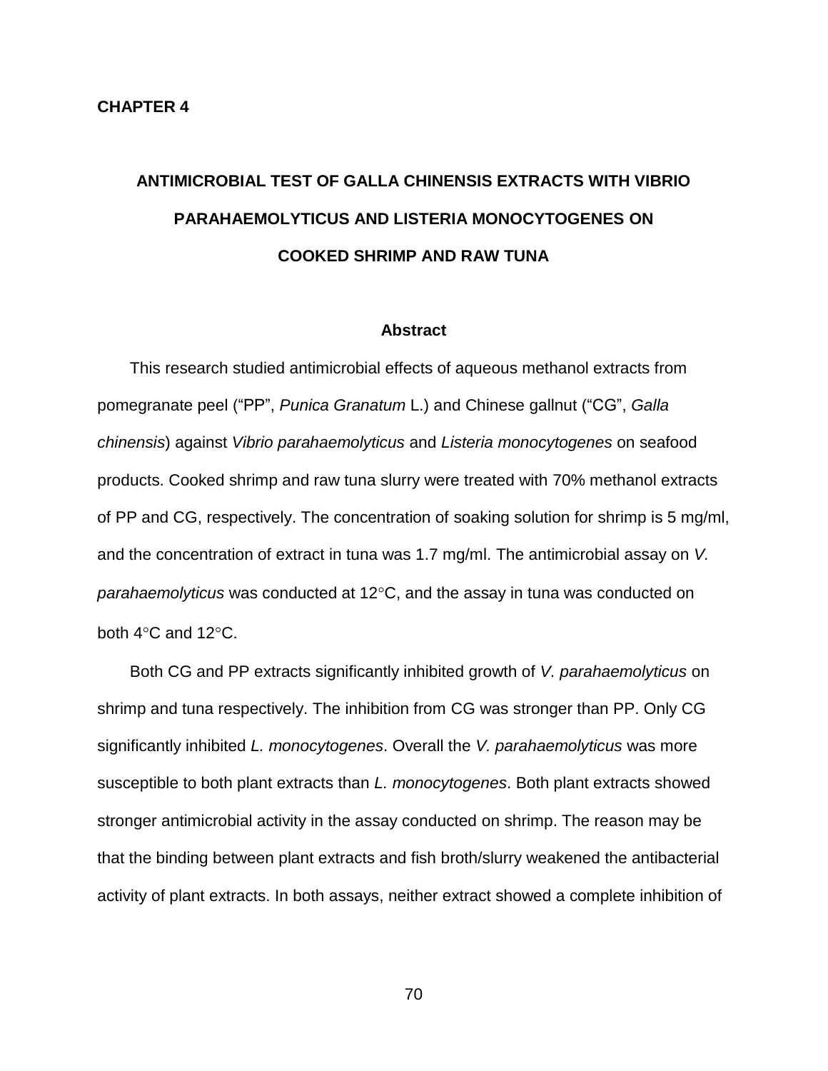# CHAPTER 4

## ANTIMICROBIAL TEST OF GALLA CHINENSIS EXTRACTS WITH VIBRIO PARAHAEMOLYTICUS AND LISTERIA MONOCYTOGENES ON COOKED SHRIMP AND RAW TUNA

### Abstract

This research studied antimicrobial effects of aqueous methanol extracts from pomegranate peel ("PP", *Punica Granatum* L.) and Chinese gallnut ("CG", *Galla chinensis*) against *Vibrio parahaemolyticus* and *Listeria monocytogenes* on seafood products. Cooked shrimp and raw tuna slurry were treated with 70% methanol extracts of PP and CG, respectively. The concentration of soaking solution for shrimp is 5 mg/ml, and the concentration of extract in tuna was 1.7 mg/ml. The antimicrobial assay on *V. parahaemolyticus* was conducted at 12°C, and the assay in tuna was conducted on both 4°C and 12°C.

Both CG and PP extracts significantly inhibited growth of *V. parahaemolyticus* on shrimp and tuna respectively. The inhibition from CG was stronger than PP. Only CG significantly inhibited *L. monocytogenes*. Overall the *V. parahaemolyticus* was more susceptible to both plant extracts than *L. monocytogenes*. Both plant extracts showed stronger antimicrobial activity in the assay conducted on shrimp. The reason may be that the binding between plant extracts and fish broth/slurry weakened the antibacterial activity of plant extracts. In both assays, neither extract showed a complete inhibition of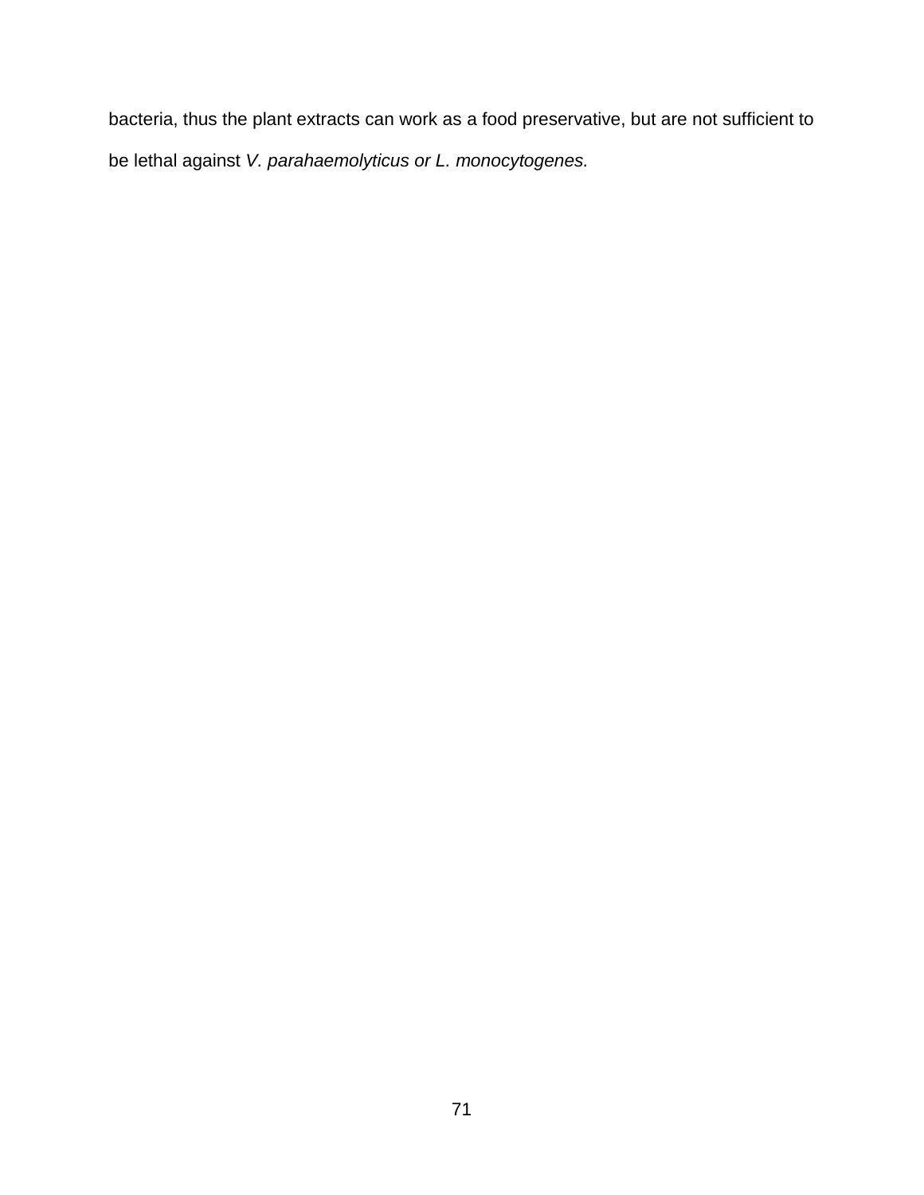bacteria, thus the plant extracts can work as a food preservative, but are not sufficient to be lethal against *V. parahaemolyticus or L. monocytogenes.*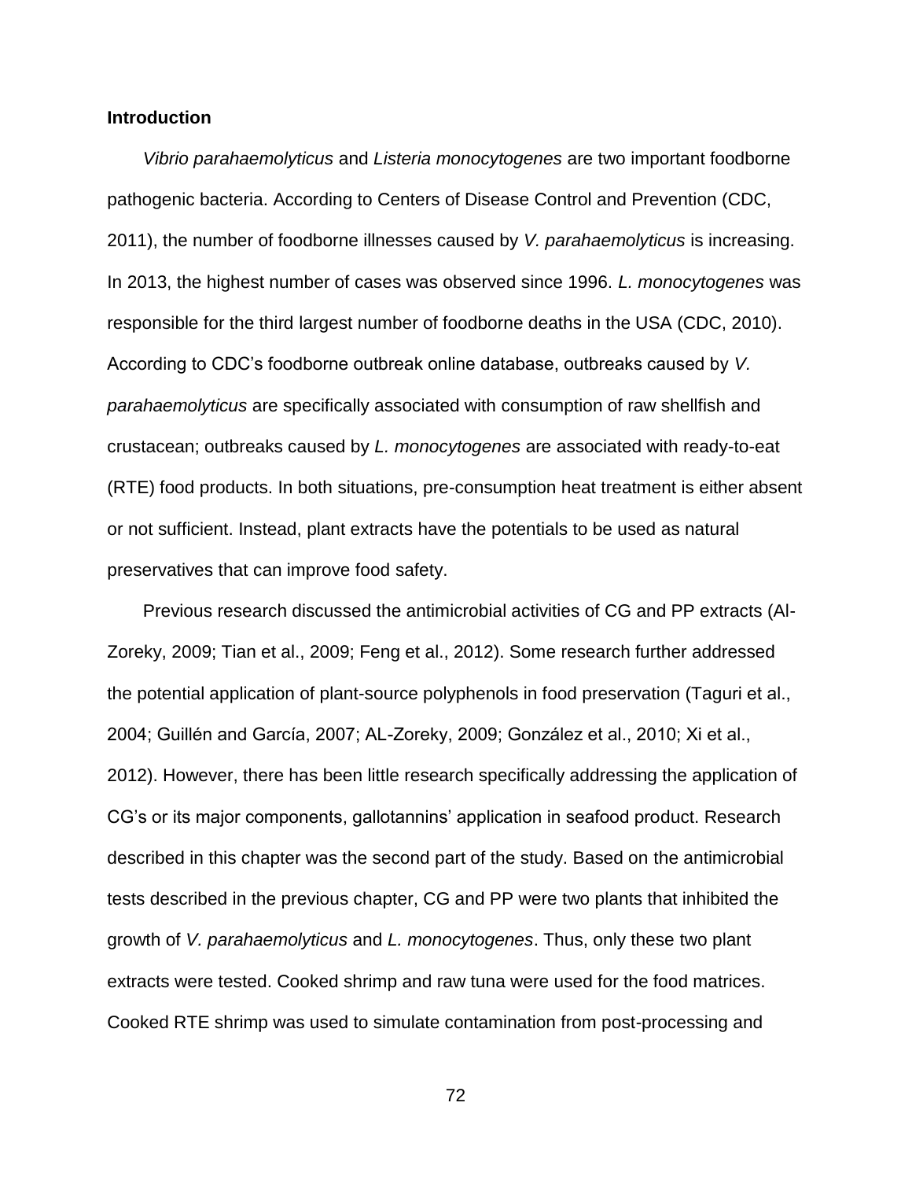**Introduction**

*Vibrio parahaemolyticus* and *Listeria monocytogenes* are two important foodborne pathogenic bacteria. According to Centers of Disease Control and Prevention (CDC, 2011), the number of foodborne illnesses caused by *V. parahaemolyticus* is increasing. In 2013, the highest number of cases was observed since 1996. *L. monocytogenes* was responsible for the third largest number of foodborne deaths in the USA (CDC, 2010). According to CDC's foodborne outbreak online database, outbreaks caused by *V. parahaemolyticus* are specifically associated with consumption of raw shellfish and crustacean; outbreaks caused by *L. monocytogenes* are associated with ready-to-eat (RTE) food products. In both situations, pre-consumption heat treatment is either absent or not sufficient. Instead, plant extracts have the potentials to be used as natural preservatives that can improve food safety.

Previous research discussed the antimicrobial activities of CG and PP extracts (Al-Zoreky, 2009; Tian et al., 2009; Feng et al., 2012). Some research further addressed the potential application of plant-source polyphenols in food preservation (Taguri et al., 2004; Guillén and García, 2007; AL-Zoreky, 2009; González et al., 2010; Xi et al., 2012). However, there has been little research specifically addressing the application of CG's or its major components, gallotannins' application in seafood product. Research described in this chapter was the second part of the study. Based on the antimicrobial tests described in the previous chapter, CG and PP were two plants that inhibited the growth of *V. parahaemolyticus* and *L. monocytogenes*. Thus, only these two plant extracts were tested. Cooked shrimp and raw tuna were used for the food matrices. Cooked RTE shrimp was used to simulate contamination from post-processing and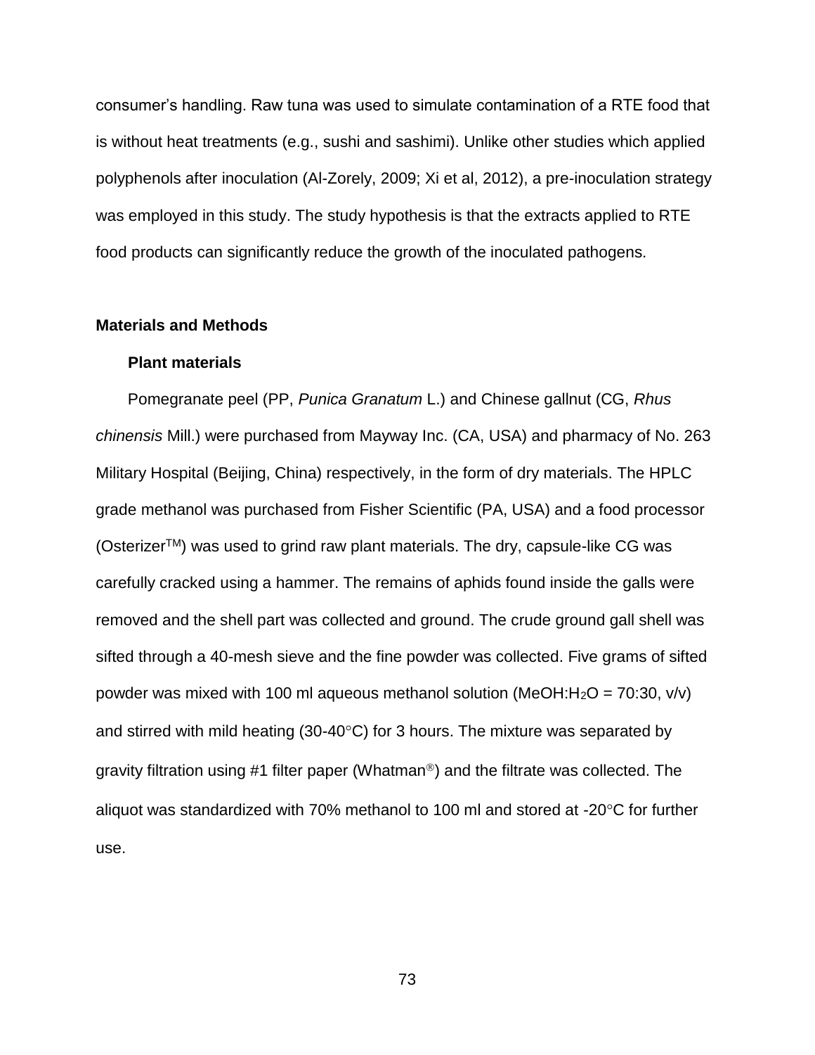consumer's handling. Raw tuna was used to simulate contamination of a RTE food that is without heat treatments (e.g., sushi and sashimi). Unlike other studies which applied polyphenols after inoculation (Al-Zorely, 2009; Xi et al, 2012), a pre-inoculation strategy was employed in this study. The study hypothesis is that the extracts applied to RTE food products can significantly reduce the growth of the inoculated pathogens.

## Materials and Methods

### Plant materials

Pomegranate peel (PP, *Punica Granatum* L.) and Chinese gallnut (CG, *Rhus chinensis* Mill.) were purchased from Mayway Inc. (CA, USA) and pharmacy of No. 263 Military Hospital (Beijing, China) respectively, in the form of dry materials. The HPLC grade methanol was purchased from Fisher Scientific (PA, USA) and a food processor (Osterizer™) was used to grind raw plant materials. The dry, capsule-like CG was carefully cracked using a hammer. The remains of aphids found inside the galls were removed and the shell part was collected and ground. The crude ground gall shell was sifted through a 40-mesh sieve and the fine powder was collected. Five grams of sifted powder was mixed with 100 ml aqueous methanol solution (MeOH:$H_2O$ = 70:30, v/v) and stirred with mild heating (30-40°C) for 3 hours. The mixture was separated by gravity filtration using #1 filter paper (Whatman®) and the filtrate was collected. The aliquot was standardized with 70% methanol to 100 ml and stored at -20°C for further use.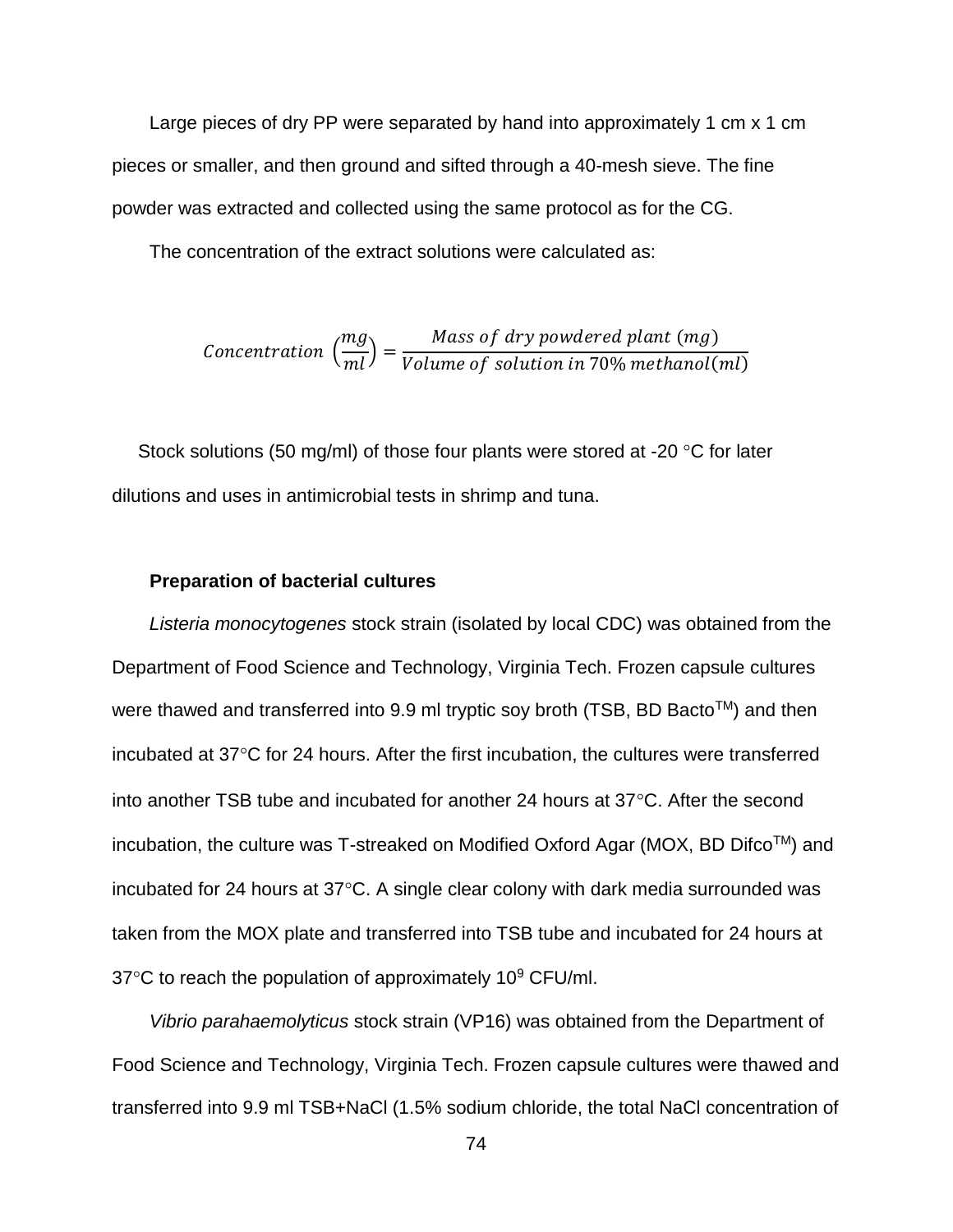Large pieces of dry PP were separated by hand into approximately 1 cm x 1 cm pieces or smaller, and then ground and sifted through a 40-mesh sieve. The fine powder was extracted and collected using the same protocol as for the CG.

The concentration of the extract solutions were calculated as:

$$Concentration\ \left(\frac{mg}{ml}\right) = \frac{Mass\ of\ dry\ powdered\ plant\ (mg)}{Volume\ of\ solution\ in\ 70\%\ methanol(ml)}$$

Stock solutions (50 mg/ml) of those four plants were stored at -20 °C for later dilutions and uses in antimicrobial tests in shrimp and tuna.

**Preparation of bacterial cultures**

*Listeria monocytogenes* stock strain (isolated by local CDC) was obtained from the Department of Food Science and Technology, Virginia Tech. Frozen capsule cultures were thawed and transferred into 9.9 ml tryptic soy broth (TSB, BD Bacto™) and then incubated at 37°C for 24 hours. After the first incubation, the cultures were transferred into another TSB tube and incubated for another 24 hours at 37°C. After the second incubation, the culture was T-streaked on Modified Oxford Agar (MOX, BD Difco™) and incubated for 24 hours at 37°C. A single clear colony with dark media surrounded was taken from the MOX plate and transferred into TSB tube and incubated for 24 hours at 37°C to reach the population of approximately $10^9$ CFU/ml.

*Vibrio parahaemolyticus* stock strain (VP16) was obtained from the Department of Food Science and Technology, Virginia Tech. Frozen capsule cultures were thawed and transferred into 9.9 ml TSB+NaCl (1.5% sodium chloride, the total NaCl concentration of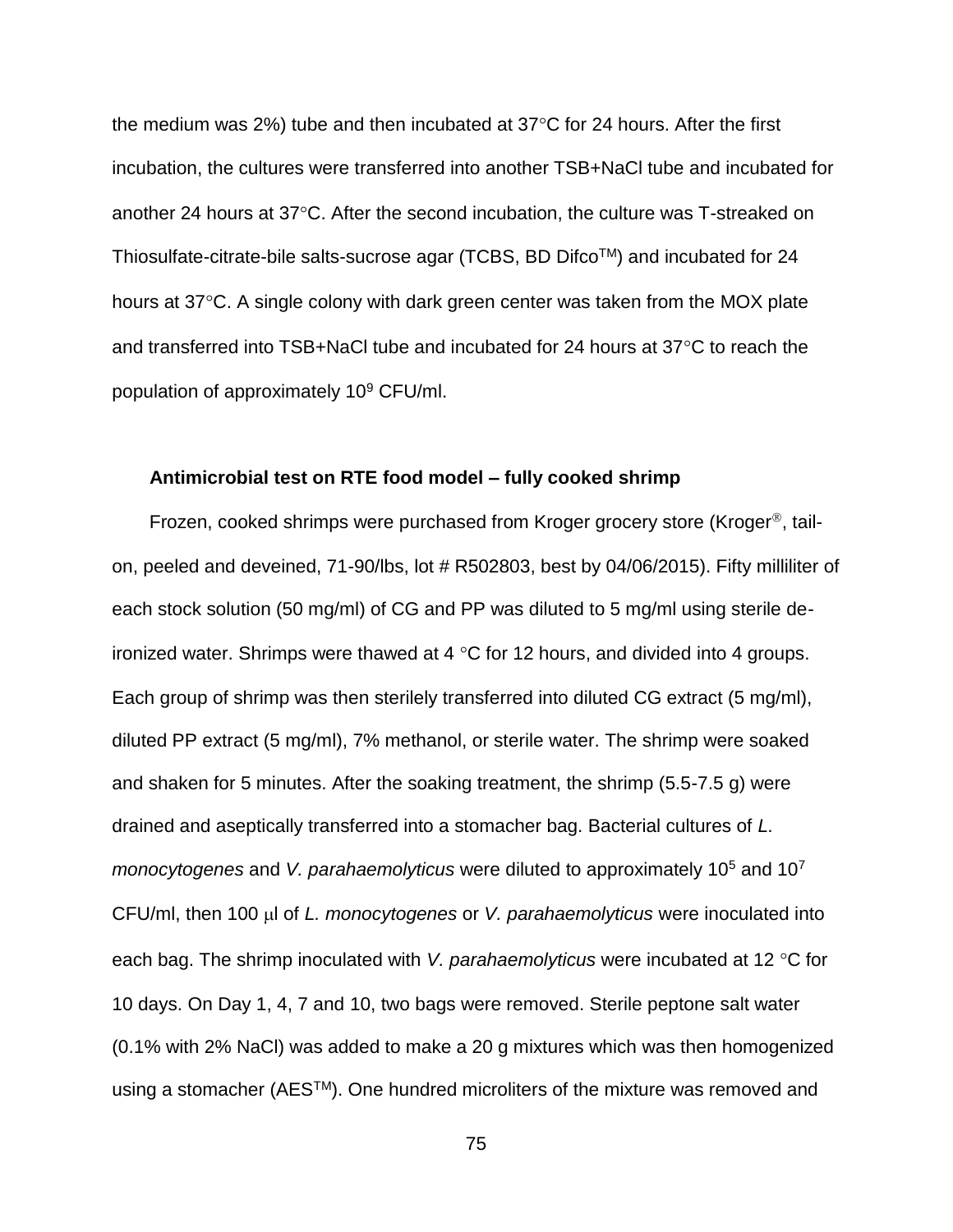the medium was 2%) tube and then incubated at 37°C for 24 hours. After the first incubation, the cultures were transferred into another TSB+NaCl tube and incubated for another 24 hours at 37°C. After the second incubation, the culture was T-streaked on Thiosulfate-citrate-bile salts-sucrose agar (TCBS, BD Difco™) and incubated for 24 hours at 37°C. A single colony with dark green center was taken from the MOX plate and transferred into TSB+NaCl tube and incubated for 24 hours at 37°C to reach the population of approximately $10^9$ CFU/ml.

### Antimicrobial test on RTE food model – fully cooked shrimp

Frozen, cooked shrimps were purchased from Kroger grocery store (Kroger®, tail-on, peeled and deveined, 71-90/lbs, lot # R502803, best by 04/06/2015). Fifty milliliter of each stock solution (50 mg/ml) of CG and PP was diluted to 5 mg/ml using sterile de-ironized water. Shrimps were thawed at 4 °C for 12 hours, and divided into 4 groups. Each group of shrimp was then sterilely transferred into diluted CG extract (5 mg/ml), diluted PP extract (5 mg/ml), 7% methanol, or sterile water. The shrimp were soaked and shaken for 5 minutes. After the soaking treatment, the shrimp (5.5-7.5 g) were drained and aseptically transferred into a stomacher bag. Bacterial cultures of *L. monocytogenes* and *V. parahaemolyticus* were diluted to approximately $10^5$ and $10^7$ CFU/ml, then 100 μl of *L. monocytogenes* or *V. parahaemolyticus* were inoculated into each bag. The shrimp inoculated with *V. parahaemolyticus* were incubated at 12 °C for 10 days. On Day 1, 4, 7 and 10, two bags were removed. Sterile peptone salt water (0.1% with 2% NaCl) was added to make a 20 g mixtures which was then homogenized using a stomacher (AES™). One hundred microliters of the mixture was removed and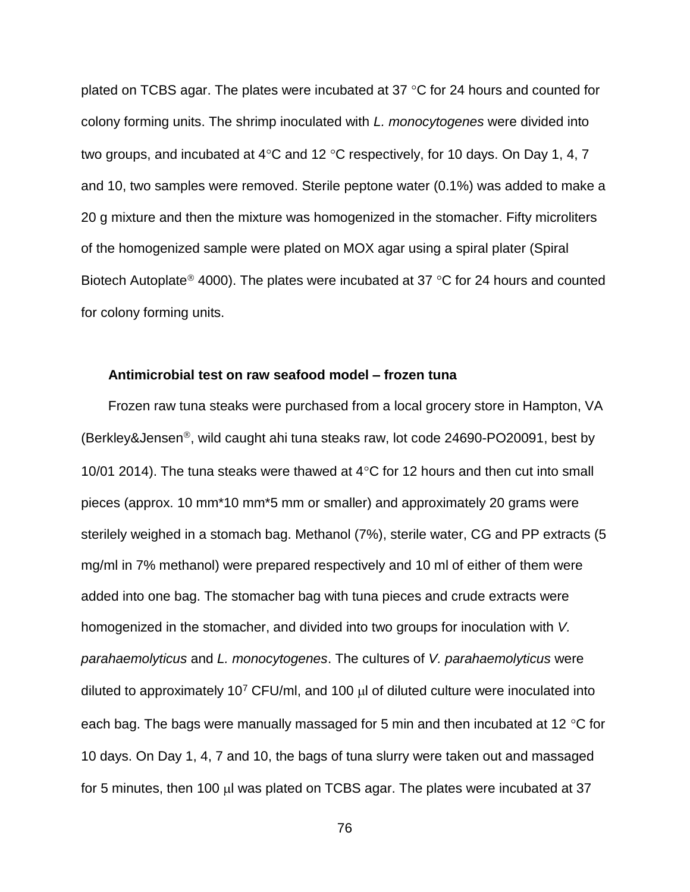plated on TCBS agar. The plates were incubated at 37 °C for 24 hours and counted for colony forming units. The shrimp inoculated with *L. monocytogenes* were divided into two groups, and incubated at 4°C and 12 °C respectively, for 10 days. On Day 1, 4, 7 and 10, two samples were removed. Sterile peptone water (0.1%) was added to make a 20 g mixture and then the mixture was homogenized in the stomacher. Fifty microliters of the homogenized sample were plated on MOX agar using a spiral plater (Spiral Biotech Autoplate® 4000). The plates were incubated at 37 °C for 24 hours and counted for colony forming units.

### Antimicrobial test on raw seafood model – frozen tuna

Frozen raw tuna steaks were purchased from a local grocery store in Hampton, VA (Berkley&Jensen®, wild caught ahi tuna steaks raw, lot code 24690-PO20091, best by 10/01 2014). The tuna steaks were thawed at 4°C for 12 hours and then cut into small pieces (approx. 10 mm*10 mm*5 mm or smaller) and approximately 20 grams were sterilely weighed in a stomach bag. Methanol (7%), sterile water, CG and PP extracts (5 mg/ml in 7% methanol) were prepared respectively and 10 ml of either of them were added into one bag. The stomacher bag with tuna pieces and crude extracts were homogenized in the stomacher, and divided into two groups for inoculation with *V. parahaemolyticus* and *L. monocytogenes*. The cultures of *V. parahaemolyticus* were diluted to approximately $10^7$ CFU/ml, and 100 μl of diluted culture were inoculated into each bag. The bags were manually massaged for 5 min and then incubated at 12 °C for 10 days. On Day 1, 4, 7 and 10, the bags of tuna slurry were taken out and massaged for 5 minutes, then 100 μl was plated on TCBS agar. The plates were incubated at 37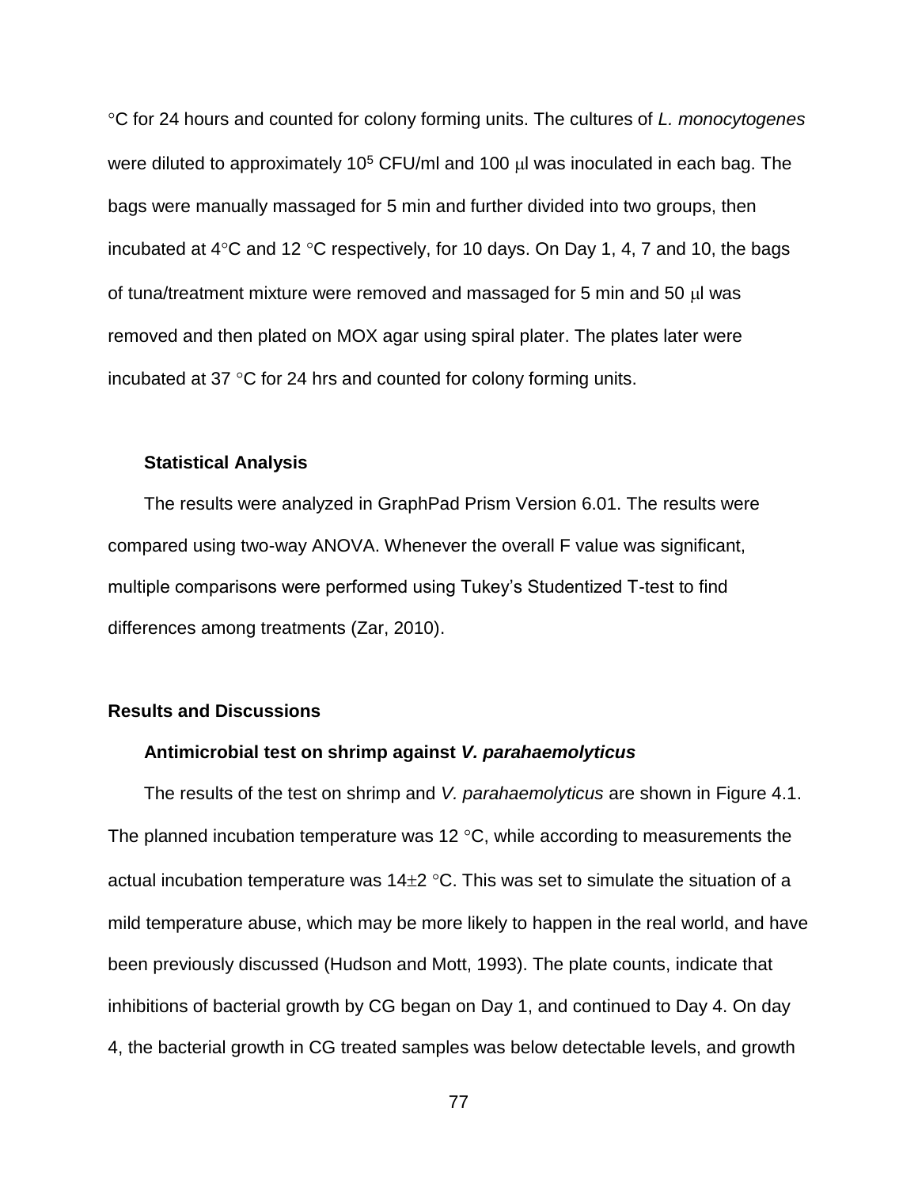°C for 24 hours and counted for colony forming units. The cultures of *L. monocytogenes* were diluted to approximately $10^5$ CFU/ml and 100 μl was inoculated in each bag. The bags were manually massaged for 5 min and further divided into two groups, then incubated at 4°C and 12 °C respectively, for 10 days. On Day 1, 4, 7 and 10, the bags of tuna/treatment mixture were removed and massaged for 5 min and 50 μl was removed and then plated on MOX agar using spiral plater. The plates later were incubated at 37 °C for 24 hrs and counted for colony forming units.

### Statistical Analysis

The results were analyzed in GraphPad Prism Version 6.01. The results were compared using two-way ANOVA. Whenever the overall F value was significant, multiple comparisons were performed using Tukey's Studentized T-test to find differences among treatments (Zar, 2010).

## Results and Discussions

### Antimicrobial test on shrimp against *V. parahaemolyticus*

The results of the test on shrimp and *V. parahaemolyticus* are shown in Figure 4.1. The planned incubation temperature was 12 °C, while according to measurements the actual incubation temperature was 14±2 °C. This was set to simulate the situation of a mild temperature abuse, which may be more likely to happen in the real world, and have been previously discussed (Hudson and Mott, 1993). The plate counts, indicate that inhibitions of bacterial growth by CG began on Day 1, and continued to Day 4. On day 4, the bacterial growth in CG treated samples was below detectable levels, and growth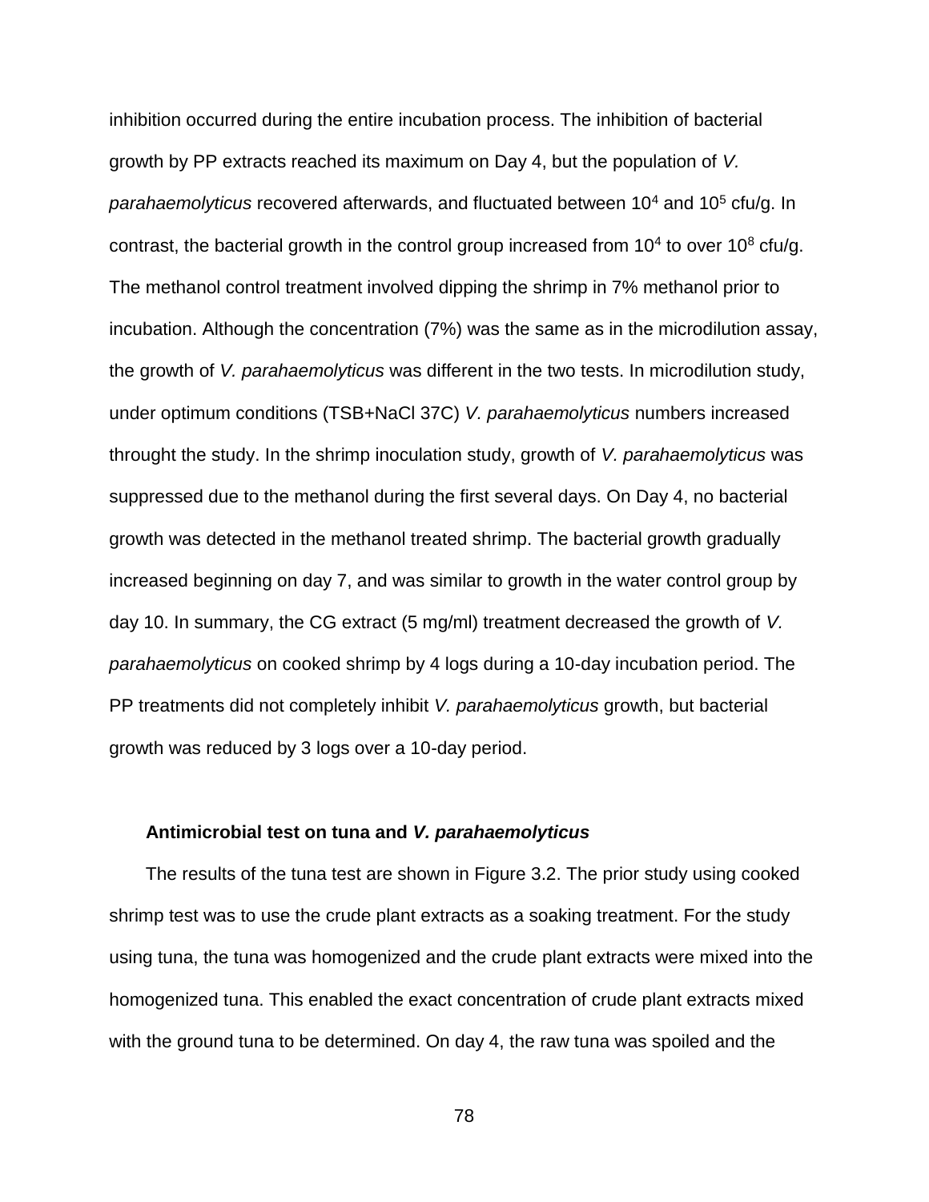inhibition occurred during the entire incubation process. The inhibition of bacterial growth by PP extracts reached its maximum on Day 4, but the population of *V. parahaemolyticus* recovered afterwards, and fluctuated between $10^4$ and $10^5$ cfu/g. In contrast, the bacterial growth in the control group increased from $10^4$ to over $10^8$ cfu/g. The methanol control treatment involved dipping the shrimp in 7% methanol prior to incubation. Although the concentration (7%) was the same as in the microdilution assay, the growth of *V. parahaemolyticus* was different in the two tests. In microdilution study, under optimum conditions (TSB+NaCl 37C) *V. parahaemolyticus* numbers increased throught the study. In the shrimp inoculation study, growth of *V. parahaemolyticus* was suppressed due to the methanol during the first several days. On Day 4, no bacterial growth was detected in the methanol treated shrimp. The bacterial growth gradually increased beginning on day 7, and was similar to growth in the water control group by day 10. In summary, the CG extract (5 mg/ml) treatment decreased the growth of *V. parahaemolyticus* on cooked shrimp by 4 logs during a 10-day incubation period. The PP treatments did not completely inhibit *V. parahaemolyticus* growth, but bacterial growth was reduced by 3 logs over a 10-day period.

#### Antimicrobial test on tuna and *V. parahaemolyticus*

The results of the tuna test are shown in Figure 3.2. The prior study using cooked shrimp test was to use the crude plant extracts as a soaking treatment. For the study using tuna, the tuna was homogenized and the crude plant extracts were mixed into the homogenized tuna. This enabled the exact concentration of crude plant extracts mixed with the ground tuna to be determined. On day 4, the raw tuna was spoiled and the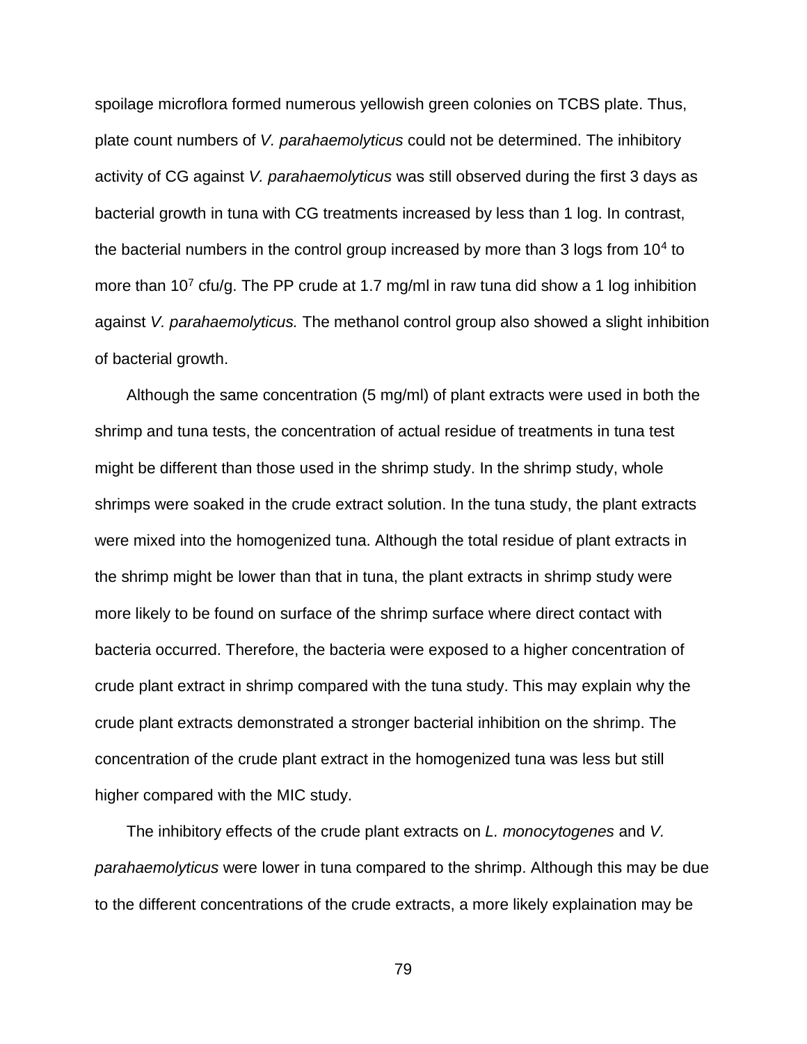spoilage microflora formed numerous yellowish green colonies on TCBS plate. Thus, plate count numbers of *V. parahaemolyticus* could not be determined. The inhibitory activity of CG against *V. parahaemolyticus* was still observed during the first 3 days as bacterial growth in tuna with CG treatments increased by less than 1 log. In contrast, the bacterial numbers in the control group increased by more than 3 logs from $10^4$ to more than $10^7$ cfu/g. The PP crude at 1.7 mg/ml in raw tuna did show a 1 log inhibition against *V. parahaemolyticus.* The methanol control group also showed a slight inhibition of bacterial growth.

Although the same concentration (5 mg/ml) of plant extracts were used in both the shrimp and tuna tests, the concentration of actual residue of treatments in tuna test might be different than those used in the shrimp study. In the shrimp study, whole shrimps were soaked in the crude extract solution. In the tuna study, the plant extracts were mixed into the homogenized tuna. Although the total residue of plant extracts in the shrimp might be lower than that in tuna, the plant extracts in shrimp study were more likely to be found on surface of the shrimp surface where direct contact with bacteria occurred. Therefore, the bacteria were exposed to a higher concentration of crude plant extract in shrimp compared with the tuna study. This may explain why the crude plant extracts demonstrated a stronger bacterial inhibition on the shrimp. The concentration of the crude plant extract in the homogenized tuna was less but still higher compared with the MIC study.

The inhibitory effects of the crude plant extracts on *L. monocytogenes* and *V. parahaemolyticus* were lower in tuna compared to the shrimp. Although this may be due to the different concentrations of the crude extracts, a more likely explaination may be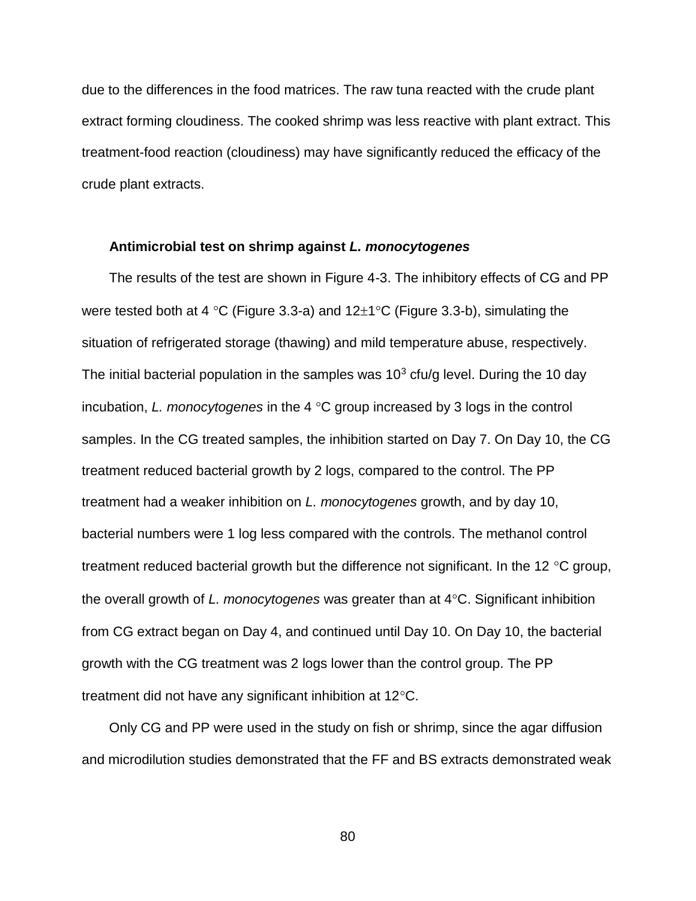due to the differences in the food matrices. The raw tuna reacted with the crude plant extract forming cloudiness. The cooked shrimp was less reactive with plant extract. This treatment-food reaction (cloudiness) may have significantly reduced the efficacy of the crude plant extracts.

### Antimicrobial test on shrimp against *L. monocytogenes*

The results of the test are shown in Figure 4-3. The inhibitory effects of CG and PP were tested both at 4 °C (Figure 3.3-a) and 12±1°C (Figure 3.3-b), simulating the situation of refrigerated storage (thawing) and mild temperature abuse, respectively. The initial bacterial population in the samples was $10^3$ cfu/g level. During the 10 day incubation, *L. monocytogenes* in the 4 °C group increased by 3 logs in the control samples. In the CG treated samples, the inhibition started on Day 7. On Day 10, the CG treatment reduced bacterial growth by 2 logs, compared to the control. The PP treatment had a weaker inhibition on *L. monocytogenes* growth, and by day 10, bacterial numbers were 1 log less compared with the controls. The methanol control treatment reduced bacterial growth but the difference not significant. In the 12 °C group, the overall growth of *L. monocytogenes* was greater than at 4°C. Significant inhibition from CG extract began on Day 4, and continued until Day 10. On Day 10, the bacterial growth with the CG treatment was 2 logs lower than the control group. The PP treatment did not have any significant inhibition at 12°C.

Only CG and PP were used in the study on fish or shrimp, since the agar diffusion and microdilution studies demonstrated that the FF and BS extracts demonstrated weak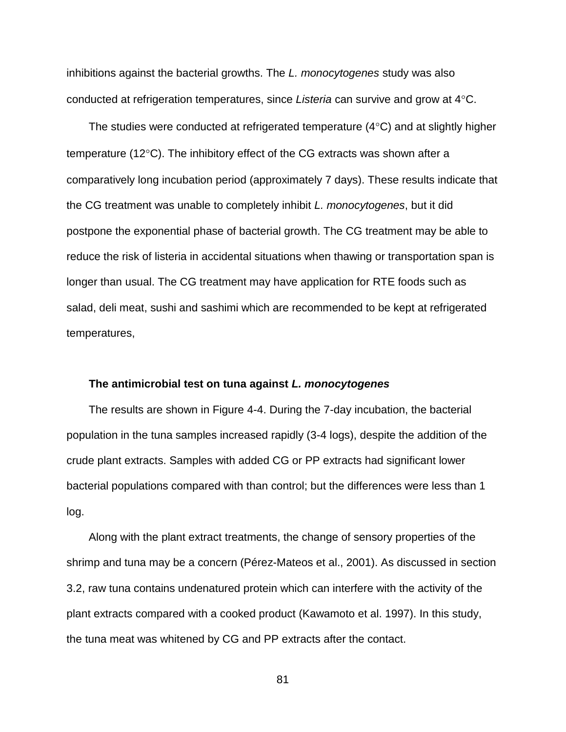inhibitions against the bacterial growths. The *L. monocytogenes* study was also conducted at refrigeration temperatures, since *Listeria* can survive and grow at 4°C.

The studies were conducted at refrigerated temperature (4°C) and at slightly higher temperature (12°C). The inhibitory effect of the CG extracts was shown after a comparatively long incubation period (approximately 7 days). These results indicate that the CG treatment was unable to completely inhibit *L. monocytogenes*, but it did postpone the exponential phase of bacterial growth. The CG treatment may be able to reduce the risk of listeria in accidental situations when thawing or transportation span is longer than usual. The CG treatment may have application for RTE foods such as salad, deli meat, sushi and sashimi which are recommended to be kept at refrigerated temperatures,

**The antimicrobial test on tuna against *L. monocytogenes***

The results are shown in Figure 4-4. During the 7-day incubation, the bacterial population in the tuna samples increased rapidly (3-4 logs), despite the addition of the crude plant extracts. Samples with added CG or PP extracts had significant lower bacterial populations compared with than control; but the differences were less than 1 log.

Along with the plant extract treatments, the change of sensory properties of the shrimp and tuna may be a concern (Pérez-Mateos et al., 2001). As discussed in section 3.2, raw tuna contains undenatured protein which can interfere with the activity of the plant extracts compared with a cooked product (Kawamoto et al. 1997). In this study, the tuna meat was whitened by CG and PP extracts after the contact.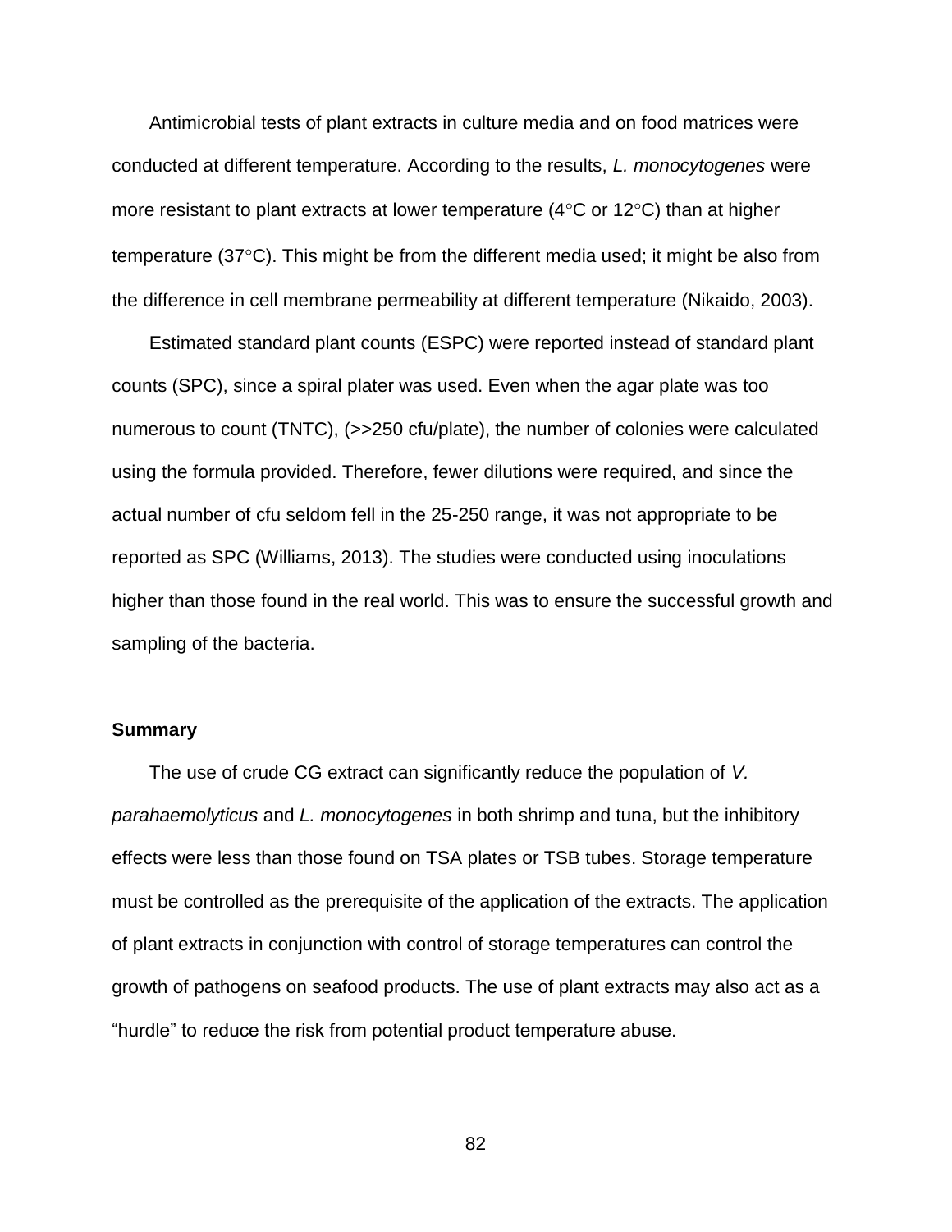Antimicrobial tests of plant extracts in culture media and on food matrices were conducted at different temperature. According to the results, *L. monocytogenes* were more resistant to plant extracts at lower temperature (4°C or 12°C) than at higher temperature (37°C). This might be from the different media used; it might be also from the difference in cell membrane permeability at different temperature (Nikaido, 2003).

Estimated standard plant counts (ESPC) were reported instead of standard plant counts (SPC), since a spiral plater was used. Even when the agar plate was too numerous to count (TNTC), (>>250 cfu/plate), the number of colonies were calculated using the formula provided. Therefore, fewer dilutions were required, and since the actual number of cfu seldom fell in the 25-250 range, it was not appropriate to be reported as SPC (Williams, 2013). The studies were conducted using inoculations higher than those found in the real world. This was to ensure the successful growth and sampling of the bacteria.

**Summary**

The use of crude CG extract can significantly reduce the population of *V. parahaemolyticus* and *L. monocytogenes* in both shrimp and tuna, but the inhibitory effects were less than those found on TSA plates or TSB tubes. Storage temperature must be controlled as the prerequisite of the application of the extracts. The application of plant extracts in conjunction with control of storage temperatures can control the growth of pathogens on seafood products. The use of plant extracts may also act as a "hurdle" to reduce the risk from potential product temperature abuse.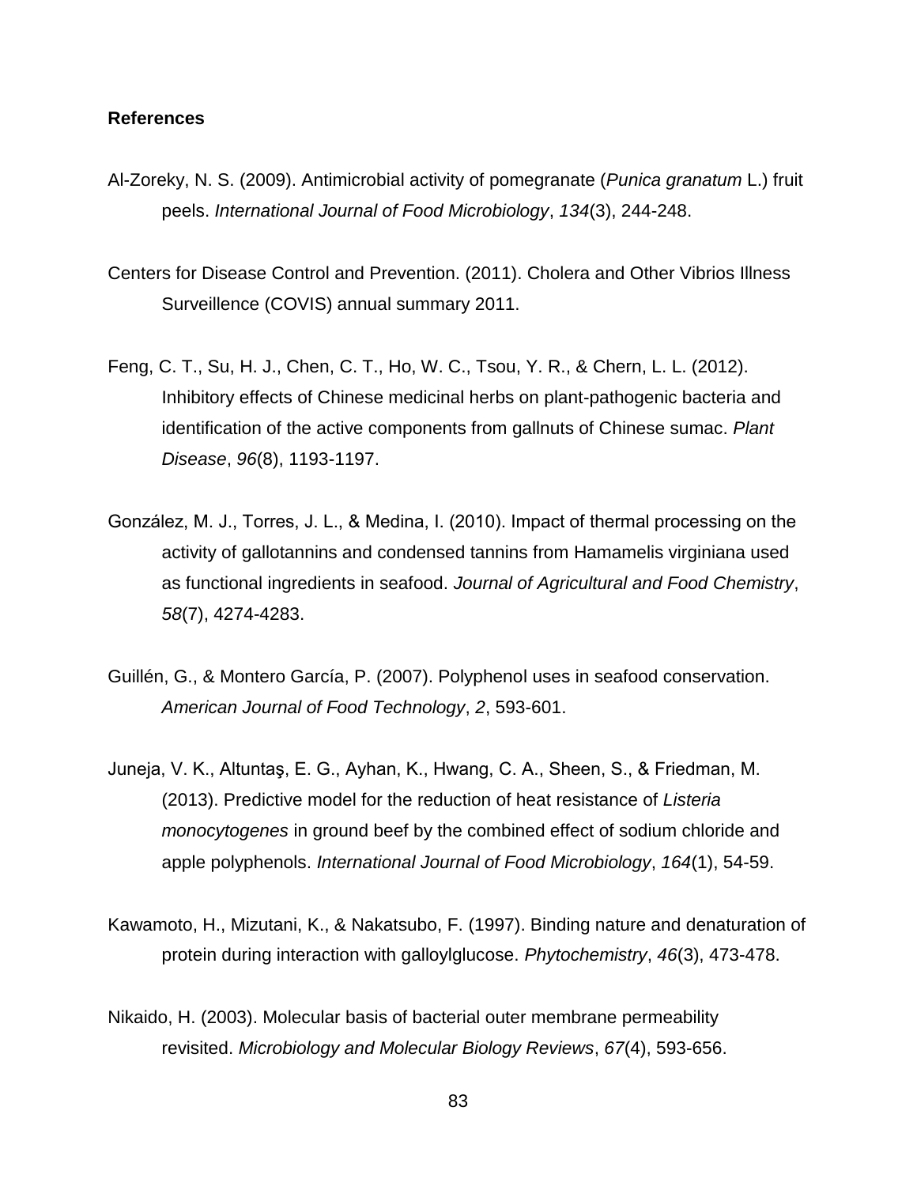**References**

Al-Zoreky, N. S. (2009). Antimicrobial activity of pomegranate (*Punica granatum* L.) fruit peels. *International Journal of Food Microbiology*, *134*(3), 244-248.

Centers for Disease Control and Prevention. (2011). Cholera and Other Vibrios Illness Surveillence (COVIS) annual summary 2011.

Feng, C. T., Su, H. J., Chen, C. T., Ho, W. C., Tsou, Y. R., & Chern, L. L. (2012). Inhibitory effects of Chinese medicinal herbs on plant-pathogenic bacteria and identification of the active components from gallnuts of Chinese sumac. *Plant Disease*, *96*(8), 1193-1197.

González, M. J., Torres, J. L., & Medina, I. (2010). Impact of thermal processing on the activity of gallotannins and condensed tannins from Hamamelis virginiana used as functional ingredients in seafood. *Journal of Agricultural and Food Chemistry*, *58*(7), 4274-4283.

Guillén, G., & Montero García, P. (2007). Polyphenol uses in seafood conservation. *American Journal of Food Technology*, *2*, 593-601.

Juneja, V. K., Altuntaş, E. G., Ayhan, K., Hwang, C. A., Sheen, S., & Friedman, M. (2013). Predictive model for the reduction of heat resistance of *Listeria monocytogenes* in ground beef by the combined effect of sodium chloride and apple polyphenols. *International Journal of Food Microbiology*, *164*(1), 54-59.

Kawamoto, H., Mizutani, K., & Nakatsubo, F. (1997). Binding nature and denaturation of protein during interaction with galloylglucose. *Phytochemistry*, *46*(3), 473-478.

Nikaido, H. (2003). Molecular basis of bacterial outer membrane permeability revisited. *Microbiology and Molecular Biology Reviews*, *67*(4), 593-656.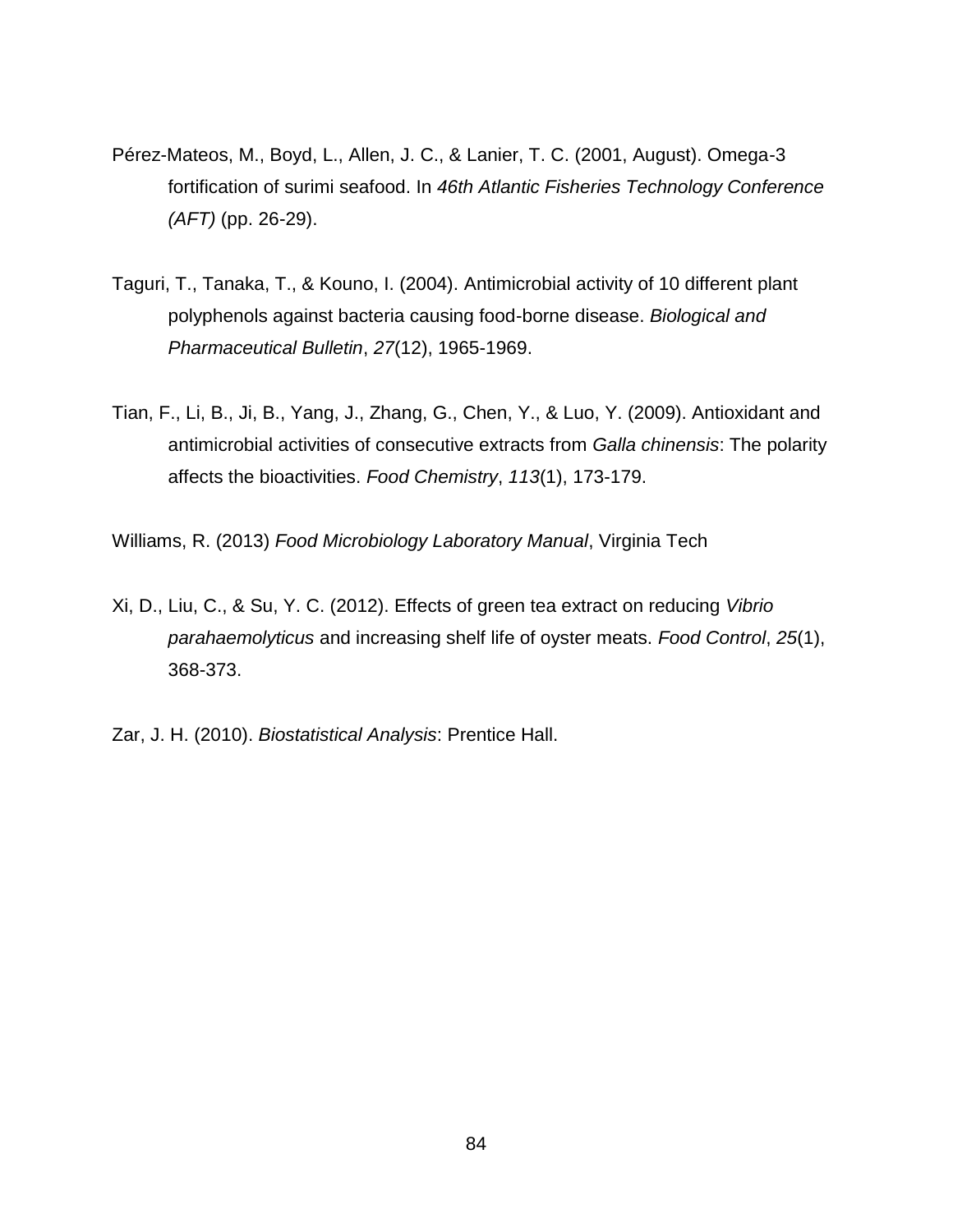Pérez-Mateos, M., Boyd, L., Allen, J. C., & Lanier, T. C. (2001, August). Omega-3 fortification of surimi seafood. In *46th Atlantic Fisheries Technology Conference (AFT)* (pp. 26-29).

Taguri, T., Tanaka, T., & Kouno, I. (2004). Antimicrobial activity of 10 different plant polyphenols against bacteria causing food-borne disease. *Biological and Pharmaceutical Bulletin*, *27*(12), 1965-1969.

Tian, F., Li, B., Ji, B., Yang, J., Zhang, G., Chen, Y., & Luo, Y. (2009). Antioxidant and antimicrobial activities of consecutive extracts from *Galla chinensis*: The polarity affects the bioactivities. *Food Chemistry*, *113*(1), 173-179.

Williams, R. (2013) *Food Microbiology Laboratory Manual*, Virginia Tech

Xi, D., Liu, C., & Su, Y. C. (2012). Effects of green tea extract on reducing *Vibrio parahaemolyticus* and increasing shelf life of oyster meats. *Food Control*, *25*(1), 368-373.

Zar, J. H. (2010). *Biostatistical Analysis*: Prentice Hall.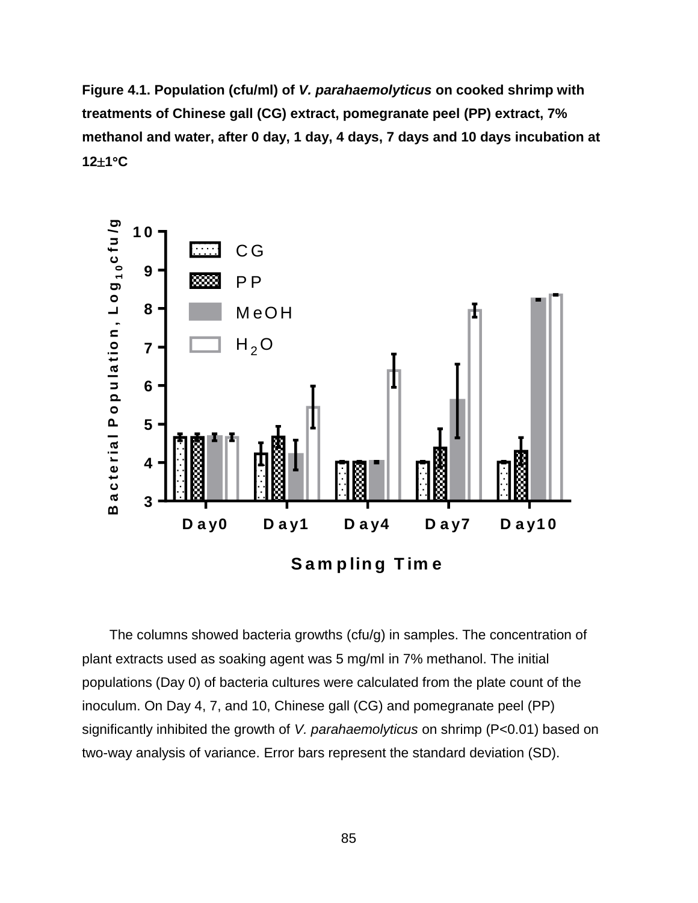**Figure 4.1. Population (cfu/ml) of *V. parahaemolyticus* on cooked shrimp with treatments of Chinese gall (CG) extract, pomegranate peel (PP) extract, 7% methanol and water, after 0 day, 1 day, 4 days, 7 days and 10 days incubation at 12±1°C**

The columns showed bacteria growths (cfu/g) in samples. The concentration of plant extracts used as soaking agent was 5 mg/ml in 7% methanol. The initial populations (Day 0) of bacteria cultures were calculated from the plate count of the inoculum. On Day 4, 7, and 10, Chinese gall (CG) and pomegranate peel (PP) significantly inhibited the growth of *V. parahaemolyticus* on shrimp ($P<0.01$) based on two-way analysis of variance. Error bars represent the standard deviation (SD).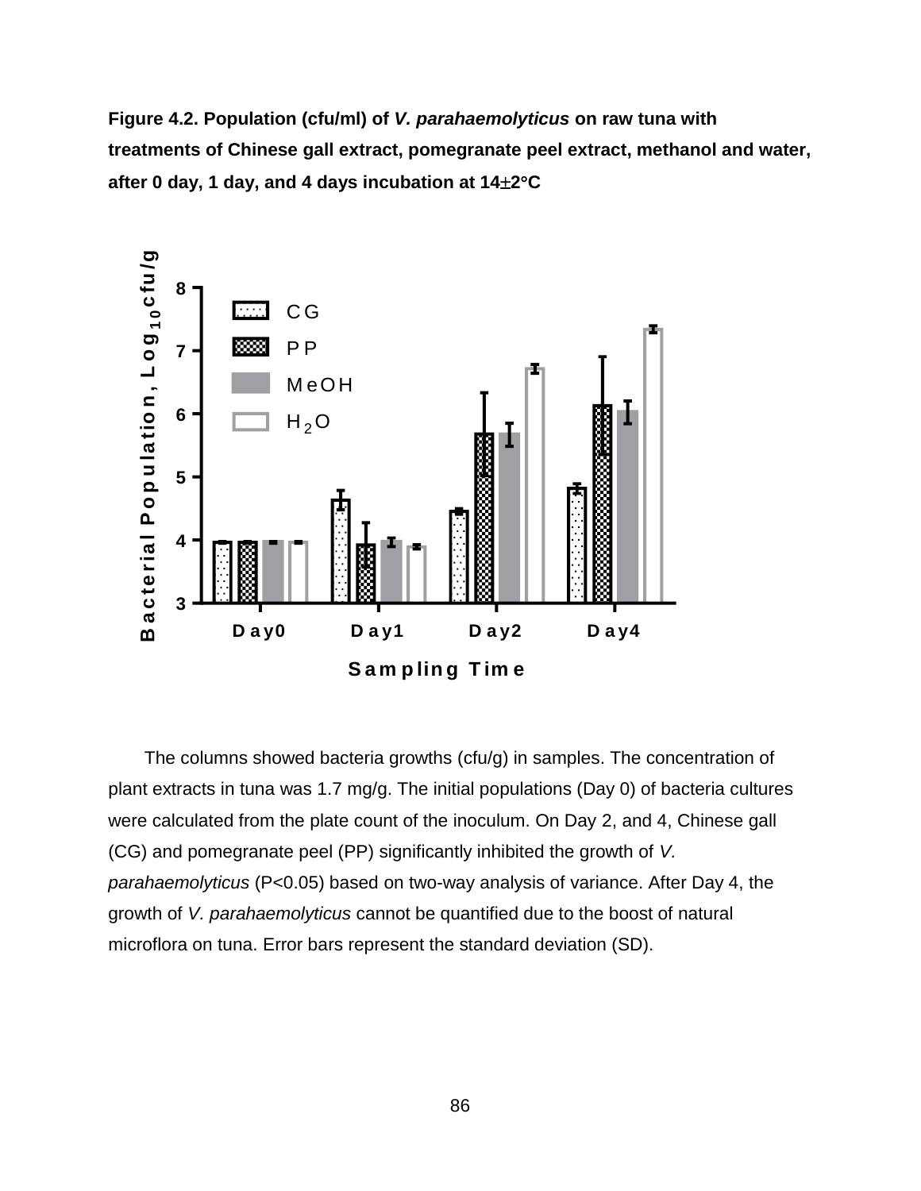**Figure 4.2. Population (cfu/ml) of *V. parahaemolyticus* on raw tuna with treatments of Chinese gall extract, pomegranate peel extract, methanol and water, after 0 day, 1 day, and 4 days incubation at 14±2°C**

The columns showed bacteria growths (cfu/g) in samples. The concentration of plant extracts in tuna was 1.7 mg/g. The initial populations (Day 0) of bacteria cultures were calculated from the plate count of the inoculum. On Day 2, and 4, Chinese gall (CG) and pomegranate peel (PP) significantly inhibited the growth of *V. parahaemolyticus* ($P<0.05$) based on two-way analysis of variance. After Day 4, the growth of *V. parahaemolyticus* cannot be quantified due to the boost of natural microflora on tuna. Error bars represent the standard deviation (SD).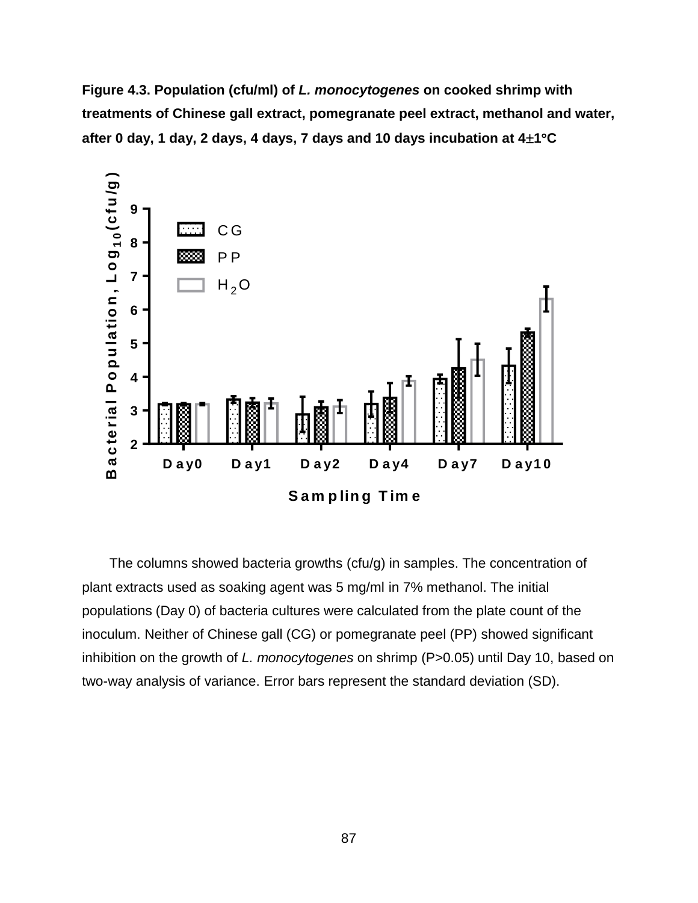**Figure 4.3. Population (cfu/ml) of *L. monocytogenes* on cooked shrimp with treatments of Chinese gall extract, pomegranate peel extract, methanol and water, after 0 day, 1 day, 2 days, 4 days, 7 days and 10 days incubation at 4±1°C**

The columns showed bacteria growths (cfu/g) in samples. The concentration of plant extracts used as soaking agent was 5 mg/ml in 7% methanol. The initial populations (Day 0) of bacteria cultures were calculated from the plate count of the inoculum. Neither of Chinese gall (CG) or pomegranate peel (PP) showed significant inhibition on the growth of *L. monocytogenes* on shrimp (P>0.05) until Day 10, based on two-way analysis of variance. Error bars represent the standard deviation (SD).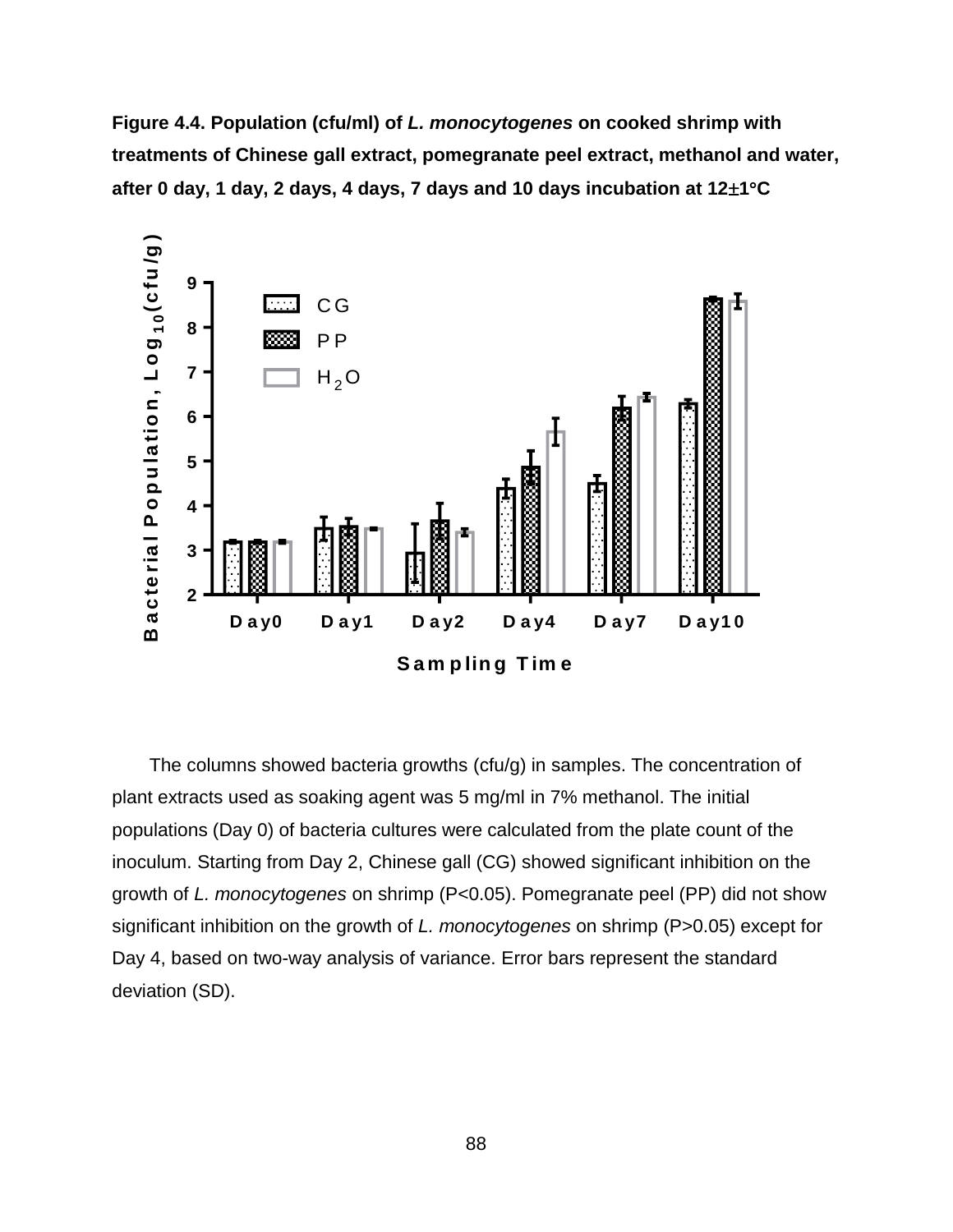**Figure 4.4. Population (cfu/ml) of *L. monocytogenes* on cooked shrimp with treatments of Chinese gall extract, pomegranate peel extract, methanol and water, after 0 day, 1 day, 2 days, 4 days, 7 days and 10 days incubation at 12±1°C**

The columns showed bacteria growths (cfu/g) in samples. The concentration of plant extracts used as soaking agent was 5 mg/ml in 7% methanol. The initial populations (Day 0) of bacteria cultures were calculated from the plate count of the inoculum. Starting from Day 2, Chinese gall (CG) showed significant inhibition on the growth of *L. monocytogenes* on shrimp ($P<0.05$). Pomegranate peel (PP) did not show significant inhibition on the growth of *L. monocytogenes* on shrimp ($P>0.05$) except for Day 4, based on two-way analysis of variance. Error bars represent the standard deviation (SD).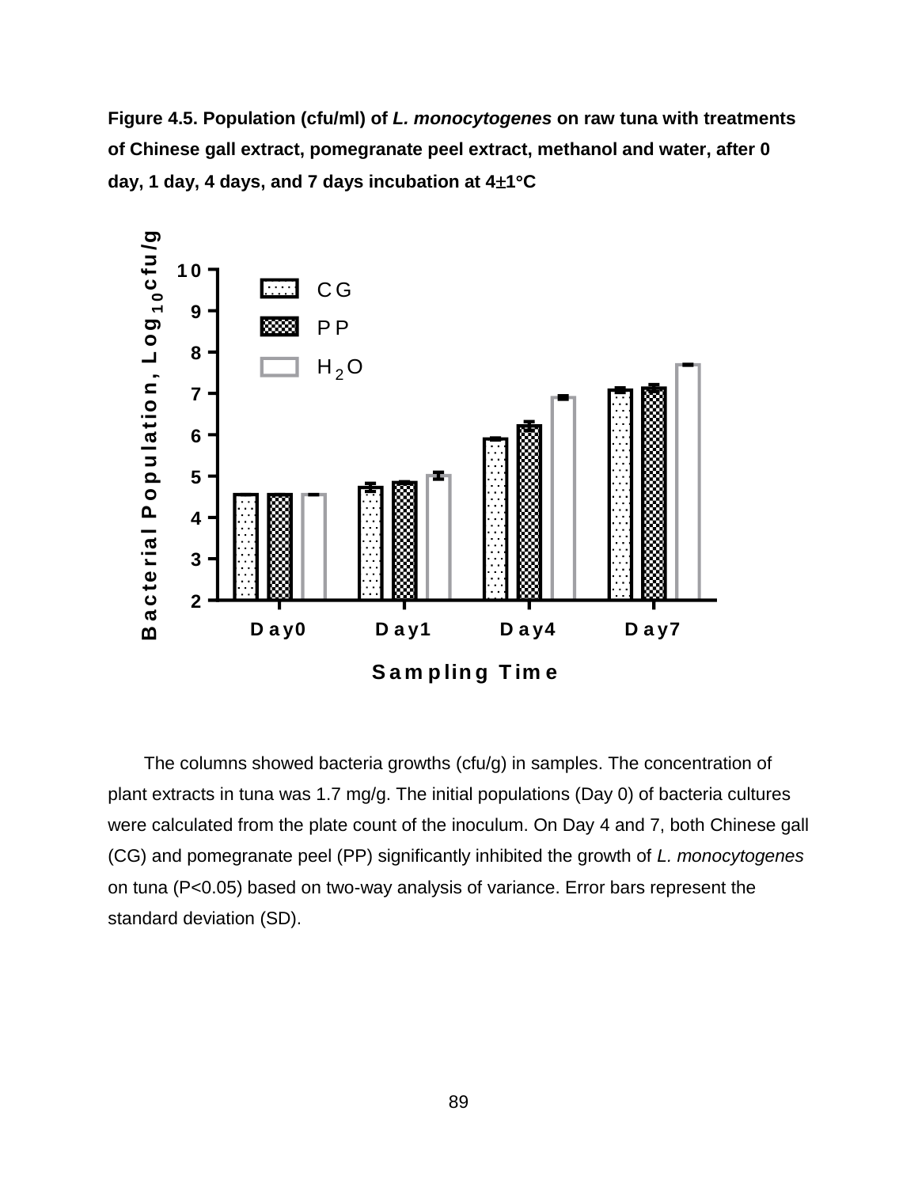**Figure 4.5. Population (cfu/ml) of *L. monocytogenes* on raw tuna with treatments of Chinese gall extract, pomegranate peel extract, methanol and water, after 0 day, 1 day, 4 days, and 7 days incubation at 4±1°C**

The columns showed bacteria growths (cfu/g) in samples. The concentration of plant extracts in tuna was 1.7 mg/g. The initial populations (Day 0) of bacteria cultures were calculated from the plate count of the inoculum. On Day 4 and 7, both Chinese gall (CG) and pomegranate peel (PP) significantly inhibited the growth of *L. monocytogenes* on tuna ($P<0.05$) based on two-way analysis of variance. Error bars represent the standard deviation (SD).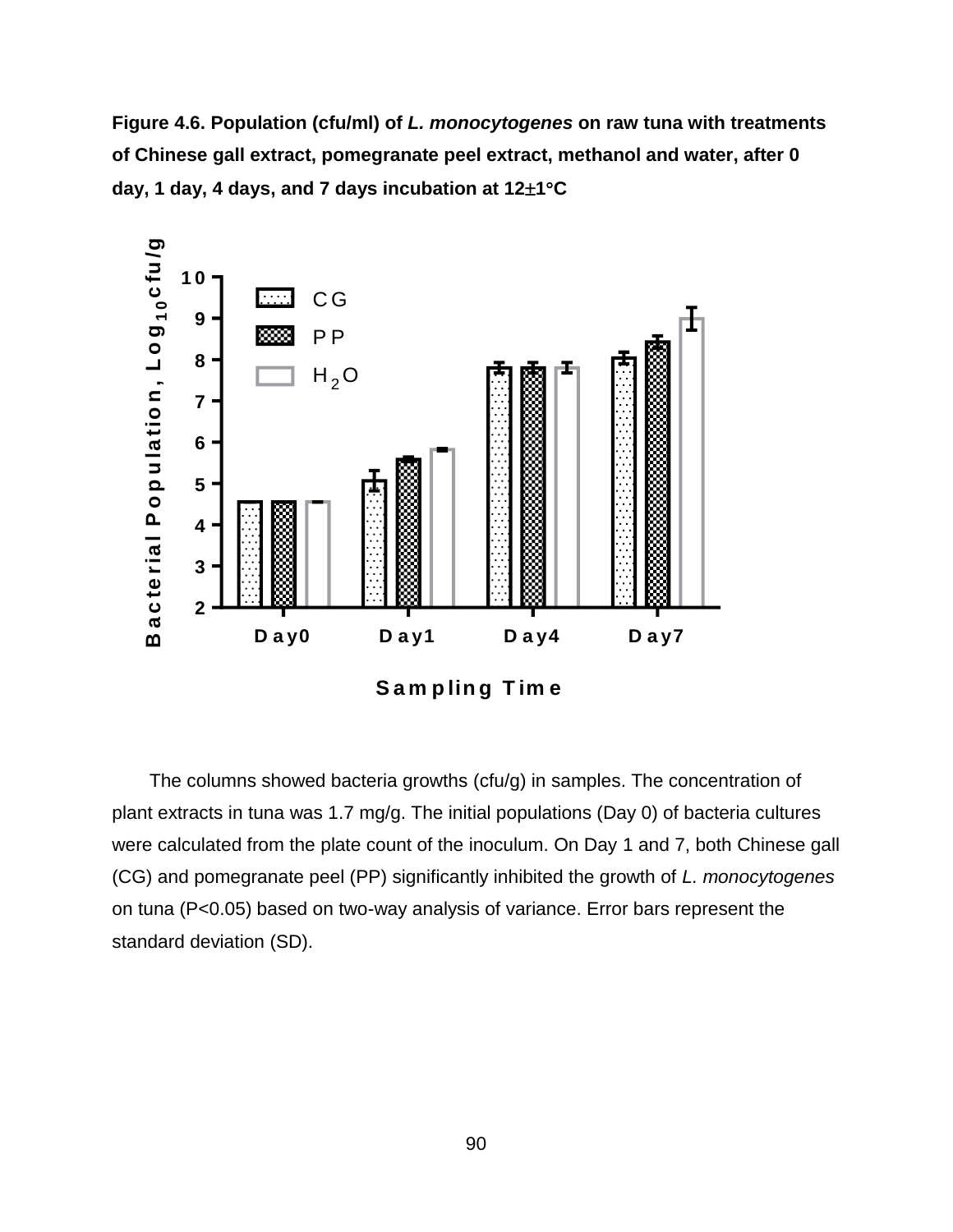**Figure 4.6. Population (cfu/ml) of *L. monocytogenes* on raw tuna with treatments of Chinese gall extract, pomegranate peel extract, methanol and water, after 0 day, 1 day, 4 days, and 7 days incubation at 12±1°C**

The columns showed bacteria growths (cfu/g) in samples. The concentration of plant extracts in tuna was 1.7 mg/g. The initial populations (Day 0) of bacteria cultures were calculated from the plate count of the inoculum. On Day 1 and 7, both Chinese gall (CG) and pomegranate peel (PP) significantly inhibited the growth of *L. monocytogenes* on tuna ($P<0.05$) based on two-way analysis of variance. Error bars represent the standard deviation (SD).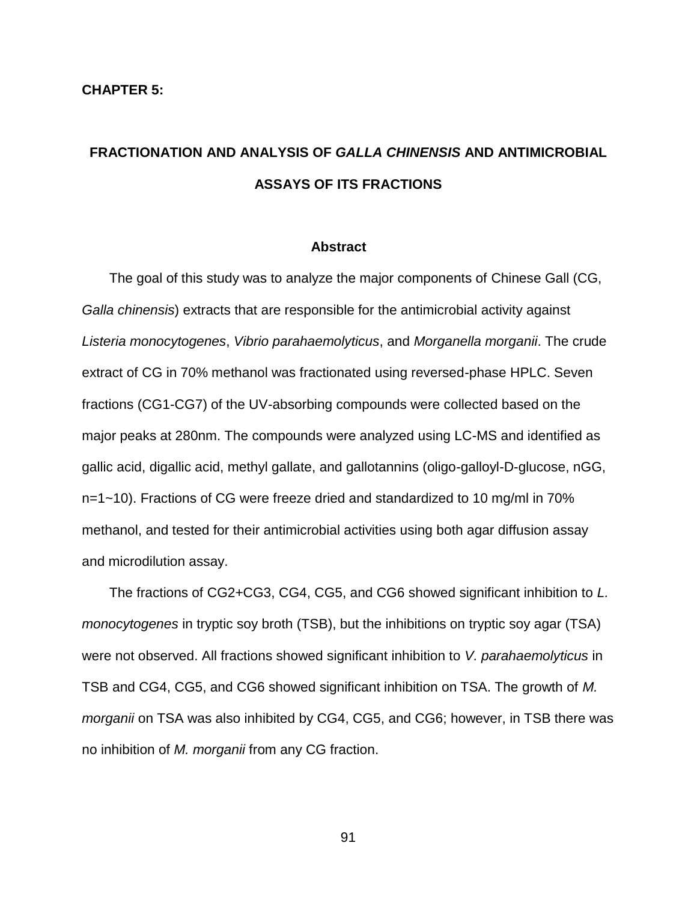**CHAPTER 5:**

# FRACTIONATION AND ANALYSIS OF *GALLA CHINENSIS* AND ANTIMICROBIAL ASSAYS OF ITS FRACTIONS

## Abstract

The goal of this study was to analyze the major components of Chinese Gall (CG, *Galla chinensis*) extracts that are responsible for the antimicrobial activity against *Listeria monocytogenes*, *Vibrio parahaemolyticus*, and *Morganella morganii*. The crude extract of CG in 70% methanol was fractionated using reversed-phase HPLC. Seven fractions (CG1-CG7) of the UV-absorbing compounds were collected based on the major peaks at 280nm. The compounds were analyzed using LC-MS and identified as gallic acid, digallic acid, methyl gallate, and gallotannins (oligo-galloyl-D-glucose, nGG, n=1~10). Fractions of CG were freeze dried and standardized to 10 mg/ml in 70% methanol, and tested for their antimicrobial activities using both agar diffusion assay and microdilution assay.

The fractions of CG2+CG3, CG4, CG5, and CG6 showed significant inhibition to *L. monocytogenes* in tryptic soy broth (TSB), but the inhibitions on tryptic soy agar (TSA) were not observed. All fractions showed significant inhibition to *V. parahaemolyticus* in TSB and CG4, CG5, and CG6 showed significant inhibition on TSA. The growth of *M. morganii* on TSA was also inhibited by CG4, CG5, and CG6; however, in TSB there was no inhibition of *M. morganii* from any CG fraction.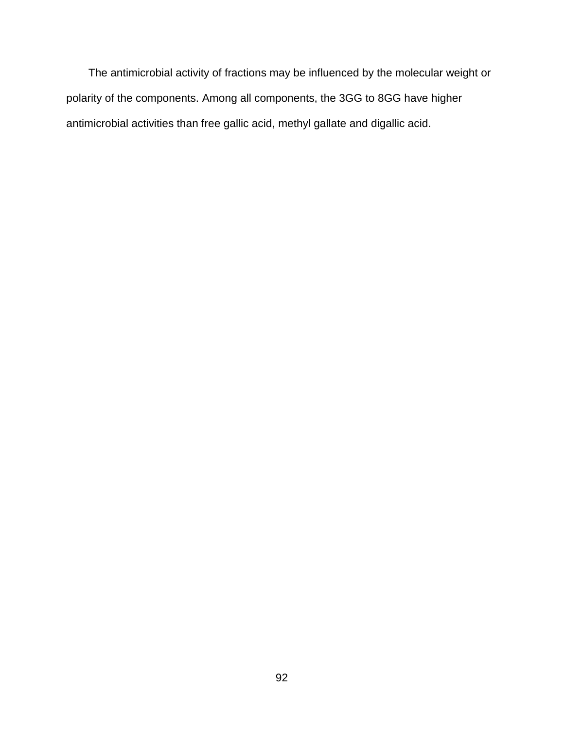The antimicrobial activity of fractions may be influenced by the molecular weight or polarity of the components. Among all components, the 3GG to 8GG have higher antimicrobial activities than free gallic acid, methyl gallate and digallic acid.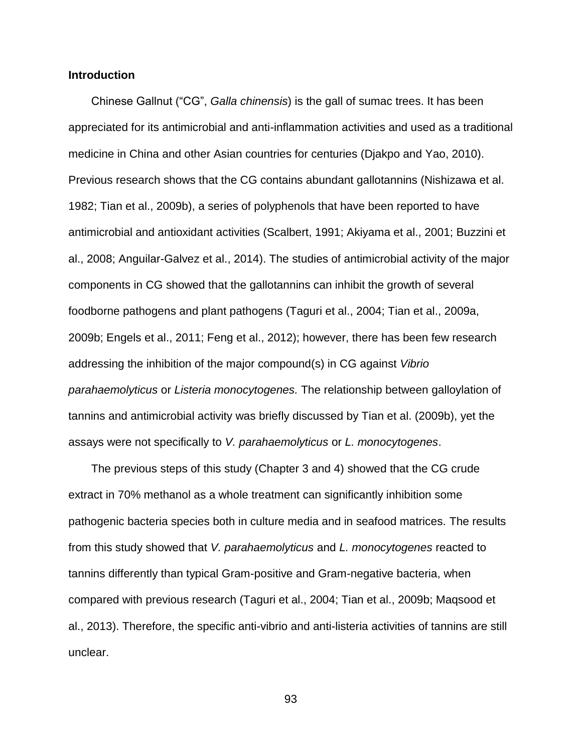## Introduction

Chinese Gallnut ("CG", *Galla chinensis*) is the gall of sumac trees. It has been appreciated for its antimicrobial and anti-inflammation activities and used as a traditional medicine in China and other Asian countries for centuries (Djakpo and Yao, 2010). Previous research shows that the CG contains abundant gallotannins (Nishizawa et al. 1982; Tian et al., 2009b), a series of polyphenols that have been reported to have antimicrobial and antioxidant activities (Scalbert, 1991; Akiyama et al., 2001; Buzzini et al., 2008; Anguilar-Galvez et al., 2014). The studies of antimicrobial activity of the major components in CG showed that the gallotannins can inhibit the growth of several foodborne pathogens and plant pathogens (Taguri et al., 2004; Tian et al., 2009a, 2009b; Engels et al., 2011; Feng et al., 2012); however, there has been few research addressing the inhibition of the major compound(s) in CG against *Vibrio parahaemolyticus* or *Listeria monocytogenes.* The relationship between galloylation of tannins and antimicrobial activity was briefly discussed by Tian et al. (2009b), yet the assays were not specifically to *V. parahaemolyticus* or *L. monocytogenes*.

The previous steps of this study (Chapter 3 and 4) showed that the CG crude extract in 70% methanol as a whole treatment can significantly inhibition some pathogenic bacteria species both in culture media and in seafood matrices. The results from this study showed that *V. parahaemolyticus* and *L. monocytogenes* reacted to tannins differently than typical Gram-positive and Gram-negative bacteria, when compared with previous research (Taguri et al., 2004; Tian et al., 2009b; Maqsood et al., 2013). Therefore, the specific anti-vibrio and anti-listeria activities of tannins are still unclear.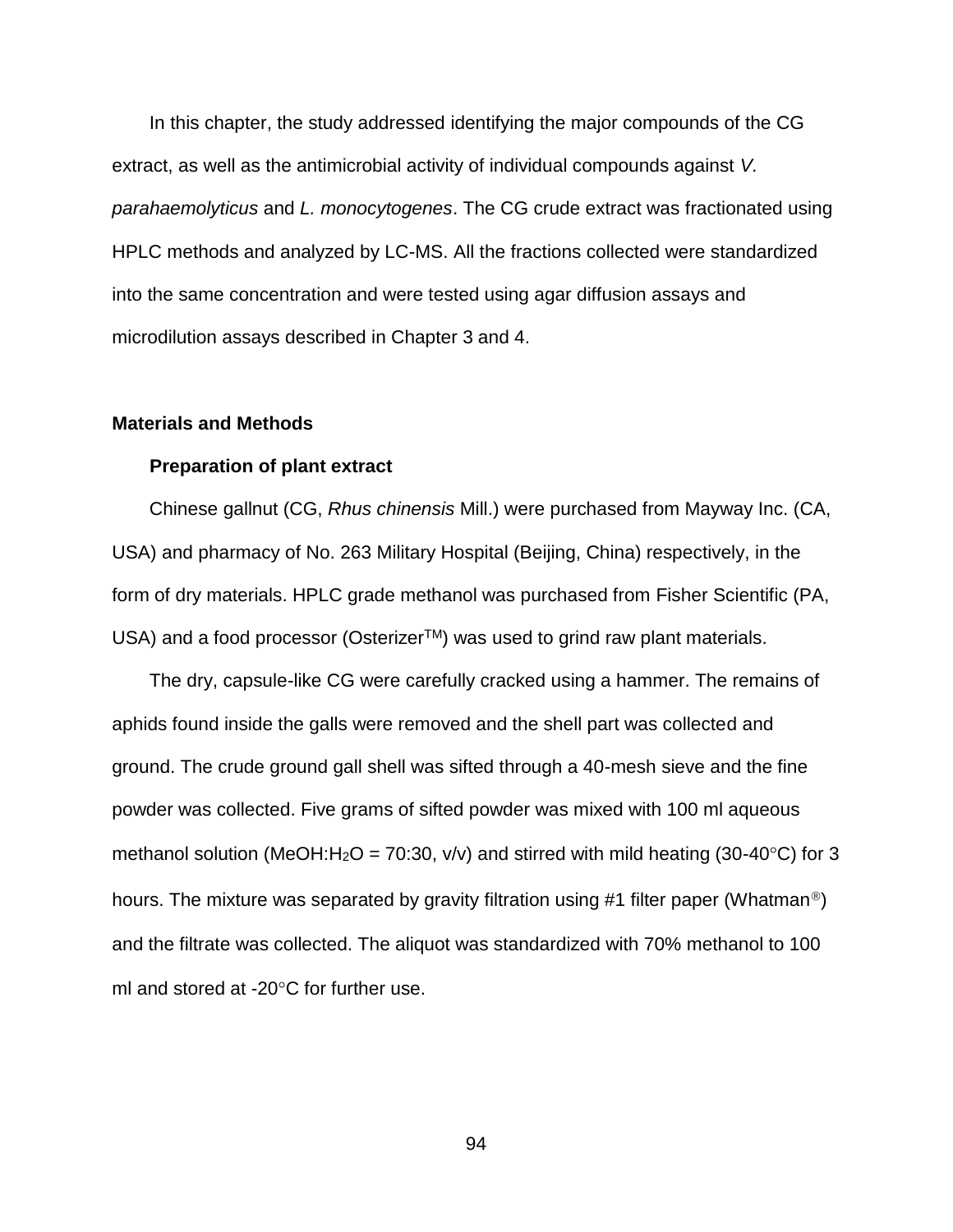In this chapter, the study addressed identifying the major compounds of the CG extract, as well as the antimicrobial activity of individual compounds against *V. parahaemolyticus* and *L. monocytogenes*. The CG crude extract was fractionated using HPLC methods and analyzed by LC-MS. All the fractions collected were standardized into the same concentration and were tested using agar diffusion assays and microdilution assays described in Chapter 3 and 4.

## Materials and Methods

### Preparation of plant extract

Chinese gallnut (CG, *Rhus chinensis* Mill.) were purchased from Mayway Inc. (CA, USA) and pharmacy of No. 263 Military Hospital (Beijing, China) respectively, in the form of dry materials. HPLC grade methanol was purchased from Fisher Scientific (PA, USA) and a food processor (Osterizer™) was used to grind raw plant materials.

The dry, capsule-like CG were carefully cracked using a hammer. The remains of aphids found inside the galls were removed and the shell part was collected and ground. The crude ground gall shell was sifted through a 40-mesh sieve and the fine powder was collected. Five grams of sifted powder was mixed with 100 ml aqueous methanol solution (MeOH:$H_2O$ = 70:30, v/v) and stirred with mild heating (30-40°C) for 3 hours. The mixture was separated by gravity filtration using #1 filter paper (Whatman®) and the filtrate was collected. The aliquot was standardized with 70% methanol to 100 ml and stored at -20°C for further use.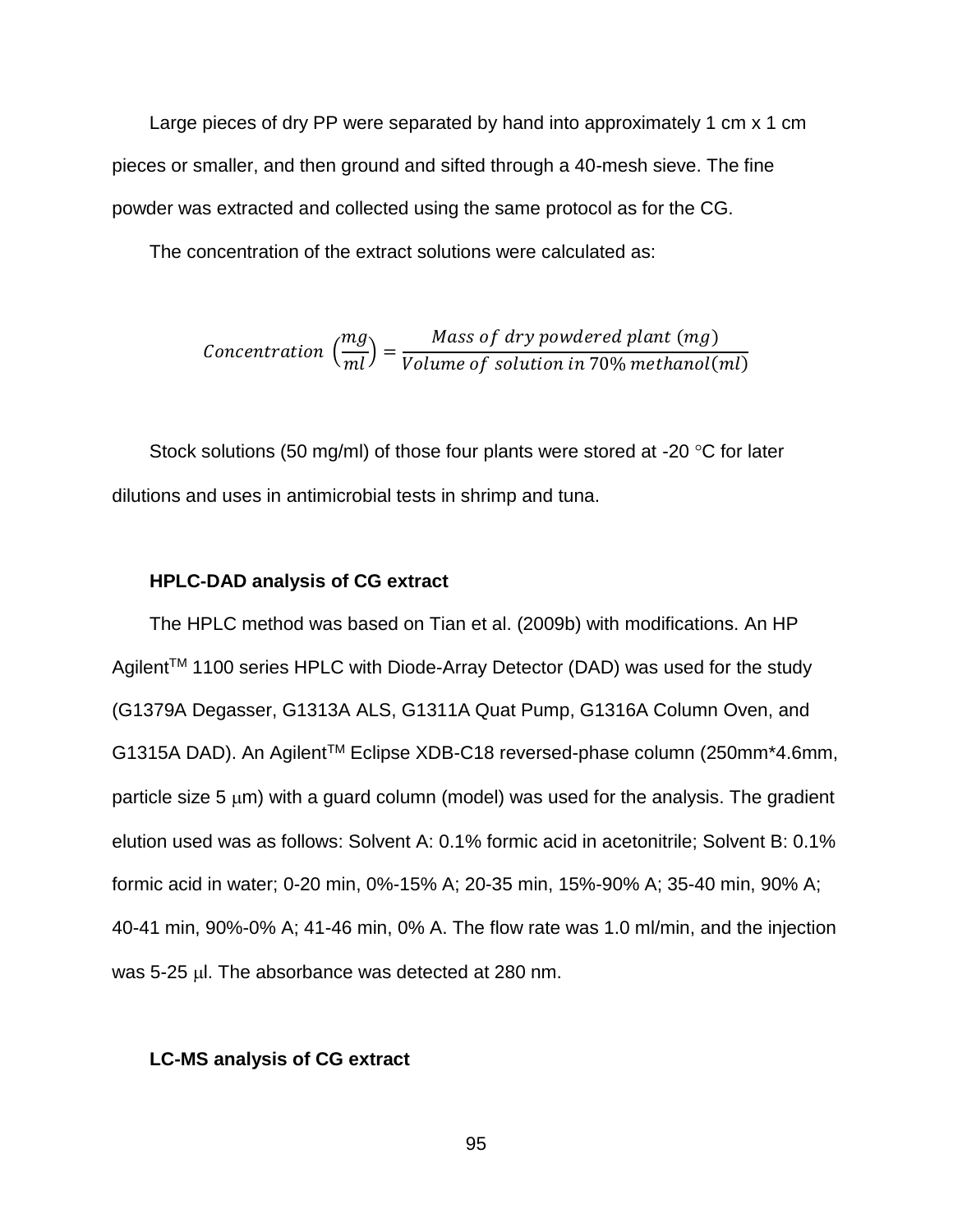Large pieces of dry PP were separated by hand into approximately 1 cm x 1 cm pieces or smaller, and then ground and sifted through a 40-mesh sieve. The fine powder was extracted and collected using the same protocol as for the CG.

The concentration of the extract solutions were calculated as:

$$Concentration\ \left(\frac{mg}{ml}\right) = \frac{Mass\ of\ dry\ powdered\ plant\ (mg)}{Volume\ of\ solution\ in\ 70\%\ methanol(ml)}$$

Stock solutions (50 mg/ml) of those four plants were stored at -20 °C for later dilutions and uses in antimicrobial tests in shrimp and tuna.

### HPLC-DAD analysis of CG extract

The HPLC method was based on Tian et al. (2009b) with modifications. An HP Agilent™ 1100 series HPLC with Diode-Array Detector (DAD) was used for the study (G1379A Degasser, G1313A ALS, G1311A Quat Pump, G1316A Column Oven, and G1315A DAD). An Agilent™ Eclipse XDB-C18 reversed-phase column (250mm*4.6mm, particle size 5 μm) with a guard column (model) was used for the analysis. The gradient elution used was as follows: Solvent A: 0.1% formic acid in acetonitrile; Solvent B: 0.1% formic acid in water; 0-20 min, 0%-15% A; 20-35 min, 15%-90% A; 35-40 min, 90% A; 40-41 min, 90%-0% A; 41-46 min, 0% A. The flow rate was 1.0 ml/min, and the injection was 5-25 μl. The absorbance was detected at 280 nm.

### LC-MS analysis of CG extract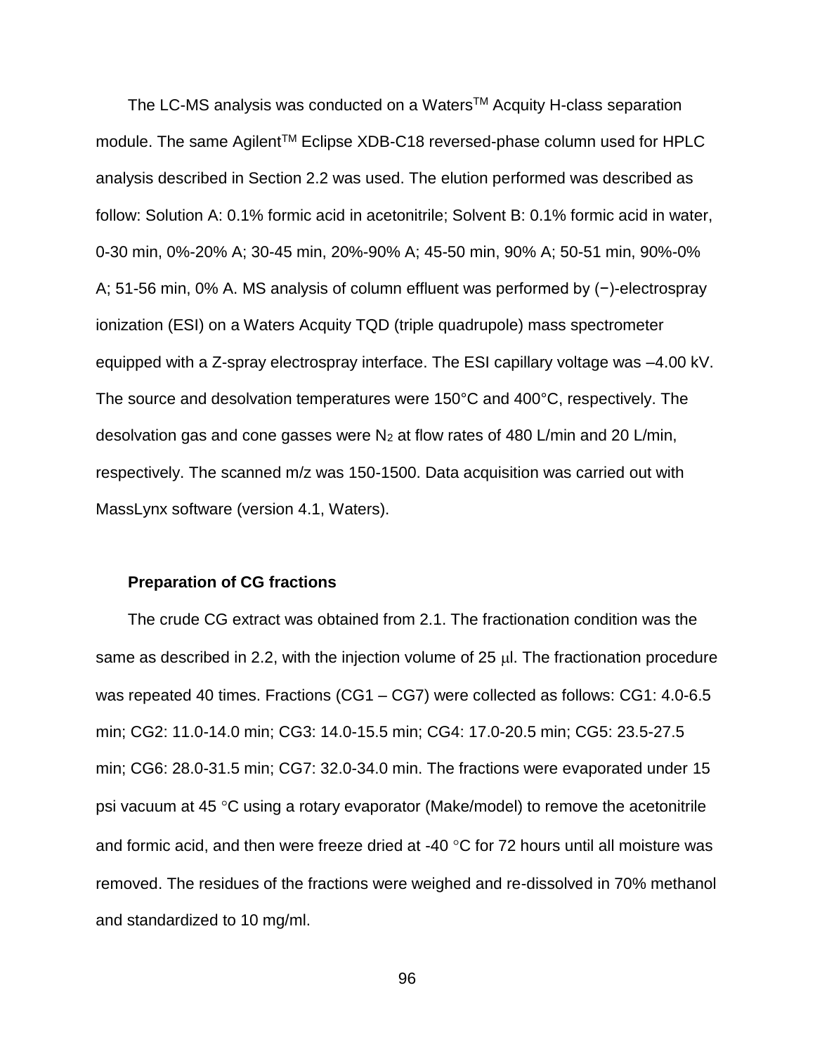The LC-MS analysis was conducted on a Waters$^{TM}$ Acquity H-class separation module. The same Agilent$^{TM}$ Eclipse XDB-C18 reversed-phase column used for HPLC analysis described in Section 2.2 was used. The elution performed was described as follow: Solution A: 0.1% formic acid in acetonitrile; Solvent B: 0.1% formic acid in water, 0-30 min, 0%-20% A; 30-45 min, 20%-90% A; 45-50 min, 90% A; 50-51 min, 90%-0% A; 51-56 min, 0% A. MS analysis of column effluent was performed by (−)-electrospray ionization (ESI) on a Waters Acquity TQD (triple quadrupole) mass spectrometer equipped with a Z-spray electrospray interface. The ESI capillary voltage was –4.00 kV. The source and desolvation temperatures were 150°C and 400°C, respectively. The desolvation gas and cone gasses were $N_2$ at flow rates of 480 L/min and 20 L/min, respectively. The scanned m/z was 150-1500. Data acquisition was carried out with MassLynx software (version 4.1, Waters).

### Preparation of CG fractions

The crude CG extract was obtained from 2.1. The fractionation condition was the same as described in 2.2, with the injection volume of 25 μl. The fractionation procedure was repeated 40 times. Fractions (CG1 – CG7) were collected as follows: CG1: 4.0-6.5 min; CG2: 11.0-14.0 min; CG3: 14.0-15.5 min; CG4: 17.0-20.5 min; CG5: 23.5-27.5 min; CG6: 28.0-31.5 min; CG7: 32.0-34.0 min. The fractions were evaporated under 15 psi vacuum at 45 °C using a rotary evaporator (Make/model) to remove the acetonitrile and formic acid, and then were freeze dried at -40 °C for 72 hours until all moisture was removed. The residues of the fractions were weighed and re-dissolved in 70% methanol and standardized to 10 mg/ml.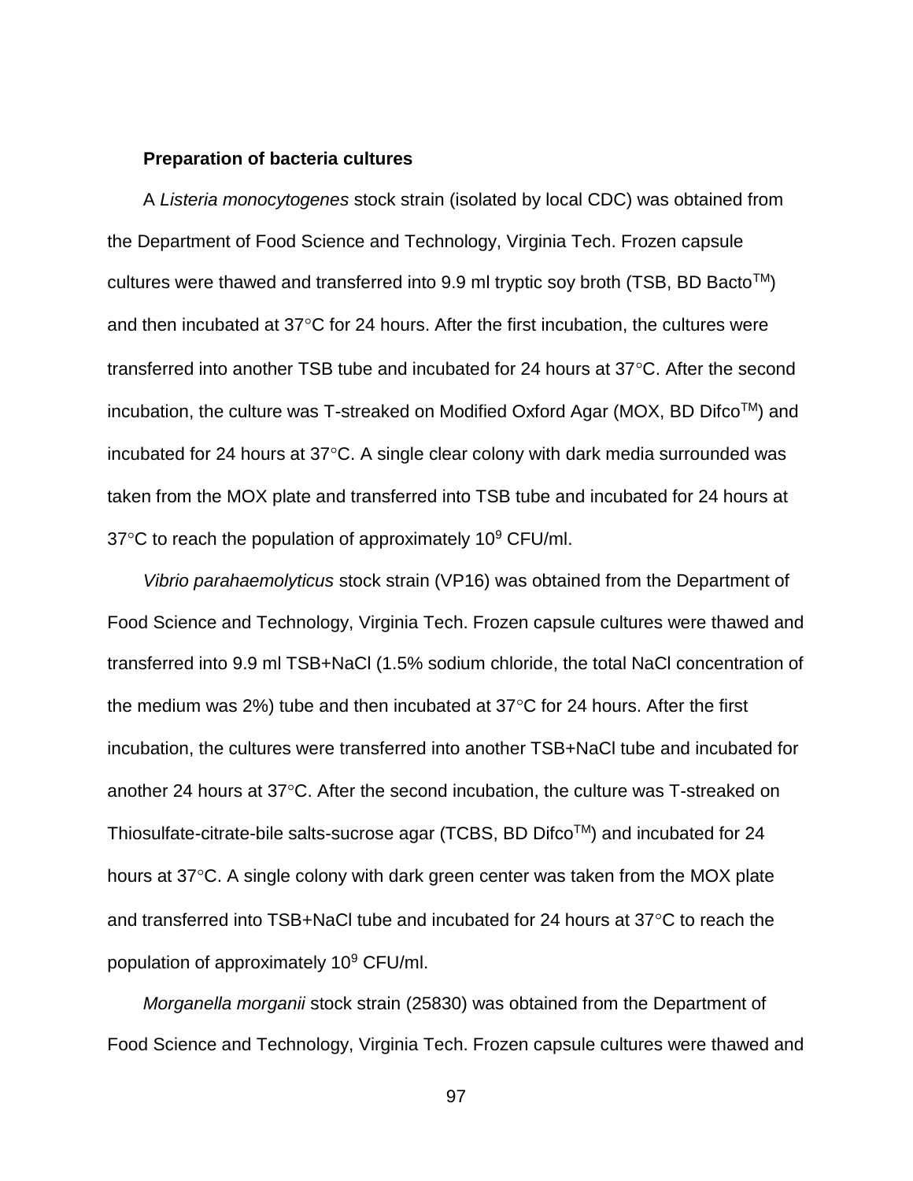**Preparation of bacteria cultures**

A *Listeria monocytogenes* stock strain (isolated by local CDC) was obtained from the Department of Food Science and Technology, Virginia Tech. Frozen capsule cultures were thawed and transferred into 9.9 ml tryptic soy broth (TSB, BD Bacto$^{TM}$) and then incubated at 37°C for 24 hours. After the first incubation, the cultures were transferred into another TSB tube and incubated for 24 hours at 37°C. After the second incubation, the culture was T-streaked on Modified Oxford Agar (MOX, BD Difco$^{TM}$) and incubated for 24 hours at 37°C. A single clear colony with dark media surrounded was taken from the MOX plate and transferred into TSB tube and incubated for 24 hours at 37°C to reach the population of approximately $10^9$ CFU/ml.

*Vibrio parahaemolyticus* stock strain (VP16) was obtained from the Department of Food Science and Technology, Virginia Tech. Frozen capsule cultures were thawed and transferred into 9.9 ml TSB+NaCl (1.5% sodium chloride, the total NaCl concentration of the medium was 2%) tube and then incubated at 37°C for 24 hours. After the first incubation, the cultures were transferred into another TSB+NaCl tube and incubated for another 24 hours at 37°C. After the second incubation, the culture was T-streaked on Thiosulfate-citrate-bile salts-sucrose agar (TCBS, BD Difco$^{TM}$) and incubated for 24 hours at 37°C. A single colony with dark green center was taken from the MOX plate and transferred into TSB+NaCl tube and incubated for 24 hours at 37°C to reach the population of approximately $10^9$ CFU/ml.

*Morganella morganii* stock strain (25830) was obtained from the Department of Food Science and Technology, Virginia Tech. Frozen capsule cultures were thawed and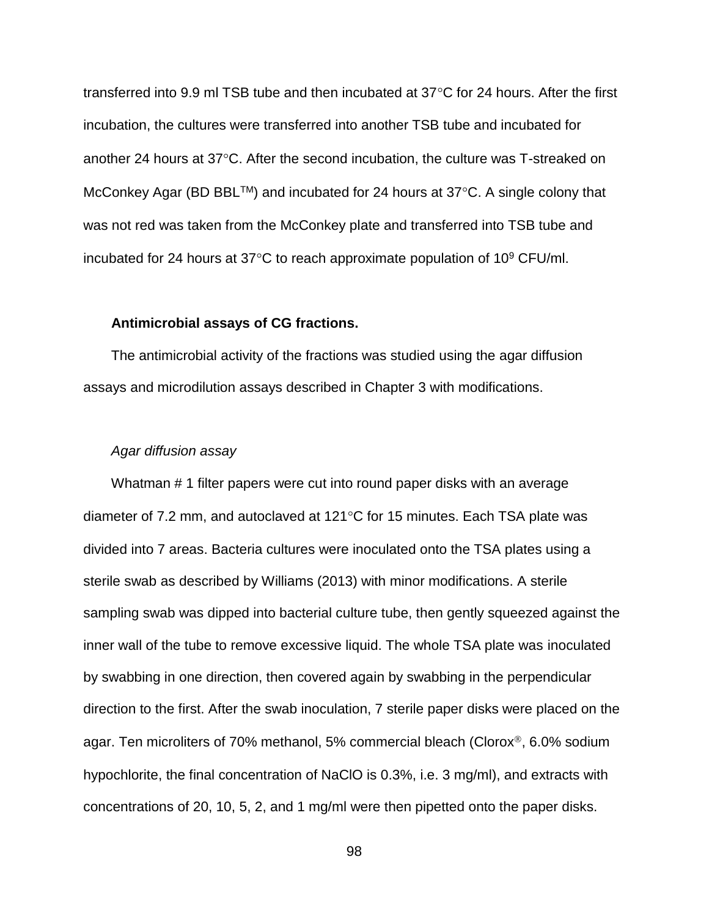transferred into 9.9 ml TSB tube and then incubated at 37°C for 24 hours. After the first incubation, the cultures were transferred into another TSB tube and incubated for another 24 hours at 37°C. After the second incubation, the culture was T-streaked on McConkey Agar (BD BBL™) and incubated for 24 hours at 37°C. A single colony that was not red was taken from the McConkey plate and transferred into TSB tube and incubated for 24 hours at 37°C to reach approximate population of $10^9$ CFU/ml.

**Antimicrobial assays of CG fractions.**

The antimicrobial activity of the fractions was studied using the agar diffusion assays and microdilution assays described in Chapter 3 with modifications.

*Agar diffusion assay*

Whatman # 1 filter papers were cut into round paper disks with an average diameter of 7.2 mm, and autoclaved at 121°C for 15 minutes. Each TSA plate was divided into 7 areas. Bacteria cultures were inoculated onto the TSA plates using a sterile swab as described by Williams (2013) with minor modifications. A sterile sampling swab was dipped into bacterial culture tube, then gently squeezed against the inner wall of the tube to remove excessive liquid. The whole TSA plate was inoculated by swabbing in one direction, then covered again by swabbing in the perpendicular direction to the first. After the swab inoculation, 7 sterile paper disks were placed on the agar. Ten microliters of 70% methanol, 5% commercial bleach (Clorox®, 6.0% sodium hypochlorite, the final concentration of NaClO is 0.3%, i.e. 3 mg/ml), and extracts with concentrations of 20, 10, 5, 2, and 1 mg/ml were then pipetted onto the paper disks.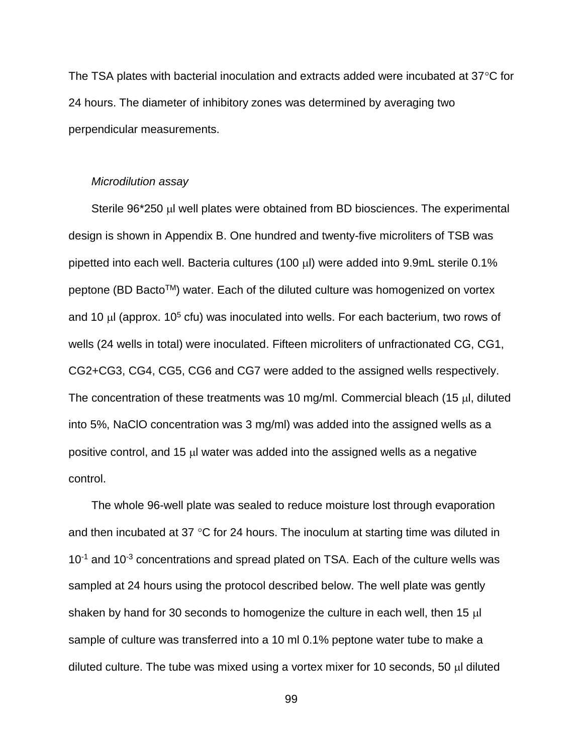The TSA plates with bacterial inoculation and extracts added were incubated at 37°C for 24 hours. The diameter of inhibitory zones was determined by averaging two perpendicular measurements.

*Microdilution assay*

Sterile 96*250 μl well plates were obtained from BD biosciences. The experimental design is shown in Appendix B. One hundred and twenty-five microliters of TSB was pipetted into each well. Bacteria cultures (100 μl) were added into 9.9mL sterile 0.1% peptone (BD Bacto™) water. Each of the diluted culture was homogenized on vortex and 10 μl (approx. $10^5$ cfu) was inoculated into wells. For each bacterium, two rows of wells (24 wells in total) were inoculated. Fifteen microliters of unfractionated CG, CG1, CG2+CG3, CG4, CG5, CG6 and CG7 were added to the assigned wells respectively. The concentration of these treatments was 10 mg/ml. Commercial bleach (15 μl, diluted into 5%, NaClO concentration was 3 mg/ml) was added into the assigned wells as a positive control, and 15 μl water was added into the assigned wells as a negative control.

The whole 96-well plate was sealed to reduce moisture lost through evaporation and then incubated at 37 °C for 24 hours. The inoculum at starting time was diluted in $10^{-1}$ and $10^{-3}$ concentrations and spread plated on TSA. Each of the culture wells was sampled at 24 hours using the protocol described below. The well plate was gently shaken by hand for 30 seconds to homogenize the culture in each well, then 15 μl sample of culture was transferred into a 10 ml 0.1% peptone water tube to make a diluted culture. The tube was mixed using a vortex mixer for 10 seconds, 50 μl diluted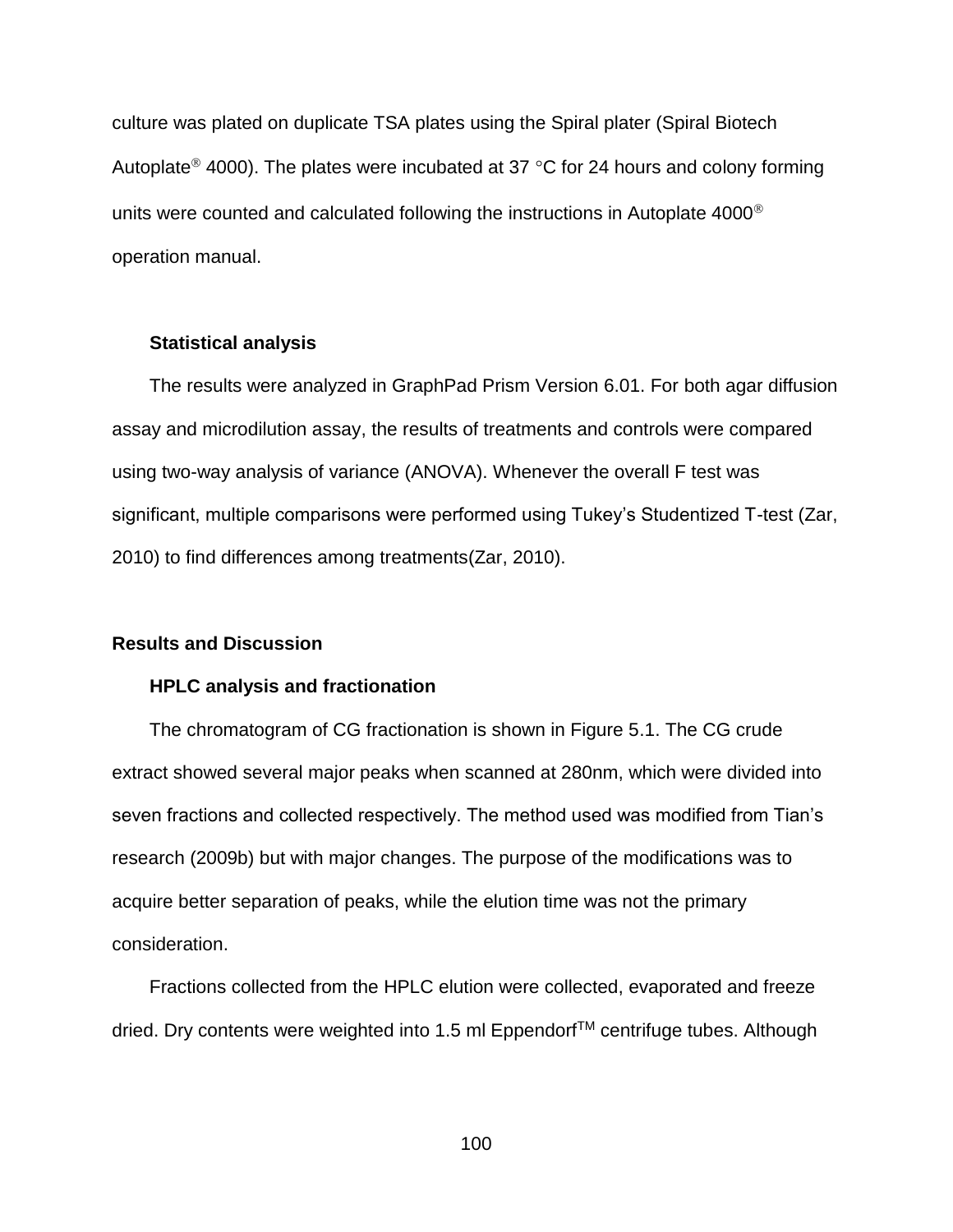culture was plated on duplicate TSA plates using the Spiral plater (Spiral Biotech Autoplate® 4000). The plates were incubated at 37 °C for 24 hours and colony forming units were counted and calculated following the instructions in Autoplate 4000® operation manual.

### Statistical analysis

The results were analyzed in GraphPad Prism Version 6.01. For both agar diffusion assay and microdilution assay, the results of treatments and controls were compared using two-way analysis of variance (ANOVA). Whenever the overall F test was significant, multiple comparisons were performed using Tukey's Studentized T-test (Zar, 2010) to find differences among treatments(Zar, 2010).

## Results and Discussion

### HPLC analysis and fractionation

The chromatogram of CG fractionation is shown in Figure 5.1. The CG crude extract showed several major peaks when scanned at 280nm, which were divided into seven fractions and collected respectively. The method used was modified from Tian's research (2009b) but with major changes. The purpose of the modifications was to acquire better separation of peaks, while the elution time was not the primary consideration.

Fractions collected from the HPLC elution were collected, evaporated and freeze dried. Dry contents were weighted into 1.5 ml Eppendorf™ centrifuge tubes. Although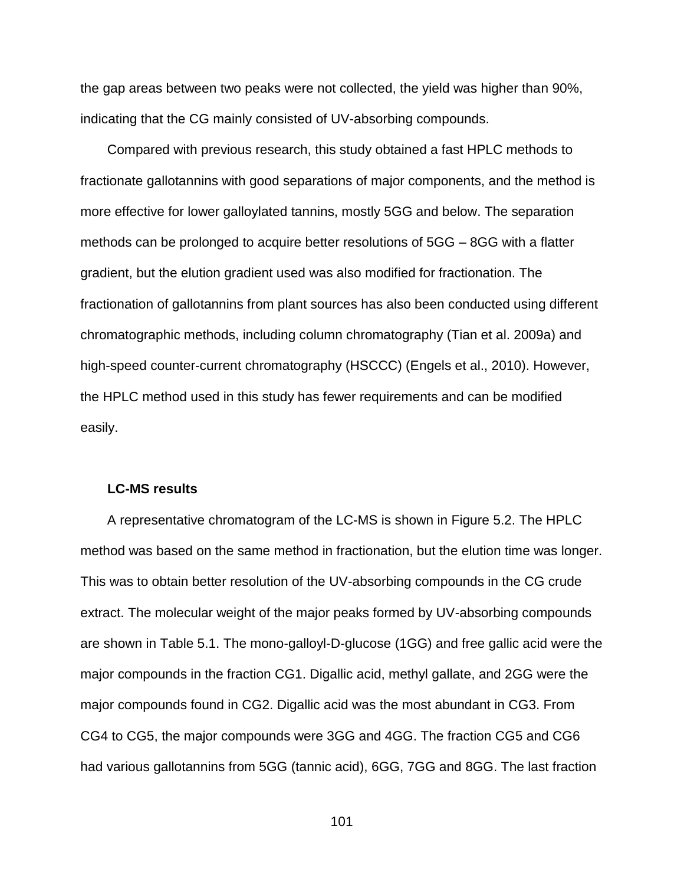the gap areas between two peaks were not collected, the yield was higher than 90%, indicating that the CG mainly consisted of UV-absorbing compounds.

Compared with previous research, this study obtained a fast HPLC methods to fractionate gallotannins with good separations of major components, and the method is more effective for lower galloylated tannins, mostly 5GG and below. The separation methods can be prolonged to acquire better resolutions of 5GG – 8GG with a flatter gradient, but the elution gradient used was also modified for fractionation. The fractionation of gallotannins from plant sources has also been conducted using different chromatographic methods, including column chromatography (Tian et al. 2009a) and high-speed counter-current chromatography (HSCCC) (Engels et al., 2010). However, the HPLC method used in this study has fewer requirements and can be modified easily.

### LC-MS results

A representative chromatogram of the LC-MS is shown in Figure 5.2. The HPLC method was based on the same method in fractionation, but the elution time was longer. This was to obtain better resolution of the UV-absorbing compounds in the CG crude extract. The molecular weight of the major peaks formed by UV-absorbing compounds are shown in Table 5.1. The mono-galloyl-D-glucose (1GG) and free gallic acid were the major compounds in the fraction CG1. Digallic acid, methyl gallate, and 2GG were the major compounds found in CG2. Digallic acid was the most abundant in CG3. From CG4 to CG5, the major compounds were 3GG and 4GG. The fraction CG5 and CG6 had various gallotannins from 5GG (tannic acid), 6GG, 7GG and 8GG. The last fraction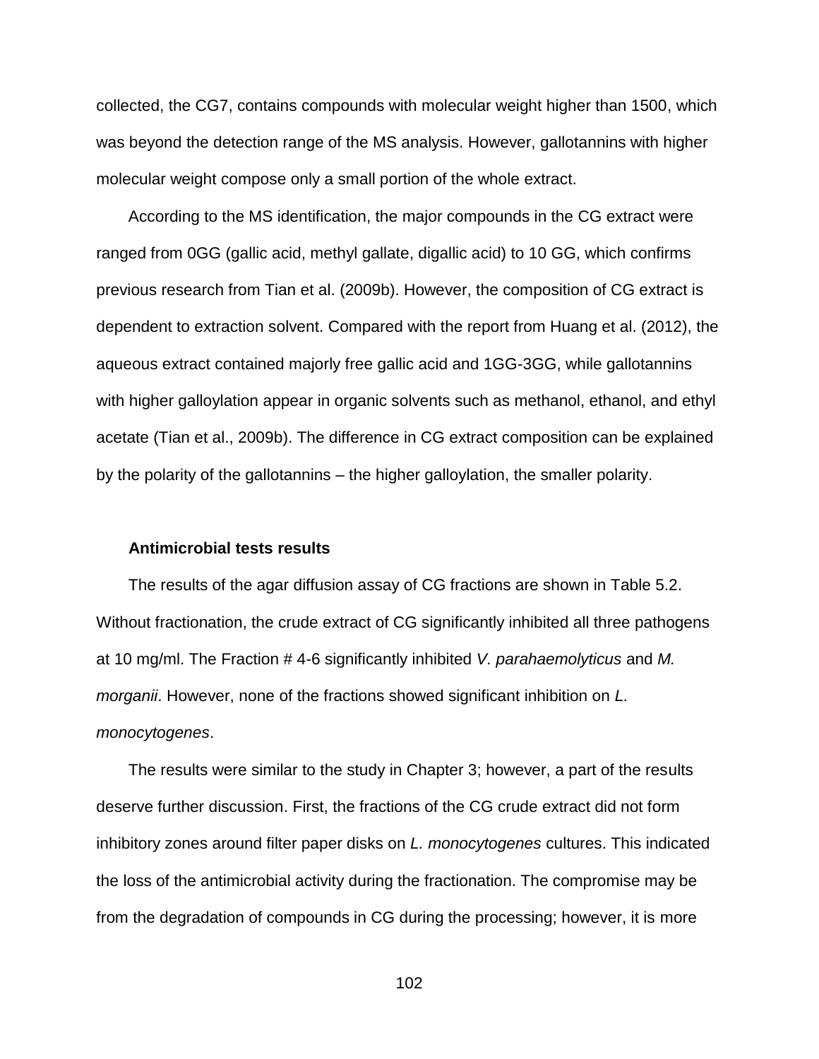collected, the CG7, contains compounds with molecular weight higher than 1500, which was beyond the detection range of the MS analysis. However, gallotannins with higher molecular weight compose only a small portion of the whole extract.

According to the MS identification, the major compounds in the CG extract were ranged from 0GG (gallic acid, methyl gallate, digallic acid) to 10 GG, which confirms previous research from Tian et al. (2009b). However, the composition of CG extract is dependent to extraction solvent. Compared with the report from Huang et al. (2012), the aqueous extract contained majorly free gallic acid and 1GG-3GG, while gallotannins with higher galloylation appear in organic solvents such as methanol, ethanol, and ethyl acetate (Tian et al., 2009b). The difference in CG extract composition can be explained by the polarity of the gallotannins – the higher galloylation, the smaller polarity.

### Antimicrobial tests results

The results of the agar diffusion assay of CG fractions are shown in Table 5.2. Without fractionation, the crude extract of CG significantly inhibited all three pathogens at 10 mg/ml. The Fraction # 4-6 significantly inhibited *V. parahaemolyticus* and *M. morganii*. However, none of the fractions showed significant inhibition on *L. monocytogenes*.

The results were similar to the study in Chapter 3; however, a part of the results deserve further discussion. First, the fractions of the CG crude extract did not form inhibitory zones around filter paper disks on *L. monocytogenes* cultures. This indicated the loss of the antimicrobial activity during the fractionation. The compromise may be from the degradation of compounds in CG during the processing; however, it is more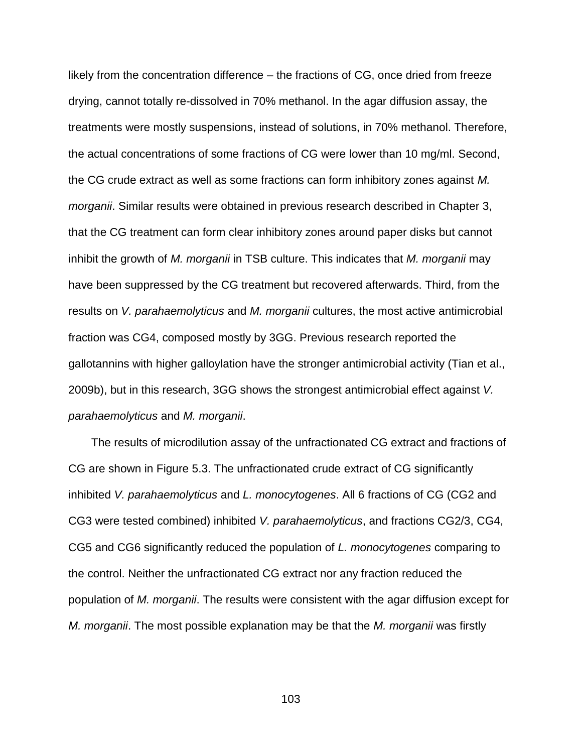likely from the concentration difference – the fractions of CG, once dried from freeze drying, cannot totally re-dissolved in 70% methanol. In the agar diffusion assay, the treatments were mostly suspensions, instead of solutions, in 70% methanol. Therefore, the actual concentrations of some fractions of CG were lower than 10 mg/ml. Second, the CG crude extract as well as some fractions can form inhibitory zones against *M. morganii*. Similar results were obtained in previous research described in Chapter 3, that the CG treatment can form clear inhibitory zones around paper disks but cannot inhibit the growth of *M. morganii* in TSB culture. This indicates that *M. morganii* may have been suppressed by the CG treatment but recovered afterwards. Third, from the results on *V. parahaemolyticus* and *M. morganii* cultures, the most active antimicrobial fraction was CG4, composed mostly by 3GG. Previous research reported the gallotannins with higher galloylation have the stronger antimicrobial activity (Tian et al., 2009b), but in this research, 3GG shows the strongest antimicrobial effect against *V. parahaemolyticus* and *M. morganii*.

The results of microdilution assay of the unfractionated CG extract and fractions of CG are shown in Figure 5.3. The unfractionated crude extract of CG significantly inhibited *V. parahaemolyticus* and *L. monocytogenes*. All 6 fractions of CG (CG2 and CG3 were tested combined) inhibited *V. parahaemolyticus*, and fractions CG2/3, CG4, CG5 and CG6 significantly reduced the population of *L. monocytogenes* comparing to the control. Neither the unfractionated CG extract nor any fraction reduced the population of *M. morganii*. The results were consistent with the agar diffusion except for *M. morganii*. The most possible explanation may be that the *M. morganii* was firstly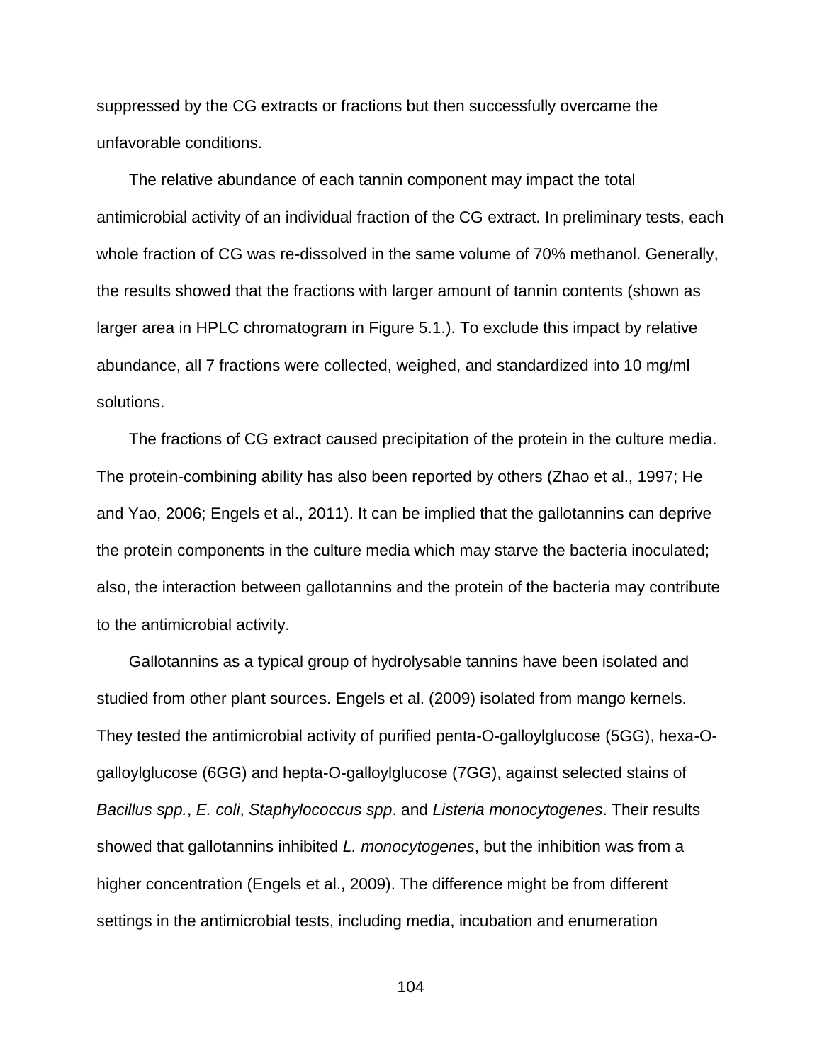suppressed by the CG extracts or fractions but then successfully overcame the unfavorable conditions.

The relative abundance of each tannin component may impact the total antimicrobial activity of an individual fraction of the CG extract. In preliminary tests, each whole fraction of CG was re-dissolved in the same volume of 70% methanol. Generally, the results showed that the fractions with larger amount of tannin contents (shown as larger area in HPLC chromatogram in Figure 5.1.). To exclude this impact by relative abundance, all 7 fractions were collected, weighed, and standardized into 10 mg/ml solutions.

The fractions of CG extract caused precipitation of the protein in the culture media. The protein-combining ability has also been reported by others (Zhao et al., 1997; He and Yao, 2006; Engels et al., 2011). It can be implied that the gallotannins can deprive the protein components in the culture media which may starve the bacteria inoculated; also, the interaction between gallotannins and the protein of the bacteria may contribute to the antimicrobial activity.

Gallotannins as a typical group of hydrolysable tannins have been isolated and studied from other plant sources. Engels et al. (2009) isolated from mango kernels. They tested the antimicrobial activity of purified penta-O-galloylglucose (5GG), hexa-O-galloylglucose (6GG) and hepta-O-galloylglucose (7GG), against selected stains of *Bacillus spp.*, *E. coli*, *Staphylococcus spp*. and *Listeria monocytogenes*. Their results showed that gallotannins inhibited *L. monocytogenes*, but the inhibition was from a higher concentration (Engels et al., 2009). The difference might be from different settings in the antimicrobial tests, including media, incubation and enumeration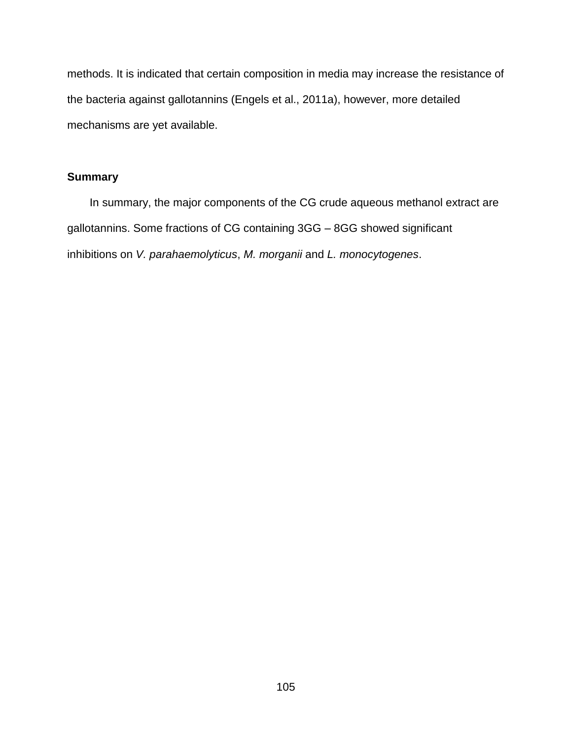methods. It is indicated that certain composition in media may increase the resistance of the bacteria against gallotannins (Engels et al., 2011a), however, more detailed mechanisms are yet available.

## Summary

In summary, the major components of the CG crude aqueous methanol extract are gallotannins. Some fractions of CG containing 3GG – 8GG showed significant inhibitions on *V. parahaemolyticus*, *M. morganii* and *L. monocytogenes*.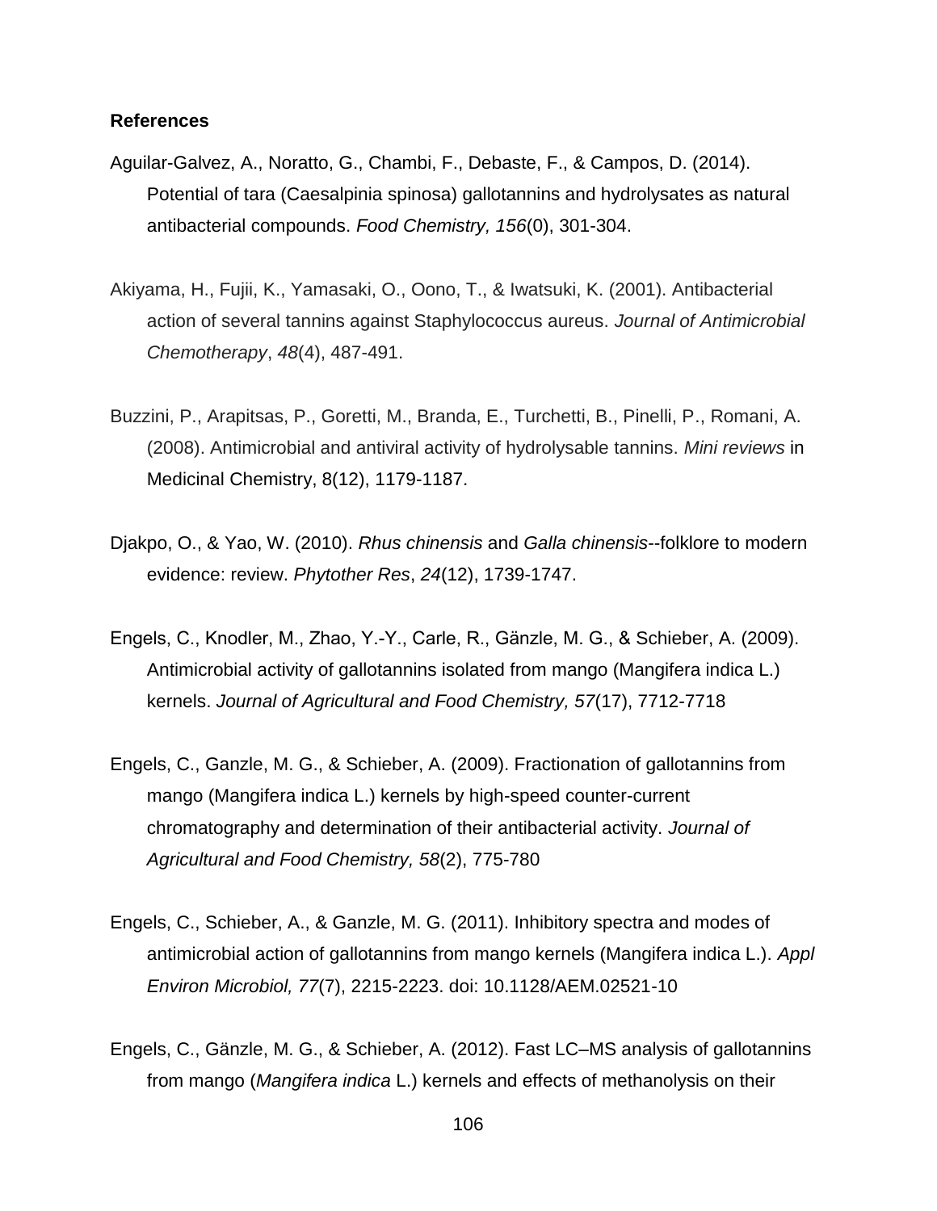**References**

Aguilar-Galvez, A., Noratto, G., Chambi, F., Debaste, F., & Campos, D. (2014). Potential of tara (Caesalpinia spinosa) gallotannins and hydrolysates as natural antibacterial compounds. *Food Chemistry, 156*(0), 301-304.

Akiyama, H., Fujii, K., Yamasaki, O., Oono, T., & Iwatsuki, K. (2001). Antibacterial action of several tannins against Staphylococcus aureus. *Journal of Antimicrobial Chemotherapy*, *48*(4), 487-491.

Buzzini, P., Arapitsas, P., Goretti, M., Branda, E., Turchetti, B., Pinelli, P., Romani, A. (2008). Antimicrobial and antiviral activity of hydrolysable tannins. *Mini reviews* in Medicinal Chemistry, 8(12), 1179-1187.

Djakpo, O., & Yao, W. (2010). *Rhus chinensis* and *Galla chinensis*--folklore to modern evidence: review. *Phytother Res*, *24*(12), 1739-1747.

Engels, C., Knodler, M., Zhao, Y.-Y., Carle, R., Gänzle, M. G., & Schieber, A. (2009). Antimicrobial activity of gallotannins isolated from mango (Mangifera indica L.) kernels. *Journal of Agricultural and Food Chemistry, 57*(17), 7712-7718

Engels, C., Ganzle, M. G., & Schieber, A. (2009). Fractionation of gallotannins from mango (Mangifera indica L.) kernels by high-speed counter-current chromatography and determination of their antibacterial activity. *Journal of Agricultural and Food Chemistry, 58*(2), 775-780

Engels, C., Schieber, A., & Ganzle, M. G. (2011). Inhibitory spectra and modes of antimicrobial action of gallotannins from mango kernels (Mangifera indica L.). *Appl Environ Microbiol, 77*(7), 2215-2223. doi: 10.1128/AEM.02521-10

Engels, C., Gänzle, M. G., & Schieber, A. (2012). Fast LC–MS analysis of gallotannins from mango (*Mangifera indica* L.) kernels and effects of methanolysis on their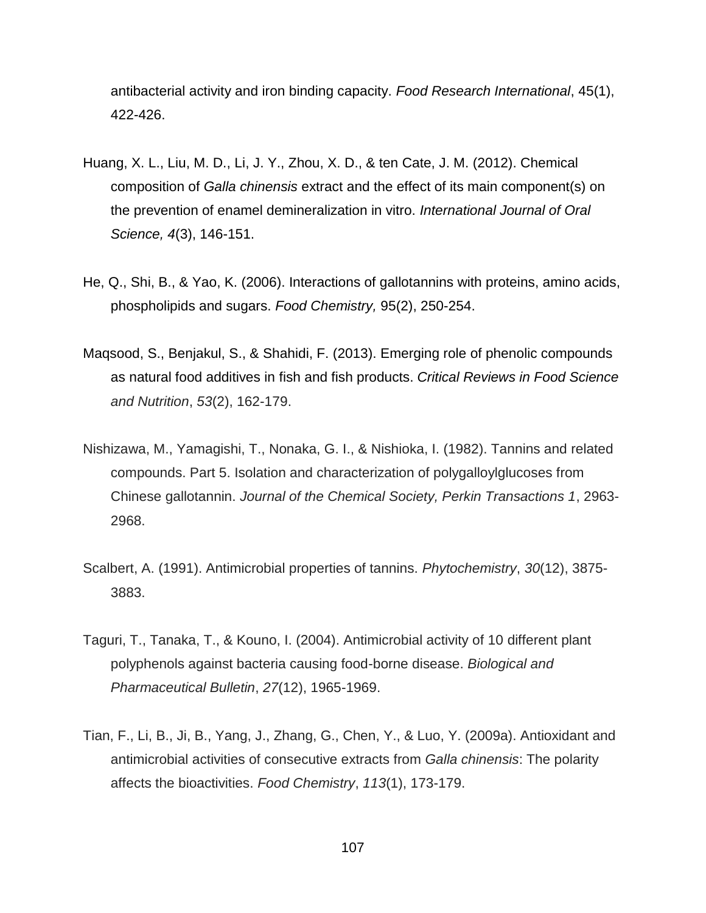antibacterial activity and iron binding capacity. *Food Research International*, 45(1), 422-426.

Huang, X. L., Liu, M. D., Li, J. Y., Zhou, X. D., & ten Cate, J. M. (2012). Chemical composition of *Galla chinensis* extract and the effect of its main component(s) on the prevention of enamel demineralization in vitro. *International Journal of Oral Science, 4*(3), 146-151.

He, Q., Shi, B., & Yao, K. (2006). Interactions of gallotannins with proteins, amino acids, phospholipids and sugars. *Food Chemistry,* 95(2), 250-254.

Maqsood, S., Benjakul, S., & Shahidi, F. (2013). Emerging role of phenolic compounds as natural food additives in fish and fish products. *Critical Reviews in Food Science and Nutrition*, *53*(2), 162-179.

Nishizawa, M., Yamagishi, T., Nonaka, G. I., & Nishioka, I. (1982). Tannins and related compounds. Part 5. Isolation and characterization of polygalloylglucoses from Chinese gallotannin. *Journal of the Chemical Society, Perkin Transactions 1*, 2963-2968.

Scalbert, A. (1991). Antimicrobial properties of tannins. *Phytochemistry*, *30*(12), 3875-3883.

Taguri, T., Tanaka, T., & Kouno, I. (2004). Antimicrobial activity of 10 different plant polyphenols against bacteria causing food-borne disease. *Biological and Pharmaceutical Bulletin*, *27*(12), 1965-1969.

Tian, F., Li, B., Ji, B., Yang, J., Zhang, G., Chen, Y., & Luo, Y. (2009a). Antioxidant and antimicrobial activities of consecutive extracts from *Galla chinensis*: The polarity affects the bioactivities. *Food Chemistry*, *113*(1), 173-179.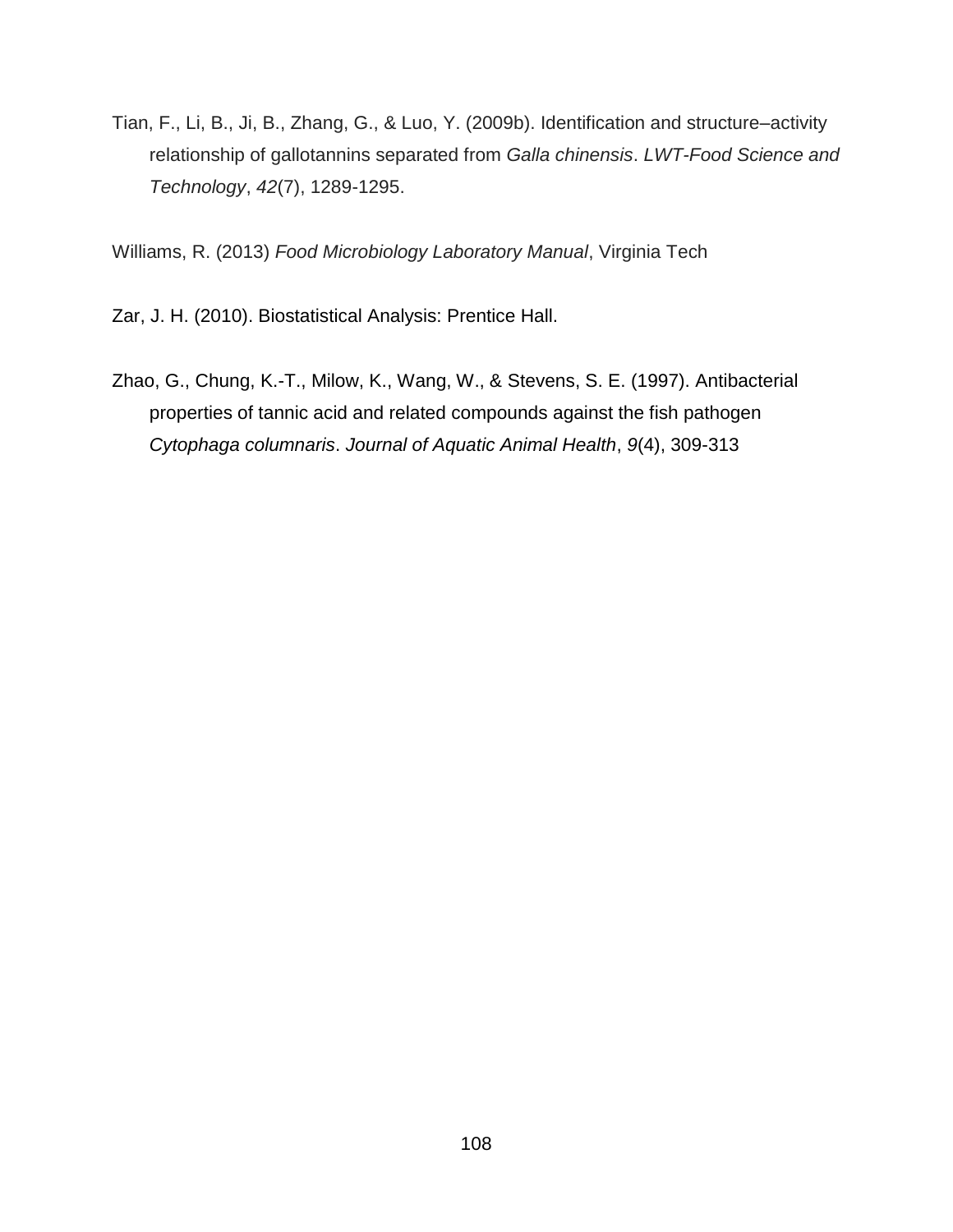Tian, F., Li, B., Ji, B., Zhang, G., & Luo, Y. (2009b). Identification and structure–activity relationship of gallotannins separated from *Galla chinensis*. *LWT-Food Science and Technology*, *42*(7), 1289-1295.

Williams, R. (2013) *Food Microbiology Laboratory Manual*, Virginia Tech

Zar, J. H. (2010). Biostatistical Analysis: Prentice Hall.

Zhao, G., Chung, K.-T., Milow, K., Wang, W., & Stevens, S. E. (1997). Antibacterial properties of tannic acid and related compounds against the fish pathogen *Cytophaga columnaris*. *Journal of Aquatic Animal Health*, *9*(4), 309-313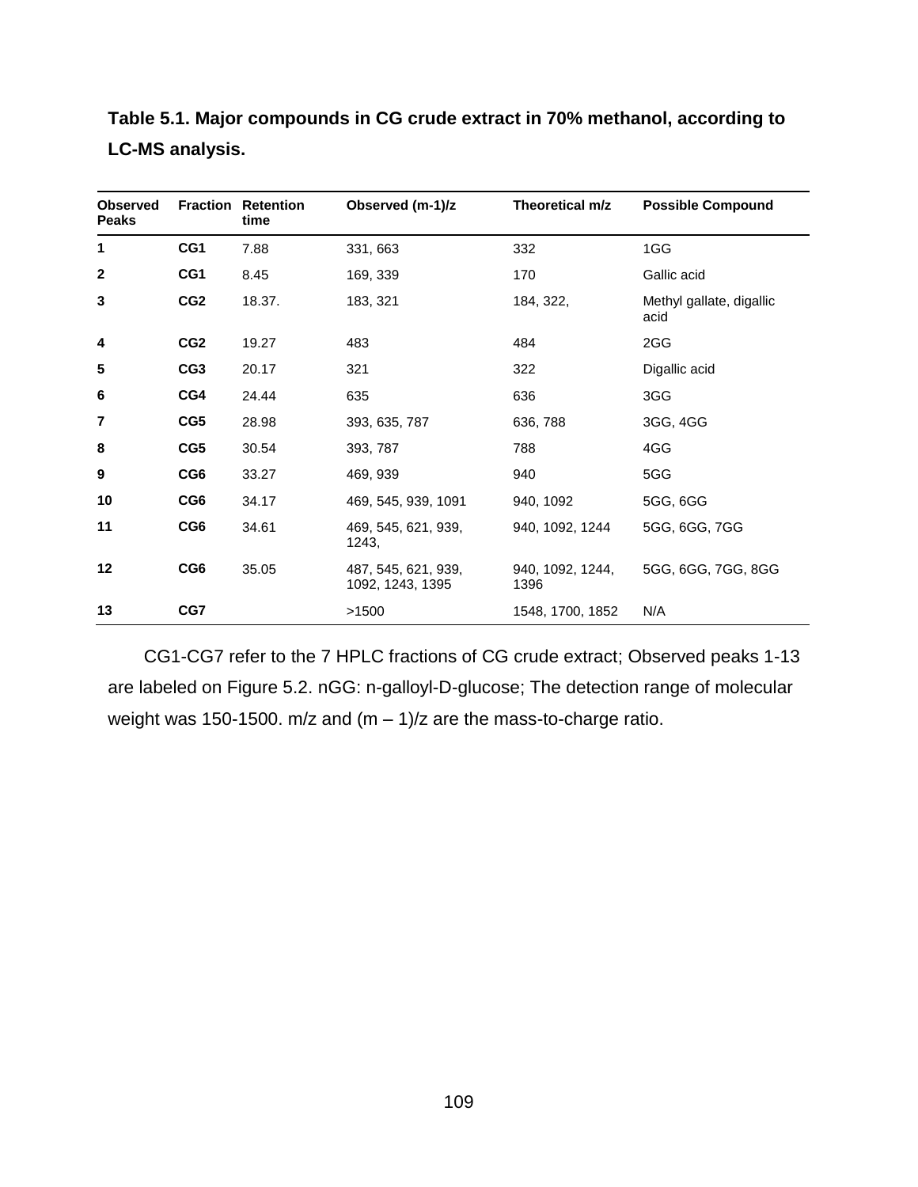**Table 5.1. Major compounds in CG crude extract in 70% methanol, according to LC-MS analysis.**

| Observed Peaks | Fraction | Retention time | Observed (m-1)/z | Theoretical m/z | Possible Compound |
|---|---|---|---|---|---|
| **1** | **CG1** | 7.88 | 331, 663 | 332 | 1GG |
| **2** | **CG1** | 8.45 | 169, 339 | 170 | Gallic acid |
| **3** | **CG2** | 18.37. | 183, 321 | 184, 322, | Methyl gallate, digallic acid |
| **4** | **CG2** | 19.27 | 483 | 484 | 2GG |
| **5** | **CG3** | 20.17 | 321 | 322 | Digallic acid |
| **6** | **CG4** | 24.44 | 635 | 636 | 3GG |
| **7** | **CG5** | 28.98 | 393, 635, 787 | 636, 788 | 3GG, 4GG |
| **8** | **CG5** | 30.54 | 393, 787 | 788 | 4GG |
| **9** | **CG6** | 33.27 | 469, 939 | 940 | 5GG |
| **10** | **CG6** | 34.17 | 469, 545, 939, 1091 | 940, 1092 | 5GG, 6GG |
| **11** | **CG6** | 34.61 | 469, 545, 621, 939, 1243, | 940, 1092, 1244 | 5GG, 6GG, 7GG |
| **12** | **CG6** | 35.05 | 487, 545, 621, 939, 1092, 1243, 1395 | 940, 1092, 1244, 1396 | 5GG, 6GG, 7GG, 8GG |
| **13** | **CG7** | | >1500 | 1548, 1700, 1852 | N/A |

CG1-CG7 refer to the 7 HPLC fractions of CG crude extract; Observed peaks 1-13 are labeled on Figure 5.2. nGG: n-galloyl-D-glucose; The detection range of molecular weight was 150-1500. m/z and (m – 1)/z are the mass-to-charge ratio.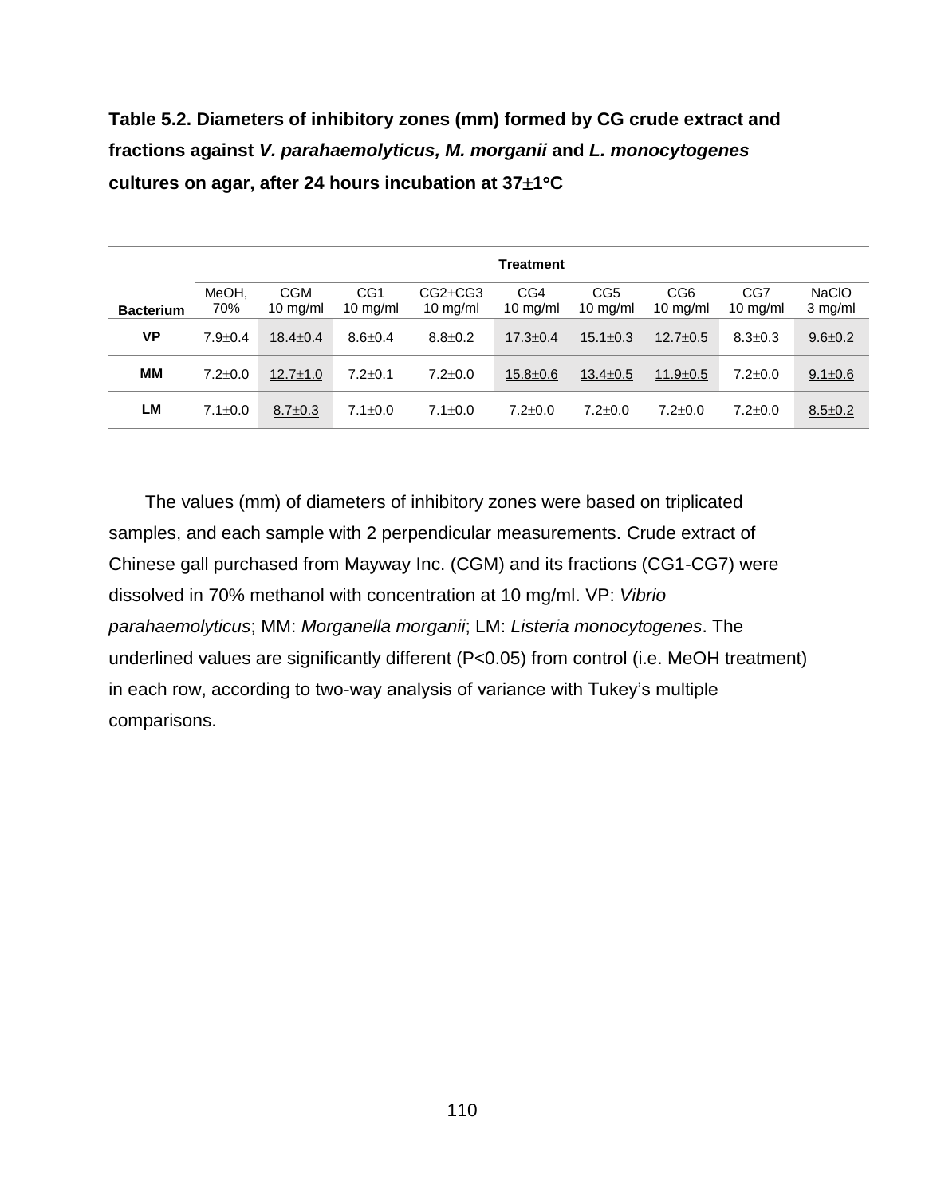**Table 5.2. Diameters of inhibitory zones (mm) formed by CG crude extract and fractions against *V. parahaemolyticus, M. morganii* and *L. monocytogenes* cultures on agar, after 24 hours incubation at 37±1°C**

| | Treatment | | | | | | | | |
|---|---|---|---|---|---|---|---|---|---|
| **Bacterium** | MeOH, 70% | CGM 10 mg/ml | CG1 10 mg/ml | CG2+CG3 10 mg/ml | CG4 10 mg/ml | CG5 10 mg/ml | CG6 10 mg/ml | CG7 10 mg/ml | NaClO 3 mg/ml |
| **VP** | 7.9±0.4 | <u>18.4±0.4</u> | 8.6±0.4 | 8.8±0.2 | <u>17.3±0.4</u> | <u>15.1±0.3</u> | <u>12.7±0.5</u> | 8.3±0.3 | <u>9.6±0.2</u> |
| **MM** | 7.2±0.0 | <u>12.7±1.0</u> | 7.2±0.1 | 7.2±0.0 | <u>15.8±0.6</u> | <u>13.4±0.5</u> | <u>11.9±0.5</u> | 7.2±0.0 | <u>9.1±0.6</u> |
| **LM** | 7.1±0.0 | <u>8.7±0.3</u> | 7.1±0.0 | 7.1±0.0 | 7.2±0.0 | 7.2±0.0 | 7.2±0.0 | 7.2±0.0 | <u>8.5±0.2</u> |

The values (mm) of diameters of inhibitory zones were based on triplicated samples, and each sample with 2 perpendicular measurements. Crude extract of Chinese gall purchased from Mayway Inc. (CGM) and its fractions (CG1-CG7) were dissolved in 70% methanol with concentration at 10 mg/ml. VP: *Vibrio parahaemolyticus*; MM: *Morganella morganii*; LM: *Listeria monocytogenes*. The underlined values are significantly different ($P<0.05$) from control (i.e. MeOH treatment) in each row, according to two-way analysis of variance with Tukey's multiple comparisons.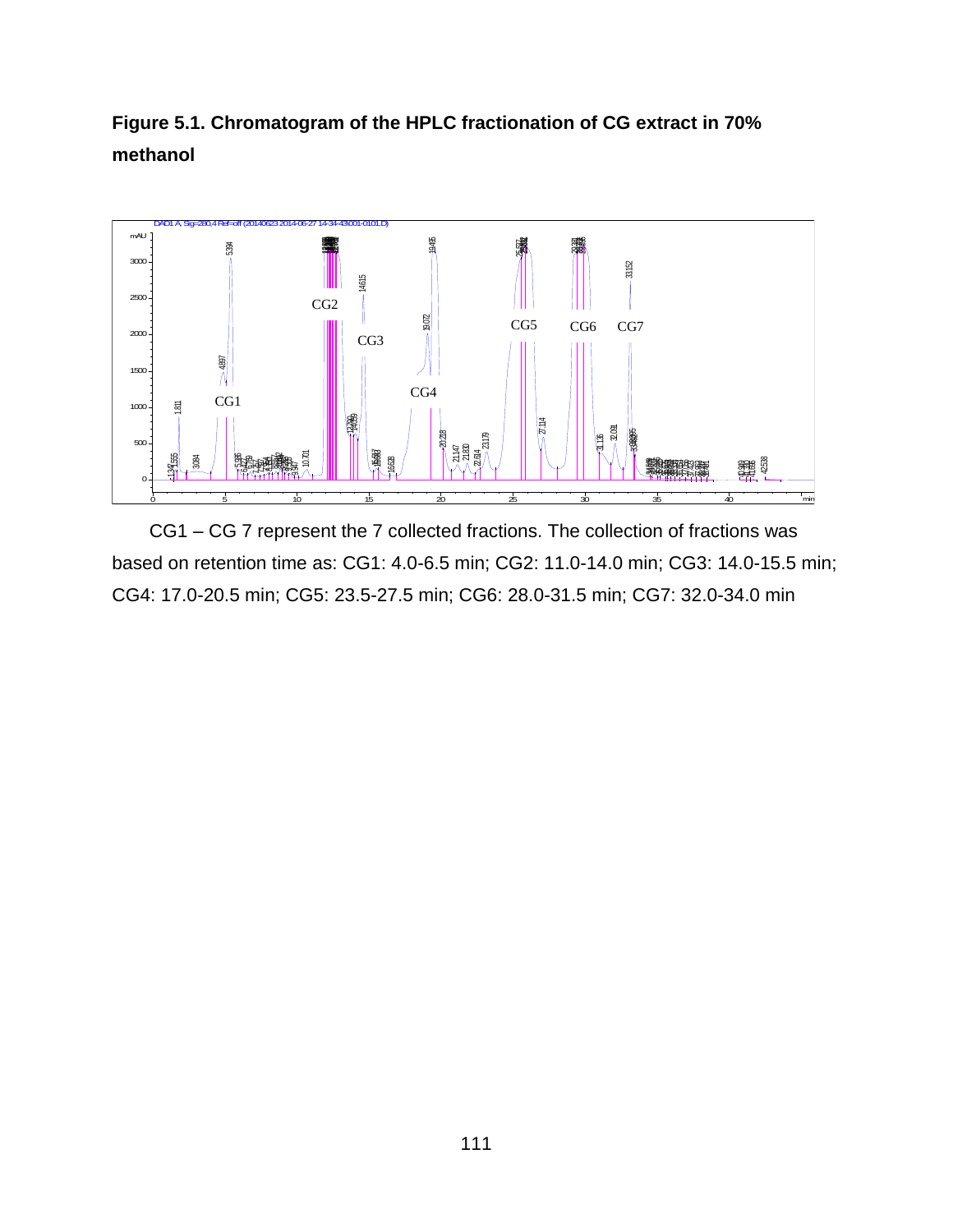**Figure 5.1. Chromatogram of the HPLC fractionation of CG extract in 70% methanol**

CG1 – CG 7 represent the 7 collected fractions. The collection of fractions was based on retention time as: CG1: 4.0-6.5 min; CG2: 11.0-14.0 min; CG3: 14.0-15.5 min; CG4: 17.0-20.5 min; CG5: 23.5-27.5 min; CG6: 28.0-31.5 min; CG7: 32.0-34.0 min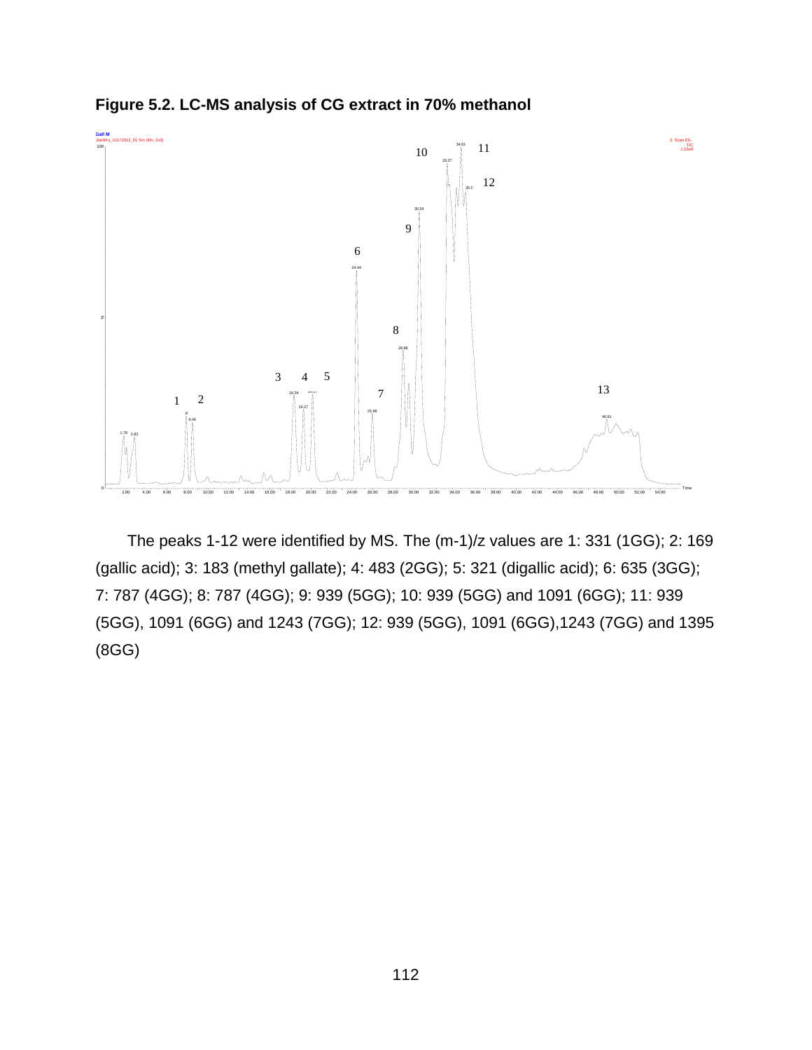**Figure 5.2. LC-MS analysis of CG extract in 70% methanol**

The peaks 1-12 were identified by MS. The (m-1)/z values are 1: 331 (1GG); 2: 169 (gallic acid); 3: 183 (methyl gallate); 4: 483 (2GG); 5: 321 (digallic acid); 6: 635 (3GG); 7: 787 (4GG); 8: 787 (4GG); 9: 939 (5GG); 10: 939 (5GG) and 1091 (6GG); 11: 939 (5GG), 1091 (6GG) and 1243 (7GG); 12: 939 (5GG), 1091 (6GG),1243 (7GG) and 1395 (8GG)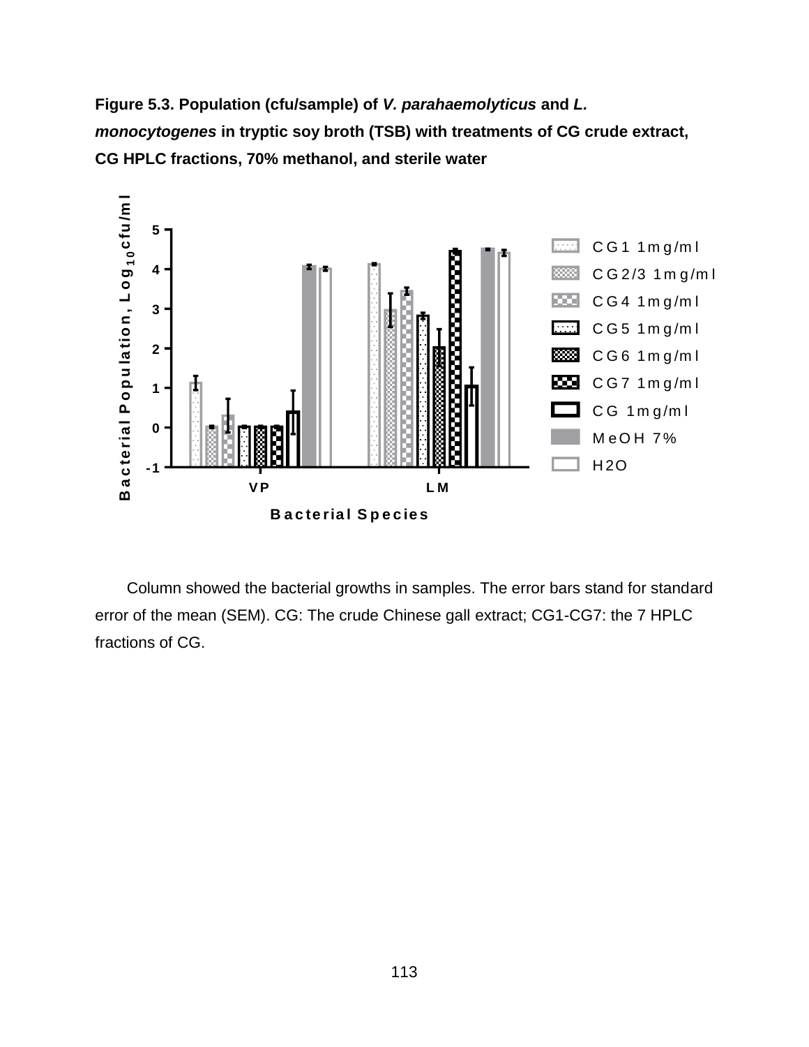**Figure 5.3. Population (cfu/sample) of *V. parahaemolyticus* and *L. monocytogenes* in tryptic soy broth (TSB) with treatments of CG crude extract, CG HPLC fractions, 70% methanol, and sterile water**

Column showed the bacterial growths in samples. The error bars stand for standard error of the mean (SEM). CG: The crude Chinese gall extract; CG1-CG7: the 7 HPLC fractions of CG.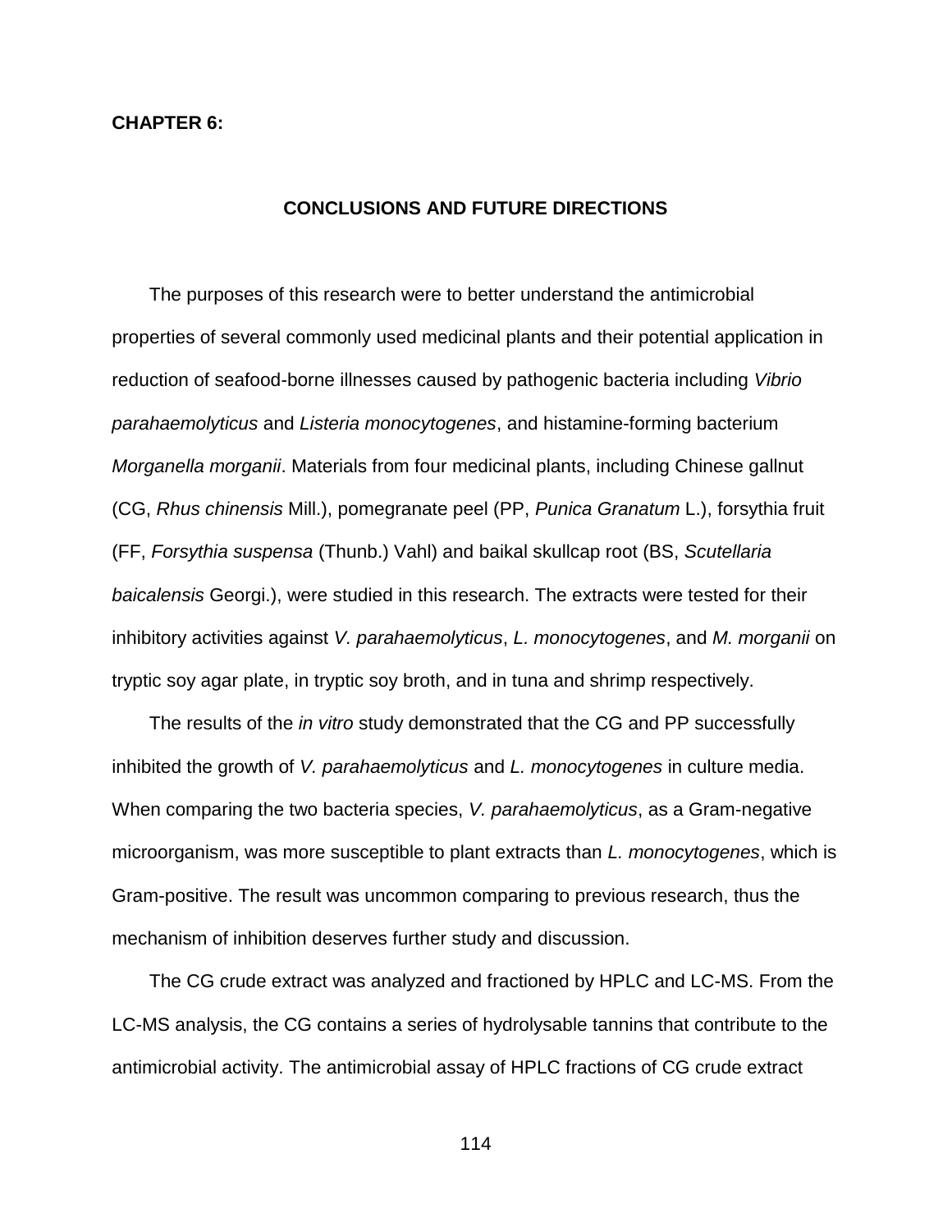# CHAPTER 6:

## CONCLUSIONS AND FUTURE DIRECTIONS

The purposes of this research were to better understand the antimicrobial properties of several commonly used medicinal plants and their potential application in reduction of seafood-borne illnesses caused by pathogenic bacteria including *Vibrio parahaemolyticus* and *Listeria monocytogenes*, and histamine-forming bacterium *Morganella morganii*. Materials from four medicinal plants, including Chinese gallnut (CG, *Rhus chinensis* Mill.), pomegranate peel (PP, *Punica Granatum* L.), forsythia fruit (FF, *Forsythia suspensa* (Thunb.) Vahl) and baikal skullcap root (BS, *Scutellaria baicalensis* Georgi.), were studied in this research. The extracts were tested for their inhibitory activities against *V. parahaemolyticus*, *L. monocytogenes*, and *M. morganii* on tryptic soy agar plate, in tryptic soy broth, and in tuna and shrimp respectively.

The results of the *in vitro* study demonstrated that the CG and PP successfully inhibited the growth of *V. parahaemolyticus* and *L. monocytogenes* in culture media. When comparing the two bacteria species, *V. parahaemolyticus*, as a Gram-negative microorganism, was more susceptible to plant extracts than *L. monocytogenes*, which is Gram-positive. The result was uncommon comparing to previous research, thus the mechanism of inhibition deserves further study and discussion.

The CG crude extract was analyzed and fractioned by HPLC and LC-MS. From the LC-MS analysis, the CG contains a series of hydrolysable tannins that contribute to the antimicrobial activity. The antimicrobial assay of HPLC fractions of CG crude extract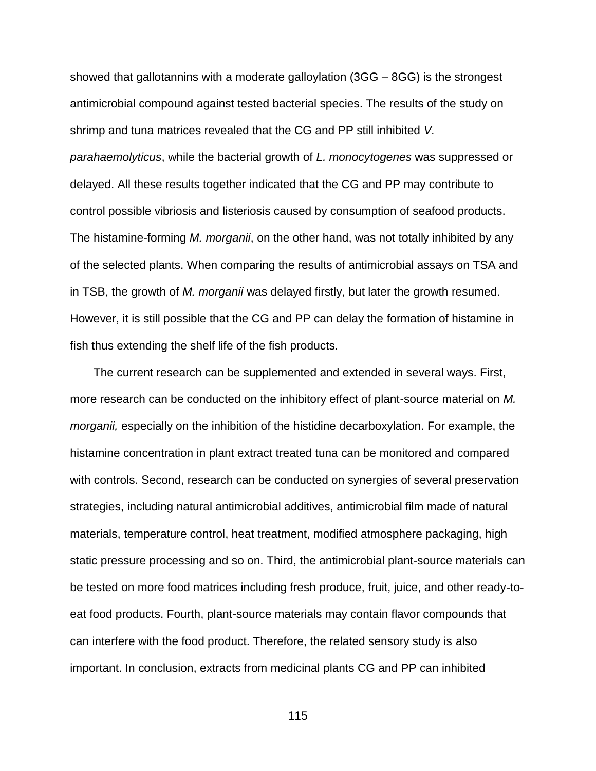showed that gallotannins with a moderate galloylation (3GG – 8GG) is the strongest antimicrobial compound against tested bacterial species. The results of the study on shrimp and tuna matrices revealed that the CG and PP still inhibited *V. parahaemolyticus*, while the bacterial growth of *L. monocytogenes* was suppressed or delayed. All these results together indicated that the CG and PP may contribute to control possible vibriosis and listeriosis caused by consumption of seafood products. The histamine-forming *M. morganii*, on the other hand, was not totally inhibited by any of the selected plants. When comparing the results of antimicrobial assays on TSA and in TSB, the growth of *M. morganii* was delayed firstly, but later the growth resumed. However, it is still possible that the CG and PP can delay the formation of histamine in fish thus extending the shelf life of the fish products.

The current research can be supplemented and extended in several ways. First, more research can be conducted on the inhibitory effect of plant-source material on *M. morganii,* especially on the inhibition of the histidine decarboxylation. For example, the histamine concentration in plant extract treated tuna can be monitored and compared with controls. Second, research can be conducted on synergies of several preservation strategies, including natural antimicrobial additives, antimicrobial film made of natural materials, temperature control, heat treatment, modified atmosphere packaging, high static pressure processing and so on. Third, the antimicrobial plant-source materials can be tested on more food matrices including fresh produce, fruit, juice, and other ready-to-eat food products. Fourth, plant-source materials may contain flavor compounds that can interfere with the food product. Therefore, the related sensory study is also important. In conclusion, extracts from medicinal plants CG and PP can inhibited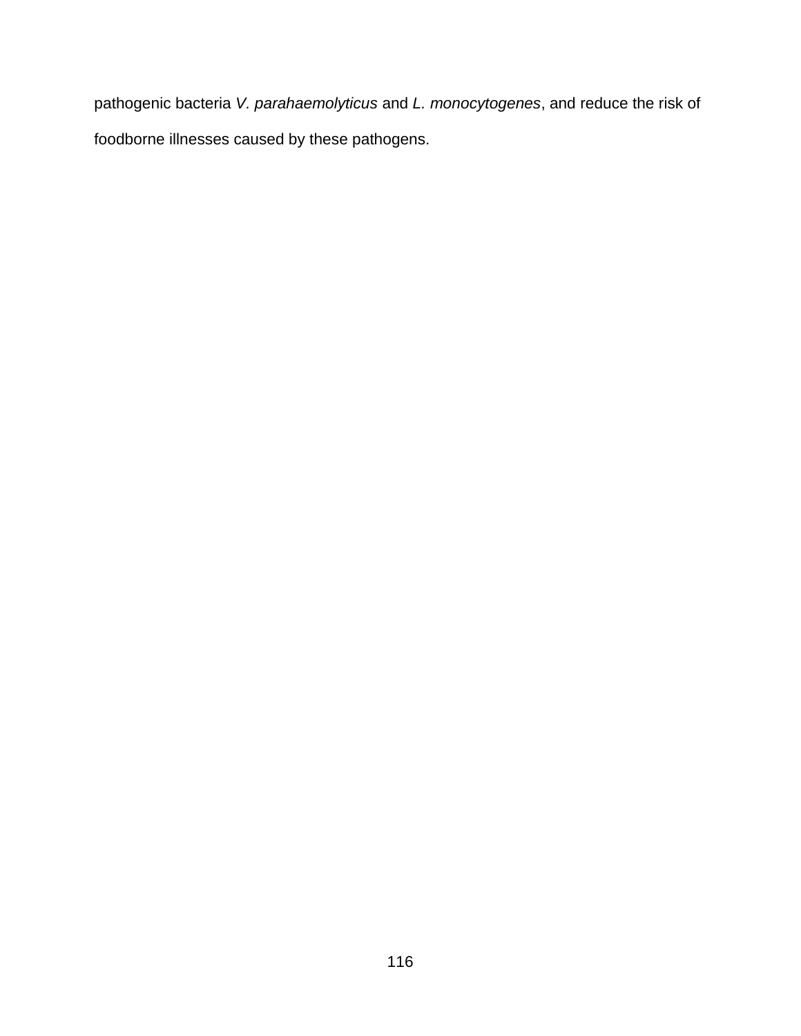pathogenic bacteria *V. parahaemolyticus* and *L. monocytogenes*, and reduce the risk of foodborne illnesses caused by these pathogens.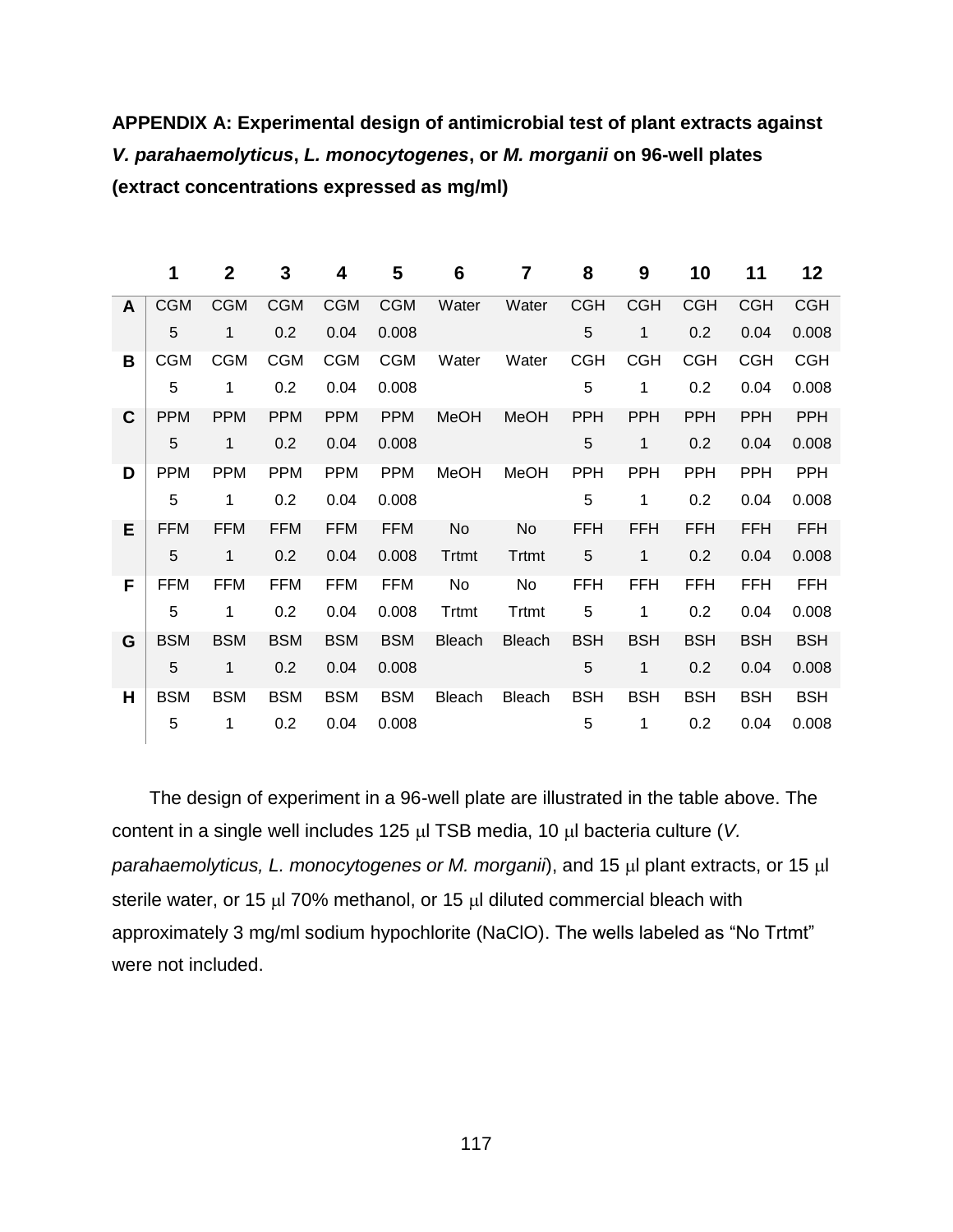**APPENDIX A: Experimental design of antimicrobial test of plant extracts against *V. parahaemolyticus*, *L. monocytogenes*, or *M. morganii* on 96-well plates (extract concentrations expressed as mg/ml)**

| | 1 | 2 | 3 | 4 | 5 | 6 | 7 | 8 | 9 | 10 | 11 | 12 |
|---|---|---|---|---|---|---|---|---|---|---|---|---|
| **A** | CGM 5 | CGM 1 | CGM 0.2 | CGM 0.04 | CGM 0.008 | Water | Water | CGH 5 | CGH 1 | CGH 0.2 | CGH 0.04 | CGH 0.008 |
| **B** | CGM 5 | CGM 1 | CGM 0.2 | CGM 0.04 | CGM 0.008 | Water | Water | CGH 5 | CGH 1 | CGH 0.2 | CGH 0.04 | CGH 0.008 |
| **C** | PPM 5 | PPM 1 | PPM 0.2 | PPM 0.04 | PPM 0.008 | MeOH | MeOH | PPH 5 | PPH 1 | PPH 0.2 | PPH 0.04 | PPH 0.008 |
| **D** | PPM 5 | PPM 1 | PPM 0.2 | PPM 0.04 | PPM 0.008 | MeOH | MeOH | PPH 5 | PPH 1 | PPH 0.2 | PPH 0.04 | PPH 0.008 |
| **E** | FFM 5 | FFM 1 | FFM 0.2 | FFM 0.04 | FFM 0.008 | No Trtmt | No Trtmt | FFH 5 | FFH 1 | FFH 0.2 | FFH 0.04 | FFH 0.008 |
| **F** | FFM 5 | FFM 1 | FFM 0.2 | FFM 0.04 | FFM 0.008 | No Trtmt | No Trtmt | FFH 5 | FFH 1 | FFH 0.2 | FFH 0.04 | FFH 0.008 |
| **G** | BSM 5 | BSM 1 | BSM 0.2 | BSM 0.04 | BSM 0.008 | Bleach | Bleach | BSH 5 | BSH 1 | BSH 0.2 | BSH 0.04 | BSH 0.008 |
| **H** | BSM 5 | BSM 1 | BSM 0.2 | BSM 0.04 | BSM 0.008 | Bleach | Bleach | BSH 5 | BSH 1 | BSH 0.2 | BSH 0.04 | BSH 0.008 |

The design of experiment in a 96-well plate are illustrated in the table above. The content in a single well includes 125 μl TSB media, 10 μl bacteria culture (*V. parahaemolyticus, L. monocytogenes or M. morganii*), and 15 μl plant extracts, or 15 μl sterile water, or 15 μl 70% methanol, or 15 μl diluted commercial bleach with approximately 3 mg/ml sodium hypochlorite (NaClO). The wells labeled as "No Trtmt" were not included.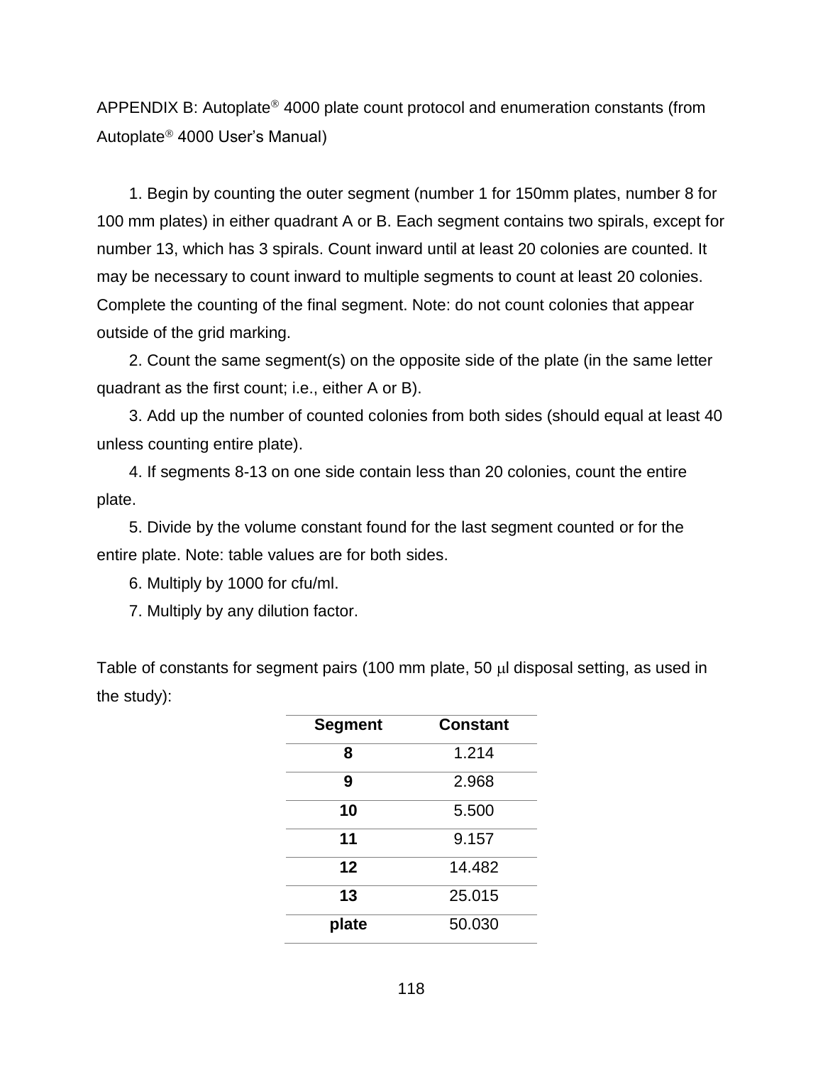APPENDIX B: Autoplate® 4000 plate count protocol and enumeration constants (from Autoplate® 4000 User's Manual)

1. Begin by counting the outer segment (number 1 for 150mm plates, number 8 for 100 mm plates) in either quadrant A or B. Each segment contains two spirals, except for number 13, which has 3 spirals. Count inward until at least 20 colonies are counted. It may be necessary to count inward to multiple segments to count at least 20 colonies. Complete the counting of the final segment. Note: do not count colonies that appear outside of the grid marking.

2. Count the same segment(s) on the opposite side of the plate (in the same letter quadrant as the first count; i.e., either A or B).

3. Add up the number of counted colonies from both sides (should equal at least 40 unless counting entire plate).

4. If segments 8-13 on one side contain less than 20 colonies, count the entire plate.

5. Divide by the volume constant found for the last segment counted or for the entire plate. Note: table values are for both sides.

6. Multiply by 1000 for cfu/ml.

7. Multiply by any dilution factor.

Table of constants for segment pairs (100 mm plate, 50 μl disposal setting, as used in the study):

| Segment | Constant |
|---|---|
| **8** | 1.214 |
| **9** | 2.968 |
| **10** | 5.500 |
| **11** | 9.157 |
| **12** | 14.482 |
| **13** | 25.015 |
| **plate** | 50.030 |